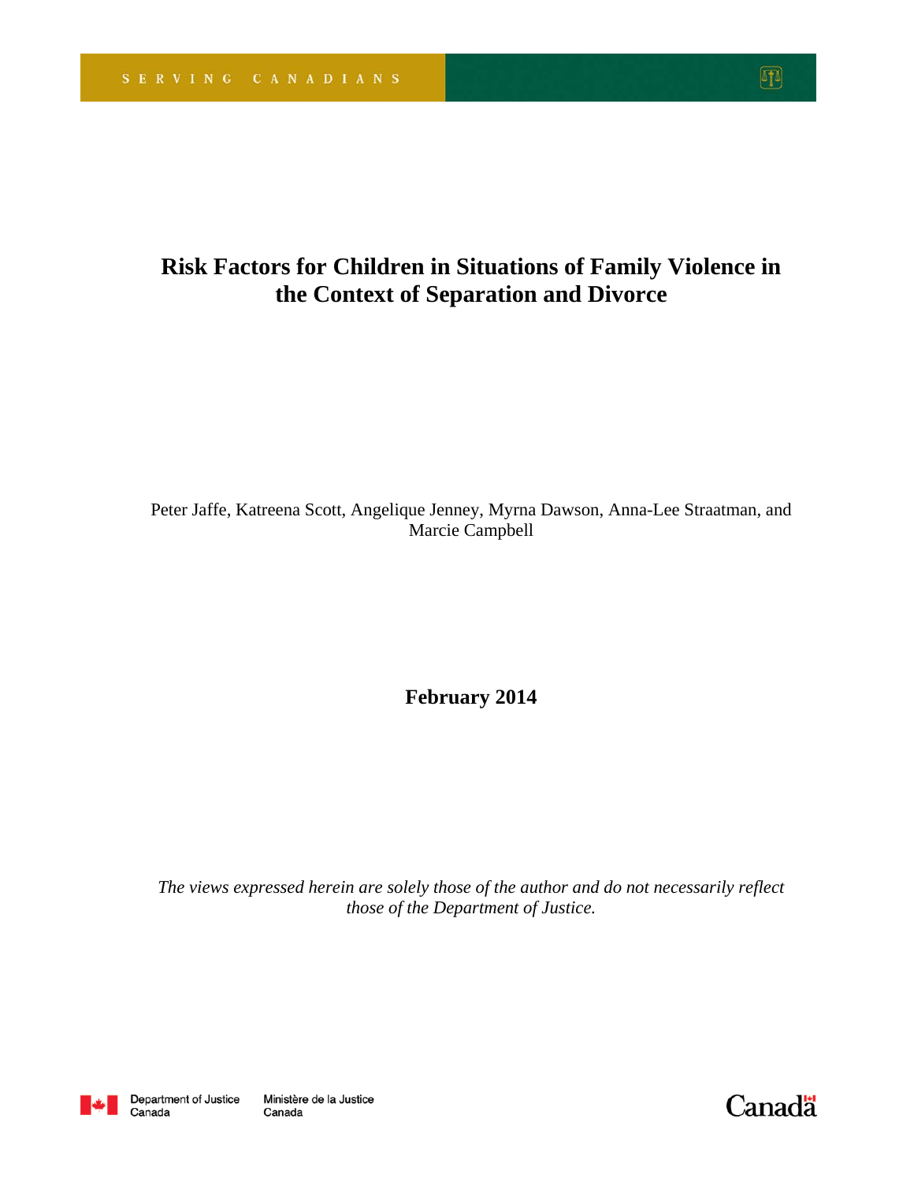SERVING CANADIANS

# Risk Factors for Children in Situations of Family Violence in the Context of Separation and Divorce

Peter Jaffe, Katreena Scott, Angelique Jenney, Myrna Dawson, Anna-Lee Straatman, and Marcie Campbell

**February 2014**

*The views expressed herein are solely those of the author and do not necessarily reflect those of the Department of Justice.*

Department of Justice Canada | Ministère de la Justice Canada

Canada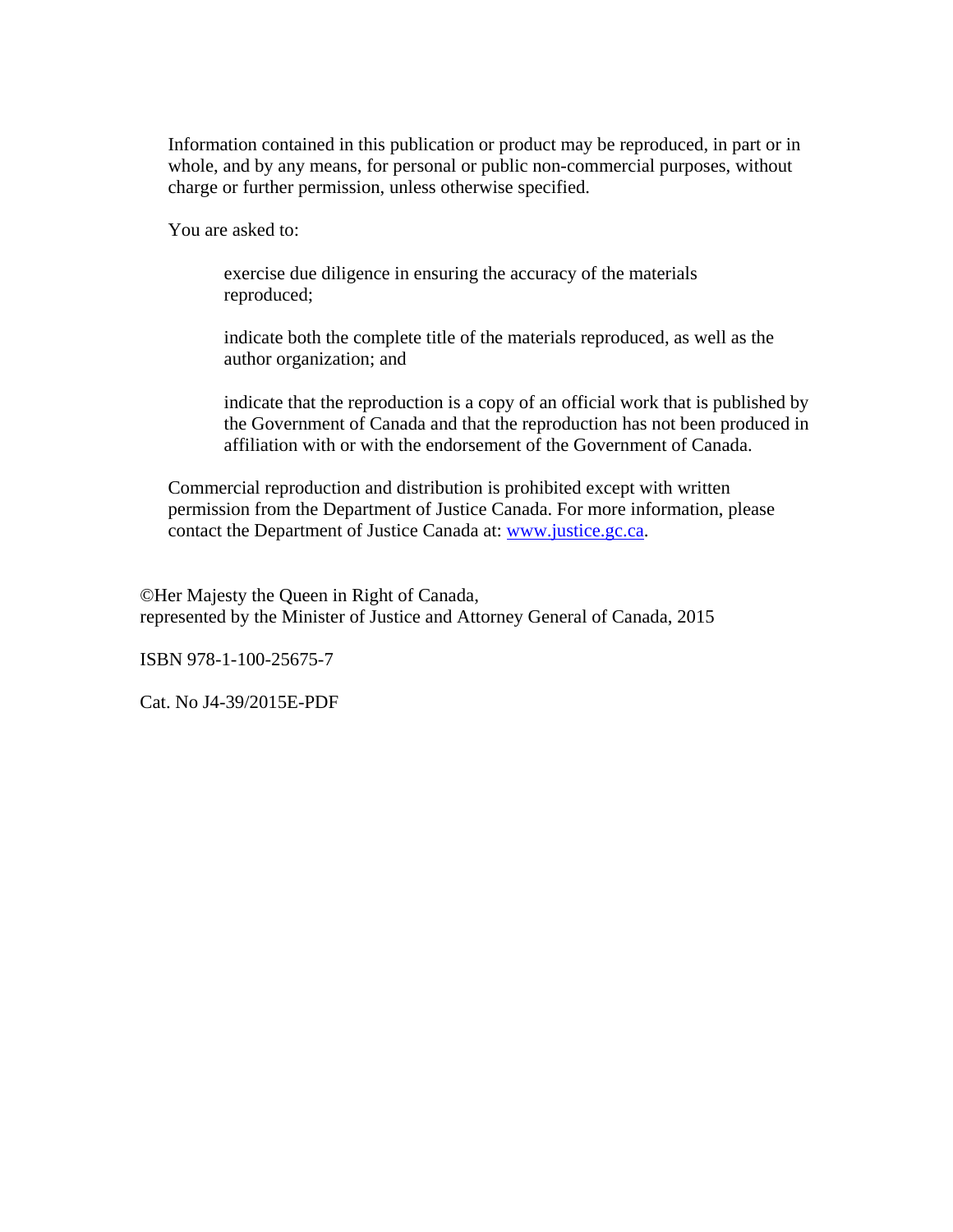Information contained in this publication or product may be reproduced, in part or in whole, and by any means, for personal or public non-commercial purposes, without charge or further permission, unless otherwise specified.

You are asked to:

- exercise due diligence in ensuring the accuracy of the materials reproduced;
- indicate both the complete title of the materials reproduced, as well as the author organization; and
- indicate that the reproduction is a copy of an official work that is published by the Government of Canada and that the reproduction has not been produced in affiliation with or with the endorsement of the Government of Canada.

Commercial reproduction and distribution is prohibited except with written permission from the Department of Justice Canada. For more information, please contact the Department of Justice Canada at: [www.justice.gc.ca](http://www.justice.gc.ca).

©Her Majesty the Queen in Right of Canada,
represented by the Minister of Justice and Attorney General of Canada, 2015

ISBN 978-1-100-25675-7

Cat. No J4-39/2015E-PDF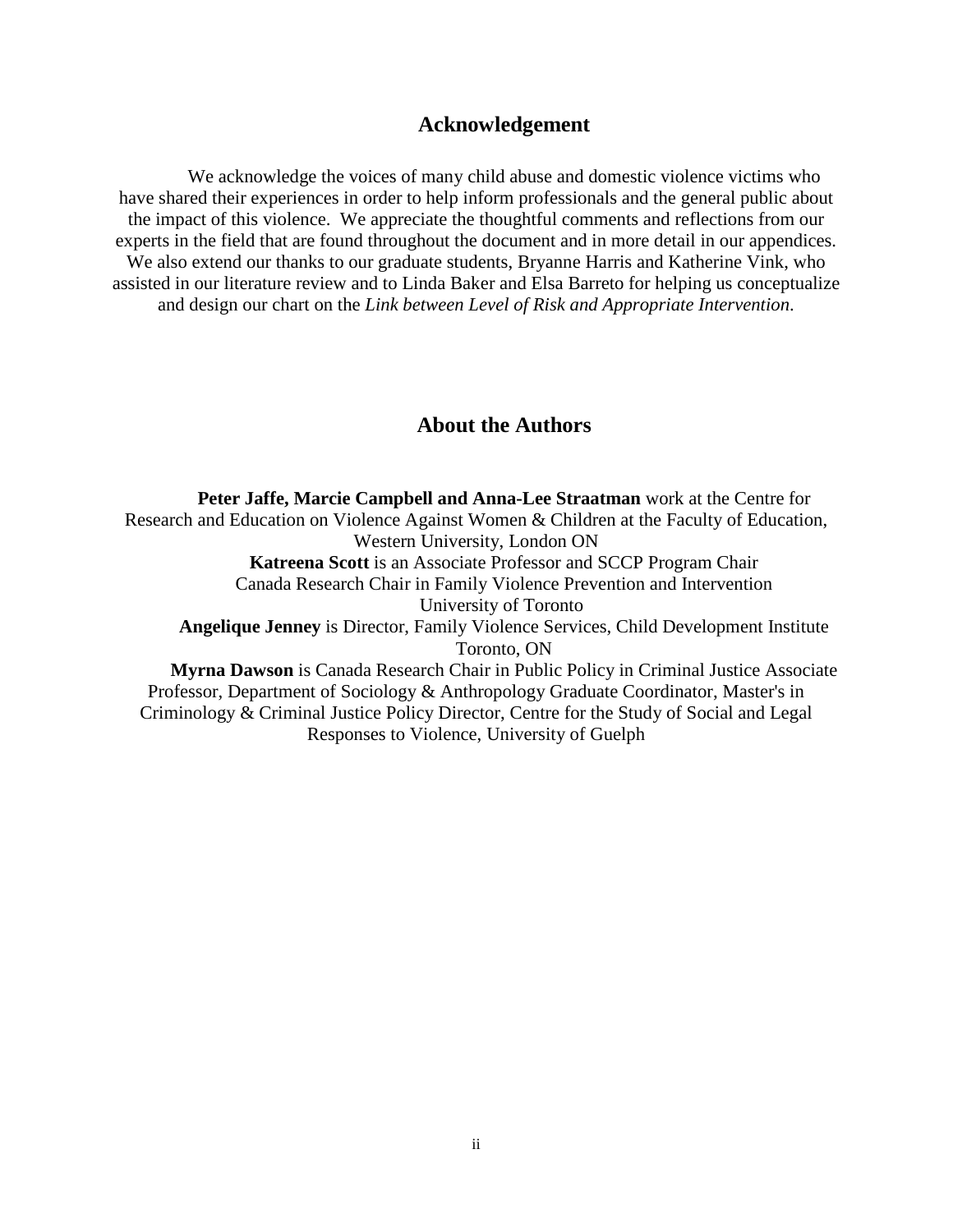## Acknowledgement

We acknowledge the voices of many child abuse and domestic violence victims who have shared their experiences in order to help inform professionals and the general public about the impact of this violence. We appreciate the thoughtful comments and reflections from our experts in the field that are found throughout the document and in more detail in our appendices. We also extend our thanks to our graduate students, Bryanne Harris and Katherine Vink, who assisted in our literature review and to Linda Baker and Elsa Barreto for helping us conceptualize and design our chart on the *Link between Level of Risk and Appropriate Intervention*.

## About the Authors

**Peter Jaffe, Marcie Campbell and Anna-Lee Straatman** work at the Centre for Research and Education on Violence Against Women & Children at the Faculty of Education, Western University, London ON

**Katreena Scott** is an Associate Professor and SCCP Program Chair
Canada Research Chair in Family Violence Prevention and Intervention
University of Toronto

**Angelique Jenney** is Director, Family Violence Services, Child Development Institute
Toronto, ON

**Myrna Dawson** is Canada Research Chair in Public Policy in Criminal Justice Associate Professor, Department of Sociology & Anthropology Graduate Coordinator, Master's in Criminology & Criminal Justice Policy Director, Centre for the Study of Social and Legal Responses to Violence, University of Guelph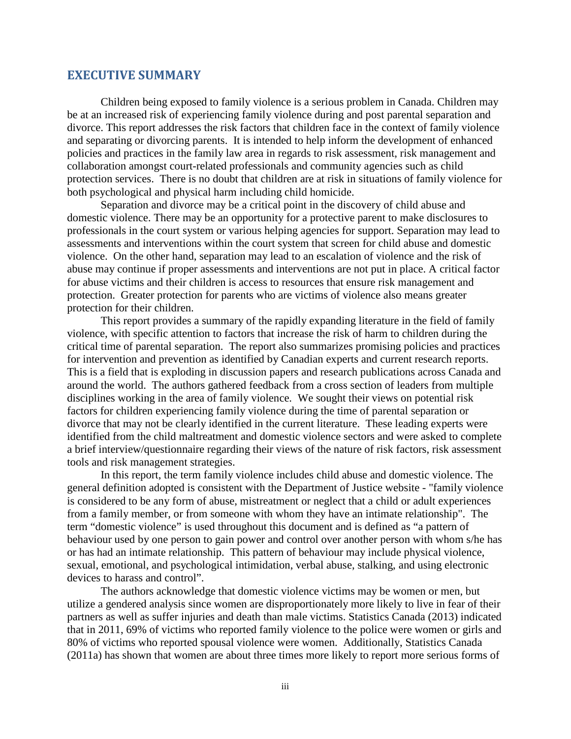## EXECUTIVE SUMMARY

Children being exposed to family violence is a serious problem in Canada. Children may be at an increased risk of experiencing family violence during and post parental separation and divorce. This report addresses the risk factors that children face in the context of family violence and separating or divorcing parents. It is intended to help inform the development of enhanced policies and practices in the family law area in regards to risk assessment, risk management and collaboration amongst court-related professionals and community agencies such as child protection services. There is no doubt that children are at risk in situations of family violence for both psychological and physical harm including child homicide.

Separation and divorce may be a critical point in the discovery of child abuse and domestic violence. There may be an opportunity for a protective parent to make disclosures to professionals in the court system or various helping agencies for support. Separation may lead to assessments and interventions within the court system that screen for child abuse and domestic violence. On the other hand, separation may lead to an escalation of violence and the risk of abuse may continue if proper assessments and interventions are not put in place. A critical factor for abuse victims and their children is access to resources that ensure risk management and protection. Greater protection for parents who are victims of violence also means greater protection for their children.

This report provides a summary of the rapidly expanding literature in the field of family violence, with specific attention to factors that increase the risk of harm to children during the critical time of parental separation. The report also summarizes promising policies and practices for intervention and prevention as identified by Canadian experts and current research reports. This is a field that is exploding in discussion papers and research publications across Canada and around the world. The authors gathered feedback from a cross section of leaders from multiple disciplines working in the area of family violence. We sought their views on potential risk factors for children experiencing family violence during the time of parental separation or divorce that may not be clearly identified in the current literature. These leading experts were identified from the child maltreatment and domestic violence sectors and were asked to complete a brief interview/questionnaire regarding their views of the nature of risk factors, risk assessment tools and risk management strategies.

In this report, the term family violence includes child abuse and domestic violence. The general definition adopted is consistent with the Department of Justice website - "family violence is considered to be any form of abuse, mistreatment or neglect that a child or adult experiences from a family member, or from someone with whom they have an intimate relationship". The term "domestic violence" is used throughout this document and is defined as "a pattern of behaviour used by one person to gain power and control over another person with whom s/he has or has had an intimate relationship. This pattern of behaviour may include physical violence, sexual, emotional, and psychological intimidation, verbal abuse, stalking, and using electronic devices to harass and control".

The authors acknowledge that domestic violence victims may be women or men, but utilize a gendered analysis since women are disproportionately more likely to live in fear of their partners as well as suffer injuries and death than male victims. Statistics Canada (2013) indicated that in 2011, 69% of victims who reported family violence to the police were women or girls and 80% of victims who reported spousal violence were women. Additionally, Statistics Canada (2011a) has shown that women are about three times more likely to report more serious forms of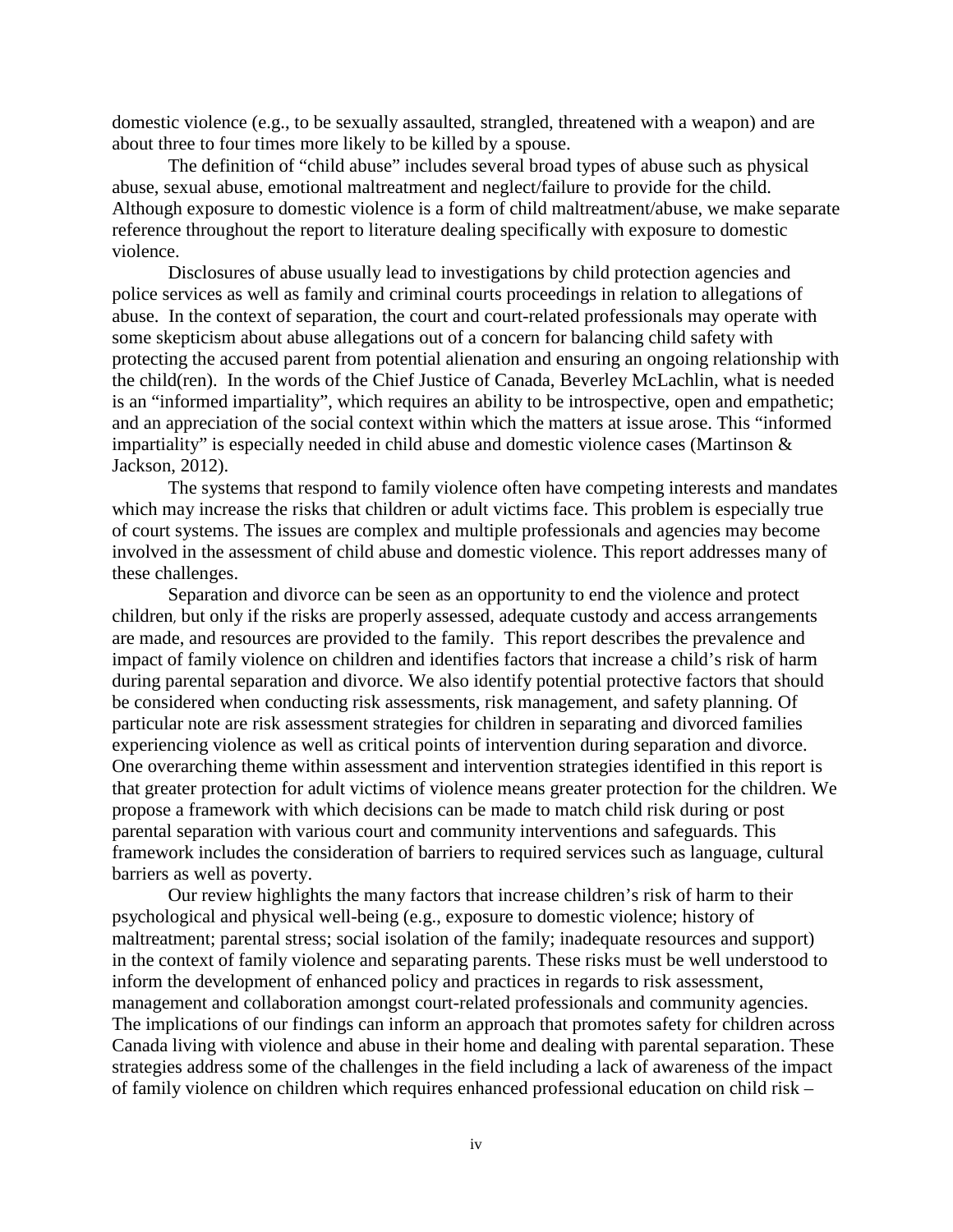domestic violence (e.g., to be sexually assaulted, strangled, threatened with a weapon) and are about three to four times more likely to be killed by a spouse.

The definition of "child abuse" includes several broad types of abuse such as physical abuse, sexual abuse, emotional maltreatment and neglect/failure to provide for the child. Although exposure to domestic violence is a form of child maltreatment/abuse, we make separate reference throughout the report to literature dealing specifically with exposure to domestic violence.

Disclosures of abuse usually lead to investigations by child protection agencies and police services as well as family and criminal courts proceedings in relation to allegations of abuse. In the context of separation, the court and court-related professionals may operate with some skepticism about abuse allegations out of a concern for balancing child safety with protecting the accused parent from potential alienation and ensuring an ongoing relationship with the child(ren). In the words of the Chief Justice of Canada, Beverley McLachlin, what is needed is an "informed impartiality", which requires an ability to be introspective, open and empathetic; and an appreciation of the social context within which the matters at issue arose. This "informed impartiality" is especially needed in child abuse and domestic violence cases (Martinson & Jackson, 2012).

The systems that respond to family violence often have competing interests and mandates which may increase the risks that children or adult victims face. This problem is especially true of court systems. The issues are complex and multiple professionals and agencies may become involved in the assessment of child abuse and domestic violence. This report addresses many of these challenges.

Separation and divorce can be seen as an opportunity to end the violence and protect children, but only if the risks are properly assessed, adequate custody and access arrangements are made, and resources are provided to the family. This report describes the prevalence and impact of family violence on children and identifies factors that increase a child's risk of harm during parental separation and divorce. We also identify potential protective factors that should be considered when conducting risk assessments, risk management, and safety planning. Of particular note are risk assessment strategies for children in separating and divorced families experiencing violence as well as critical points of intervention during separation and divorce. One overarching theme within assessment and intervention strategies identified in this report is that greater protection for adult victims of violence means greater protection for the children. We propose a framework with which decisions can be made to match child risk during or post parental separation with various court and community interventions and safeguards. This framework includes the consideration of barriers to required services such as language, cultural barriers as well as poverty.

Our review highlights the many factors that increase children's risk of harm to their psychological and physical well-being (e.g., exposure to domestic violence; history of maltreatment; parental stress; social isolation of the family; inadequate resources and support) in the context of family violence and separating parents. These risks must be well understood to inform the development of enhanced policy and practices in regards to risk assessment, management and collaboration amongst court-related professionals and community agencies. The implications of our findings can inform an approach that promotes safety for children across Canada living with violence and abuse in their home and dealing with parental separation. These strategies address some of the challenges in the field including a lack of awareness of the impact of family violence on children which requires enhanced professional education on child risk –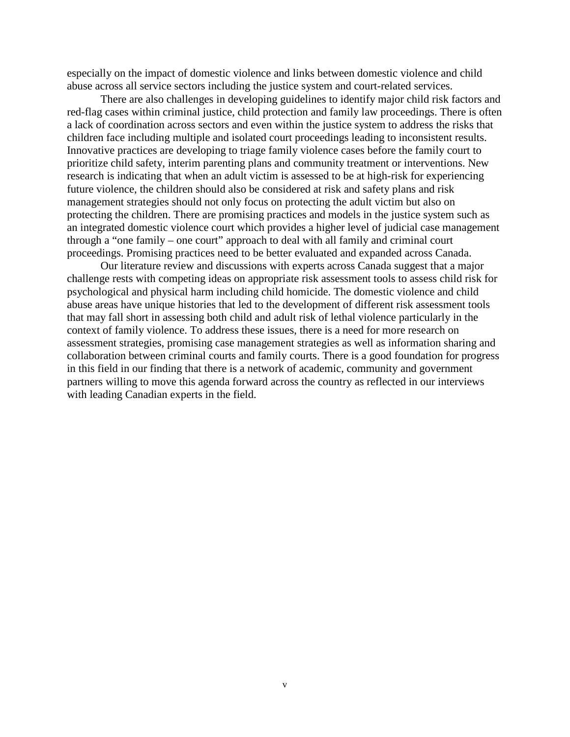especially on the impact of domestic violence and links between domestic violence and child abuse across all service sectors including the justice system and court-related services.

There are also challenges in developing guidelines to identify major child risk factors and red-flag cases within criminal justice, child protection and family law proceedings. There is often a lack of coordination across sectors and even within the justice system to address the risks that children face including multiple and isolated court proceedings leading to inconsistent results. Innovative practices are developing to triage family violence cases before the family court to prioritize child safety, interim parenting plans and community treatment or interventions. New research is indicating that when an adult victim is assessed to be at high-risk for experiencing future violence, the children should also be considered at risk and safety plans and risk management strategies should not only focus on protecting the adult victim but also on protecting the children. There are promising practices and models in the justice system such as an integrated domestic violence court which provides a higher level of judicial case management through a "one family – one court" approach to deal with all family and criminal court proceedings. Promising practices need to be better evaluated and expanded across Canada.

Our literature review and discussions with experts across Canada suggest that a major challenge rests with competing ideas on appropriate risk assessment tools to assess child risk for psychological and physical harm including child homicide. The domestic violence and child abuse areas have unique histories that led to the development of different risk assessment tools that may fall short in assessing both child and adult risk of lethal violence particularly in the context of family violence. To address these issues, there is a need for more research on assessment strategies, promising case management strategies as well as information sharing and collaboration between criminal courts and family courts. There is a good foundation for progress in this field in our finding that there is a network of academic, community and government partners willing to move this agenda forward across the country as reflected in our interviews with leading Canadian experts in the field.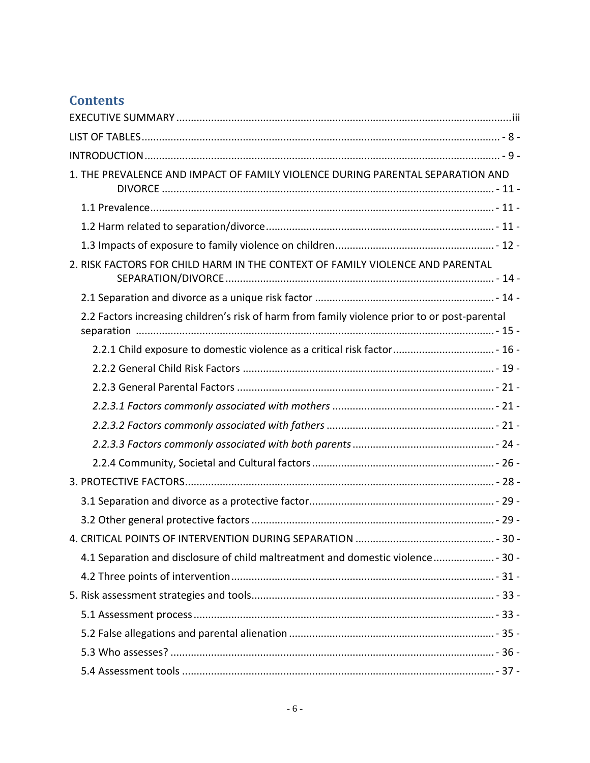## Contents

EXECUTIVE SUMMARY ........................................................ iii

LIST OF TABLES ........................................................ - 8 -

INTRODUCTION ........................................................ - 9 -

1. THE PREVALENCE AND IMPACT OF FAMILY VIOLENCE DURING PARENTAL SEPARATION AND DIVORCE ........................................................ - 11 -

 1.1 Prevalence ........................................................ - 11 -

 1.2 Harm related to separation/divorce ........................................................ - 11 -

 1.3 Impacts of exposure to family violence on children ........................................................ - 12 -

2. RISK FACTORS FOR CHILD HARM IN THE CONTEXT OF FAMILY VIOLENCE AND PARENTAL SEPARATION/DIVORCE ........................................................ - 14 -

 2.1 Separation and divorce as a unique risk factor ........................................................ - 14 -

 2.2 Factors increasing children's risk of harm from family violence prior to or post-parental separation ........................................................ - 15 -

  2.2.1 Child exposure to domestic violence as a critical risk factor ........................................................ - 16 -

  2.2.2 General Child Risk Factors ........................................................ - 19 -

  2.2.3 General Parental Factors ........................................................ - 21 -

  *2.2.3.1 Factors commonly associated with mothers* ........................................................ - 21 -

  *2.2.3.2 Factors commonly associated with fathers* ........................................................ - 21 -

  *2.2.3.3 Factors commonly associated with both parents* ........................................................ - 24 -

  2.2.4 Community, Societal and Cultural factors ........................................................ - 26 -

3. PROTECTIVE FACTORS ........................................................ - 28 -

 3.1 Separation and divorce as a protective factor ........................................................ - 29 -

 3.2 Other general protective factors ........................................................ - 29 -

4. CRITICAL POINTS OF INTERVENTION DURING SEPARATION ........................................................ - 30 -

 4.1 Separation and disclosure of child maltreatment and domestic violence ........................................................ - 30 -

 4.2 Three points of intervention ........................................................ - 31 -

5. Risk assessment strategies and tools ........................................................ - 33 -

 5.1 Assessment process ........................................................ - 33 -

 5.2 False allegations and parental alienation ........................................................ - 35 -

 5.3 Who assesses? ........................................................ - 36 -

 5.4 Assessment tools ........................................................ - 37 -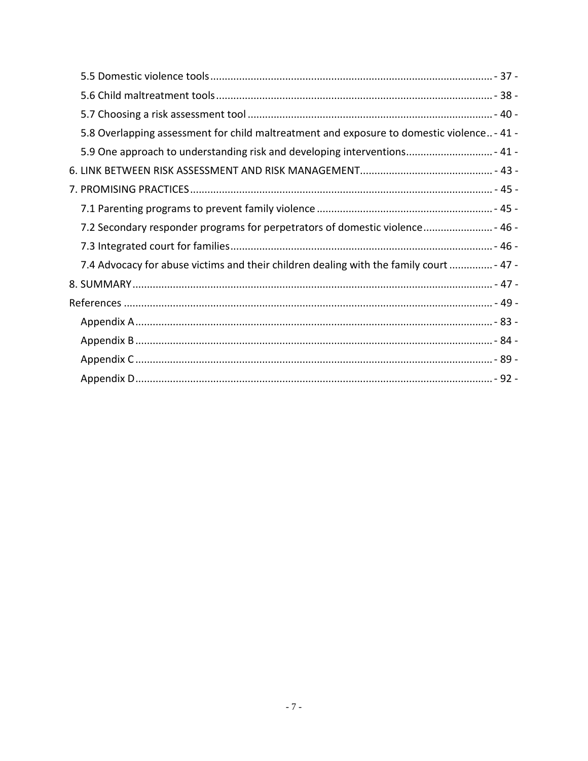5.5 Domestic violence tools - 37 -

5.6 Child maltreatment tools - 38 -

5.7 Choosing a risk assessment tool - 40 -

5.8 Overlapping assessment for child maltreatment and exposure to domestic violence - 41 -

5.9 One approach to understanding risk and developing interventions - 41 -

6. LINK BETWEEN RISK ASSESSMENT AND RISK MANAGEMENT - 43 -

7. PROMISING PRACTICES - 45 -

7.1 Parenting programs to prevent family violence - 45 -

7.2 Secondary responder programs for perpetrators of domestic violence - 46 -

7.3 Integrated court for families - 46 -

7.4 Advocacy for abuse victims and their children dealing with the family court - 47 -

8. SUMMARY - 47 -

References - 49 -

Appendix A - 83 -

Appendix B - 84 -

Appendix C - 89 -

Appendix D - 92 -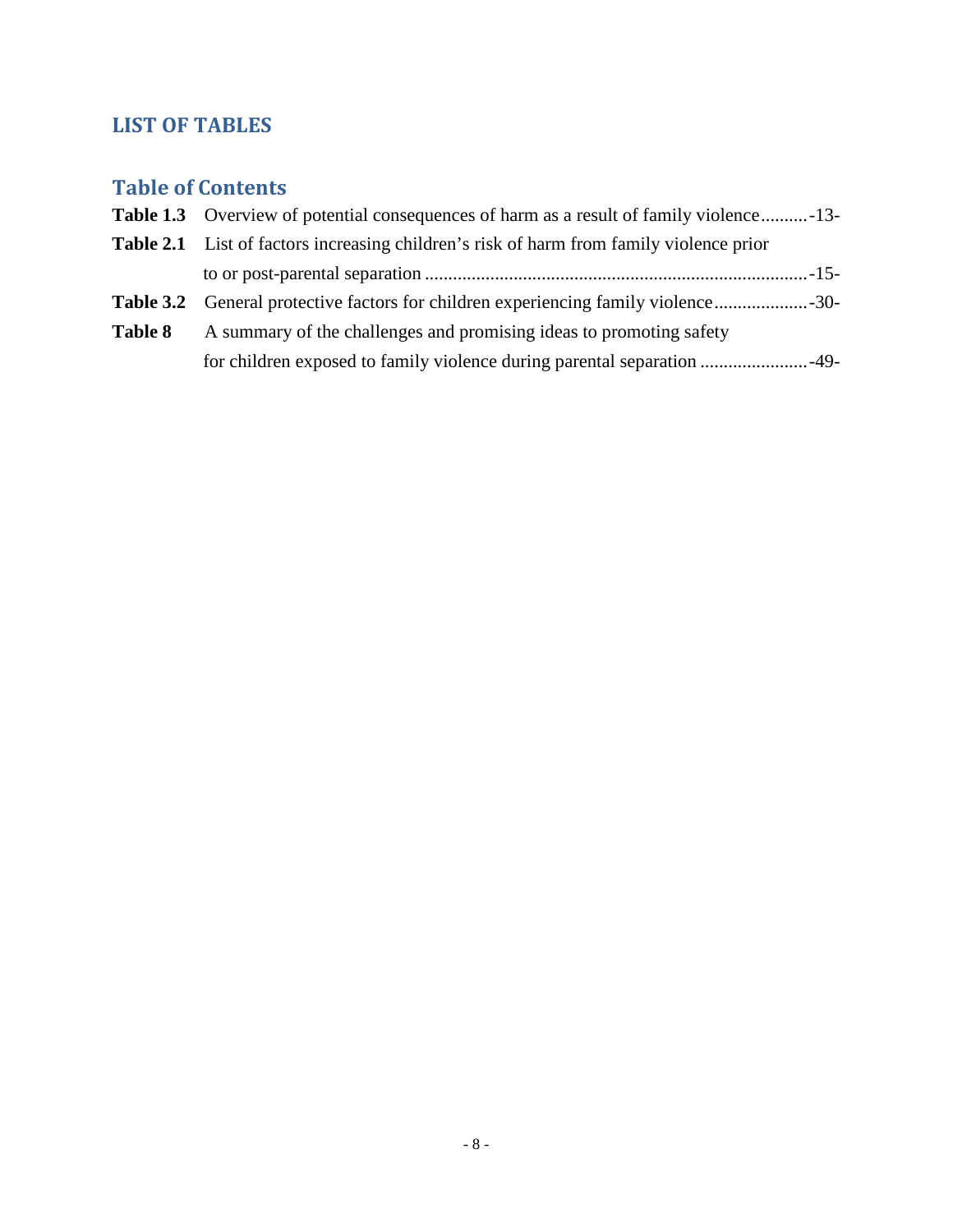## LIST OF TABLES

## Table of Contents

**Table 1.3** Overview of potential consequences of harm as a result of family violence..........-13-

**Table 2.1** List of factors increasing children's risk of harm from family violence prior to or post-parental separation .................................................................................-15-

**Table 3.2** General protective factors for children experiencing family violence....................-30-

**Table 8** A summary of the challenges and promising ideas to promoting safety for children exposed to family violence during parental separation .......................-49-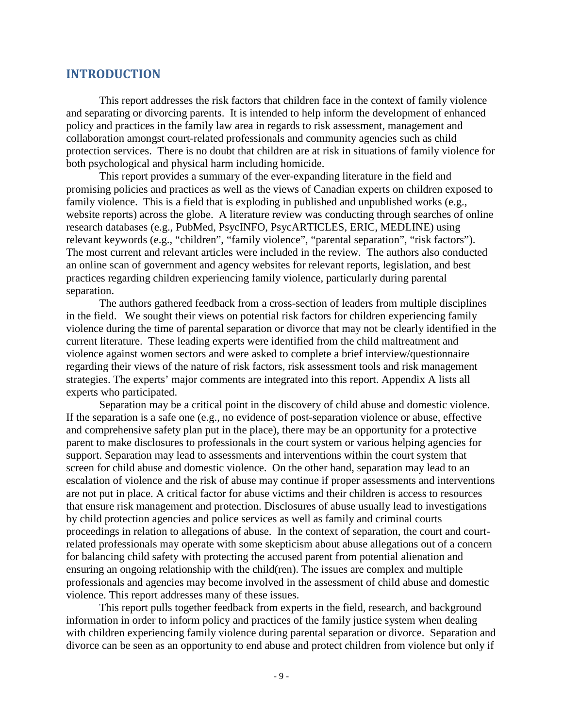## INTRODUCTION

This report addresses the risk factors that children face in the context of family violence and separating or divorcing parents. It is intended to help inform the development of enhanced policy and practices in the family law area in regards to risk assessment, management and collaboration amongst court-related professionals and community agencies such as child protection services. There is no doubt that children are at risk in situations of family violence for both psychological and physical harm including homicide.

This report provides a summary of the ever-expanding literature in the field and promising policies and practices as well as the views of Canadian experts on children exposed to family violence. This is a field that is exploding in published and unpublished works (e.g., website reports) across the globe. A literature review was conducting through searches of online research databases (e.g., PubMed, PsycINFO, PsycARTICLES, ERIC, MEDLINE) using relevant keywords (e.g., "children", "family violence", "parental separation", "risk factors"). The most current and relevant articles were included in the review. The authors also conducted an online scan of government and agency websites for relevant reports, legislation, and best practices regarding children experiencing family violence, particularly during parental separation.

The authors gathered feedback from a cross-section of leaders from multiple disciplines in the field. We sought their views on potential risk factors for children experiencing family violence during the time of parental separation or divorce that may not be clearly identified in the current literature. These leading experts were identified from the child maltreatment and violence against women sectors and were asked to complete a brief interview/questionnaire regarding their views of the nature of risk factors, risk assessment tools and risk management strategies. The experts' major comments are integrated into this report. Appendix A lists all experts who participated.

Separation may be a critical point in the discovery of child abuse and domestic violence. If the separation is a safe one (e.g., no evidence of post-separation violence or abuse, effective and comprehensive safety plan put in the place), there may be an opportunity for a protective parent to make disclosures to professionals in the court system or various helping agencies for support. Separation may lead to assessments and interventions within the court system that screen for child abuse and domestic violence. On the other hand, separation may lead to an escalation of violence and the risk of abuse may continue if proper assessments and interventions are not put in place. A critical factor for abuse victims and their children is access to resources that ensure risk management and protection. Disclosures of abuse usually lead to investigations by child protection agencies and police services as well as family and criminal courts proceedings in relation to allegations of abuse. In the context of separation, the court and court-related professionals may operate with some skepticism about abuse allegations out of a concern for balancing child safety with protecting the accused parent from potential alienation and ensuring an ongoing relationship with the child(ren). The issues are complex and multiple professionals and agencies may become involved in the assessment of child abuse and domestic violence. This report addresses many of these issues.

This report pulls together feedback from experts in the field, research, and background information in order to inform policy and practices of the family justice system when dealing with children experiencing family violence during parental separation or divorce. Separation and divorce can be seen as an opportunity to end abuse and protect children from violence but only if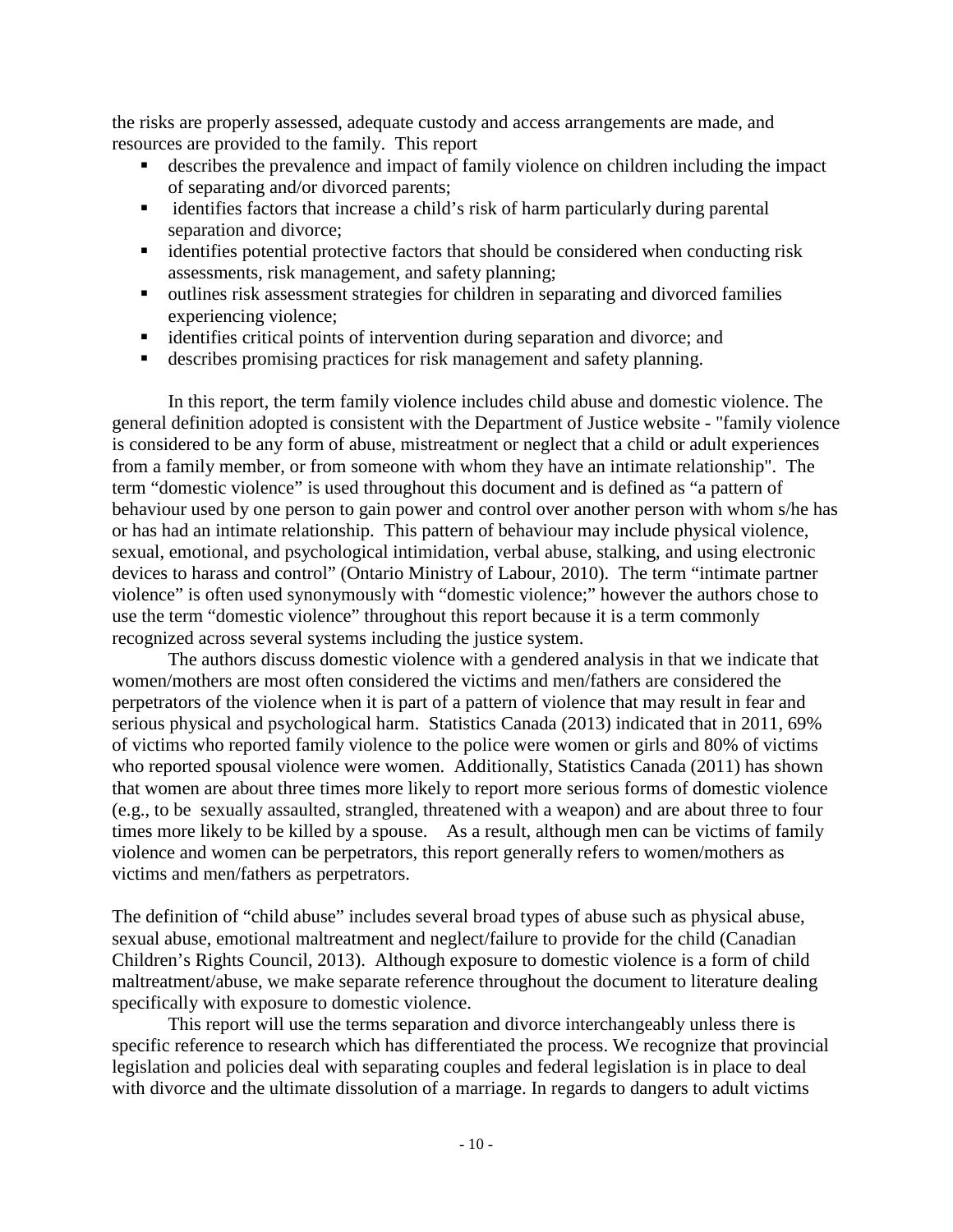the risks are properly assessed, adequate custody and access arrangements are made, and resources are provided to the family. This report

- describes the prevalence and impact of family violence on children including the impact of separating and/or divorced parents;
- identifies factors that increase a child's risk of harm particularly during parental separation and divorce;
- identifies potential protective factors that should be considered when conducting risk assessments, risk management, and safety planning;
- outlines risk assessment strategies for children in separating and divorced families experiencing violence;
- identifies critical points of intervention during separation and divorce; and
- describes promising practices for risk management and safety planning.

In this report, the term family violence includes child abuse and domestic violence. The general definition adopted is consistent with the Department of Justice website - "family violence is considered to be any form of abuse, mistreatment or neglect that a child or adult experiences from a family member, or from someone with whom they have an intimate relationship". The term "domestic violence" is used throughout this document and is defined as "a pattern of behaviour used by one person to gain power and control over another person with whom s/he has or has had an intimate relationship. This pattern of behaviour may include physical violence, sexual, emotional, and psychological intimidation, verbal abuse, stalking, and using electronic devices to harass and control" (Ontario Ministry of Labour, 2010). The term "intimate partner violence" is often used synonymously with "domestic violence;" however the authors chose to use the term "domestic violence" throughout this report because it is a term commonly recognized across several systems including the justice system.

The authors discuss domestic violence with a gendered analysis in that we indicate that women/mothers are most often considered the victims and men/fathers are considered the perpetrators of the violence when it is part of a pattern of violence that may result in fear and serious physical and psychological harm. Statistics Canada (2013) indicated that in 2011, 69% of victims who reported family violence to the police were women or girls and 80% of victims who reported spousal violence were women. Additionally, Statistics Canada (2011) has shown that women are about three times more likely to report more serious forms of domestic violence (e.g., to be sexually assaulted, strangled, threatened with a weapon) and are about three to four times more likely to be killed by a spouse. As a result, although men can be victims of family violence and women can be perpetrators, this report generally refers to women/mothers as victims and men/fathers as perpetrators.

The definition of "child abuse" includes several broad types of abuse such as physical abuse, sexual abuse, emotional maltreatment and neglect/failure to provide for the child (Canadian Children's Rights Council, 2013). Although exposure to domestic violence is a form of child maltreatment/abuse, we make separate reference throughout the document to literature dealing specifically with exposure to domestic violence.

This report will use the terms separation and divorce interchangeably unless there is specific reference to research which has differentiated the process. We recognize that provincial legislation and policies deal with separating couples and federal legislation is in place to deal with divorce and the ultimate dissolution of a marriage. In regards to dangers to adult victims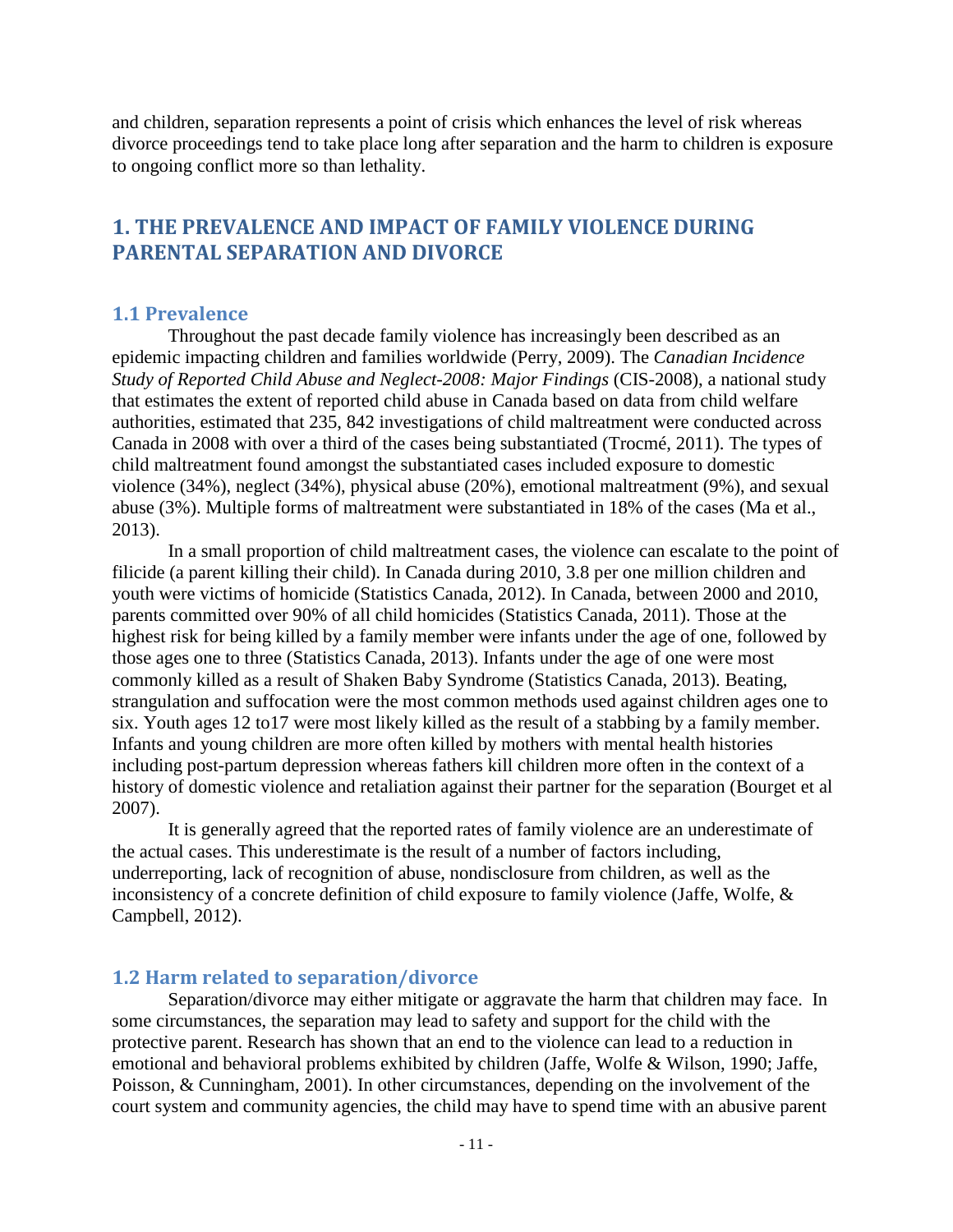and children, separation represents a point of crisis which enhances the level of risk whereas divorce proceedings tend to take place long after separation and the harm to children is exposure to ongoing conflict more so than lethality.

# 1. THE PREVALENCE AND IMPACT OF FAMILY VIOLENCE DURING PARENTAL SEPARATION AND DIVORCE

## 1.1 Prevalence

Throughout the past decade family violence has increasingly been described as an epidemic impacting children and families worldwide (Perry, 2009). The *Canadian Incidence Study of Reported Child Abuse and Neglect-2008: Major Findings* (CIS-2008), a national study that estimates the extent of reported child abuse in Canada based on data from child welfare authorities, estimated that 235, 842 investigations of child maltreatment were conducted across Canada in 2008 with over a third of the cases being substantiated (Trocmé, 2011). The types of child maltreatment found amongst the substantiated cases included exposure to domestic violence (34%), neglect (34%), physical abuse (20%), emotional maltreatment (9%), and sexual abuse (3%). Multiple forms of maltreatment were substantiated in 18% of the cases (Ma et al., 2013).

In a small proportion of child maltreatment cases, the violence can escalate to the point of filicide (a parent killing their child). In Canada during 2010, 3.8 per one million children and youth were victims of homicide (Statistics Canada, 2012). In Canada, between 2000 and 2010, parents committed over 90% of all child homicides (Statistics Canada, 2011). Those at the highest risk for being killed by a family member were infants under the age of one, followed by those ages one to three (Statistics Canada, 2013). Infants under the age of one were most commonly killed as a result of Shaken Baby Syndrome (Statistics Canada, 2013). Beating, strangulation and suffocation were the most common methods used against children ages one to six. Youth ages 12 to17 were most likely killed as the result of a stabbing by a family member. Infants and young children are more often killed by mothers with mental health histories including post-partum depression whereas fathers kill children more often in the context of a history of domestic violence and retaliation against their partner for the separation (Bourget et al 2007).

It is generally agreed that the reported rates of family violence are an underestimate of the actual cases. This underestimate is the result of a number of factors including, underreporting, lack of recognition of abuse, nondisclosure from children, as well as the inconsistency of a concrete definition of child exposure to family violence (Jaffe, Wolfe, & Campbell, 2012).

## 1.2 Harm related to separation/divorce

Separation/divorce may either mitigate or aggravate the harm that children may face. In some circumstances, the separation may lead to safety and support for the child with the protective parent. Research has shown that an end to the violence can lead to a reduction in emotional and behavioral problems exhibited by children (Jaffe, Wolfe & Wilson, 1990; Jaffe, Poisson, & Cunningham, 2001). In other circumstances, depending on the involvement of the court system and community agencies, the child may have to spend time with an abusive parent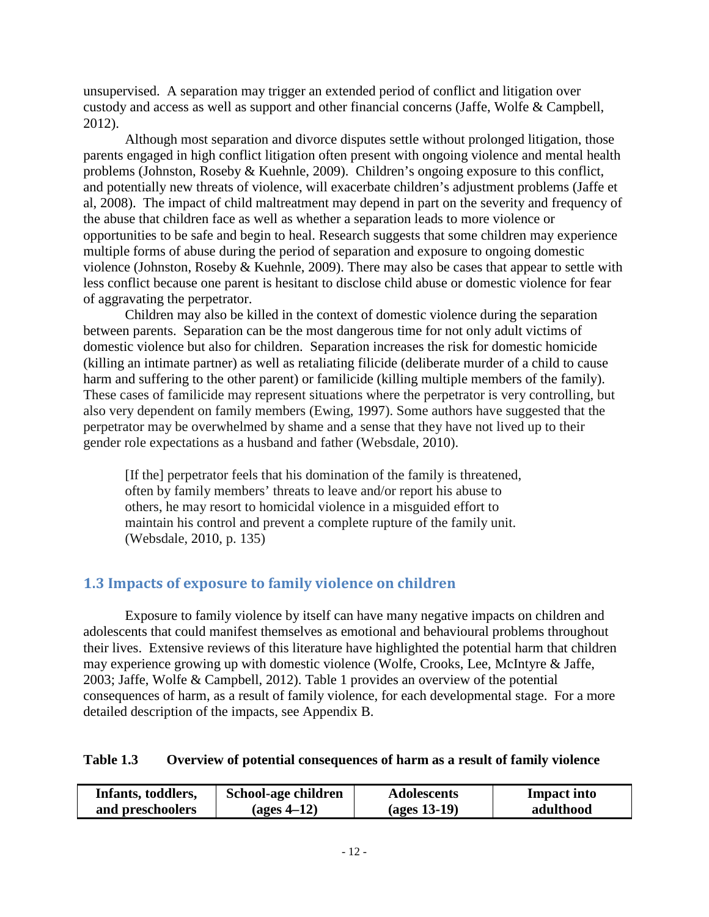unsupervised. A separation may trigger an extended period of conflict and litigation over custody and access as well as support and other financial concerns (Jaffe, Wolfe & Campbell, 2012).

Although most separation and divorce disputes settle without prolonged litigation, those parents engaged in high conflict litigation often present with ongoing violence and mental health problems (Johnston, Roseby & Kuehnle, 2009). Children's ongoing exposure to this conflict, and potentially new threats of violence, will exacerbate children's adjustment problems (Jaffe et al, 2008). The impact of child maltreatment may depend in part on the severity and frequency of the abuse that children face as well as whether a separation leads to more violence or opportunities to be safe and begin to heal. Research suggests that some children may experience multiple forms of abuse during the period of separation and exposure to ongoing domestic violence (Johnston, Roseby & Kuehnle, 2009). There may also be cases that appear to settle with less conflict because one parent is hesitant to disclose child abuse or domestic violence for fear of aggravating the perpetrator.

Children may also be killed in the context of domestic violence during the separation between parents. Separation can be the most dangerous time for not only adult victims of domestic violence but also for children. Separation increases the risk for domestic homicide (killing an intimate partner) as well as retaliating filicide (deliberate murder of a child to cause harm and suffering to the other parent) or familicide (killing multiple members of the family). These cases of familicide may represent situations where the perpetrator is very controlling, but also very dependent on family members (Ewing, 1997). Some authors have suggested that the perpetrator may be overwhelmed by shame and a sense that they have not lived up to their gender role expectations as a husband and father (Websdale, 2010).

> [If the] perpetrator feels that his domination of the family is threatened, often by family members' threats to leave and/or report his abuse to others, he may resort to homicidal violence in a misguided effort to maintain his control and prevent a complete rupture of the family unit. (Websdale, 2010, p. 135)

## 1.3 Impacts of exposure to family violence on children

Exposure to family violence by itself can have many negative impacts on children and adolescents that could manifest themselves as emotional and behavioural problems throughout their lives. Extensive reviews of this literature have highlighted the potential harm that children may experience growing up with domestic violence (Wolfe, Crooks, Lee, McIntyre & Jaffe, 2003; Jaffe, Wolfe & Campbell, 2012). Table 1 provides an overview of the potential consequences of harm, as a result of family violence, for each developmental stage. For a more detailed description of the impacts, see Appendix B.

**Table 1.3 Overview of potential consequences of harm as a result of family violence**

| Infants, toddlers, and preschoolers | School-age children (ages 4–12) | Adolescents (ages 13-19) | Impact into adulthood |
|---|---|---|---|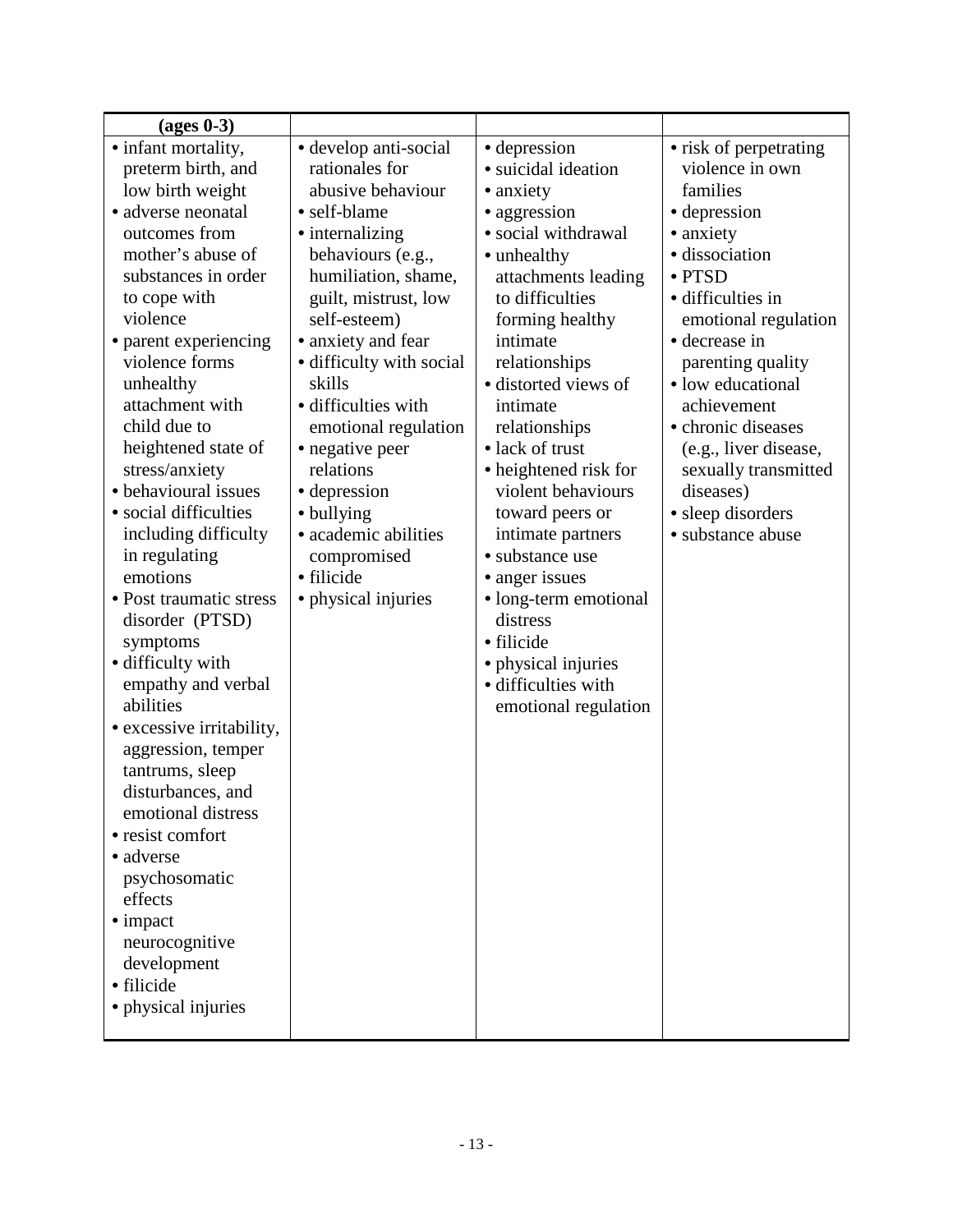| (ages 0-3) | | | |
|---|---|---|---|
| • infant mortality, preterm birth, and low birth weight<br>• adverse neonatal outcomes from mother's abuse of substances in order to cope with violence<br>• parent experiencing violence forms unhealthy attachment with child due to heightened state of stress/anxiety<br>• behavioural issues<br>• social difficulties including difficulty in regulating emotions<br>• Post traumatic stress disorder (PTSD) symptoms<br>• difficulty with empathy and verbal abilities<br>• excessive irritability, aggression, temper tantrums, sleep disturbances, and emotional distress<br>• resist comfort<br>• adverse psychosomatic effects<br>• impact neurocognitive development<br>• filicide<br>• physical injuries | • develop anti-social rationales for abusive behaviour<br>• self-blame<br>• internalizing behaviours (e.g., humiliation, shame, guilt, mistrust, low self-esteem)<br>• anxiety and fear<br>• difficulty with social skills<br>• difficulties with emotional regulation<br>• negative peer relations<br>• depression<br>• bullying<br>• academic abilities compromised<br>• filicide<br>• physical injuries | • depression<br>• suicidal ideation<br>• anxiety<br>• aggression<br>• social withdrawal<br>• unhealthy attachments leading to difficulties forming healthy intimate relationships<br>• distorted views of intimate relationships<br>• lack of trust<br>• heightened risk for violent behaviours toward peers or intimate partners<br>• substance use<br>• anger issues<br>• long-term emotional distress<br>• filicide<br>• physical injuries<br>• difficulties with emotional regulation | • risk of perpetrating violence in own families<br>• depression<br>• anxiety<br>• dissociation<br>• PTSD<br>• difficulties in emotional regulation<br>• decrease in parenting quality<br>• low educational achievement<br>• chronic diseases (e.g., liver disease, sexually transmitted diseases)<br>• sleep disorders<br>• substance abuse |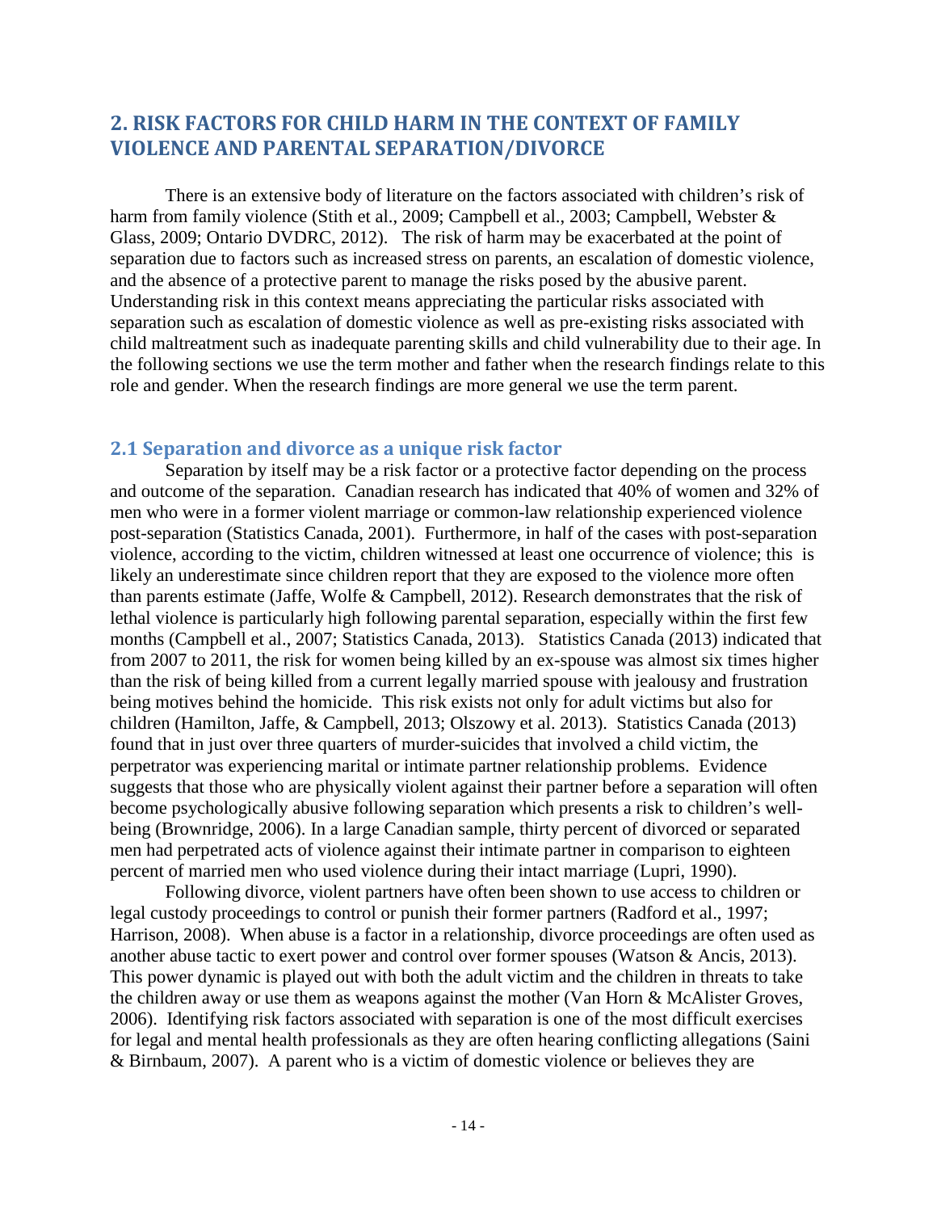## 2. RISK FACTORS FOR CHILD HARM IN THE CONTEXT OF FAMILY VIOLENCE AND PARENTAL SEPARATION/DIVORCE

There is an extensive body of literature on the factors associated with children's risk of harm from family violence (Stith et al., 2009; Campbell et al., 2003; Campbell, Webster & Glass, 2009; Ontario DVDRC, 2012). The risk of harm may be exacerbated at the point of separation due to factors such as increased stress on parents, an escalation of domestic violence, and the absence of a protective parent to manage the risks posed by the abusive parent. Understanding risk in this context means appreciating the particular risks associated with separation such as escalation of domestic violence as well as pre-existing risks associated with child maltreatment such as inadequate parenting skills and child vulnerability due to their age. In the following sections we use the term mother and father when the research findings relate to this role and gender. When the research findings are more general we use the term parent.

### 2.1 Separation and divorce as a unique risk factor

Separation by itself may be a risk factor or a protective factor depending on the process and outcome of the separation. Canadian research has indicated that 40% of women and 32% of men who were in a former violent marriage or common-law relationship experienced violence post-separation (Statistics Canada, 2001). Furthermore, in half of the cases with post-separation violence, according to the victim, children witnessed at least one occurrence of violence; this is likely an underestimate since children report that they are exposed to the violence more often than parents estimate (Jaffe, Wolfe & Campbell, 2012). Research demonstrates that the risk of lethal violence is particularly high following parental separation, especially within the first few months (Campbell et al., 2007; Statistics Canada, 2013). Statistics Canada (2013) indicated that from 2007 to 2011, the risk for women being killed by an ex-spouse was almost six times higher than the risk of being killed from a current legally married spouse with jealousy and frustration being motives behind the homicide. This risk exists not only for adult victims but also for children (Hamilton, Jaffe, & Campbell, 2013; Olszowy et al. 2013). Statistics Canada (2013) found that in just over three quarters of murder-suicides that involved a child victim, the perpetrator was experiencing marital or intimate partner relationship problems. Evidence suggests that those who are physically violent against their partner before a separation will often become psychologically abusive following separation which presents a risk to children's well-being (Brownridge, 2006). In a large Canadian sample, thirty percent of divorced or separated men had perpetrated acts of violence against their intimate partner in comparison to eighteen percent of married men who used violence during their intact marriage (Lupri, 1990).

Following divorce, violent partners have often been shown to use access to children or legal custody proceedings to control or punish their former partners (Radford et al., 1997; Harrison, 2008). When abuse is a factor in a relationship, divorce proceedings are often used as another abuse tactic to exert power and control over former spouses (Watson & Ancis, 2013). This power dynamic is played out with both the adult victim and the children in threats to take the children away or use them as weapons against the mother (Van Horn & McAlister Groves, 2006). Identifying risk factors associated with separation is one of the most difficult exercises for legal and mental health professionals as they are often hearing conflicting allegations (Saini & Birnbaum, 2007). A parent who is a victim of domestic violence or believes they are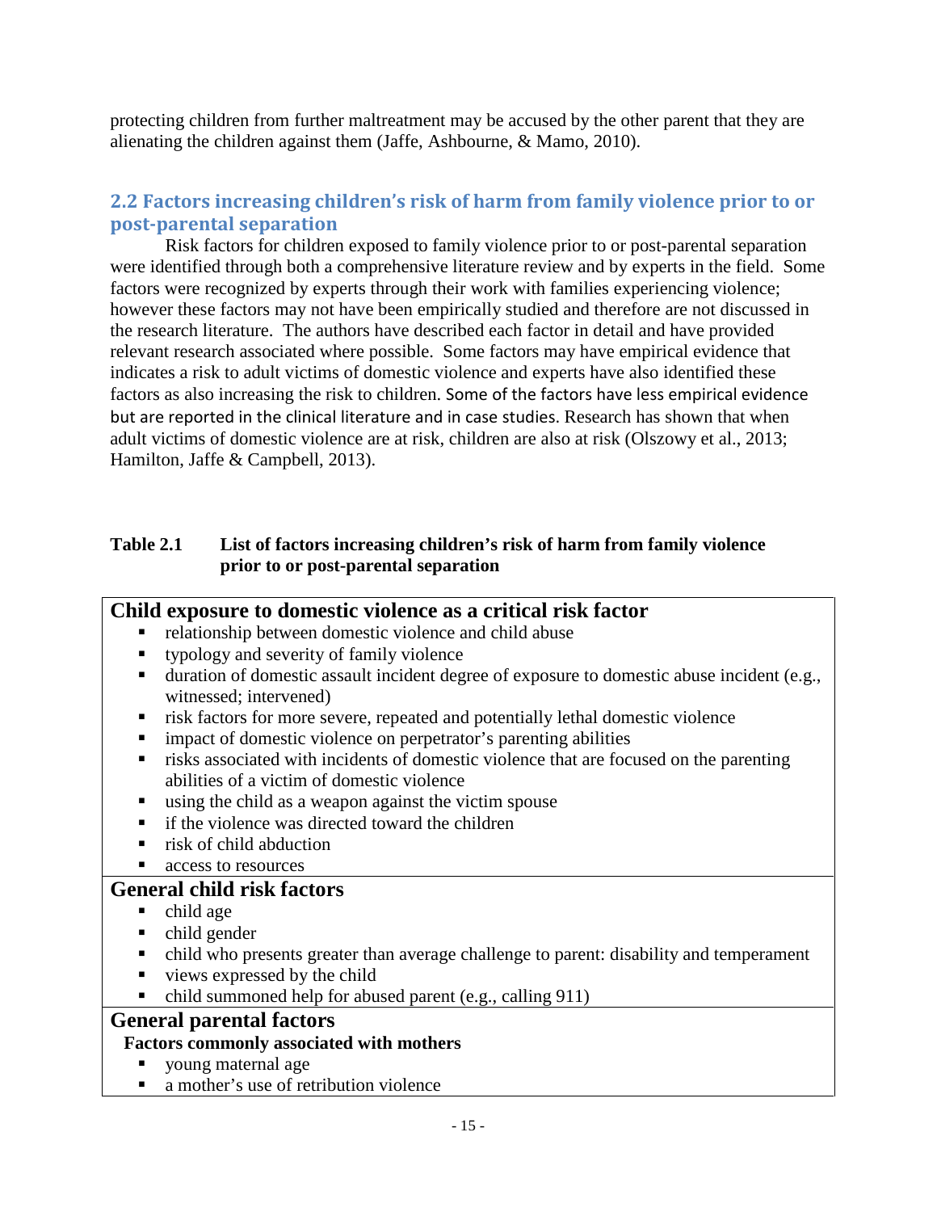protecting children from further maltreatment may be accused by the other parent that they are alienating the children against them (Jaffe, Ashbourne, & Mamo, 2010).

## 2.2 Factors increasing children's risk of harm from family violence prior to or post-parental separation

Risk factors for children exposed to family violence prior to or post-parental separation were identified through both a comprehensive literature review and by experts in the field. Some factors were recognized by experts through their work with families experiencing violence; however these factors may not have been empirically studied and therefore are not discussed in the research literature. The authors have described each factor in detail and have provided relevant research associated where possible. Some factors may have empirical evidence that indicates a risk to adult victims of domestic violence and experts have also identified these factors as also increasing the risk to children. Some of the factors have less empirical evidence but are reported in the clinical literature and in case studies. Research has shown that when adult victims of domestic violence are at risk, children are also at risk (Olszowy et al., 2013; Hamilton, Jaffe & Campbell, 2013).

**Table 2.1 List of factors increasing children's risk of harm from family violence prior to or post-parental separation**

**Child exposure to domestic violence as a critical risk factor**

- relationship between domestic violence and child abuse
- typology and severity of family violence
- duration of domestic assault incident degree of exposure to domestic abuse incident (e.g., witnessed; intervened)
- risk factors for more severe, repeated and potentially lethal domestic violence
- impact of domestic violence on perpetrator's parenting abilities
- risks associated with incidents of domestic violence that are focused on the parenting abilities of a victim of domestic violence
- using the child as a weapon against the victim spouse
- if the violence was directed toward the children
- risk of child abduction
- access to resources

**General child risk factors**

- child age
- child gender
- child who presents greater than average challenge to parent: disability and temperament
- views expressed by the child
- child summoned help for abused parent (e.g., calling 911)

**General parental factors**

**Factors commonly associated with mothers**

- young maternal age
- a mother's use of retribution violence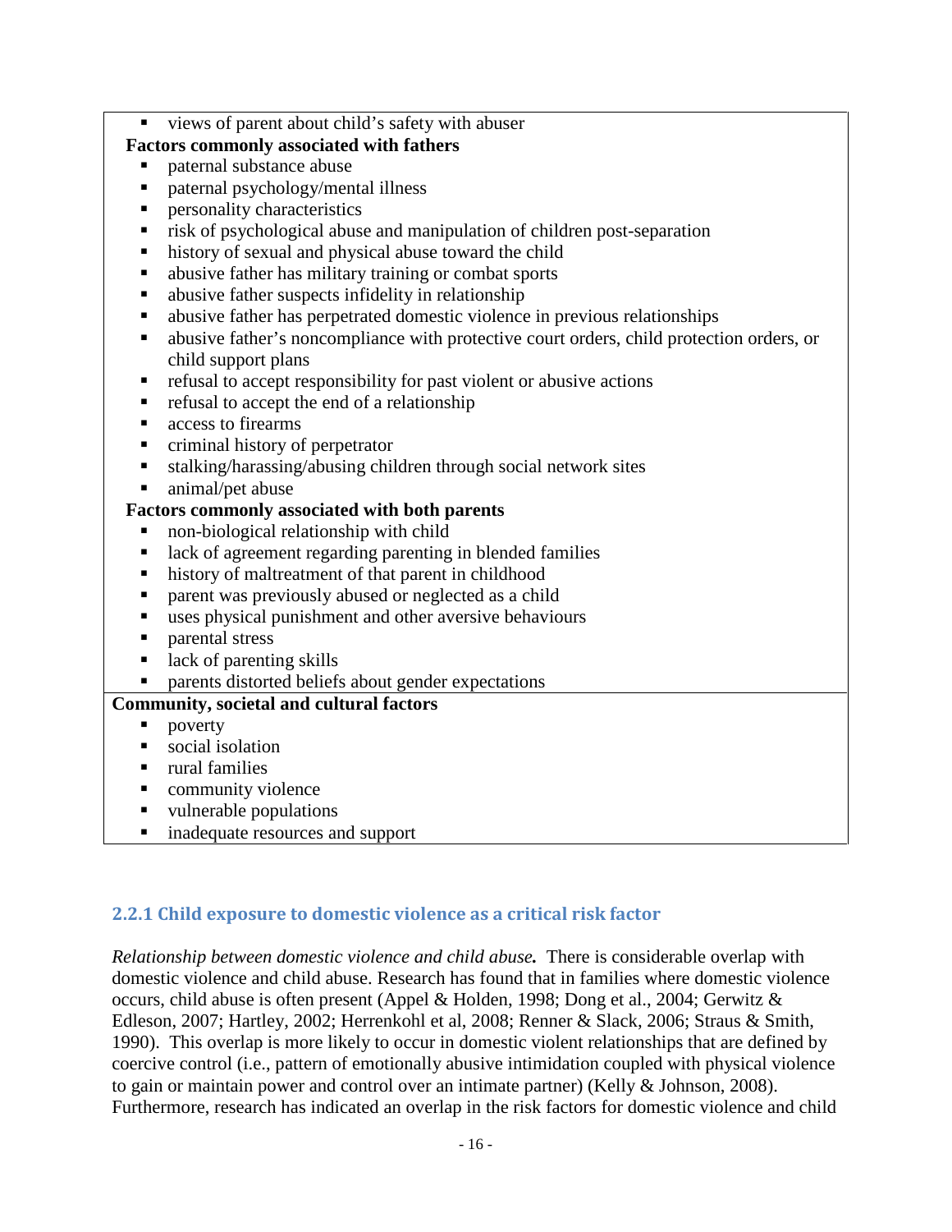- views of parent about child's safety with abuser

**Factors commonly associated with fathers**

- paternal substance abuse
- paternal psychology/mental illness
- personality characteristics
- risk of psychological abuse and manipulation of children post-separation
- history of sexual and physical abuse toward the child
- abusive father has military training or combat sports
- abusive father suspects infidelity in relationship
- abusive father has perpetrated domestic violence in previous relationships
- abusive father's noncompliance with protective court orders, child protection orders, or child support plans
- refusal to accept responsibility for past violent or abusive actions
- refusal to accept the end of a relationship
- access to firearms
- criminal history of perpetrator
- stalking/harassing/abusing children through social network sites
- animal/pet abuse

**Factors commonly associated with both parents**

- non-biological relationship with child
- lack of agreement regarding parenting in blended families
- history of maltreatment of that parent in childhood
- parent was previously abused or neglected as a child
- uses physical punishment and other aversive behaviours
- parental stress
- lack of parenting skills
- parents distorted beliefs about gender expectations

**Community, societal and cultural factors**

- poverty
- social isolation
- rural families
- community violence
- vulnerable populations
- inadequate resources and support

### 2.2.1 Child exposure to domestic violence as a critical risk factor

***Relationship between domestic violence and child abuse.*** There is considerable overlap with domestic violence and child abuse. Research has found that in families where domestic violence occurs, child abuse is often present (Appel & Holden, 1998; Dong et al., 2004; Gerwitz & Edleson, 2007; Hartley, 2002; Herrenkohl et al, 2008; Renner & Slack, 2006; Straus & Smith, 1990). This overlap is more likely to occur in domestic violent relationships that are defined by coercive control (i.e., pattern of emotionally abusive intimidation coupled with physical violence to gain or maintain power and control over an intimate partner) (Kelly & Johnson, 2008). Furthermore, research has indicated an overlap in the risk factors for domestic violence and child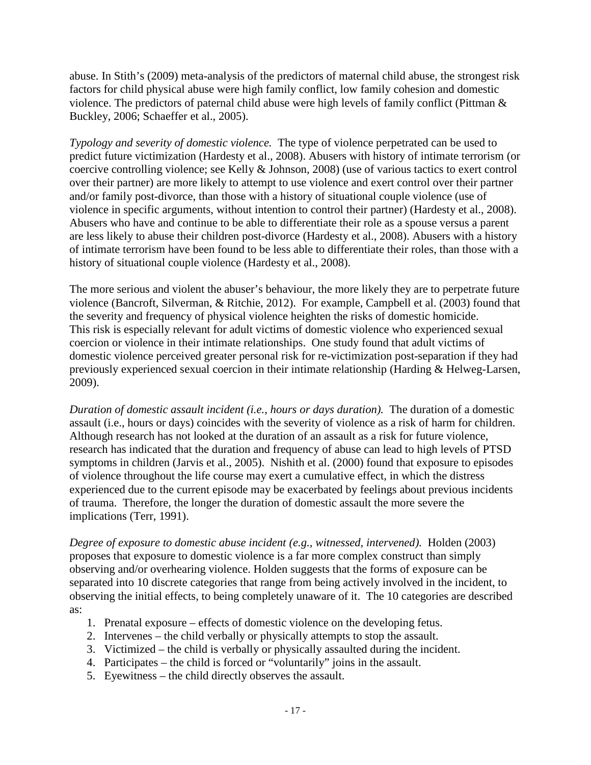abuse. In Stith's (2009) meta-analysis of the predictors of maternal child abuse, the strongest risk factors for child physical abuse were high family conflict, low family cohesion and domestic violence. The predictors of paternal child abuse were high levels of family conflict (Pittman & Buckley, 2006; Schaeffer et al., 2005).

*Typology and severity of domestic violence.* The type of violence perpetrated can be used to predict future victimization (Hardesty et al., 2008). Abusers with history of intimate terrorism (or coercive controlling violence; see Kelly & Johnson, 2008) (use of various tactics to exert control over their partner) are more likely to attempt to use violence and exert control over their partner and/or family post-divorce, than those with a history of situational couple violence (use of violence in specific arguments, without intention to control their partner) (Hardesty et al., 2008). Abusers who have and continue to be able to differentiate their role as a spouse versus a parent are less likely to abuse their children post-divorce (Hardesty et al., 2008). Abusers with a history of intimate terrorism have been found to be less able to differentiate their roles, than those with a history of situational couple violence (Hardesty et al., 2008).

The more serious and violent the abuser's behaviour, the more likely they are to perpetrate future violence (Bancroft, Silverman, & Ritchie, 2012). For example, Campbell et al. (2003) found that the severity and frequency of physical violence heighten the risks of domestic homicide. This risk is especially relevant for adult victims of domestic violence who experienced sexual coercion or violence in their intimate relationships. One study found that adult victims of domestic violence perceived greater personal risk for re-victimization post-separation if they had previously experienced sexual coercion in their intimate relationship (Harding & Helweg-Larsen, 2009).

*Duration of domestic assault incident (i.e., hours or days duration).* The duration of a domestic assault (i.e., hours or days) coincides with the severity of violence as a risk of harm for children. Although research has not looked at the duration of an assault as a risk for future violence, research has indicated that the duration and frequency of abuse can lead to high levels of PTSD symptoms in children (Jarvis et al., 2005). Nishith et al. (2000) found that exposure to episodes of violence throughout the life course may exert a cumulative effect, in which the distress experienced due to the current episode may be exacerbated by feelings about previous incidents of trauma. Therefore, the longer the duration of domestic assault the more severe the implications (Terr, 1991).

*Degree of exposure to domestic abuse incident (e.g., witnessed, intervened).* Holden (2003) proposes that exposure to domestic violence is a far more complex construct than simply observing and/or overhearing violence. Holden suggests that the forms of exposure can be separated into 10 discrete categories that range from being actively involved in the incident, to observing the initial effects, to being completely unaware of it. The 10 categories are described as:

1. Prenatal exposure – effects of domestic violence on the developing fetus.
2. Intervenes – the child verbally or physically attempts to stop the assault.
3. Victimized – the child is verbally or physically assaulted during the incident.
4. Participates – the child is forced or "voluntarily" joins in the assault.
5. Eyewitness – the child directly observes the assault.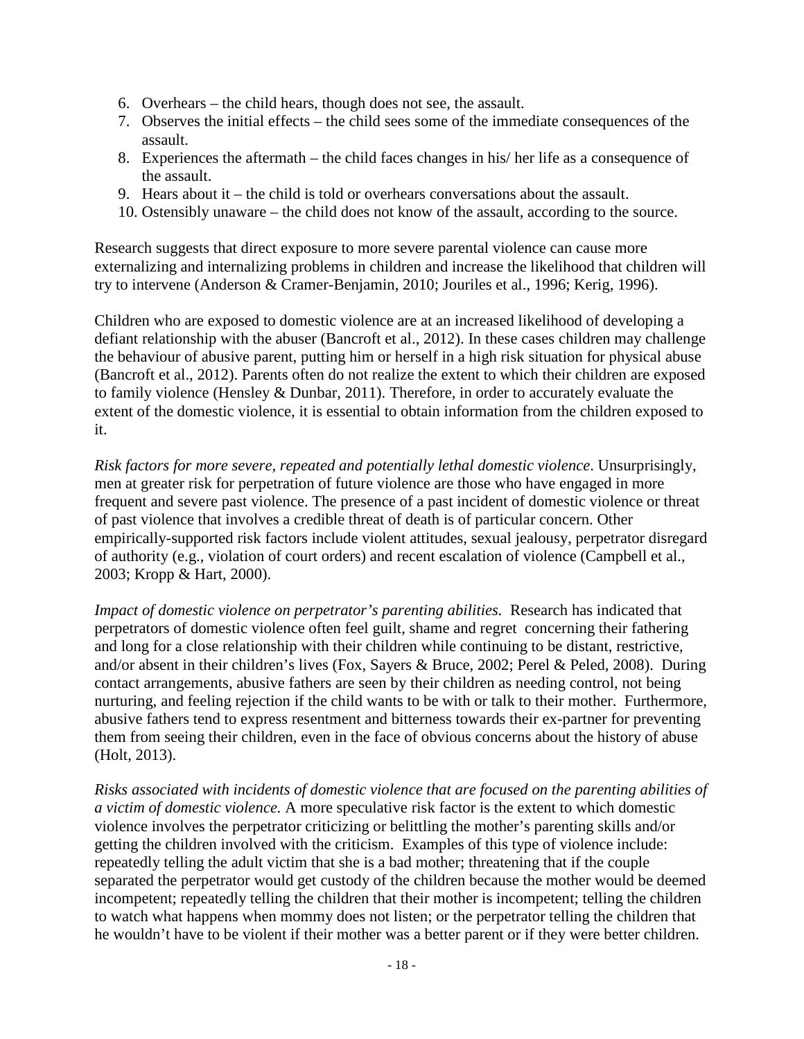6. Overhears – the child hears, though does not see, the assault.
7. Observes the initial effects – the child sees some of the immediate consequences of the assault.
8. Experiences the aftermath – the child faces changes in his/ her life as a consequence of the assault.
9. Hears about it – the child is told or overhears conversations about the assault.
10. Ostensibly unaware – the child does not know of the assault, according to the source.

Research suggests that direct exposure to more severe parental violence can cause more externalizing and internalizing problems in children and increase the likelihood that children will try to intervene (Anderson & Cramer-Benjamin, 2010; Jouriles et al., 1996; Kerig, 1996).

Children who are exposed to domestic violence are at an increased likelihood of developing a defiant relationship with the abuser (Bancroft et al., 2012). In these cases children may challenge the behaviour of abusive parent, putting him or herself in a high risk situation for physical abuse (Bancroft et al., 2012). Parents often do not realize the extent to which their children are exposed to family violence (Hensley & Dunbar, 2011). Therefore, in order to accurately evaluate the extent of the domestic violence, it is essential to obtain information from the children exposed to it.

*Risk factors for more severe, repeated and potentially lethal domestic violence*. Unsurprisingly, men at greater risk for perpetration of future violence are those who have engaged in more frequent and severe past violence. The presence of a past incident of domestic violence or threat of past violence that involves a credible threat of death is of particular concern. Other empirically-supported risk factors include violent attitudes, sexual jealousy, perpetrator disregard of authority (e.g., violation of court orders) and recent escalation of violence (Campbell et al., 2003; Kropp & Hart, 2000).

*Impact of domestic violence on perpetrator's parenting abilities.* Research has indicated that perpetrators of domestic violence often feel guilt, shame and regret concerning their fathering and long for a close relationship with their children while continuing to be distant, restrictive, and/or absent in their children's lives (Fox, Sayers & Bruce, 2002; Perel & Peled, 2008). During contact arrangements, abusive fathers are seen by their children as needing control, not being nurturing, and feeling rejection if the child wants to be with or talk to their mother. Furthermore, abusive fathers tend to express resentment and bitterness towards their ex-partner for preventing them from seeing their children, even in the face of obvious concerns about the history of abuse (Holt, 2013).

*Risks associated with incidents of domestic violence that are focused on the parenting abilities of a victim of domestic violence.* A more speculative risk factor is the extent to which domestic violence involves the perpetrator criticizing or belittling the mother's parenting skills and/or getting the children involved with the criticism. Examples of this type of violence include: repeatedly telling the adult victim that she is a bad mother; threatening that if the couple separated the perpetrator would get custody of the children because the mother would be deemed incompetent; repeatedly telling the children that their mother is incompetent; telling the children to watch what happens when mommy does not listen; or the perpetrator telling the children that he wouldn't have to be violent if their mother was a better parent or if they were better children.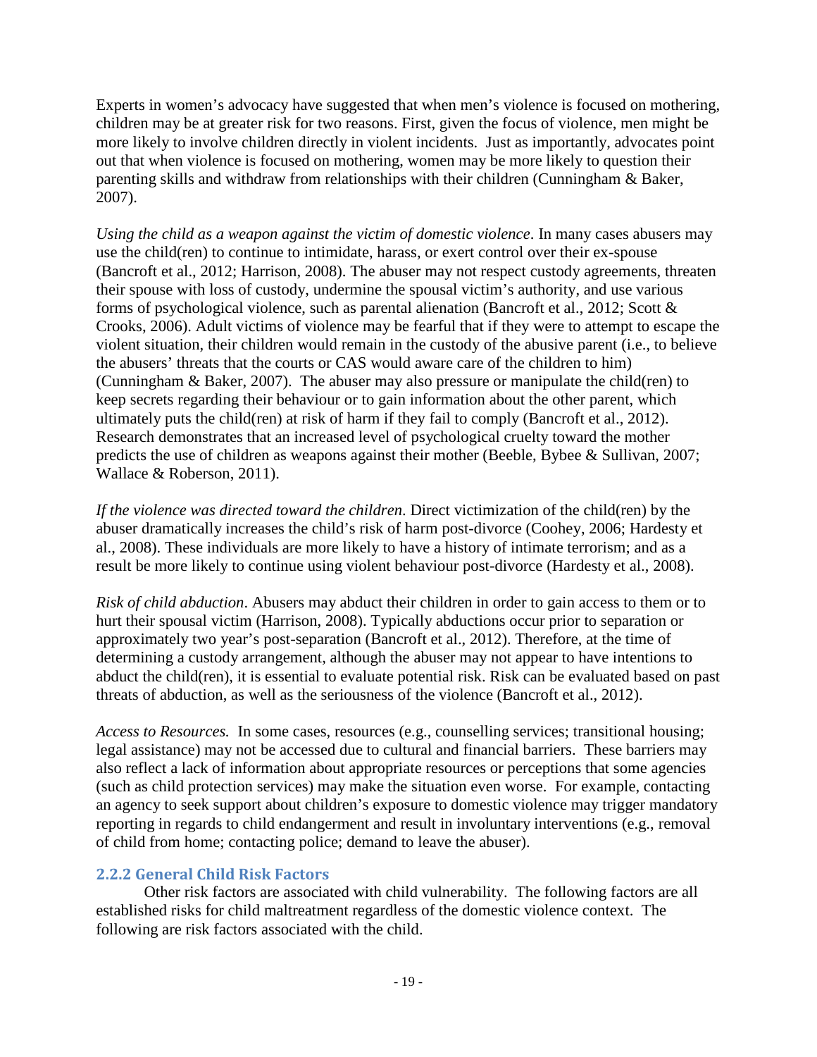Experts in women's advocacy have suggested that when men's violence is focused on mothering, children may be at greater risk for two reasons. First, given the focus of violence, men might be more likely to involve children directly in violent incidents. Just as importantly, advocates point out that when violence is focused on mothering, women may be more likely to question their parenting skills and withdraw from relationships with their children (Cunningham & Baker, 2007).

*Using the child as a weapon against the victim of domestic violence*. In many cases abusers may use the child(ren) to continue to intimidate, harass, or exert control over their ex-spouse (Bancroft et al., 2012; Harrison, 2008). The abuser may not respect custody agreements, threaten their spouse with loss of custody, undermine the spousal victim's authority, and use various forms of psychological violence, such as parental alienation (Bancroft et al., 2012; Scott & Crooks, 2006). Adult victims of violence may be fearful that if they were to attempt to escape the violent situation, their children would remain in the custody of the abusive parent (i.e., to believe the abusers' threats that the courts or CAS would aware care of the children to him) (Cunningham & Baker, 2007). The abuser may also pressure or manipulate the child(ren) to keep secrets regarding their behaviour or to gain information about the other parent, which ultimately puts the child(ren) at risk of harm if they fail to comply (Bancroft et al., 2012). Research demonstrates that an increased level of psychological cruelty toward the mother predicts the use of children as weapons against their mother (Beeble, Bybee & Sullivan, 2007; Wallace & Roberson, 2011).

*If the violence was directed toward the children*. Direct victimization of the child(ren) by the abuser dramatically increases the child's risk of harm post-divorce (Coohey, 2006; Hardesty et al., 2008). These individuals are more likely to have a history of intimate terrorism; and as a result be more likely to continue using violent behaviour post-divorce (Hardesty et al., 2008).

*Risk of child abduction*. Abusers may abduct their children in order to gain access to them or to hurt their spousal victim (Harrison, 2008). Typically abductions occur prior to separation or approximately two year's post-separation (Bancroft et al., 2012). Therefore, at the time of determining a custody arrangement, although the abuser may not appear to have intentions to abduct the child(ren), it is essential to evaluate potential risk. Risk can be evaluated based on past threats of abduction, as well as the seriousness of the violence (Bancroft et al., 2012).

*Access to Resources.* In some cases, resources (e.g., counselling services; transitional housing; legal assistance) may not be accessed due to cultural and financial barriers. These barriers may also reflect a lack of information about appropriate resources or perceptions that some agencies (such as child protection services) may make the situation even worse. For example, contacting an agency to seek support about children's exposure to domestic violence may trigger mandatory reporting in regards to child endangerment and result in involuntary interventions (e.g., removal of child from home; contacting police; demand to leave the abuser).

### 2.2.2 General Child Risk Factors

Other risk factors are associated with child vulnerability. The following factors are all established risks for child maltreatment regardless of the domestic violence context. The following are risk factors associated with the child.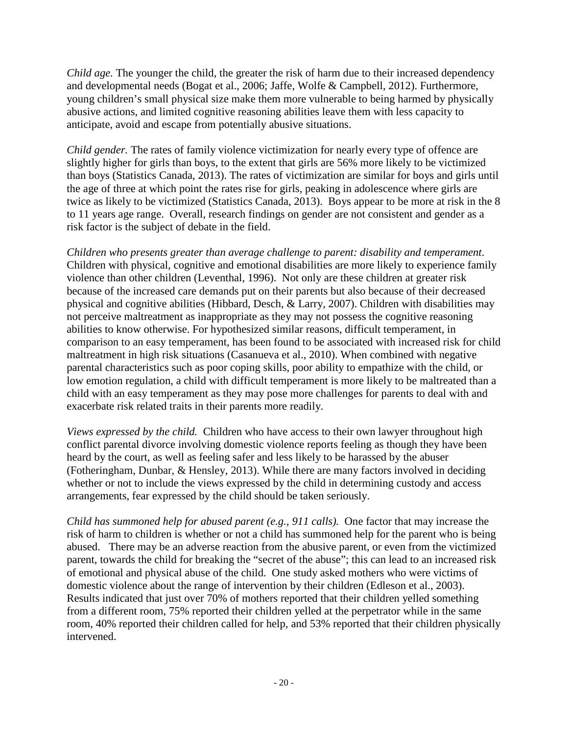*Child age.* The younger the child, the greater the risk of harm due to their increased dependency and developmental needs (Bogat et al., 2006; Jaffe, Wolfe & Campbell, 2012). Furthermore, young children's small physical size make them more vulnerable to being harmed by physically abusive actions, and limited cognitive reasoning abilities leave them with less capacity to anticipate, avoid and escape from potentially abusive situations.

*Child gender.* The rates of family violence victimization for nearly every type of offence are slightly higher for girls than boys, to the extent that girls are 56% more likely to be victimized than boys (Statistics Canada, 2013). The rates of victimization are similar for boys and girls until the age of three at which point the rates rise for girls, peaking in adolescence where girls are twice as likely to be victimized (Statistics Canada, 2013). Boys appear to be more at risk in the 8 to 11 years age range. Overall, research findings on gender are not consistent and gender as a risk factor is the subject of debate in the field.

*Children who presents greater than average challenge to parent: disability and temperament*. Children with physical, cognitive and emotional disabilities are more likely to experience family violence than other children (Leventhal, 1996). Not only are these children at greater risk because of the increased care demands put on their parents but also because of their decreased physical and cognitive abilities (Hibbard, Desch, & Larry, 2007). Children with disabilities may not perceive maltreatment as inappropriate as they may not possess the cognitive reasoning abilities to know otherwise. For hypothesized similar reasons, difficult temperament, in comparison to an easy temperament, has been found to be associated with increased risk for child maltreatment in high risk situations (Casanueva et al., 2010). When combined with negative parental characteristics such as poor coping skills, poor ability to empathize with the child, or low emotion regulation, a child with difficult temperament is more likely to be maltreated than a child with an easy temperament as they may pose more challenges for parents to deal with and exacerbate risk related traits in their parents more readily.

*Views expressed by the child.* Children who have access to their own lawyer throughout high conflict parental divorce involving domestic violence reports feeling as though they have been heard by the court, as well as feeling safer and less likely to be harassed by the abuser (Fotheringham, Dunbar, & Hensley, 2013). While there are many factors involved in deciding whether or not to include the views expressed by the child in determining custody and access arrangements, fear expressed by the child should be taken seriously.

*Child has summoned help for abused parent (e.g., 911 calls).* One factor that may increase the risk of harm to children is whether or not a child has summoned help for the parent who is being abused. There may be an adverse reaction from the abusive parent, or even from the victimized parent, towards the child for breaking the "secret of the abuse"; this can lead to an increased risk of emotional and physical abuse of the child. One study asked mothers who were victims of domestic violence about the range of intervention by their children (Edleson et al., 2003). Results indicated that just over 70% of mothers reported that their children yelled something from a different room, 75% reported their children yelled at the perpetrator while in the same room, 40% reported their children called for help, and 53% reported that their children physically intervened.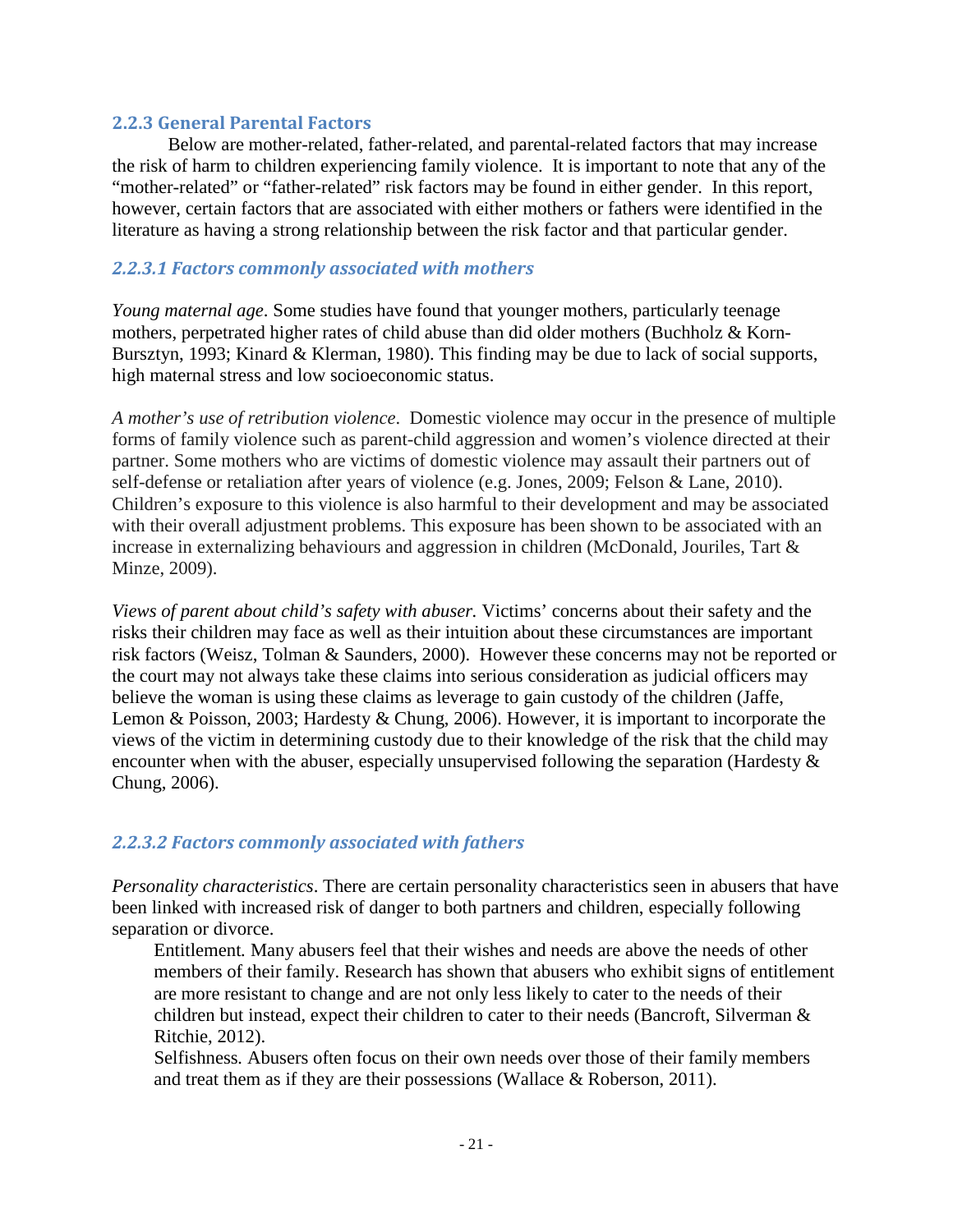### 2.2.3 General Parental Factors

Below are mother-related, father-related, and parental-related factors that may increase the risk of harm to children experiencing family violence. It is important to note that any of the "mother-related" or "father-related" risk factors may be found in either gender. In this report, however, certain factors that are associated with either mothers or fathers were identified in the literature as having a strong relationship between the risk factor and that particular gender.

#### *2.2.3.1 Factors commonly associated with mothers*

*Young maternal age*. Some studies have found that younger mothers, particularly teenage mothers, perpetrated higher rates of child abuse than did older mothers (Buchholz & Korn-Bursztyn, 1993; Kinard & Klerman, 1980). This finding may be due to lack of social supports, high maternal stress and low socioeconomic status.

*A mother's use of retribution violence*. Domestic violence may occur in the presence of multiple forms of family violence such as parent-child aggression and women's violence directed at their partner. Some mothers who are victims of domestic violence may assault their partners out of self-defense or retaliation after years of violence (e.g. Jones, 2009; Felson & Lane, 2010). Children's exposure to this violence is also harmful to their development and may be associated with their overall adjustment problems. This exposure has been shown to be associated with an increase in externalizing behaviours and aggression in children (McDonald, Jouriles, Tart & Minze, 2009).

*Views of parent about child's safety with abuser.* Victims' concerns about their safety and the risks their children may face as well as their intuition about these circumstances are important risk factors (Weisz, Tolman & Saunders, 2000). However these concerns may not be reported or the court may not always take these claims into serious consideration as judicial officers may believe the woman is using these claims as leverage to gain custody of the children (Jaffe, Lemon & Poisson, 2003; Hardesty & Chung, 2006). However, it is important to incorporate the views of the victim in determining custody due to their knowledge of the risk that the child may encounter when with the abuser, especially unsupervised following the separation (Hardesty & Chung, 2006).

#### *2.2.3.2 Factors commonly associated with fathers*

*Personality characteristics*. There are certain personality characteristics seen in abusers that have been linked with increased risk of danger to both partners and children, especially following separation or divorce.

Entitlement*.* Many abusers feel that their wishes and needs are above the needs of other members of their family. Research has shown that abusers who exhibit signs of entitlement are more resistant to change and are not only less likely to cater to the needs of their children but instead, expect their children to cater to their needs (Bancroft, Silverman & Ritchie, 2012).

Selfishness*.* Abusers often focus on their own needs over those of their family members and treat them as if they are their possessions (Wallace & Roberson, 2011).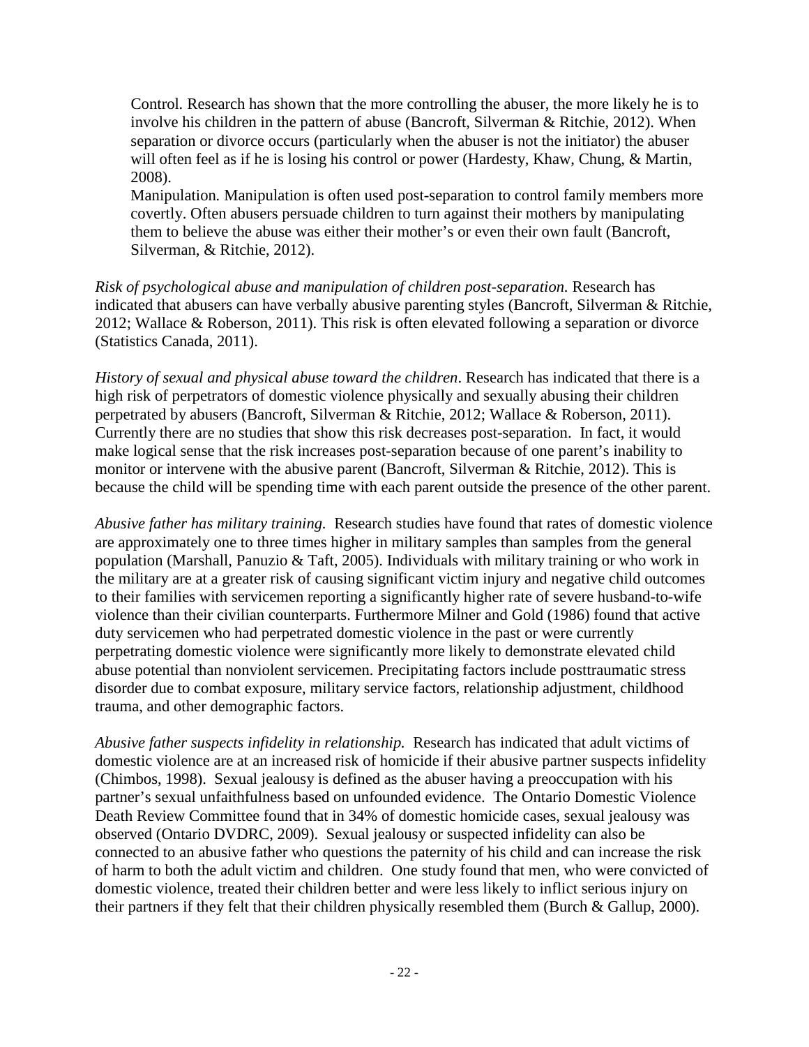Control. Research has shown that the more controlling the abuser, the more likely he is to involve his children in the pattern of abuse (Bancroft, Silverman & Ritchie, 2012). When separation or divorce occurs (particularly when the abuser is not the initiator) the abuser will often feel as if he is losing his control or power (Hardesty, Khaw, Chung, & Martin, 2008).

Manipulation. Manipulation is often used post-separation to control family members more covertly. Often abusers persuade children to turn against their mothers by manipulating them to believe the abuse was either their mother's or even their own fault (Bancroft, Silverman, & Ritchie, 2012).

*Risk of psychological abuse and manipulation of children post-separation.* Research has indicated that abusers can have verbally abusive parenting styles (Bancroft, Silverman & Ritchie, 2012; Wallace & Roberson, 2011). This risk is often elevated following a separation or divorce (Statistics Canada, 2011).

*History of sexual and physical abuse toward the children*. Research has indicated that there is a high risk of perpetrators of domestic violence physically and sexually abusing their children perpetrated by abusers (Bancroft, Silverman & Ritchie, 2012; Wallace & Roberson, 2011). Currently there are no studies that show this risk decreases post-separation. In fact, it would make logical sense that the risk increases post-separation because of one parent's inability to monitor or intervene with the abusive parent (Bancroft, Silverman & Ritchie, 2012). This is because the child will be spending time with each parent outside the presence of the other parent.

*Abusive father has military training.* Research studies have found that rates of domestic violence are approximately one to three times higher in military samples than samples from the general population (Marshall, Panuzio & Taft, 2005). Individuals with military training or who work in the military are at a greater risk of causing significant victim injury and negative child outcomes to their families with servicemen reporting a significantly higher rate of severe husband-to-wife violence than their civilian counterparts. Furthermore Milner and Gold (1986) found that active duty servicemen who had perpetrated domestic violence in the past or were currently perpetrating domestic violence were significantly more likely to demonstrate elevated child abuse potential than nonviolent servicemen. Precipitating factors include posttraumatic stress disorder due to combat exposure, military service factors, relationship adjustment, childhood trauma, and other demographic factors.

*Abusive father suspects infidelity in relationship.* Research has indicated that adult victims of domestic violence are at an increased risk of homicide if their abusive partner suspects infidelity (Chimbos, 1998). Sexual jealousy is defined as the abuser having a preoccupation with his partner's sexual unfaithfulness based on unfounded evidence. The Ontario Domestic Violence Death Review Committee found that in 34% of domestic homicide cases, sexual jealousy was observed (Ontario DVDRC, 2009). Sexual jealousy or suspected infidelity can also be connected to an abusive father who questions the paternity of his child and can increase the risk of harm to both the adult victim and children. One study found that men, who were convicted of domestic violence, treated their children better and were less likely to inflict serious injury on their partners if they felt that their children physically resembled them (Burch & Gallup, 2000).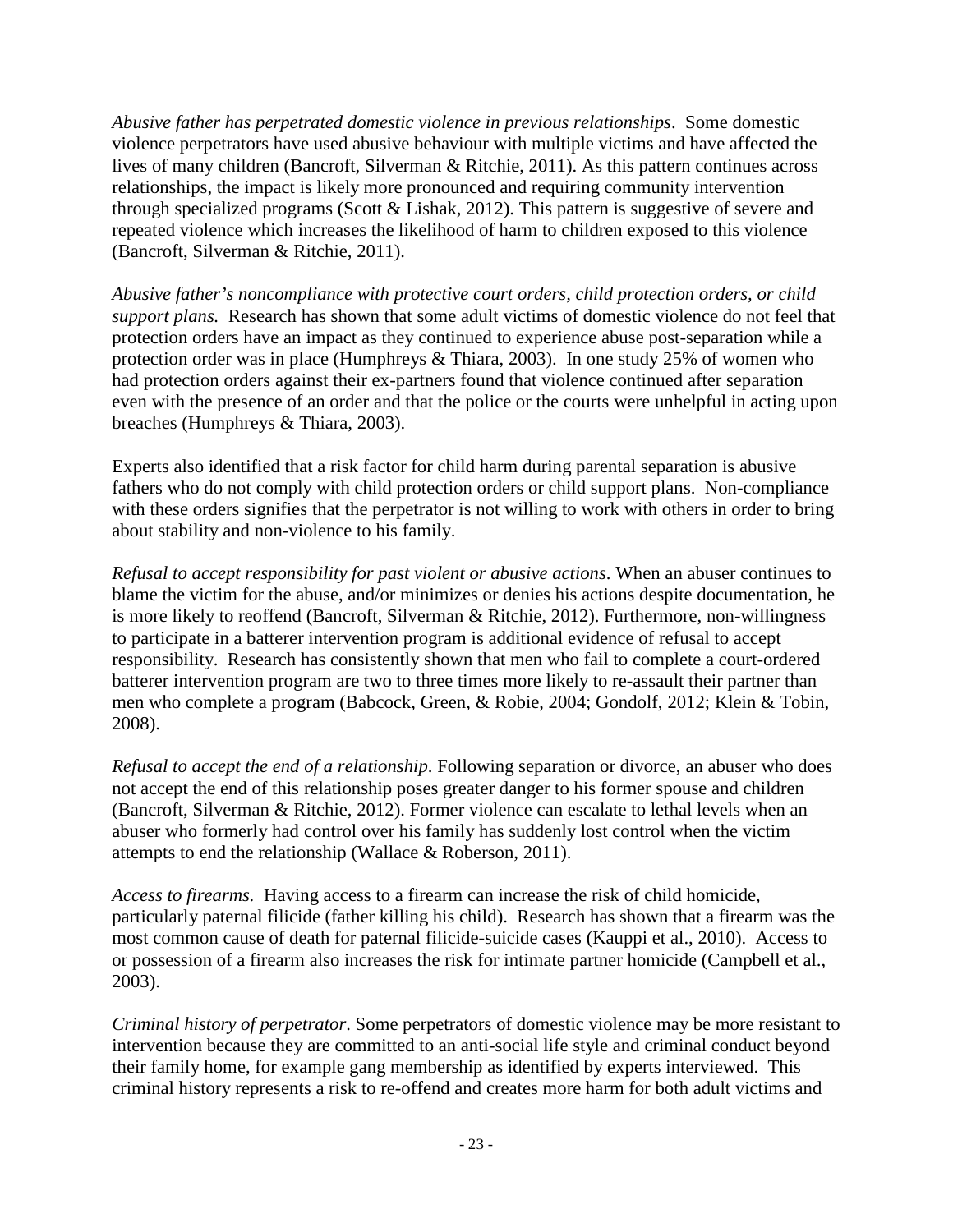*Abusive father has perpetrated domestic violence in previous relationships*. Some domestic violence perpetrators have used abusive behaviour with multiple victims and have affected the lives of many children (Bancroft, Silverman & Ritchie, 2011). As this pattern continues across relationships, the impact is likely more pronounced and requiring community intervention through specialized programs (Scott & Lishak, 2012). This pattern is suggestive of severe and repeated violence which increases the likelihood of harm to children exposed to this violence (Bancroft, Silverman & Ritchie, 2011).

*Abusive father's noncompliance with protective court orders, child protection orders, or child support plans.* Research has shown that some adult victims of domestic violence do not feel that protection orders have an impact as they continued to experience abuse post-separation while a protection order was in place (Humphreys & Thiara, 2003). In one study 25% of women who had protection orders against their ex-partners found that violence continued after separation even with the presence of an order and that the police or the courts were unhelpful in acting upon breaches (Humphreys & Thiara, 2003).

Experts also identified that a risk factor for child harm during parental separation is abusive fathers who do not comply with child protection orders or child support plans. Non-compliance with these orders signifies that the perpetrator is not willing to work with others in order to bring about stability and non-violence to his family.

*Refusal to accept responsibility for past violent or abusive actions*. When an abuser continues to blame the victim for the abuse, and/or minimizes or denies his actions despite documentation, he is more likely to reoffend (Bancroft, Silverman & Ritchie, 2012). Furthermore, non-willingness to participate in a batterer intervention program is additional evidence of refusal to accept responsibility. Research has consistently shown that men who fail to complete a court-ordered batterer intervention program are two to three times more likely to re-assault their partner than men who complete a program (Babcock, Green, & Robie, 2004; Gondolf, 2012; Klein & Tobin, 2008).

*Refusal to accept the end of a relationship*. Following separation or divorce, an abuser who does not accept the end of this relationship poses greater danger to his former spouse and children (Bancroft, Silverman & Ritchie, 2012). Former violence can escalate to lethal levels when an abuser who formerly had control over his family has suddenly lost control when the victim attempts to end the relationship (Wallace & Roberson, 2011).

*Access to firearms.* Having access to a firearm can increase the risk of child homicide, particularly paternal filicide (father killing his child). Research has shown that a firearm was the most common cause of death for paternal filicide-suicide cases (Kauppi et al., 2010). Access to or possession of a firearm also increases the risk for intimate partner homicide (Campbell et al., 2003).

*Criminal history of perpetrator*. Some perpetrators of domestic violence may be more resistant to intervention because they are committed to an anti-social life style and criminal conduct beyond their family home, for example gang membership as identified by experts interviewed. This criminal history represents a risk to re-offend and creates more harm for both adult victims and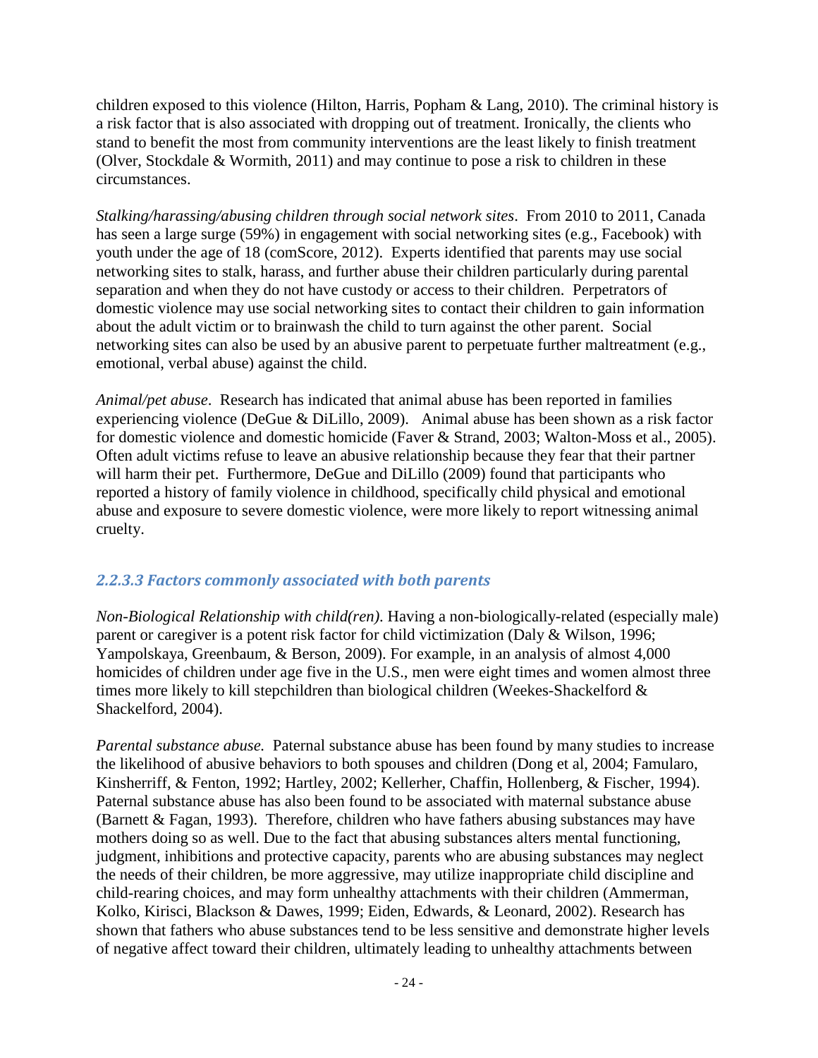children exposed to this violence (Hilton, Harris, Popham & Lang, 2010). The criminal history is a risk factor that is also associated with dropping out of treatment. Ironically, the clients who stand to benefit the most from community interventions are the least likely to finish treatment (Olver, Stockdale & Wormith, 2011) and may continue to pose a risk to children in these circumstances.

*Stalking/harassing/abusing children through social network sites*. From 2010 to 2011, Canada has seen a large surge (59%) in engagement with social networking sites (e.g., Facebook) with youth under the age of 18 (comScore, 2012). Experts identified that parents may use social networking sites to stalk, harass, and further abuse their children particularly during parental separation and when they do not have custody or access to their children. Perpetrators of domestic violence may use social networking sites to contact their children to gain information about the adult victim or to brainwash the child to turn against the other parent. Social networking sites can also be used by an abusive parent to perpetuate further maltreatment (e.g., emotional, verbal abuse) against the child.

*Animal/pet abuse*. Research has indicated that animal abuse has been reported in families experiencing violence (DeGue & DiLillo, 2009). Animal abuse has been shown as a risk factor for domestic violence and domestic homicide (Faver & Strand, 2003; Walton-Moss et al., 2005). Often adult victims refuse to leave an abusive relationship because they fear that their partner will harm their pet. Furthermore, DeGue and DiLillo (2009) found that participants who reported a history of family violence in childhood, specifically child physical and emotional abuse and exposure to severe domestic violence, were more likely to report witnessing animal cruelty.

#### *2.2.3.3 Factors commonly associated with both parents*

*Non-Biological Relationship with child(ren)*. Having a non-biologically-related (especially male) parent or caregiver is a potent risk factor for child victimization (Daly & Wilson, 1996; Yampolskaya, Greenbaum, & Berson, 2009). For example, in an analysis of almost 4,000 homicides of children under age five in the U.S., men were eight times and women almost three times more likely to kill stepchildren than biological children (Weekes-Shackelford & Shackelford, 2004).

*Parental substance abuse.* Paternal substance abuse has been found by many studies to increase the likelihood of abusive behaviors to both spouses and children (Dong et al, 2004; Famularo, Kinsherriff, & Fenton, 1992; Hartley, 2002; Kellerher, Chaffin, Hollenberg, & Fischer, 1994). Paternal substance abuse has also been found to be associated with maternal substance abuse (Barnett & Fagan, 1993). Therefore, children who have fathers abusing substances may have mothers doing so as well. Due to the fact that abusing substances alters mental functioning, judgment, inhibitions and protective capacity, parents who are abusing substances may neglect the needs of their children, be more aggressive, may utilize inappropriate child discipline and child-rearing choices, and may form unhealthy attachments with their children (Ammerman, Kolko, Kirisci, Blackson & Dawes, 1999; Eiden, Edwards, & Leonard, 2002). Research has shown that fathers who abuse substances tend to be less sensitive and demonstrate higher levels of negative affect toward their children, ultimately leading to unhealthy attachments between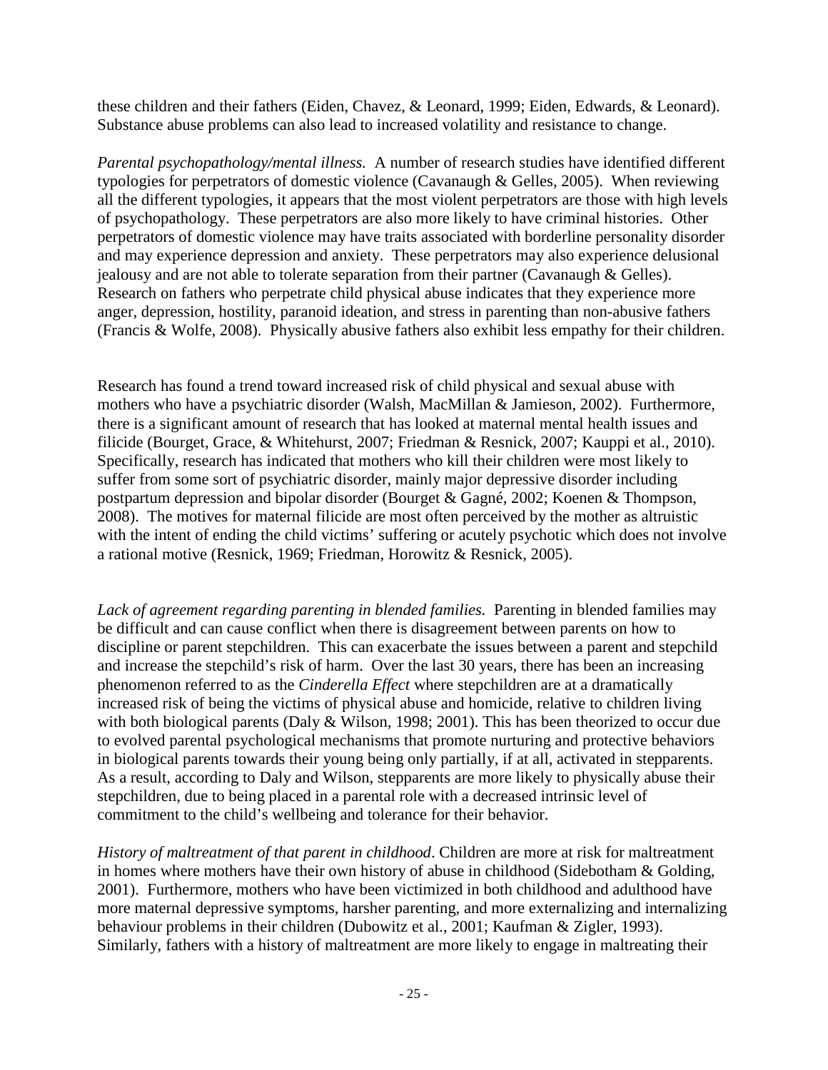these children and their fathers (Eiden, Chavez, & Leonard, 1999; Eiden, Edwards, & Leonard). Substance abuse problems can also lead to increased volatility and resistance to change.

*Parental psychopathology/mental illness.* A number of research studies have identified different typologies for perpetrators of domestic violence (Cavanaugh & Gelles, 2005). When reviewing all the different typologies, it appears that the most violent perpetrators are those with high levels of psychopathology. These perpetrators are also more likely to have criminal histories. Other perpetrators of domestic violence may have traits associated with borderline personality disorder and may experience depression and anxiety. These perpetrators may also experience delusional jealousy and are not able to tolerate separation from their partner (Cavanaugh & Gelles). Research on fathers who perpetrate child physical abuse indicates that they experience more anger, depression, hostility, paranoid ideation, and stress in parenting than non-abusive fathers (Francis & Wolfe, 2008). Physically abusive fathers also exhibit less empathy for their children.

Research has found a trend toward increased risk of child physical and sexual abuse with mothers who have a psychiatric disorder (Walsh, MacMillan & Jamieson, 2002). Furthermore, there is a significant amount of research that has looked at maternal mental health issues and filicide (Bourget, Grace, & Whitehurst, 2007; Friedman & Resnick, 2007; Kauppi et al., 2010). Specifically, research has indicated that mothers who kill their children were most likely to suffer from some sort of psychiatric disorder, mainly major depressive disorder including postpartum depression and bipolar disorder (Bourget & Gagné, 2002; Koenen & Thompson, 2008). The motives for maternal filicide are most often perceived by the mother as altruistic with the intent of ending the child victims' suffering or acutely psychotic which does not involve a rational motive (Resnick, 1969; Friedman, Horowitz & Resnick, 2005).

*Lack of agreement regarding parenting in blended families.* Parenting in blended families may be difficult and can cause conflict when there is disagreement between parents on how to discipline or parent stepchildren. This can exacerbate the issues between a parent and stepchild and increase the stepchild's risk of harm. Over the last 30 years, there has been an increasing phenomenon referred to as the *Cinderella Effect* where stepchildren are at a dramatically increased risk of being the victims of physical abuse and homicide, relative to children living with both biological parents (Daly & Wilson, 1998; 2001). This has been theorized to occur due to evolved parental psychological mechanisms that promote nurturing and protective behaviors in biological parents towards their young being only partially, if at all, activated in stepparents. As a result, according to Daly and Wilson, stepparents are more likely to physically abuse their stepchildren, due to being placed in a parental role with a decreased intrinsic level of commitment to the child's wellbeing and tolerance for their behavior.

*History of maltreatment of that parent in childhood*. Children are more at risk for maltreatment in homes where mothers have their own history of abuse in childhood (Sidebotham & Golding, 2001). Furthermore, mothers who have been victimized in both childhood and adulthood have more maternal depressive symptoms, harsher parenting, and more externalizing and internalizing behaviour problems in their children (Dubowitz et al., 2001; Kaufman & Zigler, 1993). Similarly, fathers with a history of maltreatment are more likely to engage in maltreating their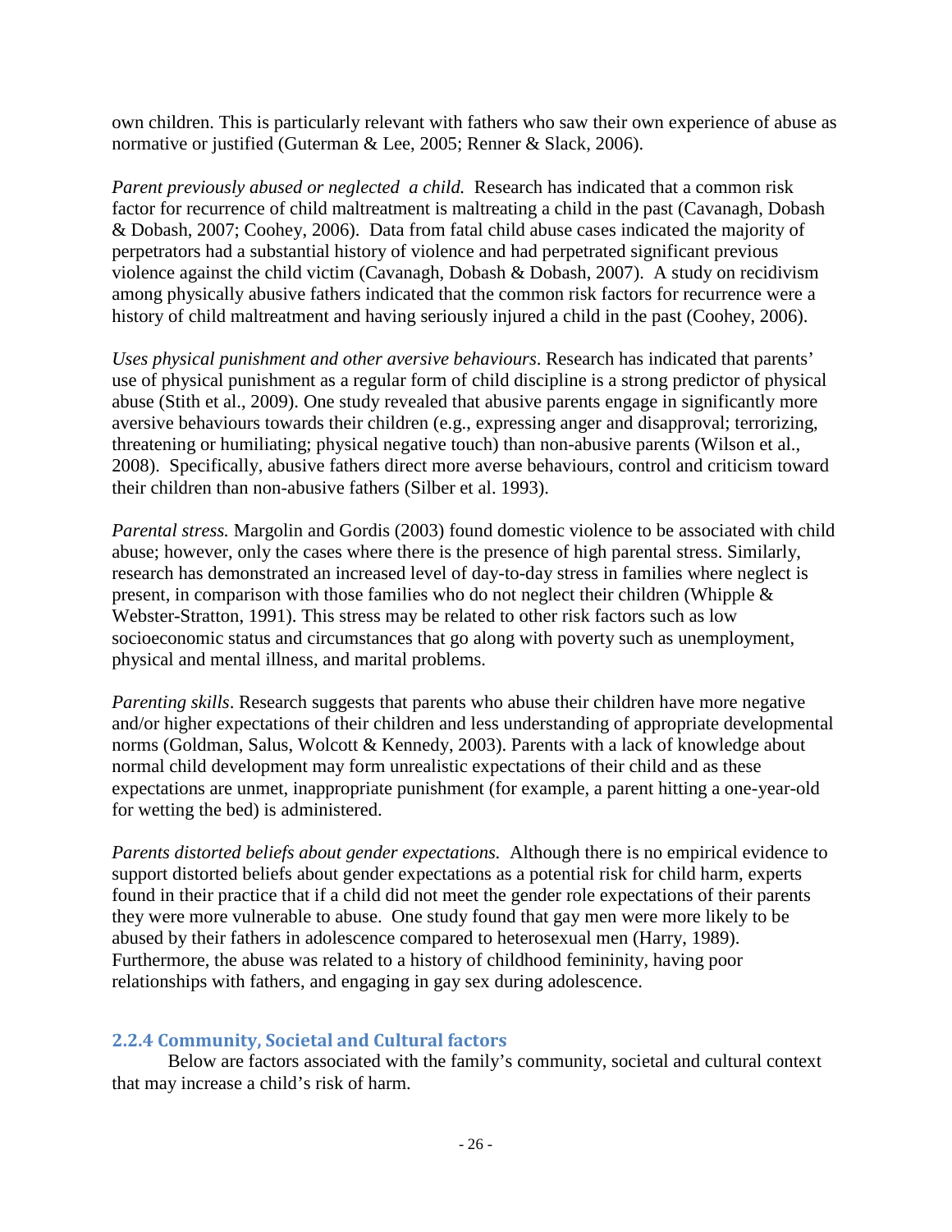own children. This is particularly relevant with fathers who saw their own experience of abuse as normative or justified (Guterman & Lee, 2005; Renner & Slack, 2006).

*Parent previously abused or neglected a child.* Research has indicated that a common risk factor for recurrence of child maltreatment is maltreating a child in the past (Cavanagh, Dobash & Dobash, 2007; Coohey, 2006). Data from fatal child abuse cases indicated the majority of perpetrators had a substantial history of violence and had perpetrated significant previous violence against the child victim (Cavanagh, Dobash & Dobash, 2007). A study on recidivism among physically abusive fathers indicated that the common risk factors for recurrence were a history of child maltreatment and having seriously injured a child in the past (Coohey, 2006).

*Uses physical punishment and other aversive behaviours*. Research has indicated that parents' use of physical punishment as a regular form of child discipline is a strong predictor of physical abuse (Stith et al., 2009). One study revealed that abusive parents engage in significantly more aversive behaviours towards their children (e.g., expressing anger and disapproval; terrorizing, threatening or humiliating; physical negative touch) than non-abusive parents (Wilson et al., 2008). Specifically, abusive fathers direct more averse behaviours, control and criticism toward their children than non-abusive fathers (Silber et al. 1993).

*Parental stress.* Margolin and Gordis (2003) found domestic violence to be associated with child abuse; however, only the cases where there is the presence of high parental stress. Similarly, research has demonstrated an increased level of day-to-day stress in families where neglect is present, in comparison with those families who do not neglect their children (Whipple & Webster-Stratton, 1991). This stress may be related to other risk factors such as low socioeconomic status and circumstances that go along with poverty such as unemployment, physical and mental illness, and marital problems.

*Parenting skills*. Research suggests that parents who abuse their children have more negative and/or higher expectations of their children and less understanding of appropriate developmental norms (Goldman, Salus, Wolcott & Kennedy, 2003). Parents with a lack of knowledge about normal child development may form unrealistic expectations of their child and as these expectations are unmet, inappropriate punishment (for example, a parent hitting a one-year-old for wetting the bed) is administered.

*Parents distorted beliefs about gender expectations.* Although there is no empirical evidence to support distorted beliefs about gender expectations as a potential risk for child harm, experts found in their practice that if a child did not meet the gender role expectations of their parents they were more vulnerable to abuse. One study found that gay men were more likely to be abused by their fathers in adolescence compared to heterosexual men (Harry, 1989). Furthermore, the abuse was related to a history of childhood femininity, having poor relationships with fathers, and engaging in gay sex during adolescence.

### 2.2.4 Community, Societal and Cultural factors

Below are factors associated with the family's community, societal and cultural context that may increase a child's risk of harm.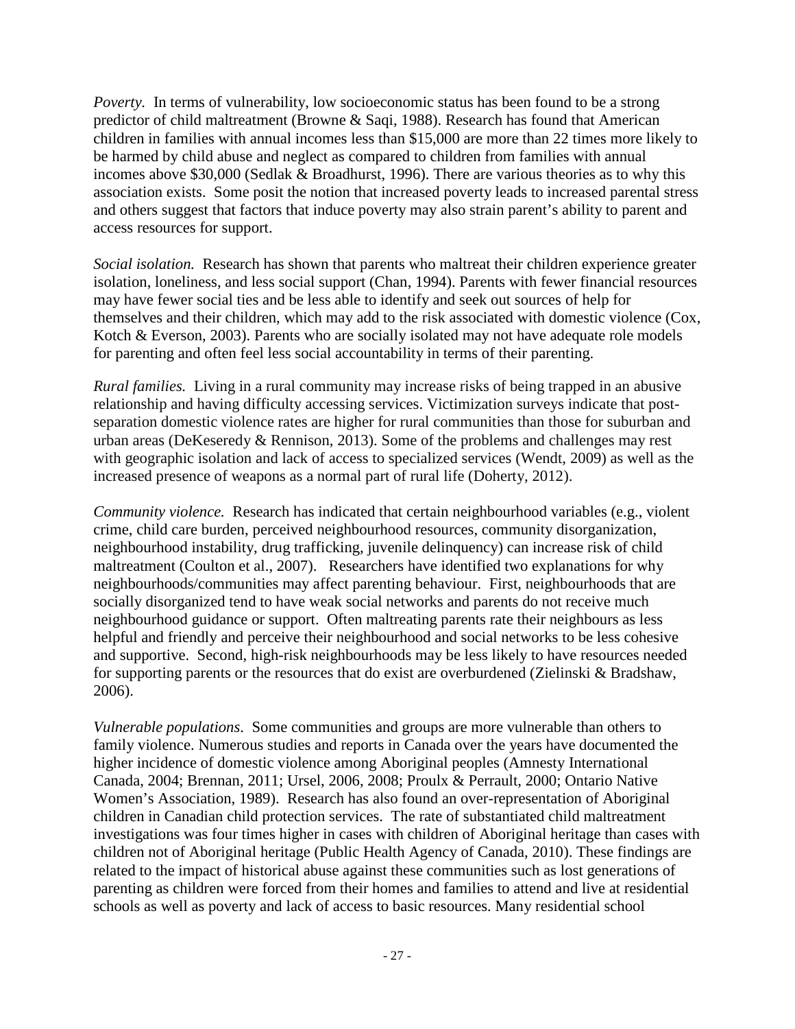*Poverty.* In terms of vulnerability, low socioeconomic status has been found to be a strong predictor of child maltreatment (Browne & Saqi, 1988). Research has found that American children in families with annual incomes less than $15,000 are more than 22 times more likely to be harmed by child abuse and neglect as compared to children from families with annual incomes above $30,000 (Sedlak & Broadhurst, 1996). There are various theories as to why this association exists. Some posit the notion that increased poverty leads to increased parental stress and others suggest that factors that induce poverty may also strain parent's ability to parent and access resources for support.

*Social isolation.* Research has shown that parents who maltreat their children experience greater isolation, loneliness, and less social support (Chan, 1994). Parents with fewer financial resources may have fewer social ties and be less able to identify and seek out sources of help for themselves and their children, which may add to the risk associated with domestic violence (Cox, Kotch & Everson, 2003). Parents who are socially isolated may not have adequate role models for parenting and often feel less social accountability in terms of their parenting.

*Rural families.* Living in a rural community may increase risks of being trapped in an abusive relationship and having difficulty accessing services. Victimization surveys indicate that post-separation domestic violence rates are higher for rural communities than those for suburban and urban areas (DeKeseredy & Rennison, 2013). Some of the problems and challenges may rest with geographic isolation and lack of access to specialized services (Wendt, 2009) as well as the increased presence of weapons as a normal part of rural life (Doherty, 2012).

*Community violence.* Research has indicated that certain neighbourhood variables (e.g., violent crime, child care burden, perceived neighbourhood resources, community disorganization, neighbourhood instability, drug trafficking, juvenile delinquency) can increase risk of child maltreatment (Coulton et al., 2007). Researchers have identified two explanations for why neighbourhoods/communities may affect parenting behaviour. First, neighbourhoods that are socially disorganized tend to have weak social networks and parents do not receive much neighbourhood guidance or support. Often maltreating parents rate their neighbours as less helpful and friendly and perceive their neighbourhood and social networks to be less cohesive and supportive. Second, high-risk neighbourhoods may be less likely to have resources needed for supporting parents or the resources that do exist are overburdened (Zielinski & Bradshaw, 2006).

*Vulnerable populations*. Some communities and groups are more vulnerable than others to family violence. Numerous studies and reports in Canada over the years have documented the higher incidence of domestic violence among Aboriginal peoples (Amnesty International Canada, 2004; Brennan, 2011; Ursel, 2006, 2008; Proulx & Perrault, 2000; Ontario Native Women's Association, 1989). Research has also found an over-representation of Aboriginal children in Canadian child protection services. The rate of substantiated child maltreatment investigations was four times higher in cases with children of Aboriginal heritage than cases with children not of Aboriginal heritage (Public Health Agency of Canada, 2010). These findings are related to the impact of historical abuse against these communities such as lost generations of parenting as children were forced from their homes and families to attend and live at residential schools as well as poverty and lack of access to basic resources. Many residential school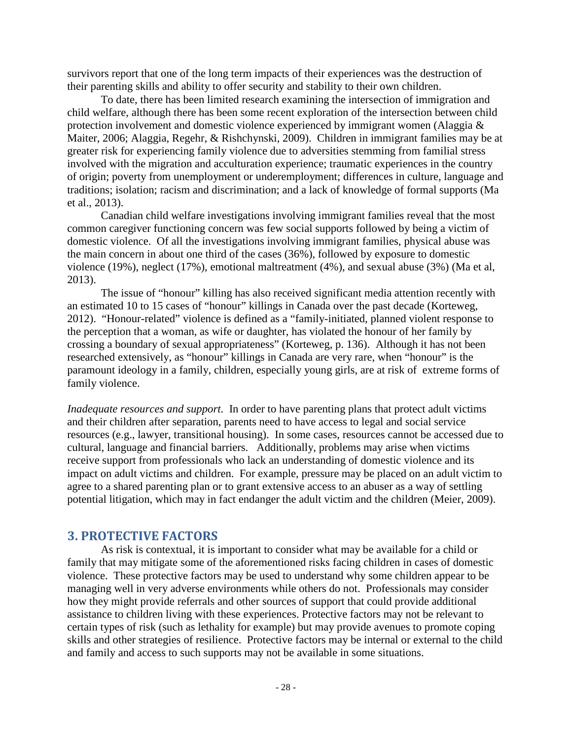survivors report that one of the long term impacts of their experiences was the destruction of their parenting skills and ability to offer security and stability to their own children.

To date, there has been limited research examining the intersection of immigration and child welfare, although there has been some recent exploration of the intersection between child protection involvement and domestic violence experienced by immigrant women (Alaggia & Maiter, 2006; Alaggia, Regehr, & Rishchynski, 2009). Children in immigrant families may be at greater risk for experiencing family violence due to adversities stemming from familial stress involved with the migration and acculturation experience; traumatic experiences in the country of origin; poverty from unemployment or underemployment; differences in culture, language and traditions; isolation; racism and discrimination; and a lack of knowledge of formal supports (Ma et al., 2013).

Canadian child welfare investigations involving immigrant families reveal that the most common caregiver functioning concern was few social supports followed by being a victim of domestic violence. Of all the investigations involving immigrant families, physical abuse was the main concern in about one third of the cases (36%), followed by exposure to domestic violence (19%), neglect (17%), emotional maltreatment (4%), and sexual abuse (3%) (Ma et al, 2013).

The issue of "honour" killing has also received significant media attention recently with an estimated 10 to 15 cases of "honour" killings in Canada over the past decade (Korteweg, 2012). "Honour-related" violence is defined as a "family-initiated, planned violent response to the perception that a woman, as wife or daughter, has violated the honour of her family by crossing a boundary of sexual appropriateness" (Korteweg, p. 136). Although it has not been researched extensively, as "honour" killings in Canada are very rare, when "honour" is the paramount ideology in a family, children, especially young girls, are at risk of extreme forms of family violence.

*Inadequate resources and support*. In order to have parenting plans that protect adult victims and their children after separation, parents need to have access to legal and social service resources (e.g., lawyer, transitional housing). In some cases, resources cannot be accessed due to cultural, language and financial barriers. Additionally, problems may arise when victims receive support from professionals who lack an understanding of domestic violence and its impact on adult victims and children. For example, pressure may be placed on an adult victim to agree to a shared parenting plan or to grant extensive access to an abuser as a way of settling potential litigation, which may in fact endanger the adult victim and the children (Meier, 2009).

## 3. PROTECTIVE FACTORS

As risk is contextual, it is important to consider what may be available for a child or family that may mitigate some of the aforementioned risks facing children in cases of domestic violence. These protective factors may be used to understand why some children appear to be managing well in very adverse environments while others do not. Professionals may consider how they might provide referrals and other sources of support that could provide additional assistance to children living with these experiences. Protective factors may not be relevant to certain types of risk (such as lethality for example) but may provide avenues to promote coping skills and other strategies of resilience. Protective factors may be internal or external to the child and family and access to such supports may not be available in some situations.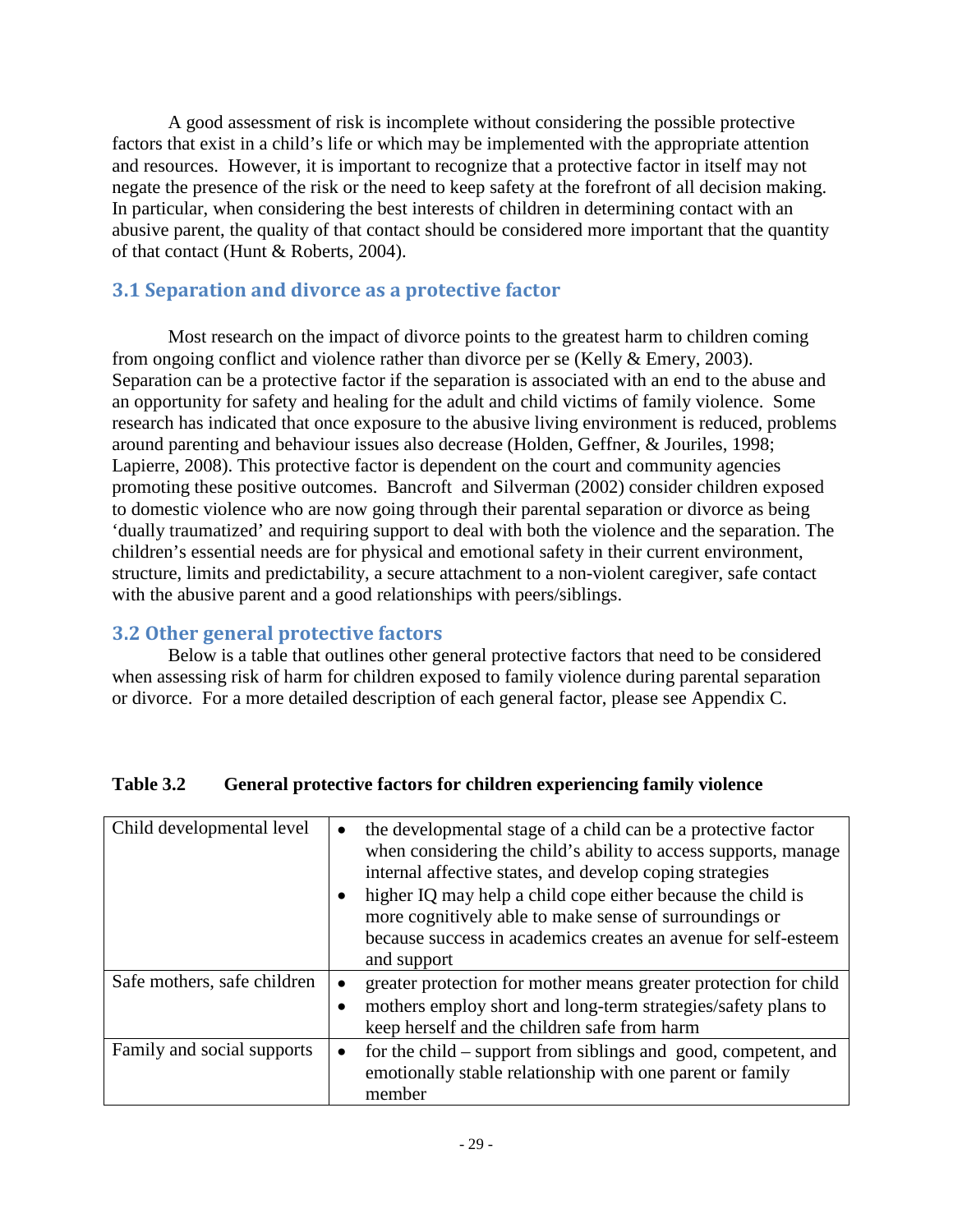A good assessment of risk is incomplete without considering the possible protective factors that exist in a child's life or which may be implemented with the appropriate attention and resources. However, it is important to recognize that a protective factor in itself may not negate the presence of the risk or the need to keep safety at the forefront of all decision making. In particular, when considering the best interests of children in determining contact with an abusive parent, the quality of that contact should be considered more important that the quantity of that contact (Hunt & Roberts, 2004).

## 3.1 Separation and divorce as a protective factor

Most research on the impact of divorce points to the greatest harm to children coming from ongoing conflict and violence rather than divorce per se (Kelly & Emery, 2003). Separation can be a protective factor if the separation is associated with an end to the abuse and an opportunity for safety and healing for the adult and child victims of family violence. Some research has indicated that once exposure to the abusive living environment is reduced, problems around parenting and behaviour issues also decrease (Holden, Geffner, & Jouriles, 1998; Lapierre, 2008). This protective factor is dependent on the court and community agencies promoting these positive outcomes. Bancroft and Silverman (2002) consider children exposed to domestic violence who are now going through their parental separation or divorce as being 'dually traumatized' and requiring support to deal with both the violence and the separation. The children's essential needs are for physical and emotional safety in their current environment, structure, limits and predictability, a secure attachment to a non-violent caregiver, safe contact with the abusive parent and a good relationships with peers/siblings.

## 3.2 Other general protective factors

Below is a table that outlines other general protective factors that need to be considered when assessing risk of harm for children exposed to family violence during parental separation or divorce. For a more detailed description of each general factor, please see Appendix C.

**Table 3.2 General protective factors for children experiencing family violence**

| | |
|---|---|
| Child developmental level | • the developmental stage of a child can be a protective factor when considering the child's ability to access supports, manage internal affective states, and develop coping strategies<br>• higher IQ may help a child cope either because the child is more cognitively able to make sense of surroundings or because success in academics creates an avenue for self-esteem and support |
| Safe mothers, safe children | • greater protection for mother means greater protection for child<br>• mothers employ short and long-term strategies/safety plans to keep herself and the children safe from harm |
| Family and social supports | • for the child – support from siblings and good, competent, and emotionally stable relationship with one parent or family member |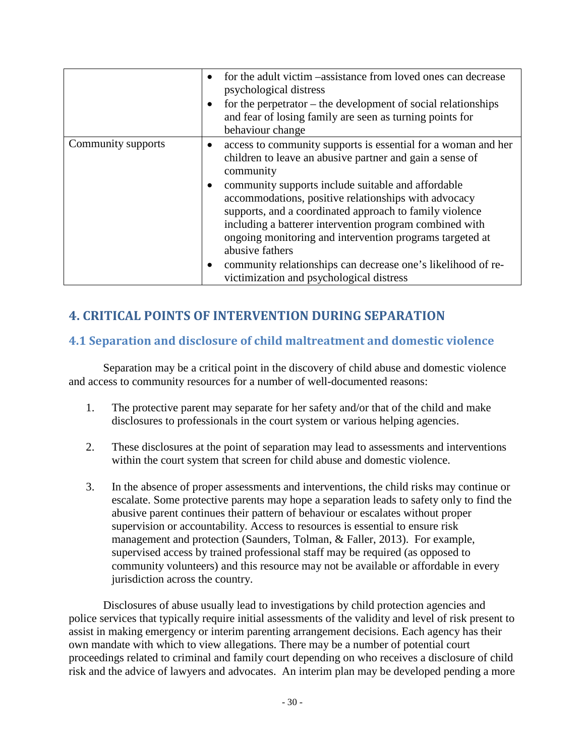| | |
|---|---|
| | • for the adult victim –assistance from loved ones can decrease psychological distress<br>• for the perpetrator – the development of social relationships and fear of losing family are seen as turning points for behaviour change |
| Community supports | • access to community supports is essential for a woman and her children to leave an abusive partner and gain a sense of community<br>• community supports include suitable and affordable accommodations, positive relationships with advocacy supports, and a coordinated approach to family violence including a batterer intervention program combined with ongoing monitoring and intervention programs targeted at abusive fathers<br>• community relationships can decrease one's likelihood of re-victimization and psychological distress |

# 4. CRITICAL POINTS OF INTERVENTION DURING SEPARATION

## 4.1 Separation and disclosure of child maltreatment and domestic violence

Separation may be a critical point in the discovery of child abuse and domestic violence and access to community resources for a number of well-documented reasons:

1. The protective parent may separate for her safety and/or that of the child and make disclosures to professionals in the court system or various helping agencies.

2. These disclosures at the point of separation may lead to assessments and interventions within the court system that screen for child abuse and domestic violence.

3. In the absence of proper assessments and interventions, the child risks may continue or escalate. Some protective parents may hope a separation leads to safety only to find the abusive parent continues their pattern of behaviour or escalates without proper supervision or accountability. Access to resources is essential to ensure risk management and protection (Saunders, Tolman, & Faller, 2013). For example, supervised access by trained professional staff may be required (as opposed to community volunteers) and this resource may not be available or affordable in every jurisdiction across the country.

Disclosures of abuse usually lead to investigations by child protection agencies and police services that typically require initial assessments of the validity and level of risk present to assist in making emergency or interim parenting arrangement decisions. Each agency has their own mandate with which to view allegations. There may be a number of potential court proceedings related to criminal and family court depending on who receives a disclosure of child risk and the advice of lawyers and advocates. An interim plan may be developed pending a more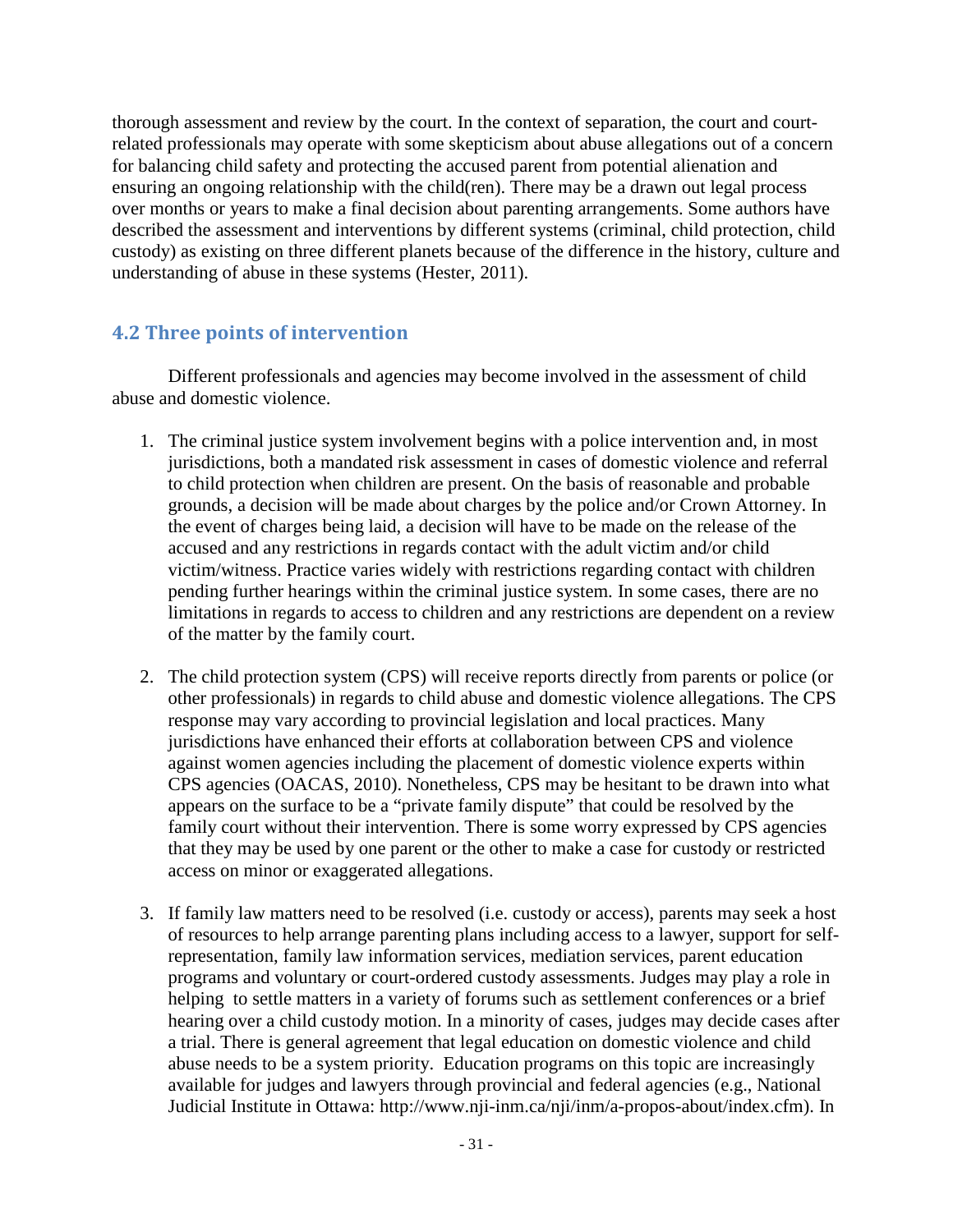thorough assessment and review by the court. In the context of separation, the court and court-related professionals may operate with some skepticism about abuse allegations out of a concern for balancing child safety and protecting the accused parent from potential alienation and ensuring an ongoing relationship with the child(ren). There may be a drawn out legal process over months or years to make a final decision about parenting arrangements. Some authors have described the assessment and interventions by different systems (criminal, child protection, child custody) as existing on three different planets because of the difference in the history, culture and understanding of abuse in these systems (Hester, 2011).

## 4.2 Three points of intervention

Different professionals and agencies may become involved in the assessment of child abuse and domestic violence.

1. The criminal justice system involvement begins with a police intervention and, in most jurisdictions, both a mandated risk assessment in cases of domestic violence and referral to child protection when children are present. On the basis of reasonable and probable grounds, a decision will be made about charges by the police and/or Crown Attorney. In the event of charges being laid, a decision will have to be made on the release of the accused and any restrictions in regards contact with the adult victim and/or child victim/witness. Practice varies widely with restrictions regarding contact with children pending further hearings within the criminal justice system. In some cases, there are no limitations in regards to access to children and any restrictions are dependent on a review of the matter by the family court.

2. The child protection system (CPS) will receive reports directly from parents or police (or other professionals) in regards to child abuse and domestic violence allegations. The CPS response may vary according to provincial legislation and local practices. Many jurisdictions have enhanced their efforts at collaboration between CPS and violence against women agencies including the placement of domestic violence experts within CPS agencies (OACAS, 2010). Nonetheless, CPS may be hesitant to be drawn into what appears on the surface to be a "private family dispute" that could be resolved by the family court without their intervention. There is some worry expressed by CPS agencies that they may be used by one parent or the other to make a case for custody or restricted access on minor or exaggerated allegations.

3. If family law matters need to be resolved (i.e. custody or access), parents may seek a host of resources to help arrange parenting plans including access to a lawyer, support for self-representation, family law information services, mediation services, parent education programs and voluntary or court-ordered custody assessments. Judges may play a role in helping to settle matters in a variety of forums such as settlement conferences or a brief hearing over a child custody motion. In a minority of cases, judges may decide cases after a trial. There is general agreement that legal education on domestic violence and child abuse needs to be a system priority. Education programs on this topic are increasingly available for judges and lawyers through provincial and federal agencies (e.g., National Judicial Institute in Ottawa: http://www.nji-inm.ca/nji/inm/a-propos-about/index.cfm). In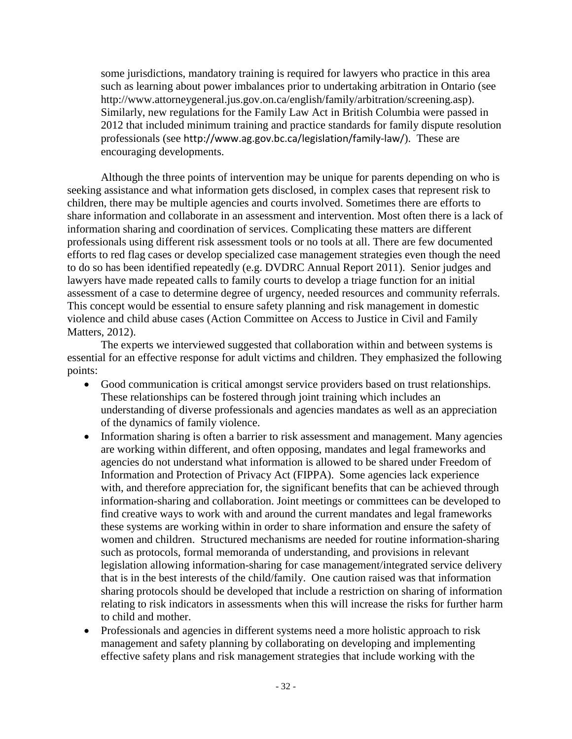some jurisdictions, mandatory training is required for lawyers who practice in this area such as learning about power imbalances prior to undertaking arbitration in Ontario (see http://www.attorneygeneral.jus.gov.on.ca/english/family/arbitration/screening.asp). Similarly, new regulations for the Family Law Act in British Columbia were passed in 2012 that included minimum training and practice standards for family dispute resolution professionals (see http://www.ag.gov.bc.ca/legislation/family-law/). These are encouraging developments.

Although the three points of intervention may be unique for parents depending on who is seeking assistance and what information gets disclosed, in complex cases that represent risk to children, there may be multiple agencies and courts involved. Sometimes there are efforts to share information and collaborate in an assessment and intervention. Most often there is a lack of information sharing and coordination of services. Complicating these matters are different professionals using different risk assessment tools or no tools at all. There are few documented efforts to red flag cases or develop specialized case management strategies even though the need to do so has been identified repeatedly (e.g. DVDRC Annual Report 2011). Senior judges and lawyers have made repeated calls to family courts to develop a triage function for an initial assessment of a case to determine degree of urgency, needed resources and community referrals. This concept would be essential to ensure safety planning and risk management in domestic violence and child abuse cases (Action Committee on Access to Justice in Civil and Family Matters, 2012).

The experts we interviewed suggested that collaboration within and between systems is essential for an effective response for adult victims and children. They emphasized the following points:

- Good communication is critical amongst service providers based on trust relationships. These relationships can be fostered through joint training which includes an understanding of diverse professionals and agencies mandates as well as an appreciation of the dynamics of family violence.
- Information sharing is often a barrier to risk assessment and management. Many agencies are working within different, and often opposing, mandates and legal frameworks and agencies do not understand what information is allowed to be shared under Freedom of Information and Protection of Privacy Act (FIPPA). Some agencies lack experience with, and therefore appreciation for, the significant benefits that can be achieved through information-sharing and collaboration. Joint meetings or committees can be developed to find creative ways to work with and around the current mandates and legal frameworks these systems are working within in order to share information and ensure the safety of women and children. Structured mechanisms are needed for routine information-sharing such as protocols, formal memoranda of understanding, and provisions in relevant legislation allowing information-sharing for case management/integrated service delivery that is in the best interests of the child/family. One caution raised was that information sharing protocols should be developed that include a restriction on sharing of information relating to risk indicators in assessments when this will increase the risks for further harm to child and mother.
- Professionals and agencies in different systems need a more holistic approach to risk management and safety planning by collaborating on developing and implementing effective safety plans and risk management strategies that include working with the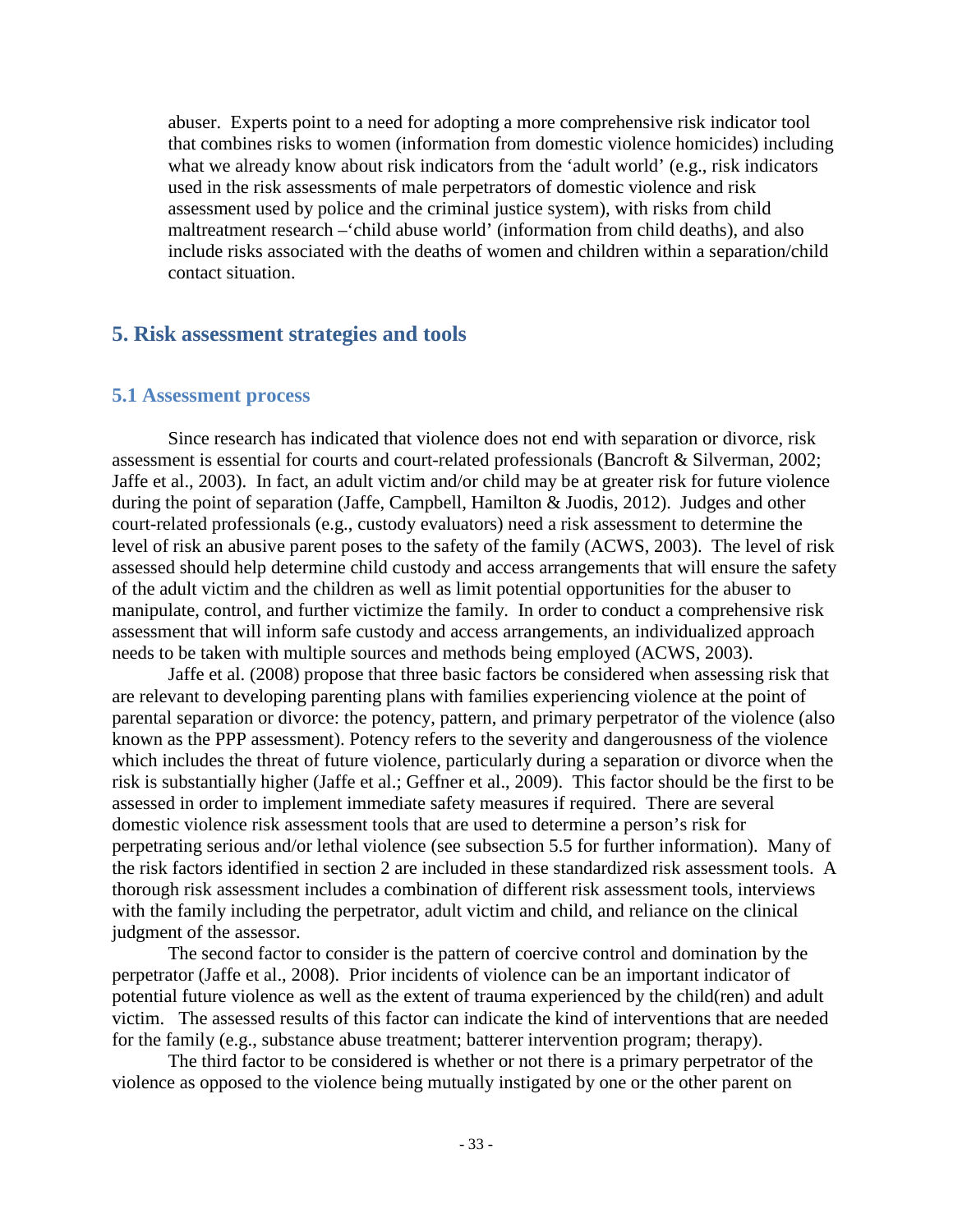abuser. Experts point to a need for adopting a more comprehensive risk indicator tool that combines risks to women (information from domestic violence homicides) including what we already know about risk indicators from the 'adult world' (e.g., risk indicators used in the risk assessments of male perpetrators of domestic violence and risk assessment used by police and the criminal justice system), with risks from child maltreatment research –'child abuse world' (information from child deaths), and also include risks associated with the deaths of women and children within a separation/child contact situation.

## 5. Risk assessment strategies and tools

### 5.1 Assessment process

Since research has indicated that violence does not end with separation or divorce, risk assessment is essential for courts and court-related professionals (Bancroft & Silverman, 2002; Jaffe et al., 2003). In fact, an adult victim and/or child may be at greater risk for future violence during the point of separation (Jaffe, Campbell, Hamilton & Juodis, 2012). Judges and other court-related professionals (e.g., custody evaluators) need a risk assessment to determine the level of risk an abusive parent poses to the safety of the family (ACWS, 2003). The level of risk assessed should help determine child custody and access arrangements that will ensure the safety of the adult victim and the children as well as limit potential opportunities for the abuser to manipulate, control, and further victimize the family. In order to conduct a comprehensive risk assessment that will inform safe custody and access arrangements, an individualized approach needs to be taken with multiple sources and methods being employed (ACWS, 2003).

Jaffe et al. (2008) propose that three basic factors be considered when assessing risk that are relevant to developing parenting plans with families experiencing violence at the point of parental separation or divorce: the potency, pattern, and primary perpetrator of the violence (also known as the PPP assessment). Potency refers to the severity and dangerousness of the violence which includes the threat of future violence, particularly during a separation or divorce when the risk is substantially higher (Jaffe et al.; Geffner et al., 2009). This factor should be the first to be assessed in order to implement immediate safety measures if required. There are several domestic violence risk assessment tools that are used to determine a person's risk for perpetrating serious and/or lethal violence (see subsection 5.5 for further information). Many of the risk factors identified in section 2 are included in these standardized risk assessment tools. A thorough risk assessment includes a combination of different risk assessment tools, interviews with the family including the perpetrator, adult victim and child, and reliance on the clinical judgment of the assessor.

The second factor to consider is the pattern of coercive control and domination by the perpetrator (Jaffe et al., 2008). Prior incidents of violence can be an important indicator of potential future violence as well as the extent of trauma experienced by the child(ren) and adult victim. The assessed results of this factor can indicate the kind of interventions that are needed for the family (e.g., substance abuse treatment; batterer intervention program; therapy).

The third factor to be considered is whether or not there is a primary perpetrator of the violence as opposed to the violence being mutually instigated by one or the other parent on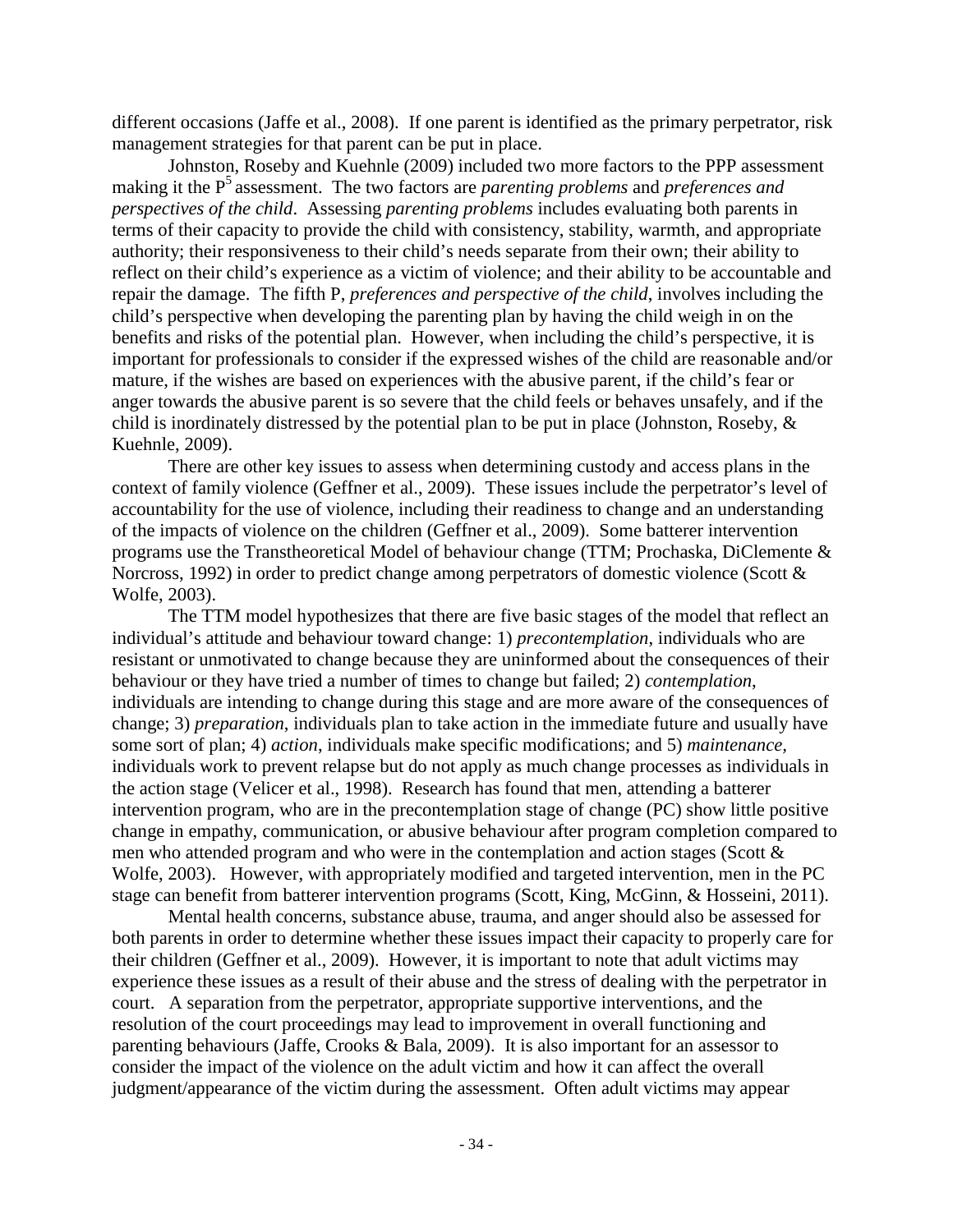different occasions (Jaffe et al., 2008). If one parent is identified as the primary perpetrator, risk management strategies for that parent can be put in place.

Johnston, Roseby and Kuehnle (2009) included two more factors to the PPP assessment making it the $P^5$ assessment. The two factors are *parenting problems* and *preferences and perspectives of the child*. Assessing *parenting problems* includes evaluating both parents in terms of their capacity to provide the child with consistency, stability, warmth, and appropriate authority; their responsiveness to their child's needs separate from their own; their ability to reflect on their child's experience as a victim of violence; and their ability to be accountable and repair the damage. The fifth P, *preferences and perspective of the child*, involves including the child's perspective when developing the parenting plan by having the child weigh in on the benefits and risks of the potential plan. However, when including the child's perspective, it is important for professionals to consider if the expressed wishes of the child are reasonable and/or mature, if the wishes are based on experiences with the abusive parent, if the child's fear or anger towards the abusive parent is so severe that the child feels or behaves unsafely, and if the child is inordinately distressed by the potential plan to be put in place (Johnston, Roseby, & Kuehnle, 2009).

There are other key issues to assess when determining custody and access plans in the context of family violence (Geffner et al., 2009). These issues include the perpetrator's level of accountability for the use of violence, including their readiness to change and an understanding of the impacts of violence on the children (Geffner et al., 2009). Some batterer intervention programs use the Transtheoretical Model of behaviour change (TTM; Prochaska, DiClemente & Norcross, 1992) in order to predict change among perpetrators of domestic violence (Scott & Wolfe, 2003).

The TTM model hypothesizes that there are five basic stages of the model that reflect an individual's attitude and behaviour toward change: 1) *precontemplation*, individuals who are resistant or unmotivated to change because they are uninformed about the consequences of their behaviour or they have tried a number of times to change but failed; 2) *contemplation*, individuals are intending to change during this stage and are more aware of the consequences of change; 3) *preparation*, individuals plan to take action in the immediate future and usually have some sort of plan; 4) *action*, individuals make specific modifications; and 5) *maintenance*, individuals work to prevent relapse but do not apply as much change processes as individuals in the action stage (Velicer et al., 1998). Research has found that men, attending a batterer intervention program, who are in the precontemplation stage of change (PC) show little positive change in empathy, communication, or abusive behaviour after program completion compared to men who attended program and who were in the contemplation and action stages (Scott & Wolfe, 2003). However, with appropriately modified and targeted intervention, men in the PC stage can benefit from batterer intervention programs (Scott, King, McGinn, & Hosseini, 2011).

Mental health concerns, substance abuse, trauma, and anger should also be assessed for both parents in order to determine whether these issues impact their capacity to properly care for their children (Geffner et al., 2009). However, it is important to note that adult victims may experience these issues as a result of their abuse and the stress of dealing with the perpetrator in court. A separation from the perpetrator, appropriate supportive interventions, and the resolution of the court proceedings may lead to improvement in overall functioning and parenting behaviours (Jaffe, Crooks & Bala, 2009). It is also important for an assessor to consider the impact of the violence on the adult victim and how it can affect the overall judgment/appearance of the victim during the assessment. Often adult victims may appear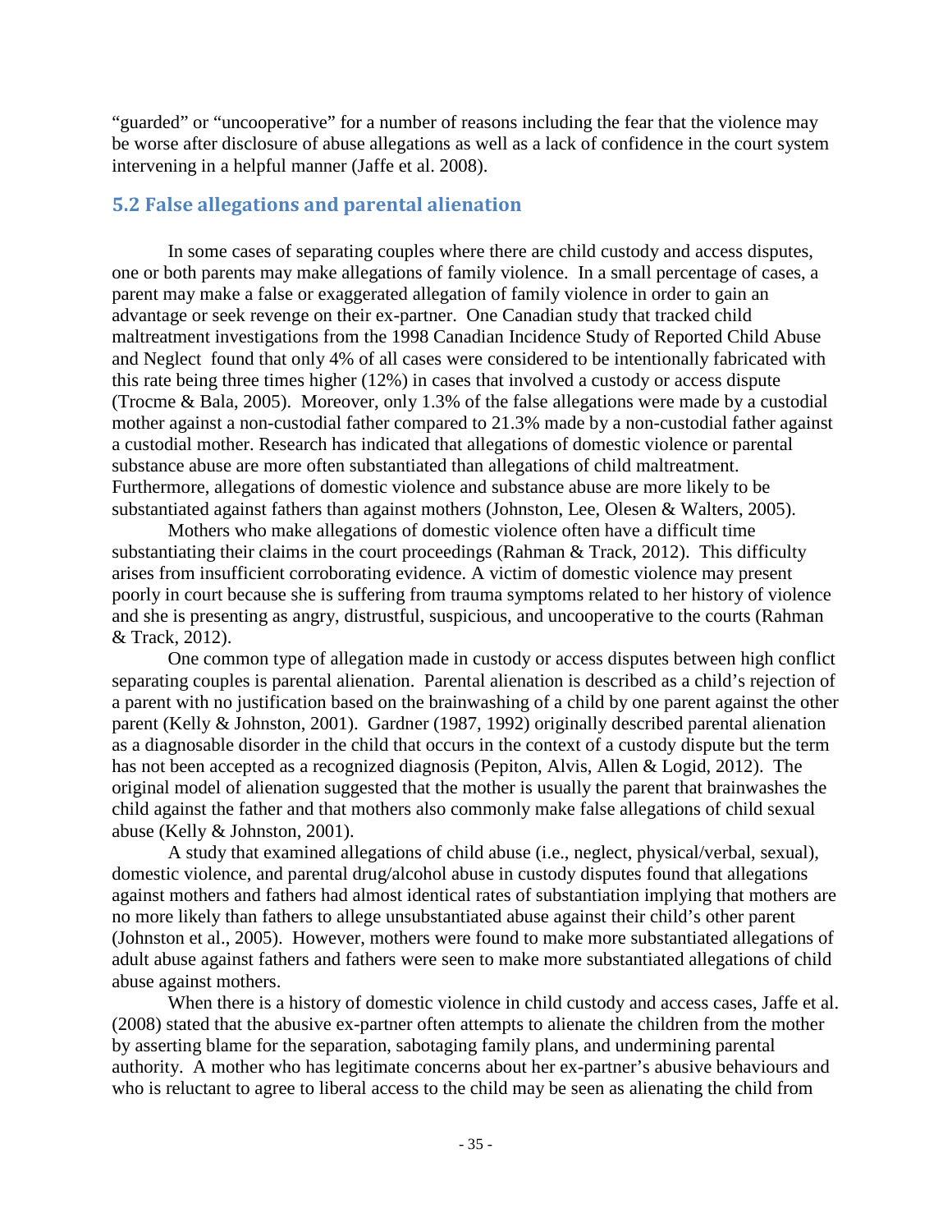"guarded" or "uncooperative" for a number of reasons including the fear that the violence may be worse after disclosure of abuse allegations as well as a lack of confidence in the court system intervening in a helpful manner (Jaffe et al. 2008).

## 5.2 False allegations and parental alienation

In some cases of separating couples where there are child custody and access disputes, one or both parents may make allegations of family violence. In a small percentage of cases, a parent may make a false or exaggerated allegation of family violence in order to gain an advantage or seek revenge on their ex-partner. One Canadian study that tracked child maltreatment investigations from the 1998 Canadian Incidence Study of Reported Child Abuse and Neglect found that only 4% of all cases were considered to be intentionally fabricated with this rate being three times higher (12%) in cases that involved a custody or access dispute (Trocme & Bala, 2005). Moreover, only 1.3% of the false allegations were made by a custodial mother against a non-custodial father compared to 21.3% made by a non-custodial father against a custodial mother. Research has indicated that allegations of domestic violence or parental substance abuse are more often substantiated than allegations of child maltreatment. Furthermore, allegations of domestic violence and substance abuse are more likely to be substantiated against fathers than against mothers (Johnston, Lee, Olesen & Walters, 2005).

Mothers who make allegations of domestic violence often have a difficult time substantiating their claims in the court proceedings (Rahman & Track, 2012). This difficulty arises from insufficient corroborating evidence. A victim of domestic violence may present poorly in court because she is suffering from trauma symptoms related to her history of violence and she is presenting as angry, distrustful, suspicious, and uncooperative to the courts (Rahman & Track, 2012).

One common type of allegation made in custody or access disputes between high conflict separating couples is parental alienation. Parental alienation is described as a child's rejection of a parent with no justification based on the brainwashing of a child by one parent against the other parent (Kelly & Johnston, 2001). Gardner (1987, 1992) originally described parental alienation as a diagnosable disorder in the child that occurs in the context of a custody dispute but the term has not been accepted as a recognized diagnosis (Pepiton, Alvis, Allen & Logid, 2012). The original model of alienation suggested that the mother is usually the parent that brainwashes the child against the father and that mothers also commonly make false allegations of child sexual abuse (Kelly & Johnston, 2001).

A study that examined allegations of child abuse (i.e., neglect, physical/verbal, sexual), domestic violence, and parental drug/alcohol abuse in custody disputes found that allegations against mothers and fathers had almost identical rates of substantiation implying that mothers are no more likely than fathers to allege unsubstantiated abuse against their child's other parent (Johnston et al., 2005). However, mothers were found to make more substantiated allegations of adult abuse against fathers and fathers were seen to make more substantiated allegations of child abuse against mothers.

When there is a history of domestic violence in child custody and access cases, Jaffe et al. (2008) stated that the abusive ex-partner often attempts to alienate the children from the mother by asserting blame for the separation, sabotaging family plans, and undermining parental authority. A mother who has legitimate concerns about her ex-partner's abusive behaviours and who is reluctant to agree to liberal access to the child may be seen as alienating the child from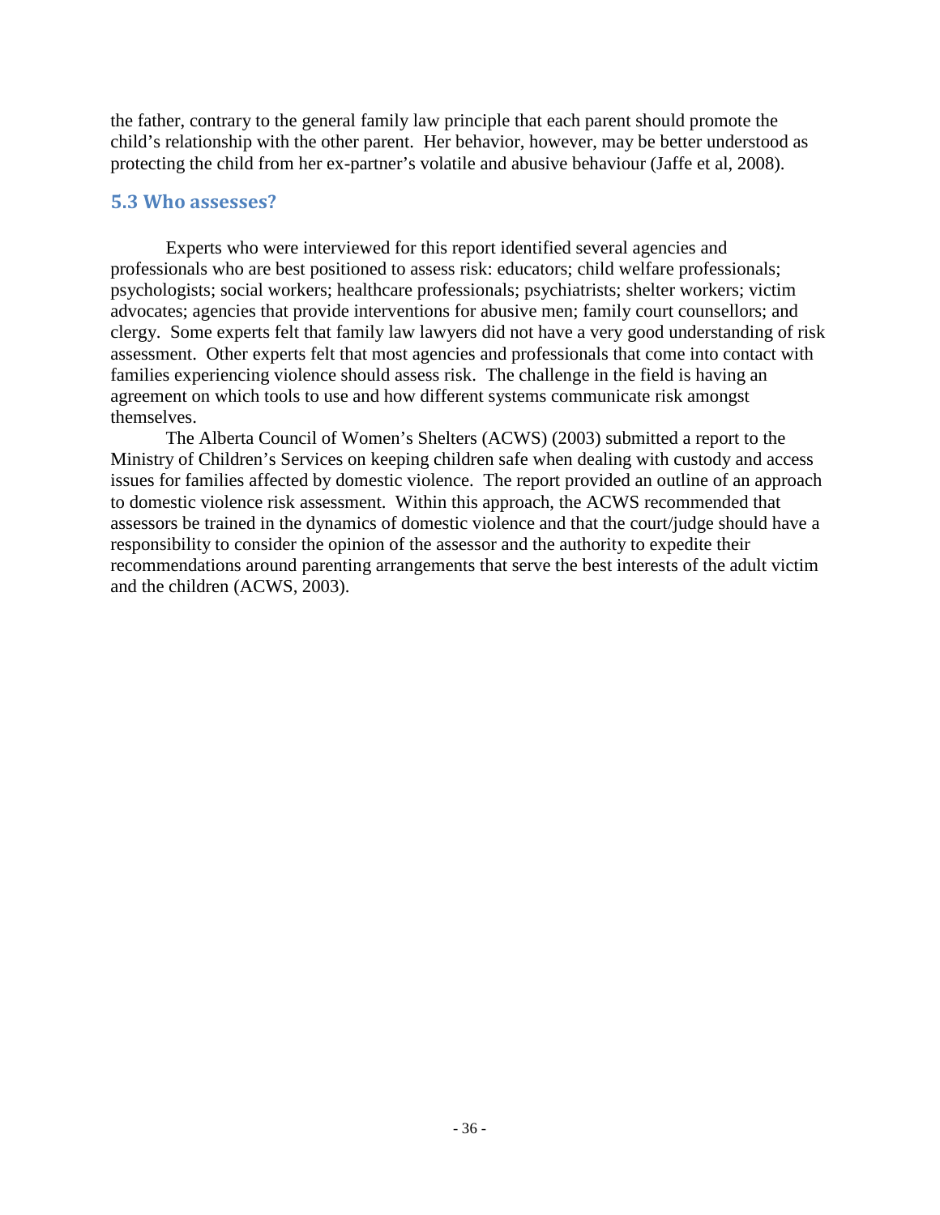the father, contrary to the general family law principle that each parent should promote the child's relationship with the other parent. Her behavior, however, may be better understood as protecting the child from her ex-partner's volatile and abusive behaviour (Jaffe et al, 2008).

## 5.3 Who assesses?

Experts who were interviewed for this report identified several agencies and professionals who are best positioned to assess risk: educators; child welfare professionals; psychologists; social workers; healthcare professionals; psychiatrists; shelter workers; victim advocates; agencies that provide interventions for abusive men; family court counsellors; and clergy. Some experts felt that family law lawyers did not have a very good understanding of risk assessment. Other experts felt that most agencies and professionals that come into contact with families experiencing violence should assess risk. The challenge in the field is having an agreement on which tools to use and how different systems communicate risk amongst themselves.

The Alberta Council of Women's Shelters (ACWS) (2003) submitted a report to the Ministry of Children's Services on keeping children safe when dealing with custody and access issues for families affected by domestic violence. The report provided an outline of an approach to domestic violence risk assessment. Within this approach, the ACWS recommended that assessors be trained in the dynamics of domestic violence and that the court/judge should have a responsibility to consider the opinion of the assessor and the authority to expedite their recommendations around parenting arrangements that serve the best interests of the adult victim and the children (ACWS, 2003).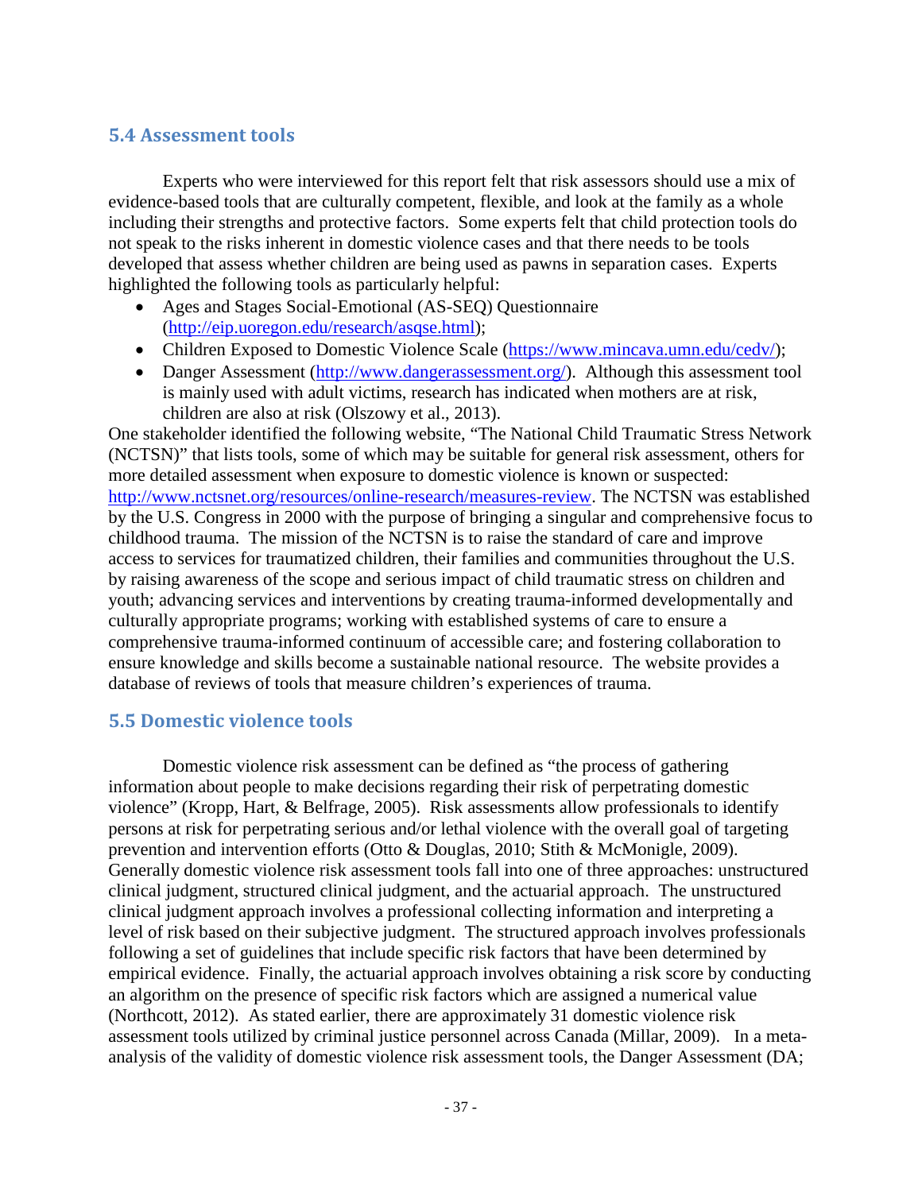## 5.4 Assessment tools

Experts who were interviewed for this report felt that risk assessors should use a mix of evidence-based tools that are culturally competent, flexible, and look at the family as a whole including their strengths and protective factors. Some experts felt that child protection tools do not speak to the risks inherent in domestic violence cases and that there needs to be tools developed that assess whether children are being used as pawns in separation cases. Experts highlighted the following tools as particularly helpful:

- Ages and Stages Social-Emotional (AS-SEQ) Questionnaire (http://eip.uoregon.edu/research/asqse.html);
- Children Exposed to Domestic Violence Scale (https://www.mincava.umn.edu/cedv/);
- Danger Assessment (http://www.dangerassessment.org/). Although this assessment tool is mainly used with adult victims, research has indicated when mothers are at risk, children are also at risk (Olszowy et al., 2013).

One stakeholder identified the following website, "The National Child Traumatic Stress Network (NCTSN)" that lists tools, some of which may be suitable for general risk assessment, others for more detailed assessment when exposure to domestic violence is known or suspected: http://www.nctsnet.org/resources/online-research/measures-review. The NCTSN was established by the U.S. Congress in 2000 with the purpose of bringing a singular and comprehensive focus to childhood trauma. The mission of the NCTSN is to raise the standard of care and improve access to services for traumatized children, their families and communities throughout the U.S. by raising awareness of the scope and serious impact of child traumatic stress on children and youth; advancing services and interventions by creating trauma-informed developmentally and culturally appropriate programs; working with established systems of care to ensure a comprehensive trauma-informed continuum of accessible care; and fostering collaboration to ensure knowledge and skills become a sustainable national resource. The website provides a database of reviews of tools that measure children's experiences of trauma.

## 5.5 Domestic violence tools

Domestic violence risk assessment can be defined as "the process of gathering information about people to make decisions regarding their risk of perpetrating domestic violence" (Kropp, Hart, & Belfrage, 2005). Risk assessments allow professionals to identify persons at risk for perpetrating serious and/or lethal violence with the overall goal of targeting prevention and intervention efforts (Otto & Douglas, 2010; Stith & McMonigle, 2009). Generally domestic violence risk assessment tools fall into one of three approaches: unstructured clinical judgment, structured clinical judgment, and the actuarial approach. The unstructured clinical judgment approach involves a professional collecting information and interpreting a level of risk based on their subjective judgment. The structured approach involves professionals following a set of guidelines that include specific risk factors that have been determined by empirical evidence. Finally, the actuarial approach involves obtaining a risk score by conducting an algorithm on the presence of specific risk factors which are assigned a numerical value (Northcott, 2012). As stated earlier, there are approximately 31 domestic violence risk assessment tools utilized by criminal justice personnel across Canada (Millar, 2009). In a meta-analysis of the validity of domestic violence risk assessment tools, the Danger Assessment (DA;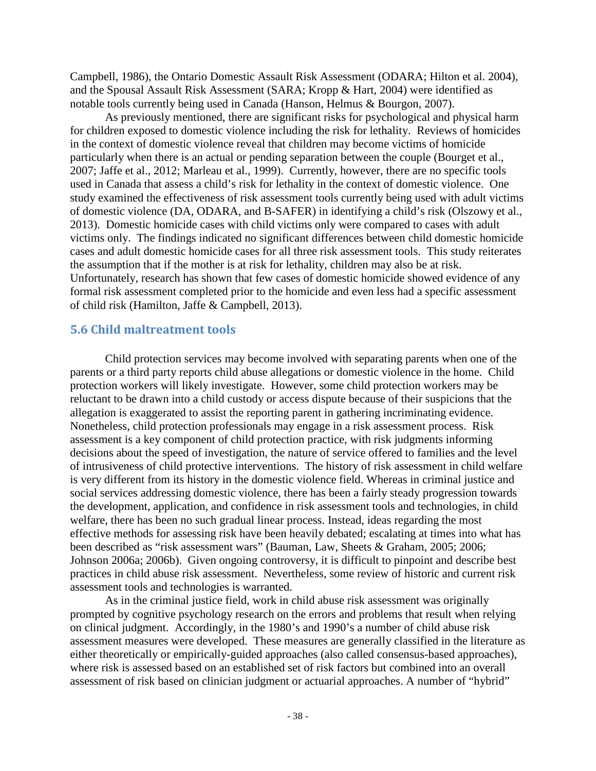Campbell, 1986), the Ontario Domestic Assault Risk Assessment (ODARA; Hilton et al. 2004), and the Spousal Assault Risk Assessment (SARA; Kropp & Hart, 2004) were identified as notable tools currently being used in Canada (Hanson, Helmus & Bourgon, 2007).

As previously mentioned, there are significant risks for psychological and physical harm for children exposed to domestic violence including the risk for lethality. Reviews of homicides in the context of domestic violence reveal that children may become victims of homicide particularly when there is an actual or pending separation between the couple (Bourget et al., 2007; Jaffe et al., 2012; Marleau et al., 1999). Currently, however, there are no specific tools used in Canada that assess a child's risk for lethality in the context of domestic violence. One study examined the effectiveness of risk assessment tools currently being used with adult victims of domestic violence (DA, ODARA, and B-SAFER) in identifying a child's risk (Olszowy et al., 2013). Domestic homicide cases with child victims only were compared to cases with adult victims only. The findings indicated no significant differences between child domestic homicide cases and adult domestic homicide cases for all three risk assessment tools. This study reiterates the assumption that if the mother is at risk for lethality, children may also be at risk. Unfortunately, research has shown that few cases of domestic homicide showed evidence of any formal risk assessment completed prior to the homicide and even less had a specific assessment of child risk (Hamilton, Jaffe & Campbell, 2013).

## 5.6 Child maltreatment tools

Child protection services may become involved with separating parents when one of the parents or a third party reports child abuse allegations or domestic violence in the home. Child protection workers will likely investigate. However, some child protection workers may be reluctant to be drawn into a child custody or access dispute because of their suspicions that the allegation is exaggerated to assist the reporting parent in gathering incriminating evidence. Nonetheless, child protection professionals may engage in a risk assessment process. Risk assessment is a key component of child protection practice, with risk judgments informing decisions about the speed of investigation, the nature of service offered to families and the level of intrusiveness of child protective interventions. The history of risk assessment in child welfare is very different from its history in the domestic violence field. Whereas in criminal justice and social services addressing domestic violence, there has been a fairly steady progression towards the development, application, and confidence in risk assessment tools and technologies, in child welfare, there has been no such gradual linear process. Instead, ideas regarding the most effective methods for assessing risk have been heavily debated; escalating at times into what has been described as "risk assessment wars" (Bauman, Law, Sheets & Graham, 2005; 2006; Johnson 2006a; 2006b). Given ongoing controversy, it is difficult to pinpoint and describe best practices in child abuse risk assessment. Nevertheless, some review of historic and current risk assessment tools and technologies is warranted.

As in the criminal justice field, work in child abuse risk assessment was originally prompted by cognitive psychology research on the errors and problems that result when relying on clinical judgment. Accordingly, in the 1980's and 1990's a number of child abuse risk assessment measures were developed. These measures are generally classified in the literature as either theoretically or empirically-guided approaches (also called consensus-based approaches), where risk is assessed based on an established set of risk factors but combined into an overall assessment of risk based on clinician judgment or actuarial approaches. A number of "hybrid"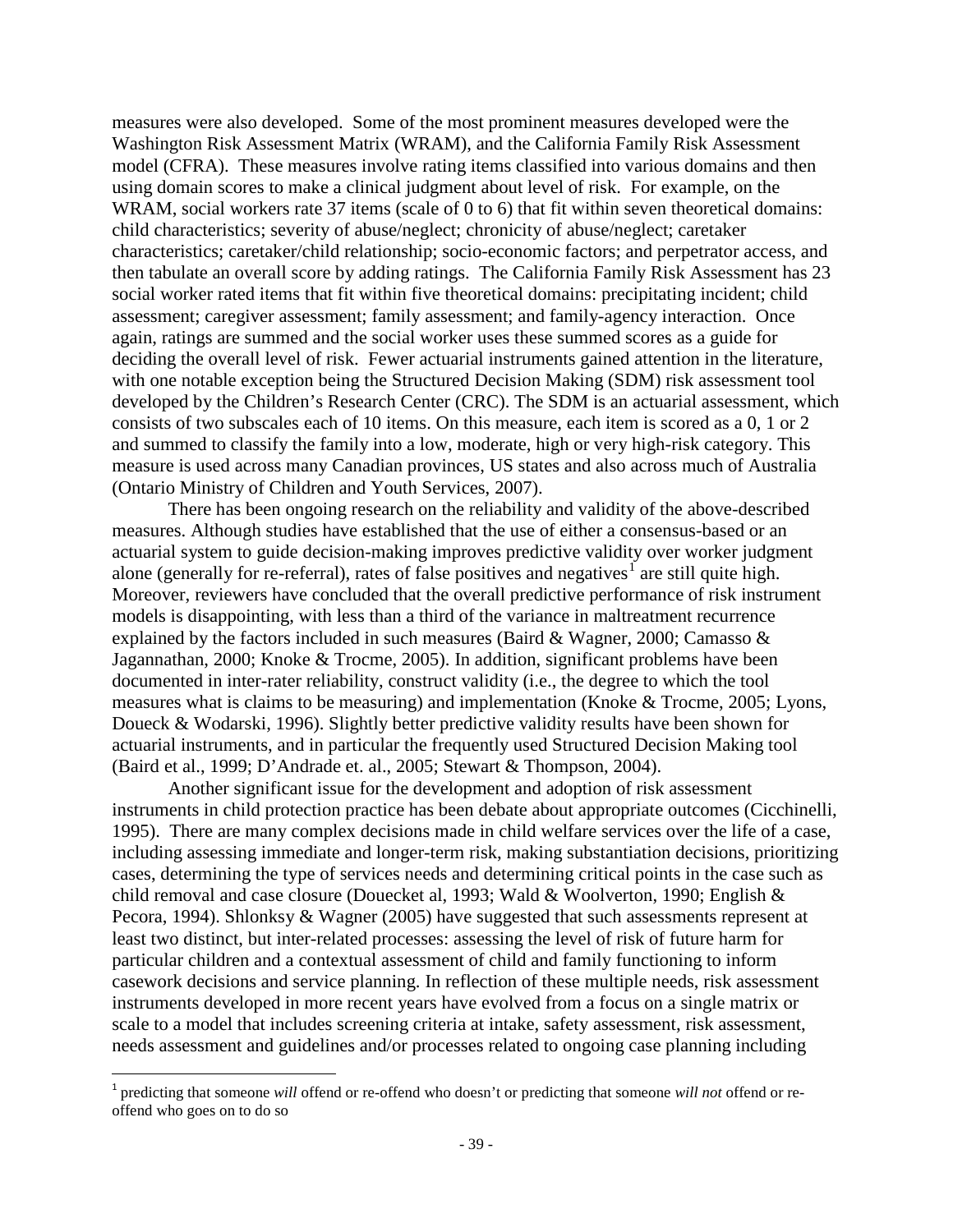measures were also developed. Some of the most prominent measures developed were the Washington Risk Assessment Matrix (WRAM), and the California Family Risk Assessment model (CFRA). These measures involve rating items classified into various domains and then using domain scores to make a clinical judgment about level of risk. For example, on the WRAM, social workers rate 37 items (scale of 0 to 6) that fit within seven theoretical domains: child characteristics; severity of abuse/neglect; chronicity of abuse/neglect; caretaker characteristics; caretaker/child relationship; socio-economic factors; and perpetrator access, and then tabulate an overall score by adding ratings. The California Family Risk Assessment has 23 social worker rated items that fit within five theoretical domains: precipitating incident; child assessment; caregiver assessment; family assessment; and family-agency interaction. Once again, ratings are summed and the social worker uses these summed scores as a guide for deciding the overall level of risk. Fewer actuarial instruments gained attention in the literature, with one notable exception being the Structured Decision Making (SDM) risk assessment tool developed by the Children's Research Center (CRC). The SDM is an actuarial assessment, which consists of two subscales each of 10 items. On this measure, each item is scored as a 0, 1 or 2 and summed to classify the family into a low, moderate, high or very high-risk category. This measure is used across many Canadian provinces, US states and also across much of Australia (Ontario Ministry of Children and Youth Services, 2007).

There has been ongoing research on the reliability and validity of the above-described measures. Although studies have established that the use of either a consensus-based or an actuarial system to guide decision-making improves predictive validity over worker judgment alone (generally for re-referral), rates of false positives and negatives[1] are still quite high. Moreover, reviewers have concluded that the overall predictive performance of risk instrument models is disappointing, with less than a third of the variance in maltreatment recurrence explained by the factors included in such measures (Baird & Wagner, 2000; Camasso & Jagannathan, 2000; Knoke & Trocme, 2005). In addition, significant problems have been documented in inter-rater reliability, construct validity (i.e., the degree to which the tool measures what is claims to be measuring) and implementation (Knoke & Trocme, 2005; Lyons, Doueck & Wodarski, 1996). Slightly better predictive validity results have been shown for actuarial instruments, and in particular the frequently used Structured Decision Making tool (Baird et al., 1999; D'Andrade et. al., 2005; Stewart & Thompson, 2004).

Another significant issue for the development and adoption of risk assessment instruments in child protection practice has been debate about appropriate outcomes (Cicchinelli, 1995). There are many complex decisions made in child welfare services over the life of a case, including assessing immediate and longer-term risk, making substantiation decisions, prioritizing cases, determining the type of services needs and determining critical points in the case such as child removal and case closure (Douecket al, 1993; Wald & Woolverton, 1990; English & Pecora, 1994). Shlonksy & Wagner (2005) have suggested that such assessments represent at least two distinct, but inter-related processes: assessing the level of risk of future harm for particular children and a contextual assessment of child and family functioning to inform casework decisions and service planning. In reflection of these multiple needs, risk assessment instruments developed in more recent years have evolved from a focus on a single matrix or scale to a model that includes screening criteria at intake, safety assessment, risk assessment, needs assessment and guidelines and/or processes related to ongoing case planning including

[1] predicting that someone *will* offend or re-offend who doesn't or predicting that someone *will not* offend or re-offend who goes on to do so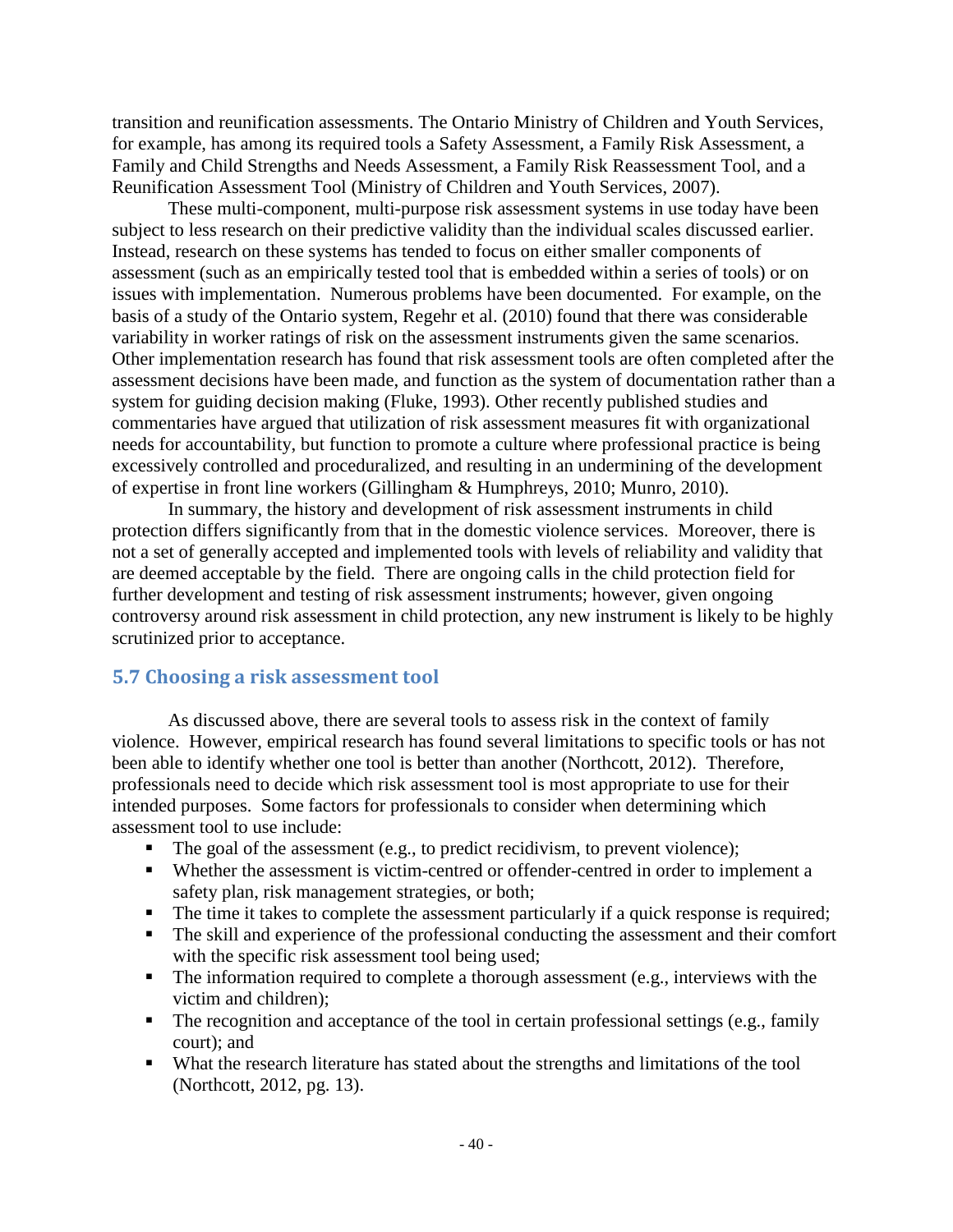transition and reunification assessments. The Ontario Ministry of Children and Youth Services, for example, has among its required tools a Safety Assessment, a Family Risk Assessment, a Family and Child Strengths and Needs Assessment, a Family Risk Reassessment Tool, and a Reunification Assessment Tool (Ministry of Children and Youth Services, 2007).

These multi-component, multi-purpose risk assessment systems in use today have been subject to less research on their predictive validity than the individual scales discussed earlier. Instead, research on these systems has tended to focus on either smaller components of assessment (such as an empirically tested tool that is embedded within a series of tools) or on issues with implementation. Numerous problems have been documented. For example, on the basis of a study of the Ontario system, Regehr et al. (2010) found that there was considerable variability in worker ratings of risk on the assessment instruments given the same scenarios. Other implementation research has found that risk assessment tools are often completed after the assessment decisions have been made, and function as the system of documentation rather than a system for guiding decision making (Fluke, 1993). Other recently published studies and commentaries have argued that utilization of risk assessment measures fit with organizational needs for accountability, but function to promote a culture where professional practice is being excessively controlled and proceduralized, and resulting in an undermining of the development of expertise in front line workers (Gillingham & Humphreys, 2010; Munro, 2010).

In summary, the history and development of risk assessment instruments in child protection differs significantly from that in the domestic violence services. Moreover, there is not a set of generally accepted and implemented tools with levels of reliability and validity that are deemed acceptable by the field. There are ongoing calls in the child protection field for further development and testing of risk assessment instruments; however, given ongoing controversy around risk assessment in child protection, any new instrument is likely to be highly scrutinized prior to acceptance.

## 5.7 Choosing a risk assessment tool

As discussed above, there are several tools to assess risk in the context of family violence. However, empirical research has found several limitations to specific tools or has not been able to identify whether one tool is better than another (Northcott, 2012). Therefore, professionals need to decide which risk assessment tool is most appropriate to use for their intended purposes. Some factors for professionals to consider when determining which assessment tool to use include:

- The goal of the assessment (e.g., to predict recidivism, to prevent violence);
- Whether the assessment is victim-centred or offender-centred in order to implement a safety plan, risk management strategies, or both;
- The time it takes to complete the assessment particularly if a quick response is required;
- The skill and experience of the professional conducting the assessment and their comfort with the specific risk assessment tool being used;
- The information required to complete a thorough assessment (e.g., interviews with the victim and children);
- The recognition and acceptance of the tool in certain professional settings (e.g., family court); and
- What the research literature has stated about the strengths and limitations of the tool (Northcott, 2012, pg. 13).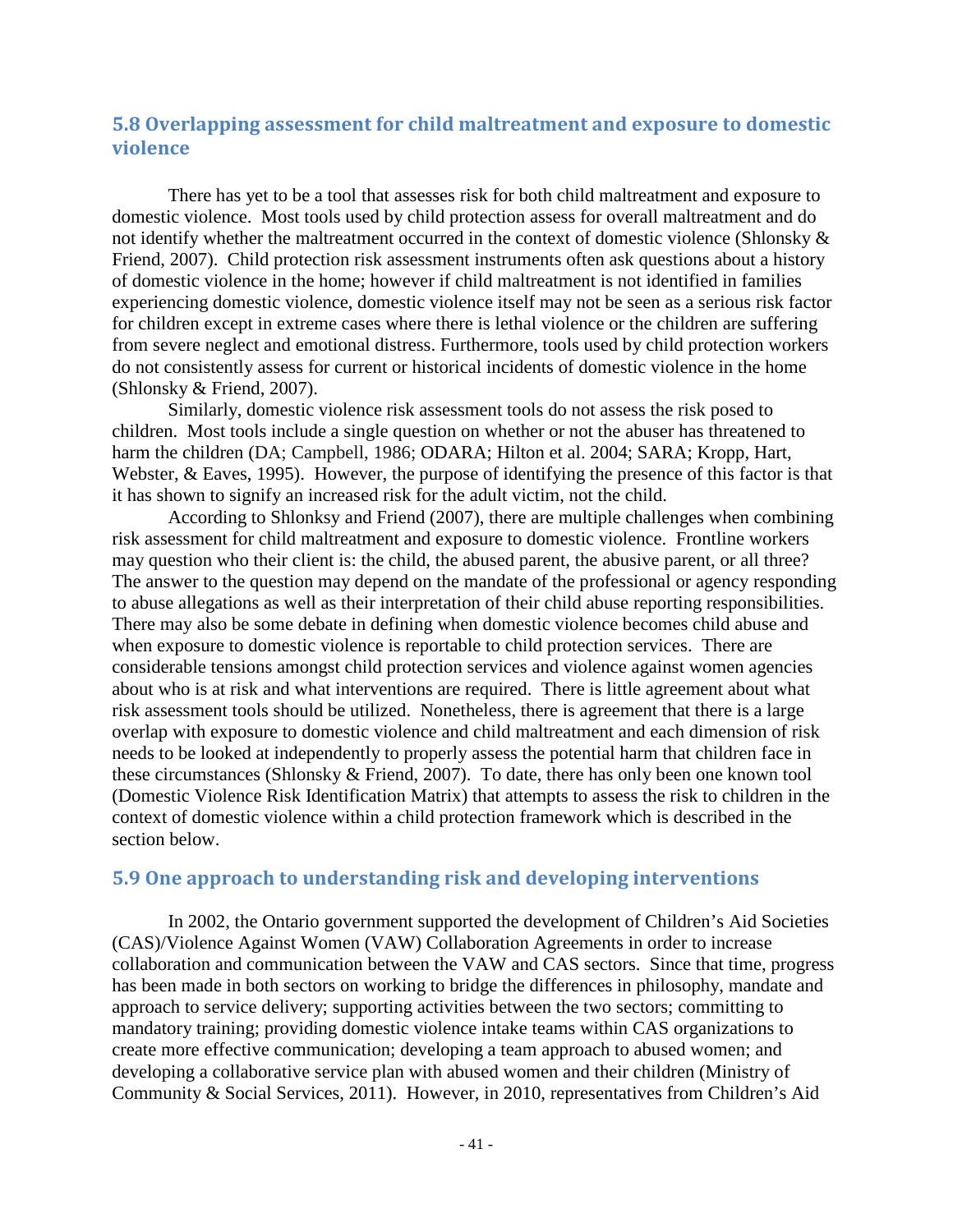## 5.8 Overlapping assessment for child maltreatment and exposure to domestic violence

There has yet to be a tool that assesses risk for both child maltreatment and exposure to domestic violence. Most tools used by child protection assess for overall maltreatment and do not identify whether the maltreatment occurred in the context of domestic violence (Shlonsky & Friend, 2007). Child protection risk assessment instruments often ask questions about a history of domestic violence in the home; however if child maltreatment is not identified in families experiencing domestic violence, domestic violence itself may not be seen as a serious risk factor for children except in extreme cases where there is lethal violence or the children are suffering from severe neglect and emotional distress. Furthermore, tools used by child protection workers do not consistently assess for current or historical incidents of domestic violence in the home (Shlonsky & Friend, 2007).

Similarly, domestic violence risk assessment tools do not assess the risk posed to children. Most tools include a single question on whether or not the abuser has threatened to harm the children (DA; Campbell, 1986; ODARA; Hilton et al. 2004; SARA; Kropp, Hart, Webster, & Eaves, 1995). However, the purpose of identifying the presence of this factor is that it has shown to signify an increased risk for the adult victim, not the child.

According to Shlonksy and Friend (2007), there are multiple challenges when combining risk assessment for child maltreatment and exposure to domestic violence. Frontline workers may question who their client is: the child, the abused parent, the abusive parent, or all three? The answer to the question may depend on the mandate of the professional or agency responding to abuse allegations as well as their interpretation of their child abuse reporting responsibilities. There may also be some debate in defining when domestic violence becomes child abuse and when exposure to domestic violence is reportable to child protection services. There are considerable tensions amongst child protection services and violence against women agencies about who is at risk and what interventions are required. There is little agreement about what risk assessment tools should be utilized. Nonetheless, there is agreement that there is a large overlap with exposure to domestic violence and child maltreatment and each dimension of risk needs to be looked at independently to properly assess the potential harm that children face in these circumstances (Shlonsky & Friend, 2007). To date, there has only been one known tool (Domestic Violence Risk Identification Matrix) that attempts to assess the risk to children in the context of domestic violence within a child protection framework which is described in the section below.

## 5.9 One approach to understanding risk and developing interventions

In 2002, the Ontario government supported the development of Children's Aid Societies (CAS)/Violence Against Women (VAW) Collaboration Agreements in order to increase collaboration and communication between the VAW and CAS sectors. Since that time, progress has been made in both sectors on working to bridge the differences in philosophy, mandate and approach to service delivery; supporting activities between the two sectors; committing to mandatory training; providing domestic violence intake teams within CAS organizations to create more effective communication; developing a team approach to abused women; and developing a collaborative service plan with abused women and their children (Ministry of Community & Social Services, 2011). However, in 2010, representatives from Children's Aid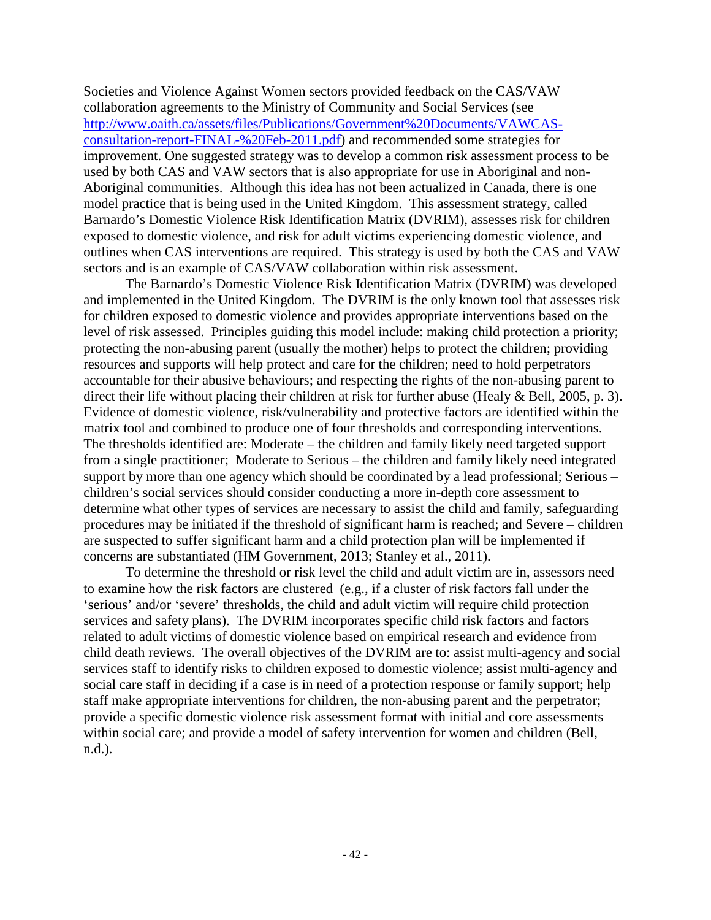Societies and Violence Against Women sectors provided feedback on the CAS/VAW collaboration agreements to the Ministry of Community and Social Services (see [http://www.oaith.ca/assets/files/Publications/Government%20Documents/VAWCAS-consultation-report-FINAL-%20Feb-2011.pdf](http://www.oaith.ca/assets/files/Publications/Government%20Documents/VAWCAS-consultation-report-FINAL-%20Feb-2011.pdf)) and recommended some strategies for improvement. One suggested strategy was to develop a common risk assessment process to be used by both CAS and VAW sectors that is also appropriate for use in Aboriginal and non-Aboriginal communities. Although this idea has not been actualized in Canada, there is one model practice that is being used in the United Kingdom. This assessment strategy, called Barnardo's Domestic Violence Risk Identification Matrix (DVRIM), assesses risk for children exposed to domestic violence, and risk for adult victims experiencing domestic violence, and outlines when CAS interventions are required. This strategy is used by both the CAS and VAW sectors and is an example of CAS/VAW collaboration within risk assessment.

The Barnardo's Domestic Violence Risk Identification Matrix (DVRIM) was developed and implemented in the United Kingdom. The DVRIM is the only known tool that assesses risk for children exposed to domestic violence and provides appropriate interventions based on the level of risk assessed. Principles guiding this model include: making child protection a priority; protecting the non-abusing parent (usually the mother) helps to protect the children; providing resources and supports will help protect and care for the children; need to hold perpetrators accountable for their abusive behaviours; and respecting the rights of the non-abusing parent to direct their life without placing their children at risk for further abuse (Healy & Bell, 2005, p. 3). Evidence of domestic violence, risk/vulnerability and protective factors are identified within the matrix tool and combined to produce one of four thresholds and corresponding interventions. The thresholds identified are: Moderate – the children and family likely need targeted support from a single practitioner; Moderate to Serious – the children and family likely need integrated support by more than one agency which should be coordinated by a lead professional; Serious – children's social services should consider conducting a more in-depth core assessment to determine what other types of services are necessary to assist the child and family, safeguarding procedures may be initiated if the threshold of significant harm is reached; and Severe – children are suspected to suffer significant harm and a child protection plan will be implemented if concerns are substantiated (HM Government, 2013; Stanley et al., 2011).

To determine the threshold or risk level the child and adult victim are in, assessors need to examine how the risk factors are clustered (e.g., if a cluster of risk factors fall under the 'serious' and/or 'severe' thresholds, the child and adult victim will require child protection services and safety plans). The DVRIM incorporates specific child risk factors and factors related to adult victims of domestic violence based on empirical research and evidence from child death reviews. The overall objectives of the DVRIM are to: assist multi-agency and social services staff to identify risks to children exposed to domestic violence; assist multi-agency and social care staff in deciding if a case is in need of a protection response or family support; help staff make appropriate interventions for children, the non-abusing parent and the perpetrator; provide a specific domestic violence risk assessment format with initial and core assessments within social care; and provide a model of safety intervention for women and children (Bell, n.d.).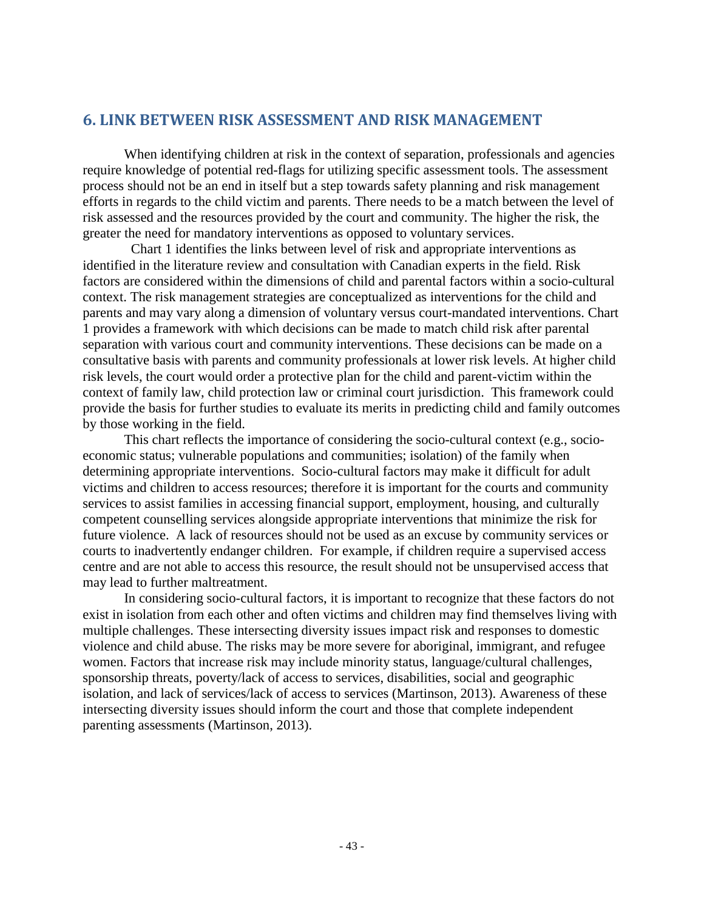## 6. LINK BETWEEN RISK ASSESSMENT AND RISK MANAGEMENT

When identifying children at risk in the context of separation, professionals and agencies require knowledge of potential red-flags for utilizing specific assessment tools. The assessment process should not be an end in itself but a step towards safety planning and risk management efforts in regards to the child victim and parents. There needs to be a match between the level of risk assessed and the resources provided by the court and community. The higher the risk, the greater the need for mandatory interventions as opposed to voluntary services.

Chart 1 identifies the links between level of risk and appropriate interventions as identified in the literature review and consultation with Canadian experts in the field. Risk factors are considered within the dimensions of child and parental factors within a socio-cultural context. The risk management strategies are conceptualized as interventions for the child and parents and may vary along a dimension of voluntary versus court-mandated interventions. Chart 1 provides a framework with which decisions can be made to match child risk after parental separation with various court and community interventions. These decisions can be made on a consultative basis with parents and community professionals at lower risk levels. At higher child risk levels, the court would order a protective plan for the child and parent-victim within the context of family law, child protection law or criminal court jurisdiction. This framework could provide the basis for further studies to evaluate its merits in predicting child and family outcomes by those working in the field.

This chart reflects the importance of considering the socio-cultural context (e.g., socio-economic status; vulnerable populations and communities; isolation) of the family when determining appropriate interventions. Socio-cultural factors may make it difficult for adult victims and children to access resources; therefore it is important for the courts and community services to assist families in accessing financial support, employment, housing, and culturally competent counselling services alongside appropriate interventions that minimize the risk for future violence. A lack of resources should not be used as an excuse by community services or courts to inadvertently endanger children. For example, if children require a supervised access centre and are not able to access this resource, the result should not be unsupervised access that may lead to further maltreatment.

In considering socio-cultural factors, it is important to recognize that these factors do not exist in isolation from each other and often victims and children may find themselves living with multiple challenges. These intersecting diversity issues impact risk and responses to domestic violence and child abuse. The risks may be more severe for aboriginal, immigrant, and refugee women. Factors that increase risk may include minority status, language/cultural challenges, sponsorship threats, poverty/lack of access to services, disabilities, social and geographic isolation, and lack of services/lack of access to services (Martinson, 2013). Awareness of these intersecting diversity issues should inform the court and those that complete independent parenting assessments (Martinson, 2013).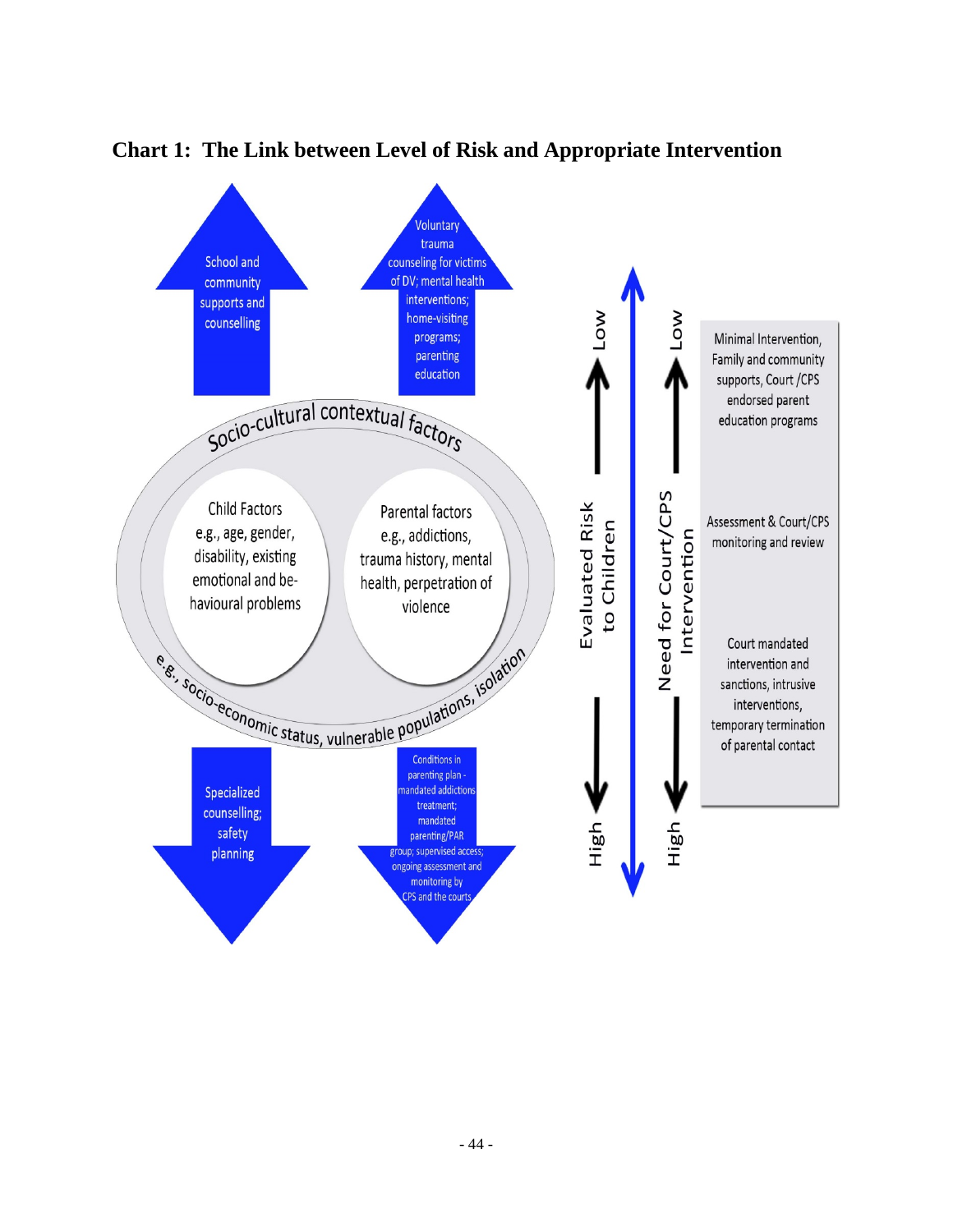## Chart 1: The Link between Level of Risk and Appropriate Intervention

School and community supports and counselling

Voluntary trauma counseling for victims of DV; mental health interventions; home-visiting programs; parenting education

Socio-cultural contextual factors

Child Factors e.g., age, gender, disability, existing emotional and behavioural problems

Parental factors e.g., addictions, trauma history, mental health, perpetration of violence

e.g., socio-economic status, vulnerable populations, isolation

Specialized counselling; safety planning

Conditions in parenting plan - mandated addictions treatment; mandated parenting/PAR group; supervised access; ongoing assessment and monitoring by CPS and the courts

Evaluated Risk to Children: Low ↔ High

Need for Court/CPS Intervention: Low ↔ High

Minimal Intervention, Family and community supports, Court /CPS endorsed parent education programs

Assessment & Court/CPS monitoring and review

Court mandated intervention and sanctions, intrusive interventions, temporary termination of parental contact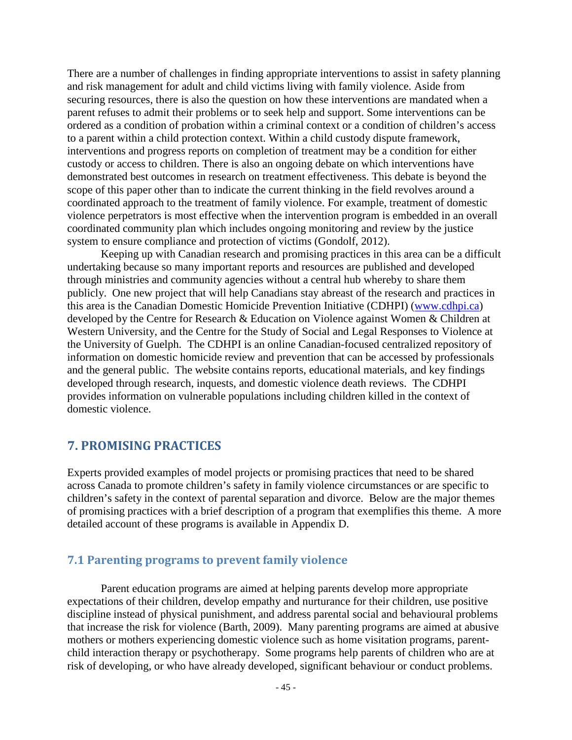There are a number of challenges in finding appropriate interventions to assist in safety planning and risk management for adult and child victims living with family violence. Aside from securing resources, there is also the question on how these interventions are mandated when a parent refuses to admit their problems or to seek help and support. Some interventions can be ordered as a condition of probation within a criminal context or a condition of children's access to a parent within a child protection context. Within a child custody dispute framework, interventions and progress reports on completion of treatment may be a condition for either custody or access to children. There is also an ongoing debate on which interventions have demonstrated best outcomes in research on treatment effectiveness. This debate is beyond the scope of this paper other than to indicate the current thinking in the field revolves around a coordinated approach to the treatment of family violence. For example, treatment of domestic violence perpetrators is most effective when the intervention program is embedded in an overall coordinated community plan which includes ongoing monitoring and review by the justice system to ensure compliance and protection of victims (Gondolf, 2012).

Keeping up with Canadian research and promising practices in this area can be a difficult undertaking because so many important reports and resources are published and developed through ministries and community agencies without a central hub whereby to share them publicly. One new project that will help Canadians stay abreast of the research and practices in this area is the Canadian Domestic Homicide Prevention Initiative (CDHPI) (www.cdhpi.ca) developed by the Centre for Research & Education on Violence against Women & Children at Western University, and the Centre for the Study of Social and Legal Responses to Violence at the University of Guelph. The CDHPI is an online Canadian-focused centralized repository of information on domestic homicide review and prevention that can be accessed by professionals and the general public. The website contains reports, educational materials, and key findings developed through research, inquests, and domestic violence death reviews. The CDHPI provides information on vulnerable populations including children killed in the context of domestic violence.

## 7. PROMISING PRACTICES

Experts provided examples of model projects or promising practices that need to be shared across Canada to promote children's safety in family violence circumstances or are specific to children's safety in the context of parental separation and divorce. Below are the major themes of promising practices with a brief description of a program that exemplifies this theme. A more detailed account of these programs is available in Appendix D.

### 7.1 Parenting programs to prevent family violence

Parent education programs are aimed at helping parents develop more appropriate expectations of their children, develop empathy and nurturance for their children, use positive discipline instead of physical punishment, and address parental social and behavioural problems that increase the risk for violence (Barth, 2009). Many parenting programs are aimed at abusive mothers or mothers experiencing domestic violence such as home visitation programs, parent-child interaction therapy or psychotherapy. Some programs help parents of children who are at risk of developing, or who have already developed, significant behaviour or conduct problems.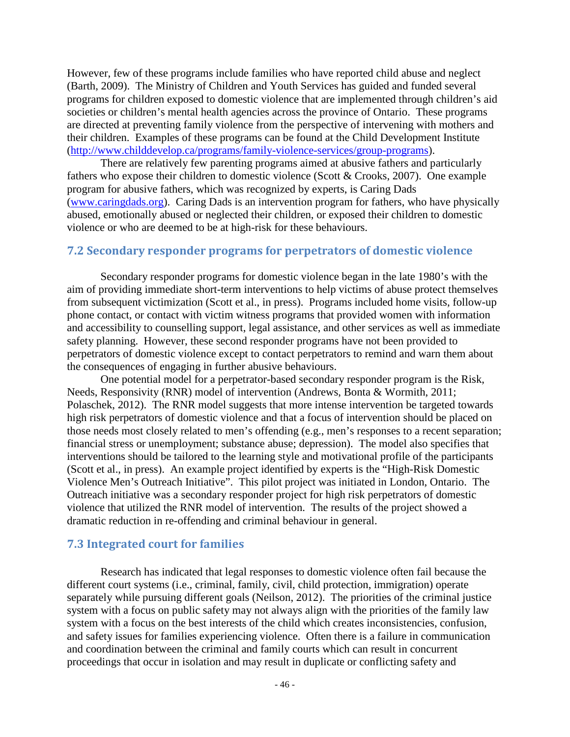However, few of these programs include families who have reported child abuse and neglect (Barth, 2009). The Ministry of Children and Youth Services has guided and funded several programs for children exposed to domestic violence that are implemented through children's aid societies or children's mental health agencies across the province of Ontario. These programs are directed at preventing family violence from the perspective of intervening with mothers and their children. Examples of these programs can be found at the Child Development Institute (http://www.childdevelop.ca/programs/family-violence-services/group-programs).

There are relatively few parenting programs aimed at abusive fathers and particularly fathers who expose their children to domestic violence (Scott & Crooks, 2007). One example program for abusive fathers, which was recognized by experts, is Caring Dads (www.caringdads.org). Caring Dads is an intervention program for fathers, who have physically abused, emotionally abused or neglected their children, or exposed their children to domestic violence or who are deemed to be at high-risk for these behaviours.

## 7.2 Secondary responder programs for perpetrators of domestic violence

Secondary responder programs for domestic violence began in the late 1980's with the aim of providing immediate short-term interventions to help victims of abuse protect themselves from subsequent victimization (Scott et al., in press). Programs included home visits, follow-up phone contact, or contact with victim witness programs that provided women with information and accessibility to counselling support, legal assistance, and other services as well as immediate safety planning. However, these second responder programs have not been provided to perpetrators of domestic violence except to contact perpetrators to remind and warn them about the consequences of engaging in further abusive behaviours.

One potential model for a perpetrator-based secondary responder program is the Risk, Needs, Responsivity (RNR) model of intervention (Andrews, Bonta & Wormith, 2011; Polaschek, 2012). The RNR model suggests that more intense intervention be targeted towards high risk perpetrators of domestic violence and that a focus of intervention should be placed on those needs most closely related to men's offending (e.g., men's responses to a recent separation; financial stress or unemployment; substance abuse; depression). The model also specifies that interventions should be tailored to the learning style and motivational profile of the participants (Scott et al., in press). An example project identified by experts is the "High-Risk Domestic Violence Men's Outreach Initiative". This pilot project was initiated in London, Ontario. The Outreach initiative was a secondary responder project for high risk perpetrators of domestic violence that utilized the RNR model of intervention. The results of the project showed a dramatic reduction in re-offending and criminal behaviour in general.

## 7.3 Integrated court for families

Research has indicated that legal responses to domestic violence often fail because the different court systems (i.e., criminal, family, civil, child protection, immigration) operate separately while pursuing different goals (Neilson, 2012). The priorities of the criminal justice system with a focus on public safety may not always align with the priorities of the family law system with a focus on the best interests of the child which creates inconsistencies, confusion, and safety issues for families experiencing violence. Often there is a failure in communication and coordination between the criminal and family courts which can result in concurrent proceedings that occur in isolation and may result in duplicate or conflicting safety and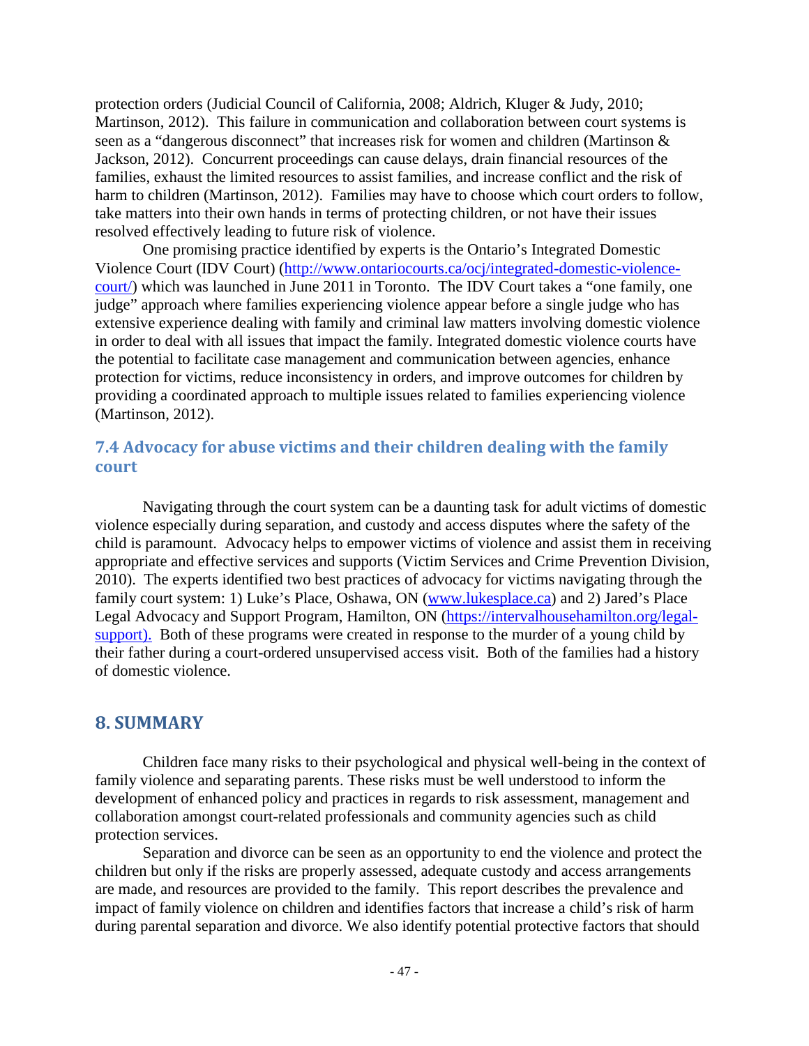protection orders (Judicial Council of California, 2008; Aldrich, Kluger & Judy, 2010; Martinson, 2012). This failure in communication and collaboration between court systems is seen as a "dangerous disconnect" that increases risk for women and children (Martinson & Jackson, 2012). Concurrent proceedings can cause delays, drain financial resources of the families, exhaust the limited resources to assist families, and increase conflict and the risk of harm to children (Martinson, 2012). Families may have to choose which court orders to follow, take matters into their own hands in terms of protecting children, or not have their issues resolved effectively leading to future risk of violence.

One promising practice identified by experts is the Ontario's Integrated Domestic Violence Court (IDV Court) (http://www.ontariocourts.ca/ocj/integrated-domestic-violence-court/) which was launched in June 2011 in Toronto. The IDV Court takes a "one family, one judge" approach where families experiencing violence appear before a single judge who has extensive experience dealing with family and criminal law matters involving domestic violence in order to deal with all issues that impact the family. Integrated domestic violence courts have the potential to facilitate case management and communication between agencies, enhance protection for victims, reduce inconsistency in orders, and improve outcomes for children by providing a coordinated approach to multiple issues related to families experiencing violence (Martinson, 2012).

### 7.4 Advocacy for abuse victims and their children dealing with the family court

Navigating through the court system can be a daunting task for adult victims of domestic violence especially during separation, and custody and access disputes where the safety of the child is paramount. Advocacy helps to empower victims of violence and assist them in receiving appropriate and effective services and supports (Victim Services and Crime Prevention Division, 2010). The experts identified two best practices of advocacy for victims navigating through the family court system: 1) Luke's Place, Oshawa, ON (www.lukesplace.ca) and 2) Jared's Place Legal Advocacy and Support Program, Hamilton, ON (https://intervalhousehamilton.org/legal-support). Both of these programs were created in response to the murder of a young child by their father during a court-ordered unsupervised access visit. Both of the families had a history of domestic violence.

## 8. SUMMARY

Children face many risks to their psychological and physical well-being in the context of family violence and separating parents. These risks must be well understood to inform the development of enhanced policy and practices in regards to risk assessment, management and collaboration amongst court-related professionals and community agencies such as child protection services.

Separation and divorce can be seen as an opportunity to end the violence and protect the children but only if the risks are properly assessed, adequate custody and access arrangements are made, and resources are provided to the family. This report describes the prevalence and impact of family violence on children and identifies factors that increase a child's risk of harm during parental separation and divorce. We also identify potential protective factors that should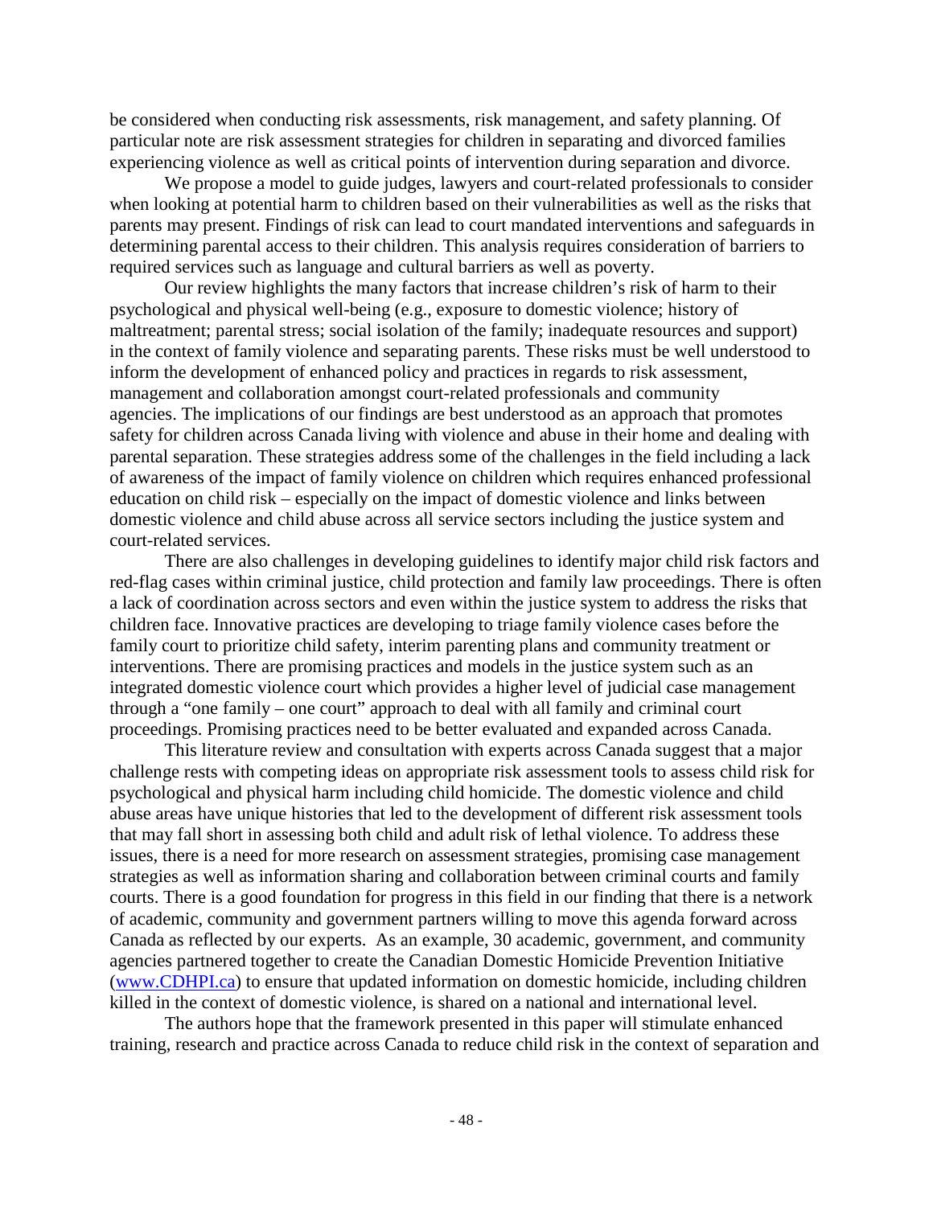be considered when conducting risk assessments, risk management, and safety planning. Of particular note are risk assessment strategies for children in separating and divorced families experiencing violence as well as critical points of intervention during separation and divorce.

We propose a model to guide judges, lawyers and court-related professionals to consider when looking at potential harm to children based on their vulnerabilities as well as the risks that parents may present. Findings of risk can lead to court mandated interventions and safeguards in determining parental access to their children. This analysis requires consideration of barriers to required services such as language and cultural barriers as well as poverty.

Our review highlights the many factors that increase children's risk of harm to their psychological and physical well-being (e.g., exposure to domestic violence; history of maltreatment; parental stress; social isolation of the family; inadequate resources and support) in the context of family violence and separating parents. These risks must be well understood to inform the development of enhanced policy and practices in regards to risk assessment, management and collaboration amongst court-related professionals and community agencies. The implications of our findings are best understood as an approach that promotes safety for children across Canada living with violence and abuse in their home and dealing with parental separation. These strategies address some of the challenges in the field including a lack of awareness of the impact of family violence on children which requires enhanced professional education on child risk – especially on the impact of domestic violence and links between domestic violence and child abuse across all service sectors including the justice system and court-related services.

There are also challenges in developing guidelines to identify major child risk factors and red-flag cases within criminal justice, child protection and family law proceedings. There is often a lack of coordination across sectors and even within the justice system to address the risks that children face. Innovative practices are developing to triage family violence cases before the family court to prioritize child safety, interim parenting plans and community treatment or interventions. There are promising practices and models in the justice system such as an integrated domestic violence court which provides a higher level of judicial case management through a "one family – one court" approach to deal with all family and criminal court proceedings. Promising practices need to be better evaluated and expanded across Canada.

This literature review and consultation with experts across Canada suggest that a major challenge rests with competing ideas on appropriate risk assessment tools to assess child risk for psychological and physical harm including child homicide. The domestic violence and child abuse areas have unique histories that led to the development of different risk assessment tools that may fall short in assessing both child and adult risk of lethal violence. To address these issues, there is a need for more research on assessment strategies, promising case management strategies as well as information sharing and collaboration between criminal courts and family courts. There is a good foundation for progress in this field in our finding that there is a network of academic, community and government partners willing to move this agenda forward across Canada as reflected by our experts. As an example, 30 academic, government, and community agencies partnered together to create the Canadian Domestic Homicide Prevention Initiative (www.CDHPI.ca) to ensure that updated information on domestic homicide, including children killed in the context of domestic violence, is shared on a national and international level.

The authors hope that the framework presented in this paper will stimulate enhanced training, research and practice across Canada to reduce child risk in the context of separation and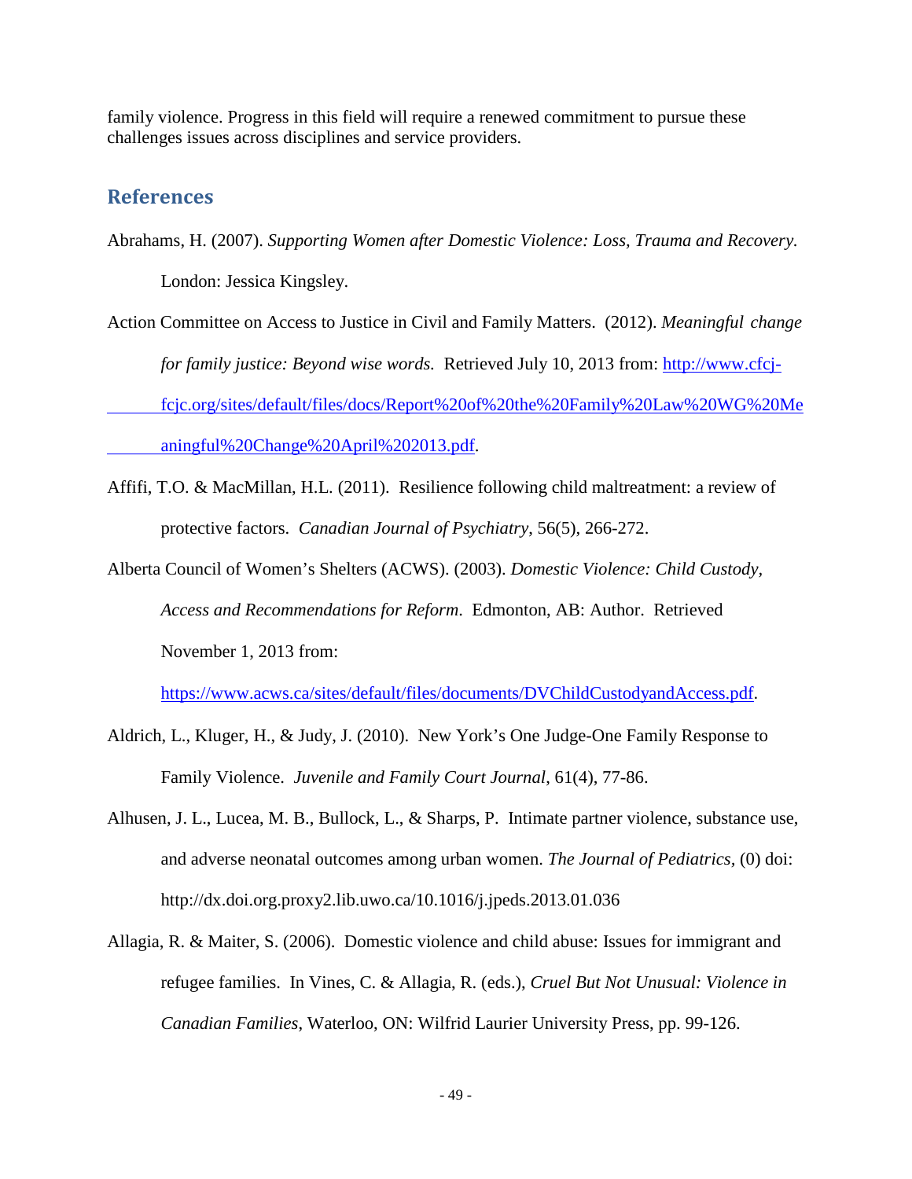family violence. Progress in this field will require a renewed commitment to pursue these challenges issues across disciplines and service providers.

## References

Abrahams, H. (2007). *Supporting Women after Domestic Violence: Loss, Trauma and Recovery.* London: Jessica Kingsley.

Action Committee on Access to Justice in Civil and Family Matters. (2012). *Meaningful change for family justice: Beyond wise words.* Retrieved July 10, 2013 from: [http://www.cfcj-fcjc.org/sites/default/files/docs/Report%20of%20the%20Family%20Law%20WG%20Meaningful%20Change%20April%202013.pdf](http://www.cfcj-fcjc.org/sites/default/files/docs/Report%20of%20the%20Family%20Law%20WG%20Meaningful%20Change%20April%202013.pdf).

Affifi, T.O. & MacMillan, H.L. (2011). Resilience following child maltreatment: a review of protective factors. *Canadian Journal of Psychiatry*, 56(5), 266-272.

Alberta Council of Women's Shelters (ACWS). (2003). *Domestic Violence: Child Custody, Access and Recommendations for Reform*. Edmonton, AB: Author. Retrieved November 1, 2013 from: [https://www.acws.ca/sites/default/files/documents/DVChildCustodyandAccess.pdf](https://www.acws.ca/sites/default/files/documents/DVChildCustodyandAccess.pdf).

Aldrich, L., Kluger, H., & Judy, J. (2010). New York's One Judge-One Family Response to Family Violence. *Juvenile and Family Court Journal*, 61(4), 77-86.

Alhusen, J. L., Lucea, M. B., Bullock, L., & Sharps, P. Intimate partner violence, substance use, and adverse neonatal outcomes among urban women. *The Journal of Pediatrics*, (0) doi: http://dx.doi.org.proxy2.lib.uwo.ca/10.1016/j.jpeds.2013.01.036

Allagia, R. & Maiter, S. (2006). Domestic violence and child abuse: Issues for immigrant and refugee families. In Vines, C. & Allagia, R. (eds.), *Cruel But Not Unusual: Violence in Canadian Families*, Waterloo, ON: Wilfrid Laurier University Press, pp. 99-126.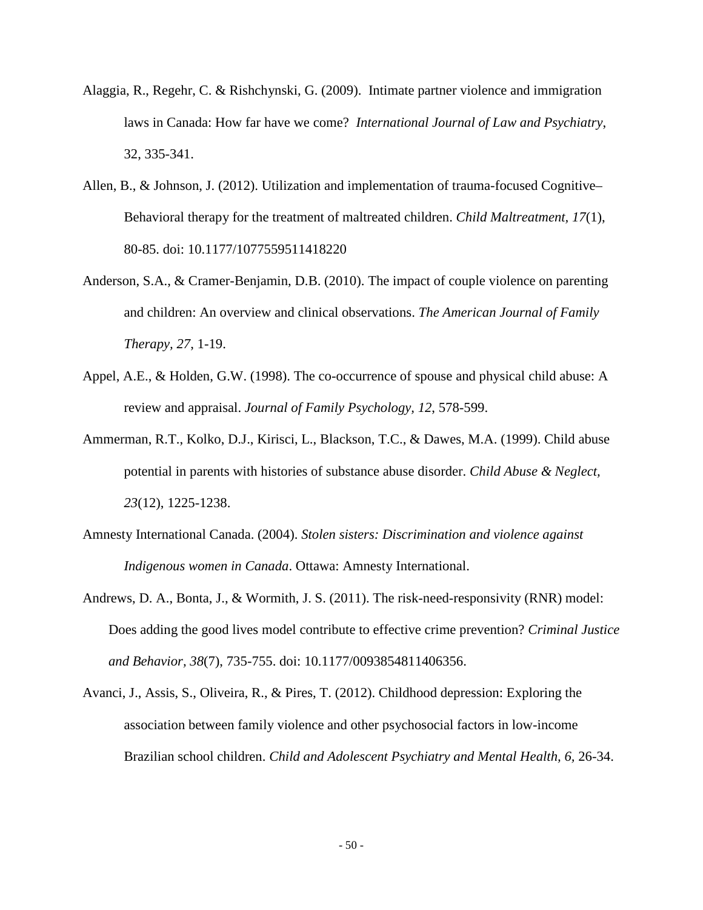Alaggia, R., Regehr, C. & Rishchynski, G. (2009). Intimate partner violence and immigration laws in Canada: How far have we come? *International Journal of Law and Psychiatry*, 32, 335-341.

Allen, B., & Johnson, J. (2012). Utilization and implementation of trauma-focused Cognitive–Behavioral therapy for the treatment of maltreated children. *Child Maltreatment*, *17*(1), 80-85. doi: 10.1177/1077559511418220

Anderson, S.A., & Cramer-Benjamin, D.B. (2010). The impact of couple violence on parenting and children: An overview and clinical observations. *The American Journal of Family Therapy*, *27*, 1-19.

Appel, A.E., & Holden, G.W. (1998). The co-occurrence of spouse and physical child abuse: A review and appraisal. *Journal of Family Psychology*, *12*, 578-599.

Ammerman, R.T., Kolko, D.J., Kirisci, L., Blackson, T.C., & Dawes, M.A. (1999). Child abuse potential in parents with histories of substance abuse disorder. *Child Abuse & Neglect, 23*(12), 1225-1238.

Amnesty International Canada. (2004). *Stolen sisters: Discrimination and violence against Indigenous women in Canada*. Ottawa: Amnesty International.

Andrews, D. A., Bonta, J., & Wormith, J. S. (2011). The risk-need-responsivity (RNR) model: Does adding the good lives model contribute to effective crime prevention? *Criminal Justice and Behavior, 38*(7), 735-755. doi: 10.1177/0093854811406356.

Avanci, J., Assis, S., Oliveira, R., & Pires, T. (2012). Childhood depression: Exploring the association between family violence and other psychosocial factors in low-income Brazilian school children. *Child and Adolescent Psychiatry and Mental Health*, *6*, 26-34.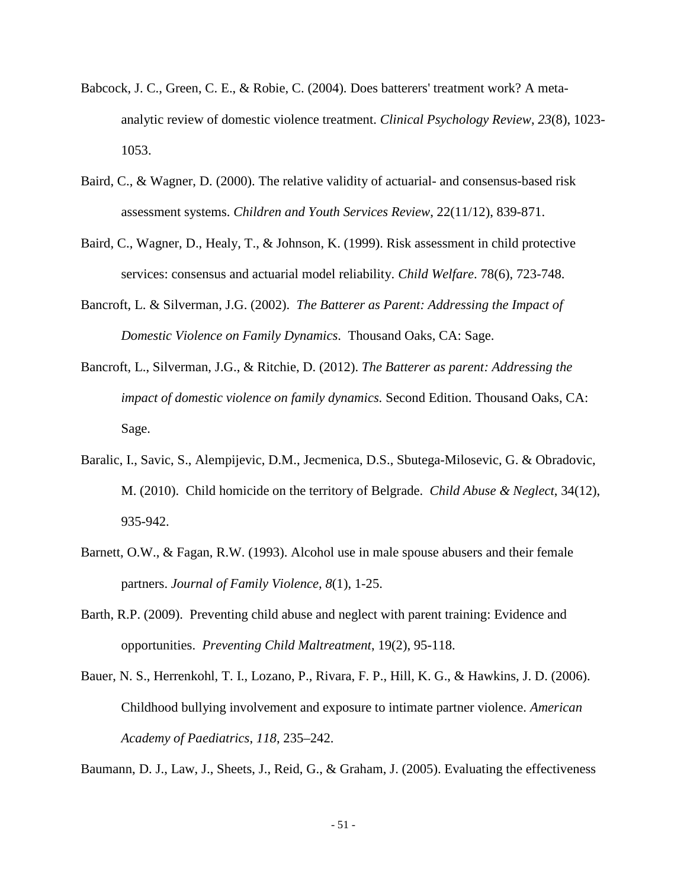Babcock, J. C., Green, C. E., & Robie, C. (2004). Does batterers' treatment work? A meta-analytic review of domestic violence treatment. *Clinical Psychology Review*, *23*(8), 1023-1053.

Baird, C., & Wagner, D. (2000). The relative validity of actuarial- and consensus-based risk assessment systems. *Children and Youth Services Review*, 22(11/12), 839-871.

Baird, C., Wagner, D., Healy, T., & Johnson, K. (1999). Risk assessment in child protective services: consensus and actuarial model reliability. *Child Welfare*. 78(6), 723-748.

Bancroft, L. & Silverman, J.G. (2002). *The Batterer as Parent: Addressing the Impact of Domestic Violence on Family Dynamics*. Thousand Oaks, CA: Sage.

Bancroft, L., Silverman, J.G., & Ritchie, D. (2012). *The Batterer as parent: Addressing the impact of domestic violence on family dynamics.* Second Edition. Thousand Oaks, CA: Sage.

Baralic, I., Savic, S., Alempijevic, D.M., Jecmenica, D.S., Sbutega-Milosevic, G. & Obradovic, M. (2010). Child homicide on the territory of Belgrade. *Child Abuse & Neglect*, 34(12), 935-942.

Barnett, O.W., & Fagan, R.W. (1993). Alcohol use in male spouse abusers and their female partners. *Journal of Family Violence, 8*(1), 1-25.

Barth, R.P. (2009). Preventing child abuse and neglect with parent training: Evidence and opportunities. *Preventing Child Maltreatment*, 19(2), 95-118.

Bauer, N. S., Herrenkohl, T. I., Lozano, P., Rivara, F. P., Hill, K. G., & Hawkins, J. D. (2006). Childhood bullying involvement and exposure to intimate partner violence. *American Academy of Paediatrics*, *118*, 235–242.

Baumann, D. J., Law, J., Sheets, J., Reid, G., & Graham, J. (2005). Evaluating the effectiveness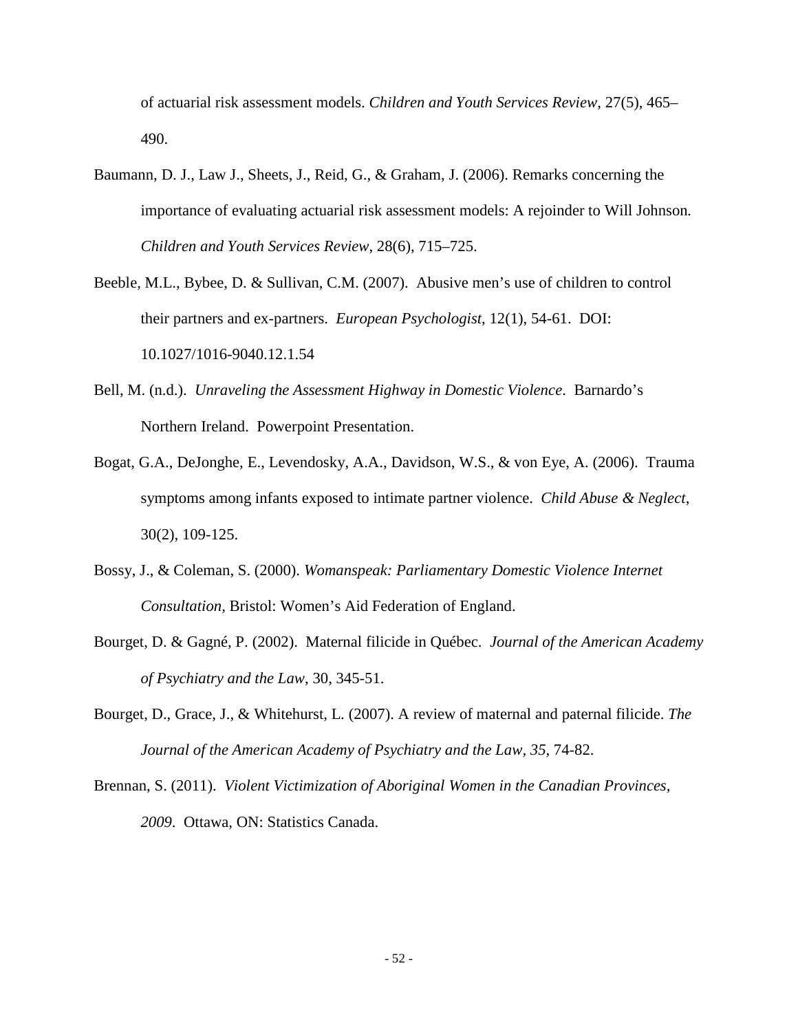of actuarial risk assessment models. *Children and Youth Services Review*, 27(5), 465–490.

Baumann, D. J., Law J., Sheets, J., Reid, G., & Graham, J. (2006). Remarks concerning the importance of evaluating actuarial risk assessment models: A rejoinder to Will Johnson. *Children and Youth Services Review*, 28(6), 715–725.

Beeble, M.L., Bybee, D. & Sullivan, C.M. (2007). Abusive men's use of children to control their partners and ex-partners. *European Psychologist*, 12(1), 54-61. DOI: 10.1027/1016-9040.12.1.54

Bell, M. (n.d.). *Unraveling the Assessment Highway in Domestic Violence*. Barnardo's Northern Ireland. Powerpoint Presentation.

Bogat, G.A., DeJonghe, E., Levendosky, A.A., Davidson, W.S., & von Eye, A. (2006). Trauma symptoms among infants exposed to intimate partner violence. *Child Abuse & Neglect*, 30(2), 109-125.

Bossy, J., & Coleman, S. (2000). *Womanspeak: Parliamentary Domestic Violence Internet Consultation*, Bristol: Women's Aid Federation of England.

Bourget, D. & Gagné, P. (2002). Maternal filicide in Québec. *Journal of the American Academy of Psychiatry and the Law*, 30, 345-51.

Bourget, D., Grace, J., & Whitehurst, L. (2007). A review of maternal and paternal filicide. *The Journal of the American Academy of Psychiatry and the Law, 35*, 74-82.

Brennan, S. (2011). *Violent Victimization of Aboriginal Women in the Canadian Provinces, 2009*. Ottawa, ON: Statistics Canada.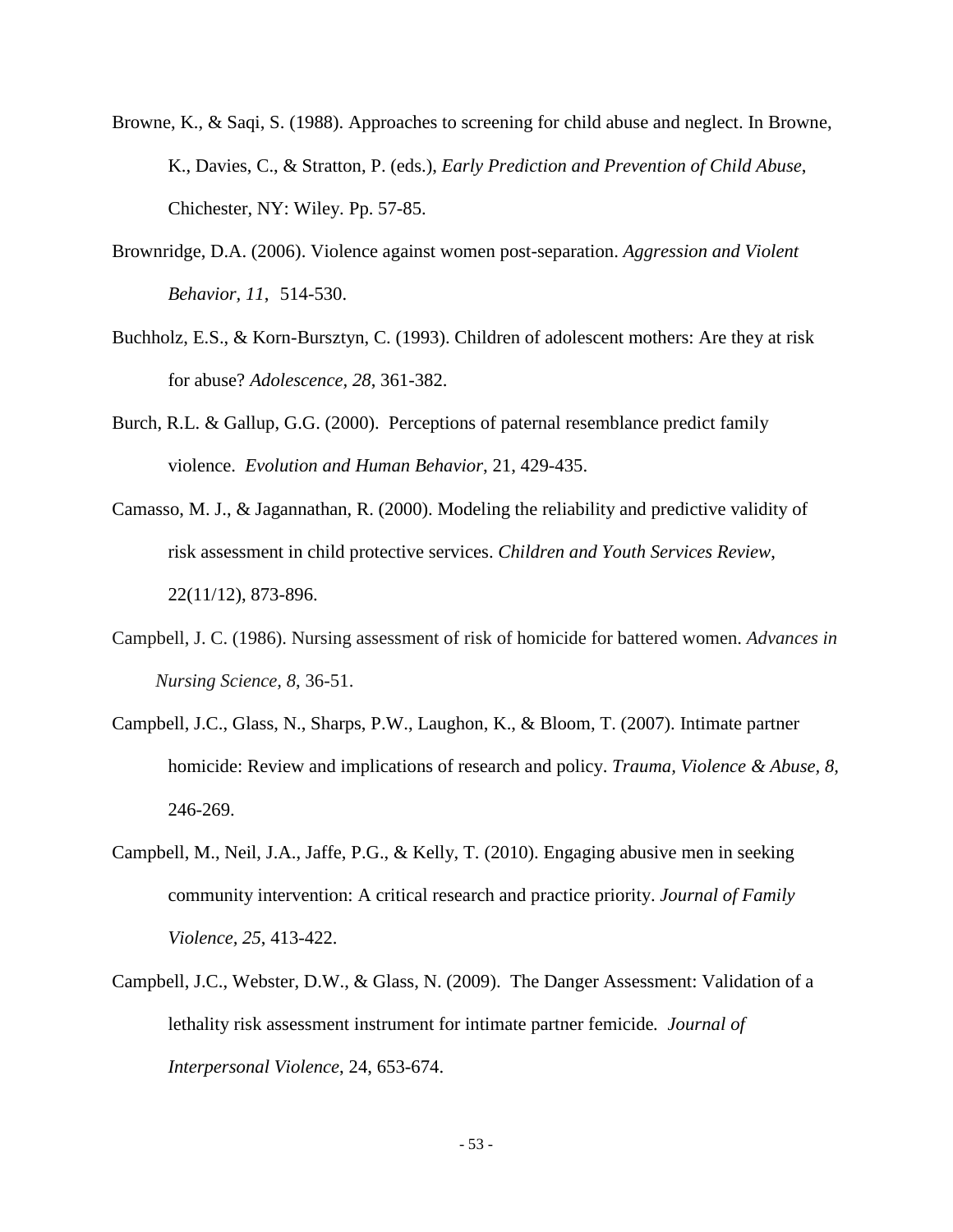Browne, K., & Saqi, S. (1988). Approaches to screening for child abuse and neglect. In Browne, K., Davies, C., & Stratton, P. (eds.), *Early Prediction and Prevention of Child Abuse*, Chichester, NY: Wiley. Pp. 57-85.

Brownridge, D.A. (2006). Violence against women post-separation. *Aggression and Violent Behavior, 11*, 514-530.

Buchholz, E.S., & Korn-Bursztyn, C. (1993). Children of adolescent mothers: Are they at risk for abuse? *Adolescence, 28*, 361-382.

Burch, R.L. & Gallup, G.G. (2000). Perceptions of paternal resemblance predict family violence. *Evolution and Human Behavior*, 21, 429-435.

Camasso, M. J., & Jagannathan, R. (2000). Modeling the reliability and predictive validity of risk assessment in child protective services. *Children and Youth Services Review*, 22(11/12), 873-896.

Campbell, J. C. (1986). Nursing assessment of risk of homicide for battered women. *Advances in Nursing Science, 8*, 36-51.

Campbell, J.C., Glass, N., Sharps, P.W., Laughon, K., & Bloom, T. (2007). Intimate partner homicide: Review and implications of research and policy. *Trauma, Violence & Abuse, 8*, 246-269.

Campbell, M., Neil, J.A., Jaffe, P.G., & Kelly, T. (2010). Engaging abusive men in seeking community intervention: A critical research and practice priority. *Journal of Family Violence, 25*, 413-422.

Campbell, J.C., Webster, D.W., & Glass, N. (2009). The Danger Assessment: Validation of a lethality risk assessment instrument for intimate partner femicide. *Journal of Interpersonal Violence*, 24, 653-674.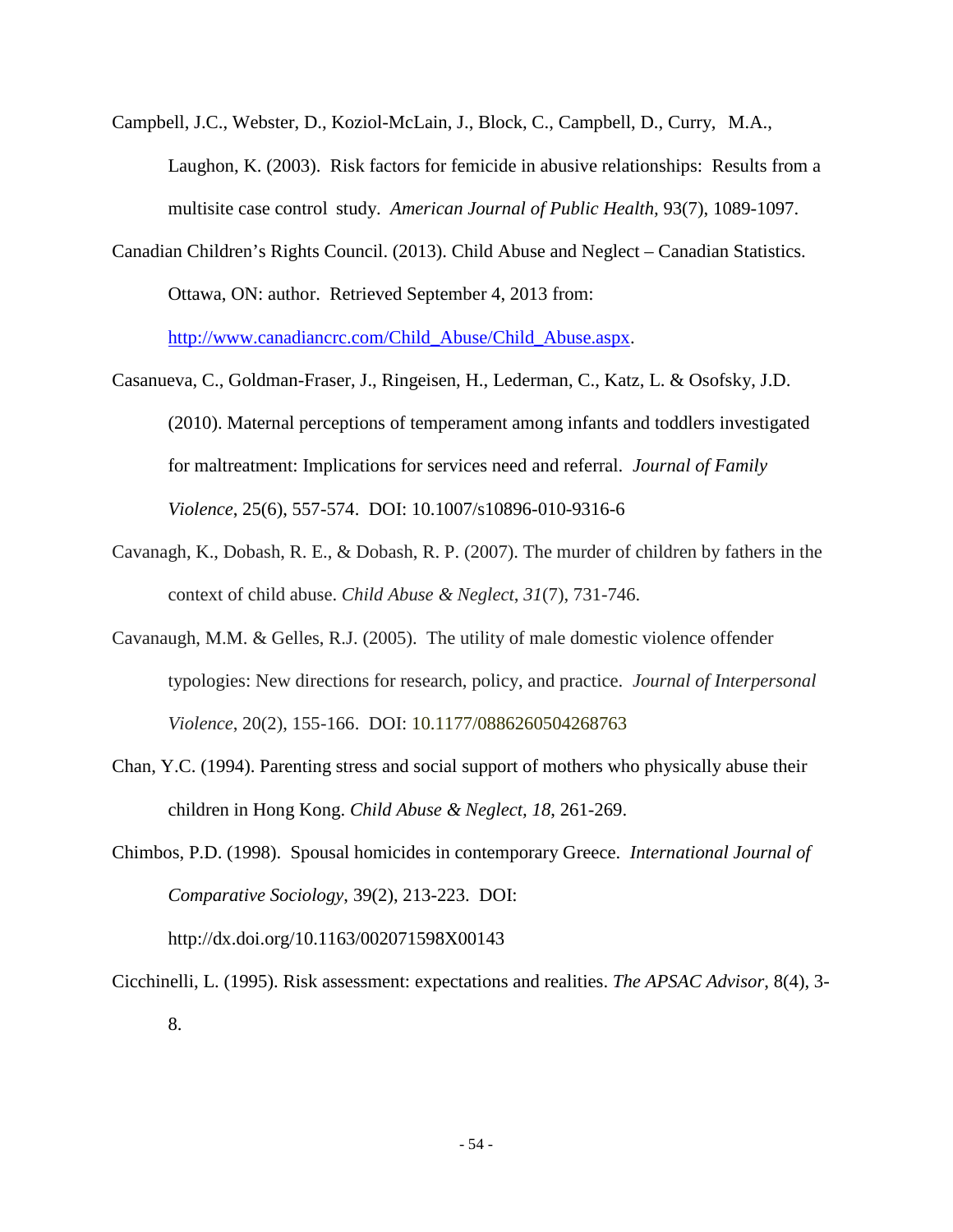Campbell, J.C., Webster, D., Koziol-McLain, J., Block, C., Campbell, D., Curry, M.A., Laughon, K. (2003). Risk factors for femicide in abusive relationships: Results from a multisite case control study. *American Journal of Public Health*, 93(7), 1089-1097.

Canadian Children's Rights Council. (2013). Child Abuse and Neglect – Canadian Statistics. Ottawa, ON: author. Retrieved September 4, 2013 from: http://www.canadiancrc.com/Child_Abuse/Child_Abuse.aspx.

Casanueva, C., Goldman-Fraser, J., Ringeisen, H., Lederman, C., Katz, L. & Osofsky, J.D. (2010). Maternal perceptions of temperament among infants and toddlers investigated for maltreatment: Implications for services need and referral. *Journal of Family Violence*, 25(6), 557-574. DOI: 10.1007/s10896-010-9316-6

Cavanagh, K., Dobash, R. E., & Dobash, R. P. (2007). The murder of children by fathers in the context of child abuse. *Child Abuse & Neglect*, *31*(7), 731-746.

Cavanaugh, M.M. & Gelles, R.J. (2005). The utility of male domestic violence offender typologies: New directions for research, policy, and practice. *Journal of Interpersonal Violence*, 20(2), 155-166. DOI: 10.1177/0886260504268763

Chan, Y.C. (1994). Parenting stress and social support of mothers who physically abuse their children in Hong Kong. *Child Abuse & Neglect, 18*, 261-269.

Chimbos, P.D. (1998). Spousal homicides in contemporary Greece. *International Journal of Comparative Sociology*, 39(2), 213-223. DOI: http://dx.doi.org/10.1163/002071598X00143

Cicchinelli, L. (1995). Risk assessment: expectations and realities. *The APSAC Advisor*, 8(4), 3-8.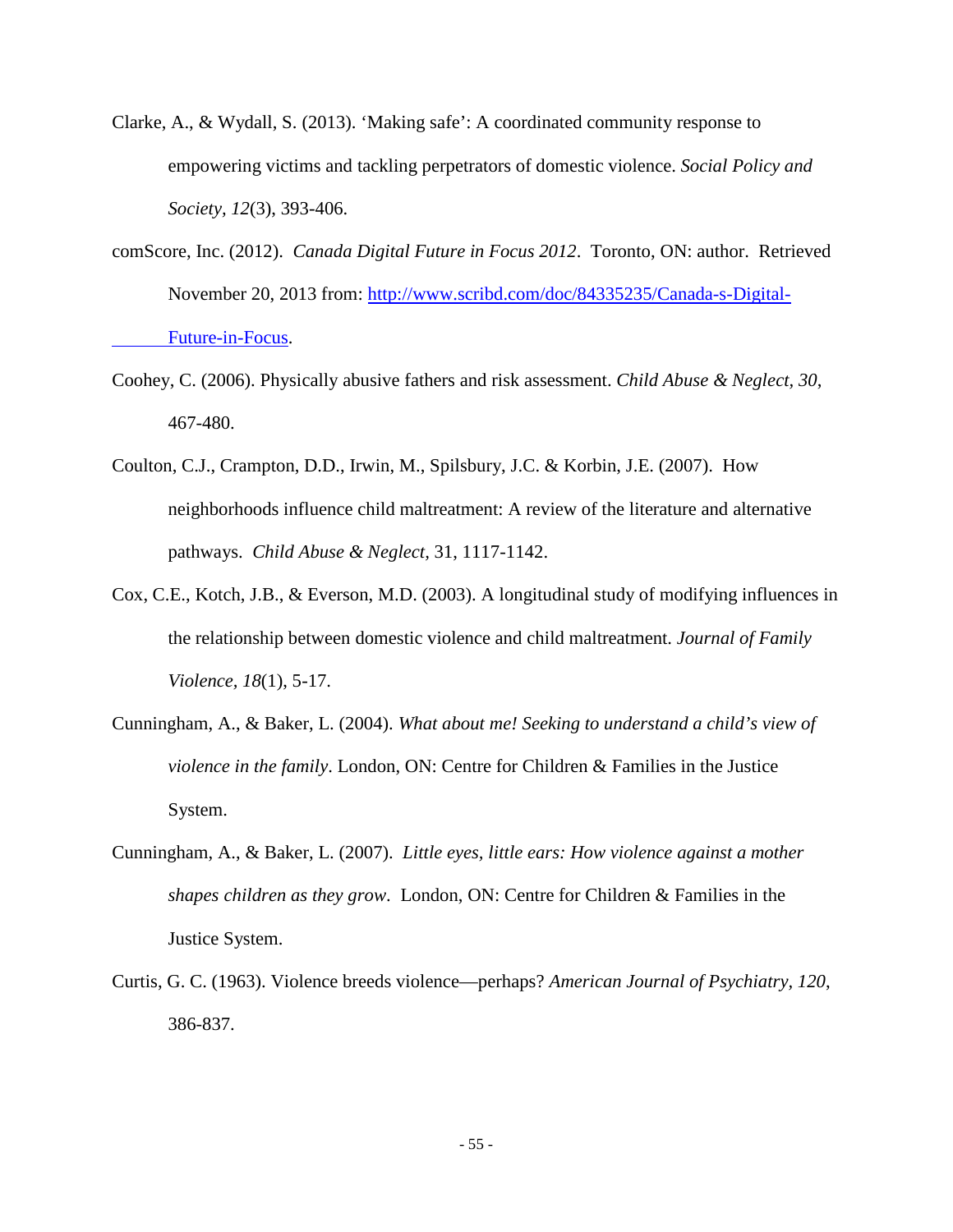Clarke, A., & Wydall, S. (2013). 'Making safe': A coordinated community response to empowering victims and tackling perpetrators of domestic violence. *Social Policy and Society, 12*(3), 393-406.

comScore, Inc. (2012). *Canada Digital Future in Focus 2012*. Toronto, ON: author. Retrieved November 20, 2013 from: [http://www.scribd.com/doc/84335235/Canada-s-Digital-Future-in-Focus](http://www.scribd.com/doc/84335235/Canada-s-Digital-Future-in-Focus).

Coohey, C. (2006). Physically abusive fathers and risk assessment. *Child Abuse & Neglect, 30*, 467-480.

Coulton, C.J., Crampton, D.D., Irwin, M., Spilsbury, J.C. & Korbin, J.E. (2007). How neighborhoods influence child maltreatment: A review of the literature and alternative pathways. *Child Abuse & Neglect*, 31, 1117-1142.

Cox, C.E., Kotch, J.B., & Everson, M.D. (2003). A longitudinal study of modifying influences in the relationship between domestic violence and child maltreatment. *Journal of Family Violence, 18*(1), 5-17.

Cunningham, A., & Baker, L. (2004). *What about me! Seeking to understand a child's view of violence in the family*. London, ON: Centre for Children & Families in the Justice System.

Cunningham, A., & Baker, L. (2007). *Little eyes, little ears: How violence against a mother shapes children as they grow*. London, ON: Centre for Children & Families in the Justice System.

Curtis, G. C. (1963). Violence breeds violence—perhaps? *American Journal of Psychiatry, 120*, 386-837.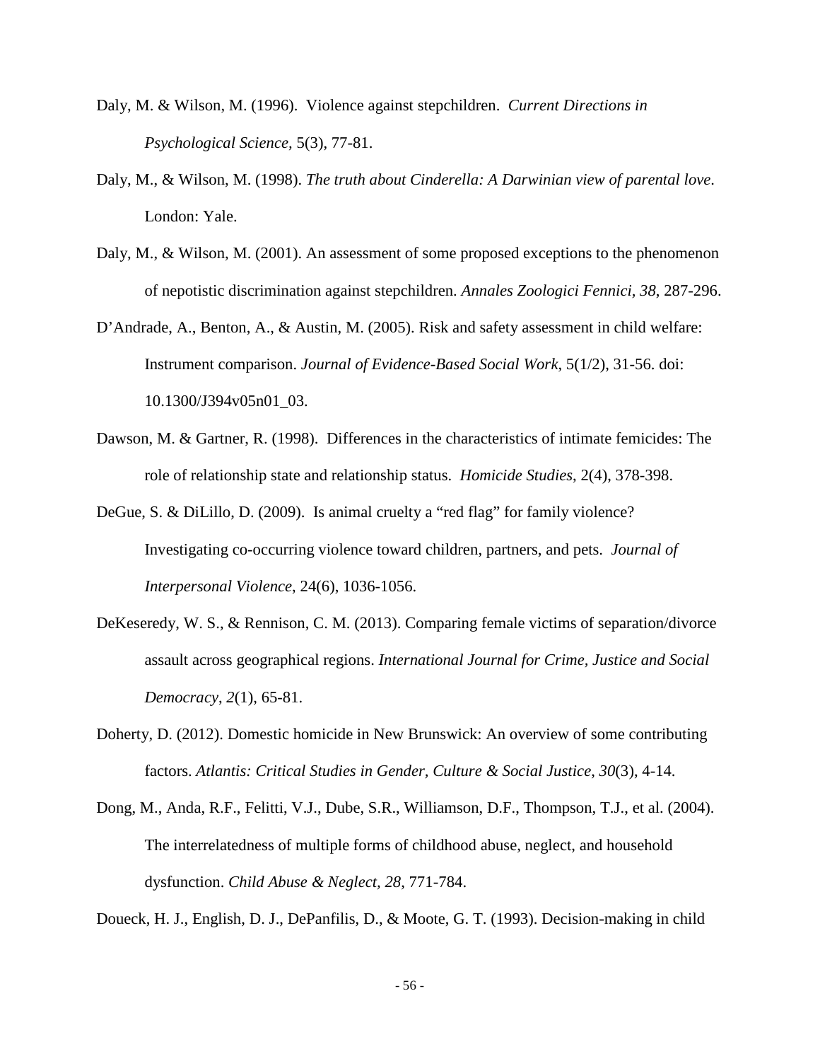Daly, M. & Wilson, M. (1996). Violence against stepchildren. *Current Directions in Psychological Science*, 5(3), 77-81.

Daly, M., & Wilson, M. (1998). *The truth about Cinderella: A Darwinian view of parental love*. London: Yale.

Daly, M., & Wilson, M. (2001). An assessment of some proposed exceptions to the phenomenon of nepotistic discrimination against stepchildren. *Annales Zoologici Fennici, 38*, 287-296.

D'Andrade, A., Benton, A., & Austin, M. (2005). Risk and safety assessment in child welfare: Instrument comparison. *Journal of Evidence-Based Social Work*, 5(1/2), 31-56. doi: 10.1300/J394v05n01_03.

Dawson, M. & Gartner, R. (1998). Differences in the characteristics of intimate femicides: The role of relationship state and relationship status. *Homicide Studies*, 2(4), 378-398.

DeGue, S. & DiLillo, D. (2009). Is animal cruelty a "red flag" for family violence? Investigating co-occurring violence toward children, partners, and pets. *Journal of Interpersonal Violence*, 24(6), 1036-1056.

DeKeseredy, W. S., & Rennison, C. M. (2013). Comparing female victims of separation/divorce assault across geographical regions. *International Journal for Crime, Justice and Social Democracy*, *2*(1), 65-81.

Doherty, D. (2012). Domestic homicide in New Brunswick: An overview of some contributing factors. *Atlantis: Critical Studies in Gender, Culture & Social Justice*, *30*(3), 4-14.

Dong, M., Anda, R.F., Felitti, V.J., Dube, S.R., Williamson, D.F., Thompson, T.J., et al. (2004). The interrelatedness of multiple forms of childhood abuse, neglect, and household dysfunction. *Child Abuse & Neglect, 28*, 771-784.

Doueck, H. J., English, D. J., DePanfilis, D., & Moote, G. T. (1993). Decision-making in child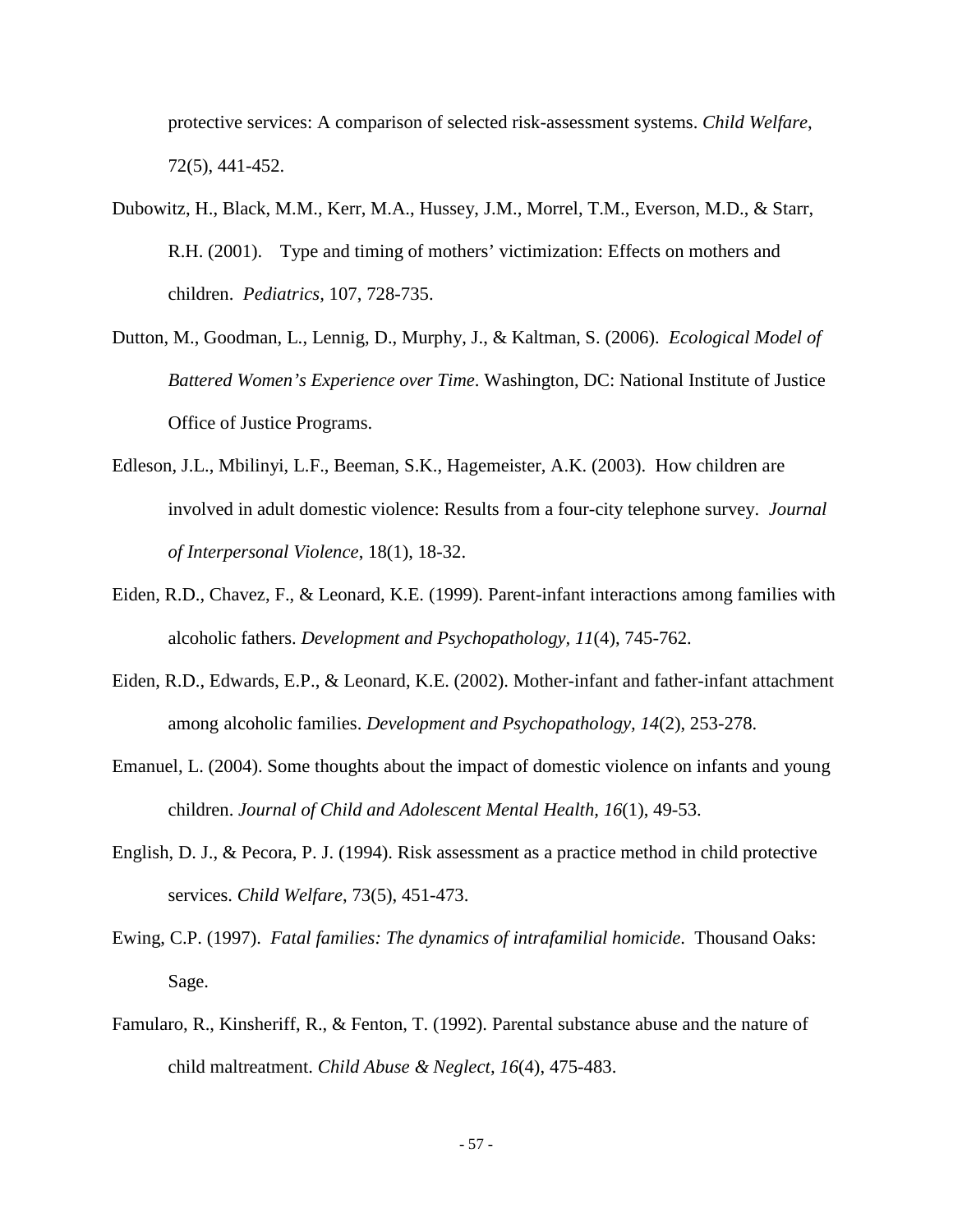protective services: A comparison of selected risk-assessment systems. *Child Welfare*, 72(5), 441-452.

Dubowitz, H., Black, M.M., Kerr, M.A., Hussey, J.M., Morrel, T.M., Everson, M.D., & Starr, R.H. (2001). Type and timing of mothers' victimization: Effects on mothers and children. *Pediatrics*, 107, 728-735.

Dutton, M., Goodman, L., Lennig, D., Murphy, J., & Kaltman, S. (2006). *Ecological Model of Battered Women's Experience over Time*. Washington, DC: National Institute of Justice Office of Justice Programs.

Edleson, J.L., Mbilinyi, L.F., Beeman, S.K., Hagemeister, A.K. (2003). How children are involved in adult domestic violence: Results from a four-city telephone survey. *Journal of Interpersonal Violence*, 18(1), 18-32.

Eiden, R.D., Chavez, F., & Leonard, K.E. (1999). Parent-infant interactions among families with alcoholic fathers. *Development and Psychopathology, 11*(4), 745-762.

Eiden, R.D., Edwards, E.P., & Leonard, K.E. (2002). Mother-infant and father-infant attachment among alcoholic families. *Development and Psychopathology, 14*(2), 253-278.

Emanuel, L. (2004). Some thoughts about the impact of domestic violence on infants and young children. *Journal of Child and Adolescent Mental Health, 16*(1), 49-53.

English, D. J., & Pecora, P. J. (1994). Risk assessment as a practice method in child protective services. *Child Welfare*, 73(5), 451-473.

Ewing, C.P. (1997). *Fatal families: The dynamics of intrafamilial homicide*. Thousand Oaks: Sage.

Famularo, R., Kinsheriff, R., & Fenton, T. (1992). Parental substance abuse and the nature of child maltreatment. *Child Abuse & Neglect, 16*(4), 475-483.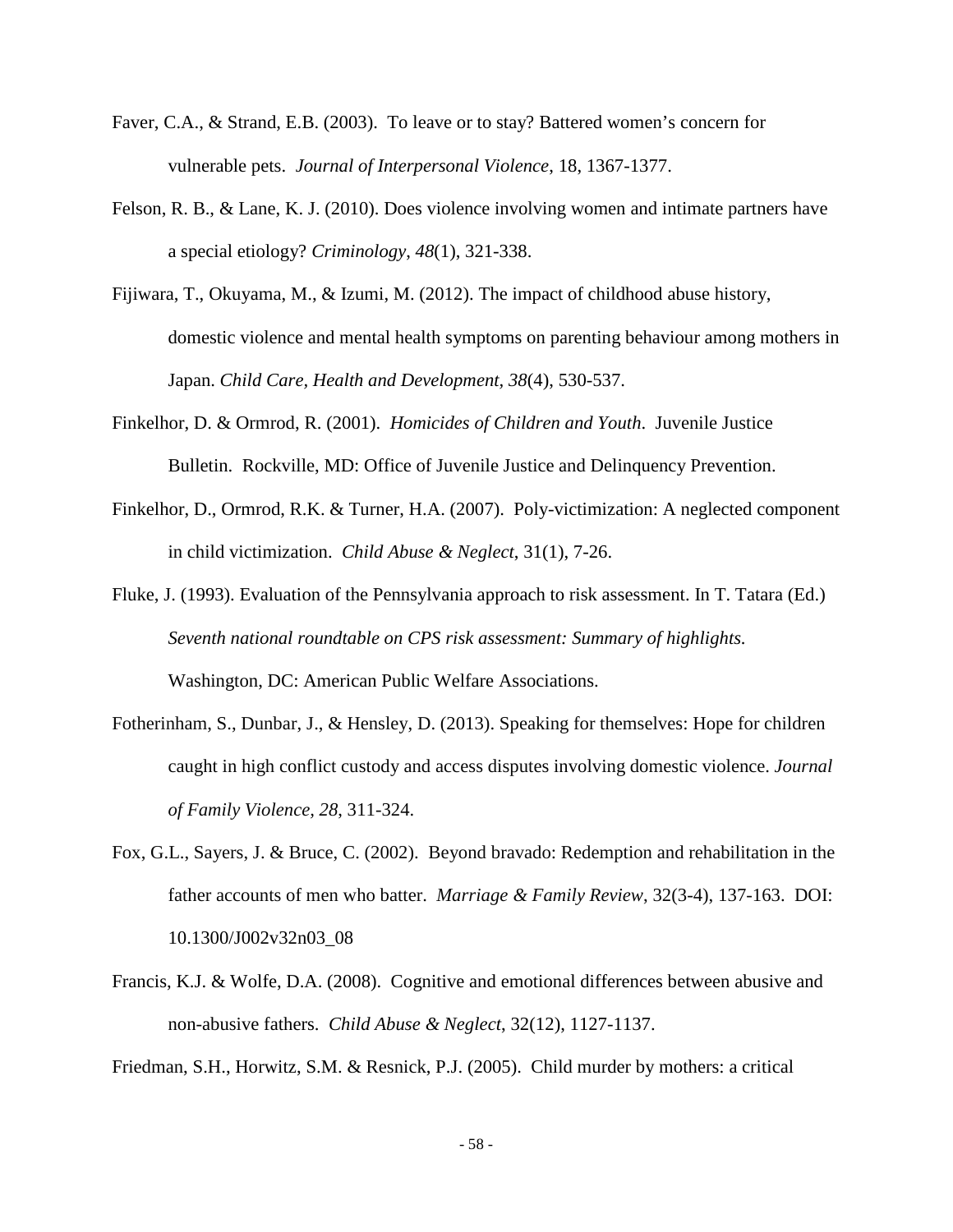Faver, C.A., & Strand, E.B. (2003). To leave or to stay? Battered women's concern for vulnerable pets. *Journal of Interpersonal Violence*, 18, 1367-1377.

Felson, R. B., & Lane, K. J. (2010). Does violence involving women and intimate partners have a special etiology? *Criminology*, *48*(1), 321-338.

Fijiwara, T., Okuyama, M., & Izumi, M. (2012). The impact of childhood abuse history, domestic violence and mental health symptoms on parenting behaviour among mothers in Japan. *Child Care, Health and Development*, *38*(4), 530-537.

Finkelhor, D. & Ormrod, R. (2001). *Homicides of Children and Youth*. Juvenile Justice Bulletin. Rockville, MD: Office of Juvenile Justice and Delinquency Prevention.

Finkelhor, D., Ormrod, R.K. & Turner, H.A. (2007). Poly-victimization: A neglected component in child victimization. *Child Abuse & Neglect*, 31(1), 7-26.

Fluke, J. (1993). Evaluation of the Pennsylvania approach to risk assessment. In T. Tatara (Ed.) *Seventh national roundtable on CPS risk assessment: Summary of highlights.* Washington, DC: American Public Welfare Associations.

Fotherinham, S., Dunbar, J., & Hensley, D. (2013). Speaking for themselves: Hope for children caught in high conflict custody and access disputes involving domestic violence. *Journal of Family Violence*, *28*, 311-324.

Fox, G.L., Sayers, J. & Bruce, C. (2002). Beyond bravado: Redemption and rehabilitation in the father accounts of men who batter. *Marriage & Family Review*, 32(3-4), 137-163. DOI: 10.1300/J002v32n03_08

Francis, K.J. & Wolfe, D.A. (2008). Cognitive and emotional differences between abusive and non-abusive fathers. *Child Abuse & Neglect*, 32(12), 1127-1137.

Friedman, S.H., Horwitz, S.M. & Resnick, P.J. (2005). Child murder by mothers: a critical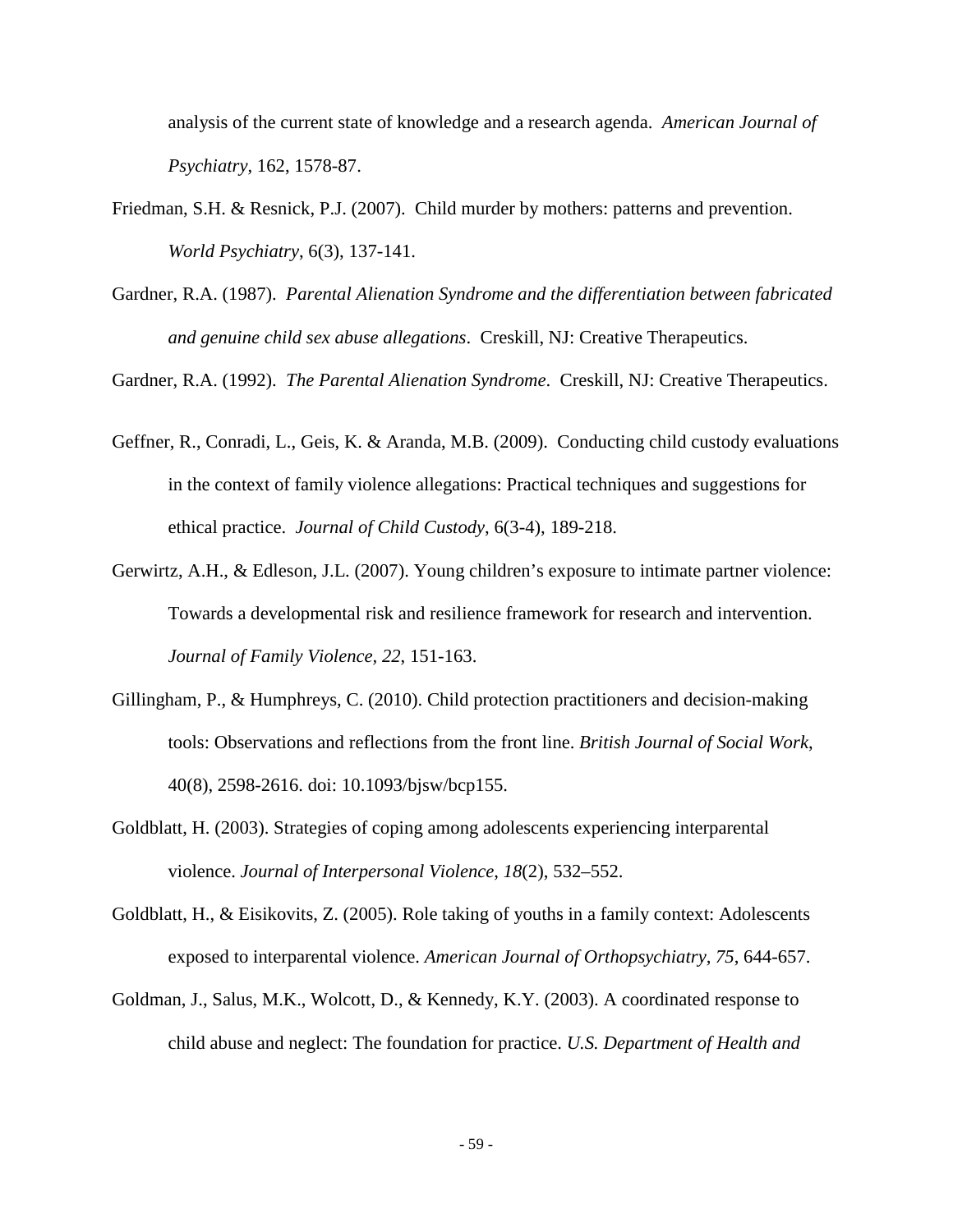analysis of the current state of knowledge and a research agenda. *American Journal of Psychiatry*, 162, 1578-87.

Friedman, S.H. & Resnick, P.J. (2007). Child murder by mothers: patterns and prevention. *World Psychiatry*, 6(3), 137-141.

Gardner, R.A. (1987). *Parental Alienation Syndrome and the differentiation between fabricated and genuine child sex abuse allegations*. Creskill, NJ: Creative Therapeutics.

Gardner, R.A. (1992). *The Parental Alienation Syndrome*. Creskill, NJ: Creative Therapeutics.

Geffner, R., Conradi, L., Geis, K. & Aranda, M.B. (2009). Conducting child custody evaluations in the context of family violence allegations: Practical techniques and suggestions for ethical practice. *Journal of Child Custody*, 6(3-4), 189-218.

Gerwirtz, A.H., & Edleson, J.L. (2007). Young children's exposure to intimate partner violence: Towards a developmental risk and resilience framework for research and intervention. *Journal of Family Violence*, *22*, 151-163.

Gillingham, P., & Humphreys, C. (2010). Child protection practitioners and decision-making tools: Observations and reflections from the front line. *British Journal of Social Work*, 40(8), 2598-2616. doi: 10.1093/bjsw/bcp155.

Goldblatt, H. (2003). Strategies of coping among adolescents experiencing interparental violence. *Journal of Interpersonal Violence*, *18*(2), 532–552.

Goldblatt, H., & Eisikovits, Z. (2005). Role taking of youths in a family context: Adolescents exposed to interparental violence. *American Journal of Orthopsychiatry, 75*, 644-657.

Goldman, J., Salus, M.K., Wolcott, D., & Kennedy, K.Y. (2003). A coordinated response to child abuse and neglect: The foundation for practice. *U.S. Department of Health and*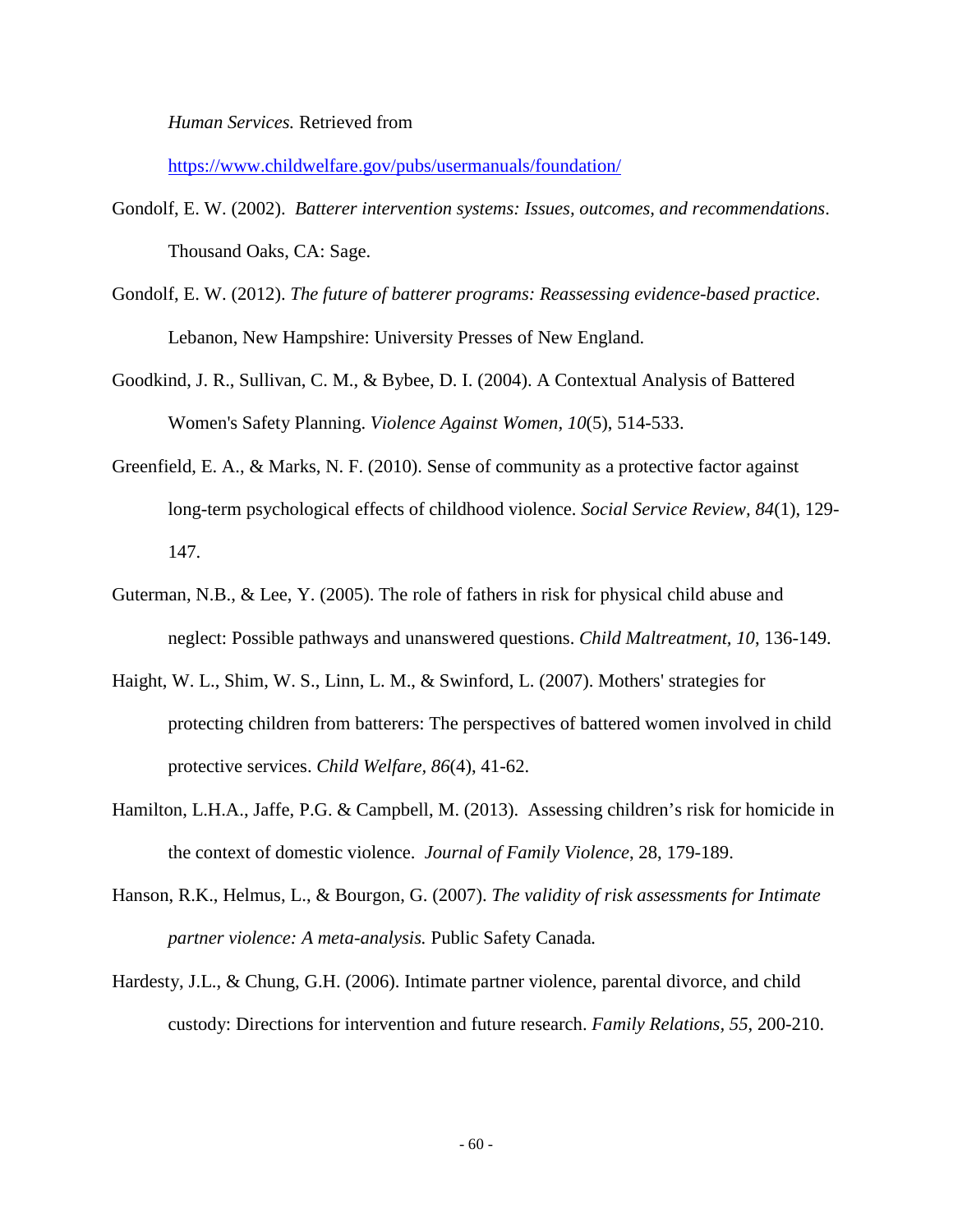*Human Services.* Retrieved from https://www.childwelfare.gov/pubs/usermanuals/foundation/

Gondolf, E. W. (2002). *Batterer intervention systems: Issues, outcomes, and recommendations*. Thousand Oaks, CA: Sage.

Gondolf, E. W. (2012). *The future of batterer programs: Reassessing evidence-based practice*. Lebanon, New Hampshire: University Presses of New England.

Goodkind, J. R., Sullivan, C. M., & Bybee, D. I. (2004). A Contextual Analysis of Battered Women's Safety Planning. *Violence Against Women, 10*(5), 514-533.

Greenfield, E. A., & Marks, N. F. (2010). Sense of community as a protective factor against long-term psychological effects of childhood violence. *Social Service Review, 84*(1), 129-147.

Guterman, N.B., & Lee, Y. (2005). The role of fathers in risk for physical child abuse and neglect: Possible pathways and unanswered questions. *Child Maltreatment, 10*, 136-149.

Haight, W. L., Shim, W. S., Linn, L. M., & Swinford, L. (2007). Mothers' strategies for protecting children from batterers: The perspectives of battered women involved in child protective services. *Child Welfare, 86*(4), 41-62.

Hamilton, L.H.A., Jaffe, P.G. & Campbell, M. (2013). Assessing children's risk for homicide in the context of domestic violence. *Journal of Family Violence*, 28, 179-189.

Hanson, R.K., Helmus, L., & Bourgon, G. (2007). *The validity of risk assessments for Intimate partner violence: A meta-analysis.* Public Safety Canada*.*

Hardesty, J.L., & Chung, G.H. (2006). Intimate partner violence, parental divorce, and child custody: Directions for intervention and future research. *Family Relations, 55*, 200-210.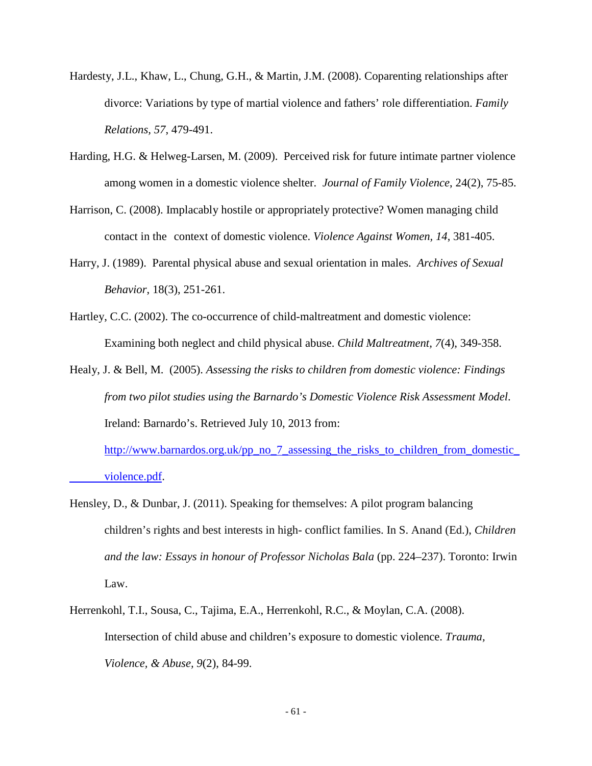Hardesty, J.L., Khaw, L., Chung, G.H., & Martin, J.M. (2008). Coparenting relationships after divorce: Variations by type of martial violence and fathers' role differentiation. *Family Relations, 57*, 479-491.

Harding, H.G. & Helweg-Larsen, M. (2009). Perceived risk for future intimate partner violence among women in a domestic violence shelter. *Journal of Family Violence*, 24(2), 75-85.

Harrison, C. (2008). Implacably hostile or appropriately protective? Women managing child contact in the context of domestic violence. *Violence Against Women, 14*, 381-405.

Harry, J. (1989). Parental physical abuse and sexual orientation in males. *Archives of Sexual Behavior*, 18(3), 251-261.

Hartley, C.C. (2002). The co-occurrence of child-maltreatment and domestic violence: Examining both neglect and child physical abuse. *Child Maltreatment, 7*(4), 349-358.

Healy, J. & Bell, M. (2005). *Assessing the risks to children from domestic violence: Findings from two pilot studies using the Barnardo's Domestic Violence Risk Assessment Model*. Ireland: Barnardo's. Retrieved July 10, 2013 from: http://www.barnardos.org.uk/pp_no_7_assessing_the_risks_to_children_from_domestic_violence.pdf.

Hensley, D., & Dunbar, J. (2011). Speaking for themselves: A pilot program balancing children's rights and best interests in high- conflict families. In S. Anand (Ed.), *Children and the law: Essays in honour of Professor Nicholas Bala* (pp. 224–237). Toronto: Irwin Law.

Herrenkohl, T.I., Sousa, C., Tajima, E.A., Herrenkohl, R.C., & Moylan, C.A. (2008). Intersection of child abuse and children's exposure to domestic violence. *Trauma, Violence, & Abuse, 9*(2), 84-99.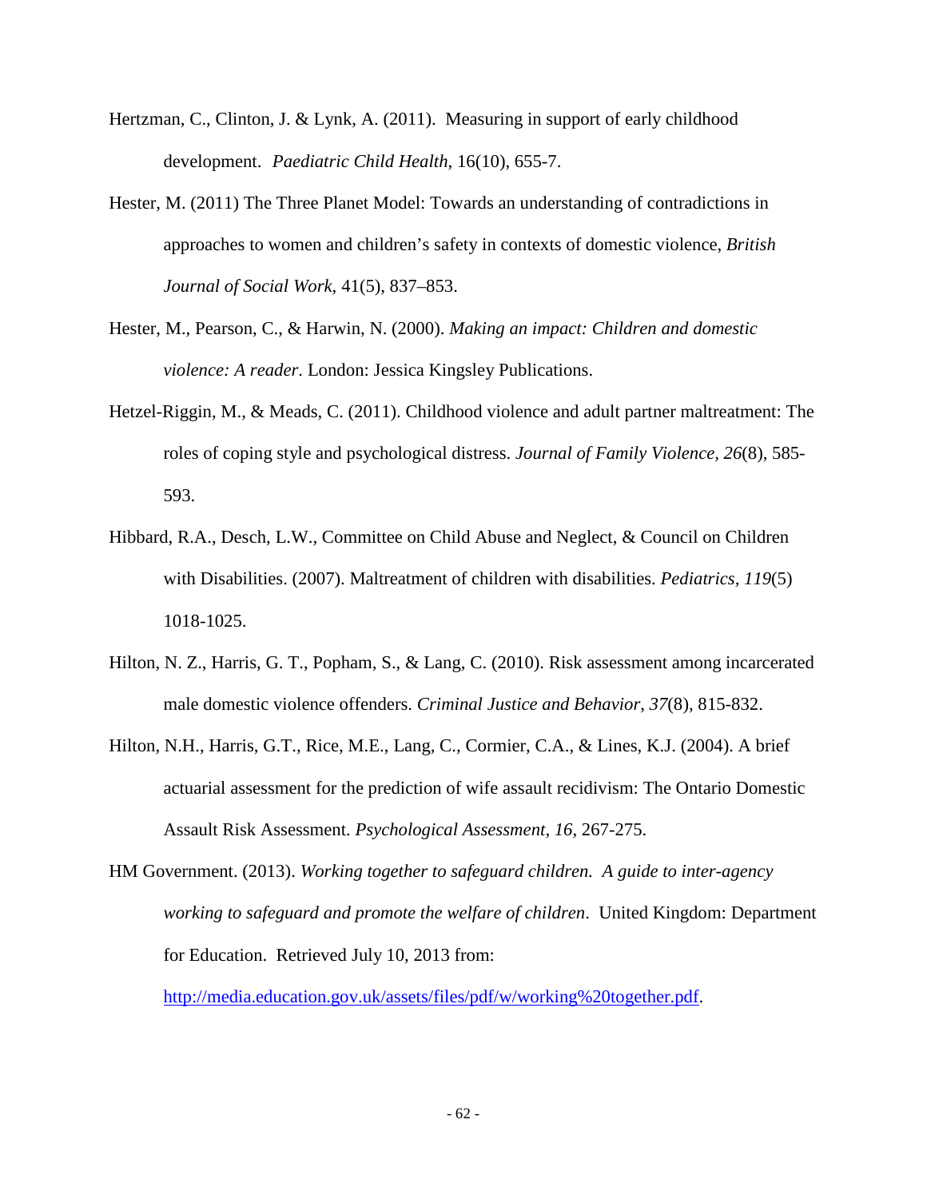Hertzman, C., Clinton, J. & Lynk, A. (2011). Measuring in support of early childhood development. *Paediatric Child Health*, 16(10), 655-7.

Hester, M. (2011) The Three Planet Model: Towards an understanding of contradictions in approaches to women and children's safety in contexts of domestic violence, *British Journal of Social Work*, 41(5), 837–853.

Hester, M., Pearson, C., & Harwin, N. (2000). *Making an impact: Children and domestic violence: A reader*. London: Jessica Kingsley Publications.

Hetzel-Riggin, M., & Meads, C. (2011). Childhood violence and adult partner maltreatment: The roles of coping style and psychological distress. *Journal of Family Violence, 26*(8), 585-593.

Hibbard, R.A., Desch, L.W., Committee on Child Abuse and Neglect, & Council on Children with Disabilities. (2007). Maltreatment of children with disabilities. *Pediatrics*, *119*(5) 1018-1025.

Hilton, N. Z., Harris, G. T., Popham, S., & Lang, C. (2010). Risk assessment among incarcerated male domestic violence offenders. *Criminal Justice and Behavior, 37*(8), 815-832.

Hilton, N.H., Harris, G.T., Rice, M.E., Lang, C., Cormier, C.A., & Lines, K.J. (2004). A brief actuarial assessment for the prediction of wife assault recidivism: The Ontario Domestic Assault Risk Assessment. *Psychological Assessment, 16*, 267-275.

HM Government. (2013). *Working together to safeguard children. A guide to inter-agency working to safeguard and promote the welfare of children*. United Kingdom: Department for Education. Retrieved July 10, 2013 from: http://media.education.gov.uk/assets/files/pdf/w/working%20together.pdf.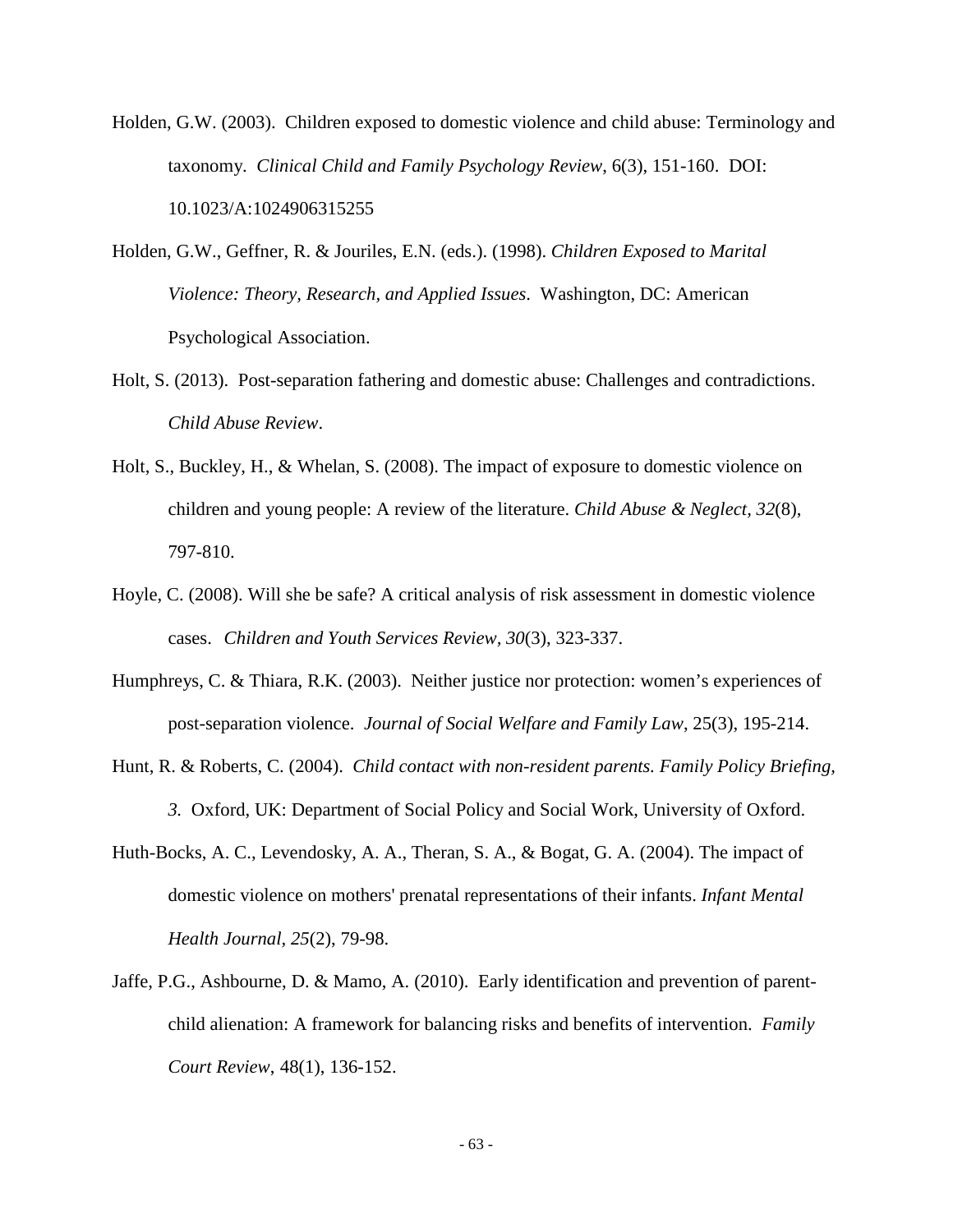Holden, G.W. (2003). Children exposed to domestic violence and child abuse: Terminology and taxonomy. *Clinical Child and Family Psychology Review*, 6(3), 151-160. DOI: 10.1023/A:1024906315255

Holden, G.W., Geffner, R. & Jouriles, E.N. (eds.). (1998). *Children Exposed to Marital Violence: Theory, Research, and Applied Issues*. Washington, DC: American Psychological Association.

Holt, S. (2013). Post-separation fathering and domestic abuse: Challenges and contradictions. *Child Abuse Review*.

Holt, S., Buckley, H., & Whelan, S. (2008). The impact of exposure to domestic violence on children and young people: A review of the literature. *Child Abuse & Neglect*, *32*(8), 797-810.

Hoyle, C. (2008). Will she be safe? A critical analysis of risk assessment in domestic violence cases. *Children and Youth Services Review, 30*(3), 323-337.

Humphreys, C. & Thiara, R.K. (2003). Neither justice nor protection: women's experiences of post-separation violence. *Journal of Social Welfare and Family Law*, 25(3), 195-214.

Hunt, R. & Roberts, C. (2004). *Child contact with non-resident parents. Family Policy Briefing, 3.* Oxford, UK: Department of Social Policy and Social Work, University of Oxford.

Huth-Bocks, A. C., Levendosky, A. A., Theran, S. A., & Bogat, G. A. (2004). The impact of domestic violence on mothers' prenatal representations of their infants. *Infant Mental Health Journal, 25*(2), 79-98.

Jaffe, P.G., Ashbourne, D. & Mamo, A. (2010). Early identification and prevention of parent-child alienation: A framework for balancing risks and benefits of intervention. *Family Court Review*, 48(1), 136-152.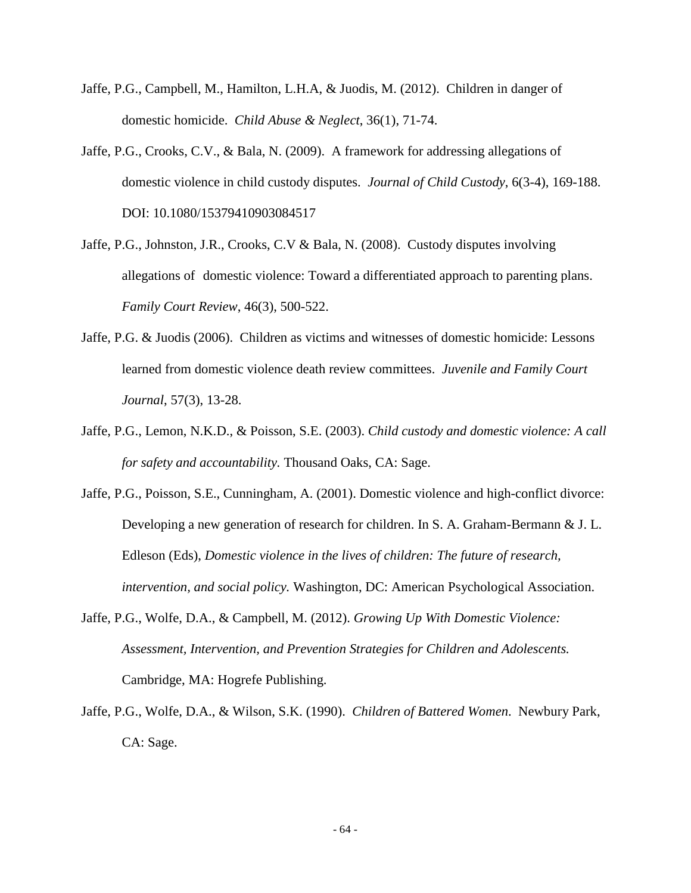Jaffe, P.G., Campbell, M., Hamilton, L.H.A, & Juodis, M. (2012). Children in danger of domestic homicide. *Child Abuse & Neglect*, 36(1), 71-74.

Jaffe, P.G., Crooks, C.V., & Bala, N. (2009). A framework for addressing allegations of domestic violence in child custody disputes. *Journal of Child Custody*, 6(3-4), 169-188. DOI: 10.1080/15379410903084517

Jaffe, P.G., Johnston, J.R., Crooks, C.V & Bala, N. (2008). Custody disputes involving allegations of domestic violence: Toward a differentiated approach to parenting plans. *Family Court Review*, 46(3), 500-522.

Jaffe, P.G. & Juodis (2006). Children as victims and witnesses of domestic homicide: Lessons learned from domestic violence death review committees. *Juvenile and Family Court Journal*, 57(3), 13-28.

Jaffe, P.G., Lemon, N.K.D., & Poisson, S.E. (2003). *Child custody and domestic violence: A call for safety and accountability.* Thousand Oaks, CA: Sage.

Jaffe, P.G., Poisson, S.E., Cunningham, A. (2001). Domestic violence and high-conflict divorce: Developing a new generation of research for children. In S. A. Graham-Bermann & J. L. Edleson (Eds), *Domestic violence in the lives of children: The future of research, intervention, and social policy.* Washington, DC: American Psychological Association.

Jaffe, P.G., Wolfe, D.A., & Campbell, M. (2012). *Growing Up With Domestic Violence: Assessment, Intervention, and Prevention Strategies for Children and Adolescents.* Cambridge, MA: Hogrefe Publishing.

Jaffe, P.G., Wolfe, D.A., & Wilson, S.K. (1990). *Children of Battered Women*. Newbury Park, CA: Sage.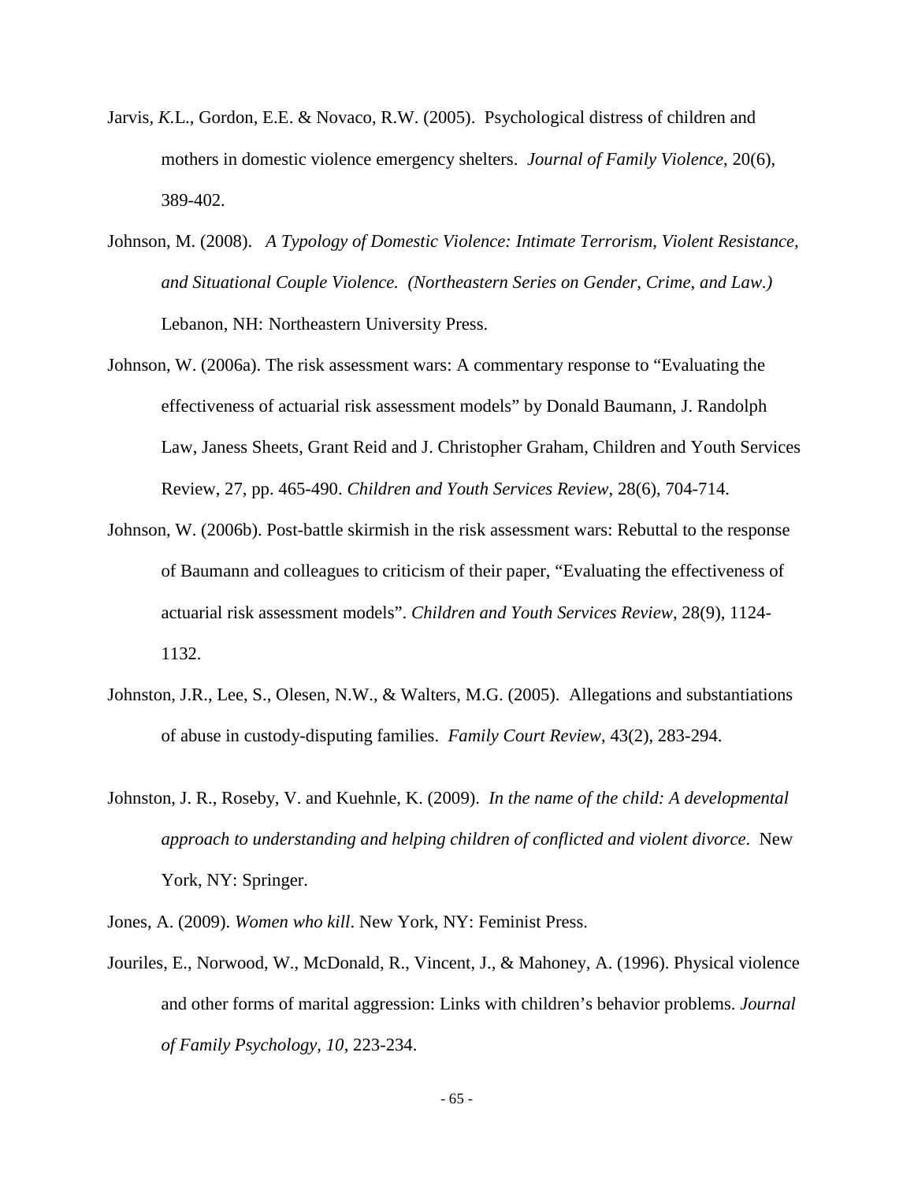Jarvis, *K*.L., Gordon, E.E. & Novaco, R.W. (2005). Psychological distress of children and mothers in domestic violence emergency shelters. *Journal of Family Violence*, 20(6), 389-402.

Johnson, M. (2008). *A Typology of Domestic Violence: Intimate Terrorism, Violent Resistance, and Situational Couple Violence. (Northeastern Series on Gender, Crime, and Law.)* Lebanon, NH: Northeastern University Press.

Johnson, W. (2006a). The risk assessment wars: A commentary response to "Evaluating the effectiveness of actuarial risk assessment models" by Donald Baumann, J. Randolph Law, Janess Sheets, Grant Reid and J. Christopher Graham, Children and Youth Services Review, 27, pp. 465-490. *Children and Youth Services Review*, 28(6), 704-714.

Johnson, W. (2006b). Post-battle skirmish in the risk assessment wars: Rebuttal to the response of Baumann and colleagues to criticism of their paper, "Evaluating the effectiveness of actuarial risk assessment models". *Children and Youth Services Review*, 28(9), 1124-1132.

Johnston, J.R., Lee, S., Olesen, N.W., & Walters, M.G. (2005). Allegations and substantiations of abuse in custody-disputing families. *Family Court Review*, 43(2), 283-294.

Johnston, J. R., Roseby, V. and Kuehnle, K. (2009). *In the name of the child: A developmental approach to understanding and helping children of conflicted and violent divorce*. New York, NY: Springer.

Jones, A. (2009). *Women who kill*. New York, NY: Feminist Press.

Jouriles, E., Norwood, W., McDonald, R., Vincent, J., & Mahoney, A. (1996). Physical violence and other forms of marital aggression: Links with children's behavior problems. *Journal of Family Psychology, 10*, 223-234.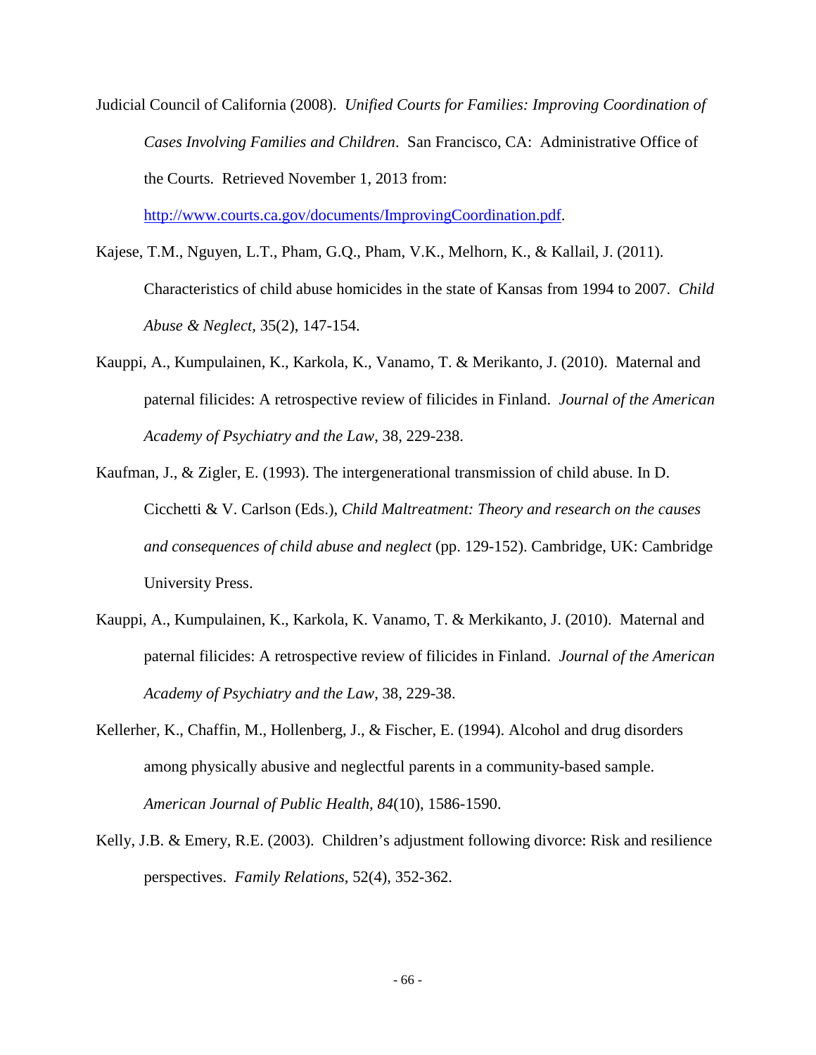Judicial Council of California (2008). *Unified Courts for Families: Improving Coordination of Cases Involving Families and Children*. San Francisco, CA: Administrative Office of the Courts. Retrieved November 1, 2013 from: http://www.courts.ca.gov/documents/ImprovingCoordination.pdf.

Kajese, T.M., Nguyen, L.T., Pham, G.Q., Pham, V.K., Melhorn, K., & Kallail, J. (2011). Characteristics of child abuse homicides in the state of Kansas from 1994 to 2007. *Child Abuse & Neglect*, 35(2), 147-154.

Kauppi, A., Kumpulainen, K., Karkola, K., Vanamo, T. & Merikanto, J. (2010). Maternal and paternal filicides: A retrospective review of filicides in Finland. *Journal of the American Academy of Psychiatry and the Law*, 38, 229-238.

Kaufman, J., & Zigler, E. (1993). The intergenerational transmission of child abuse. In D. Cicchetti & V. Carlson (Eds.), *Child Maltreatment: Theory and research on the causes and consequences of child abuse and neglect* (pp. 129-152). Cambridge, UK: Cambridge University Press.

Kauppi, A., Kumpulainen, K., Karkola, K. Vanamo, T. & Merkikanto, J. (2010). Maternal and paternal filicides: A retrospective review of filicides in Finland. *Journal of the American Academy of Psychiatry and the Law*, 38, 229-38.

Kellerher, K., Chaffin, M., Hollenberg, J., & Fischer, E. (1994). Alcohol and drug disorders among physically abusive and neglectful parents in a community-based sample. *American Journal of Public Health, 84*(10), 1586-1590.

Kelly, J.B. & Emery, R.E. (2003). Children's adjustment following divorce: Risk and resilience perspectives. *Family Relations*, 52(4), 352-362.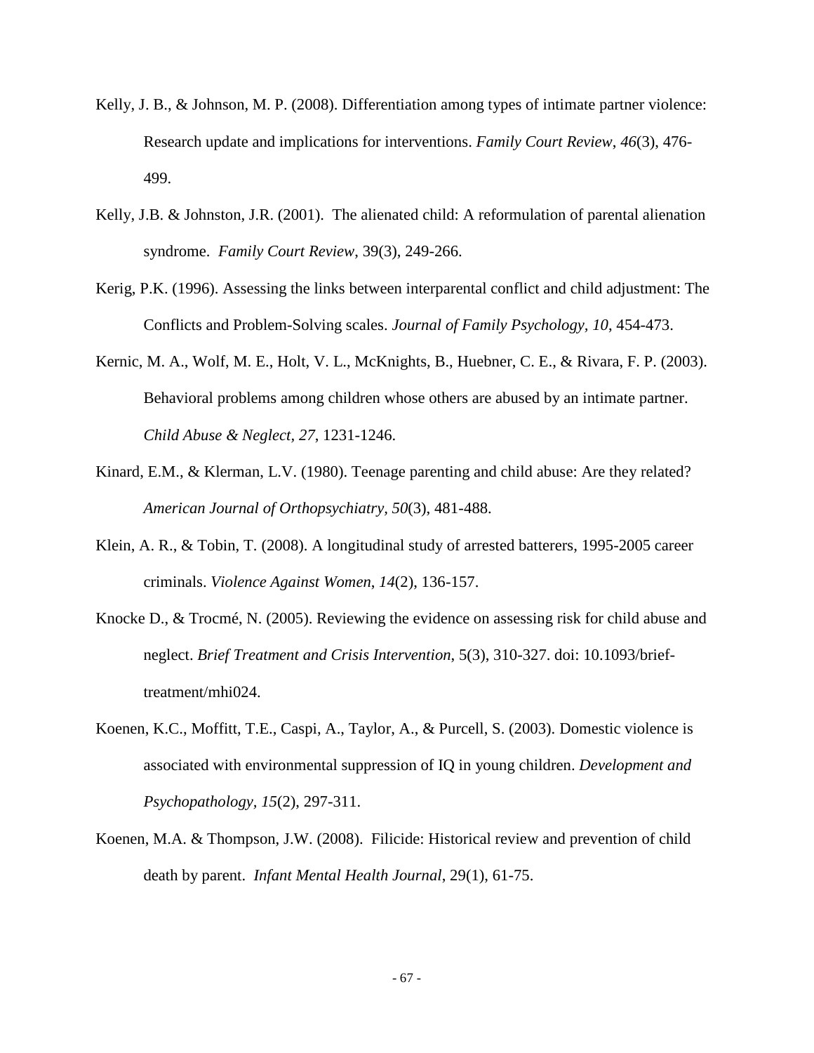Kelly, J. B., & Johnson, M. P. (2008). Differentiation among types of intimate partner violence: Research update and implications for interventions. *Family Court Review*, *46*(3), 476-499.

Kelly, J.B. & Johnston, J.R. (2001). The alienated child: A reformulation of parental alienation syndrome. *Family Court Review*, 39(3), 249-266.

Kerig, P.K. (1996). Assessing the links between interparental conflict and child adjustment: The Conflicts and Problem-Solving scales. *Journal of Family Psychology, 10*, 454-473.

Kernic, M. A., Wolf, M. E., Holt, V. L., McKnights, B., Huebner, C. E., & Rivara, F. P. (2003). Behavioral problems among children whose others are abused by an intimate partner. *Child Abuse & Neglect, 27*, 1231-1246.

Kinard, E.M., & Klerman, L.V. (1980). Teenage parenting and child abuse: Are they related? *American Journal of Orthopsychiatry, 50*(3), 481-488.

Klein, A. R., & Tobin, T. (2008). A longitudinal study of arrested batterers, 1995-2005 career criminals. *Violence Against Women*, *14*(2), 136-157.

Knocke D., & Trocmé, N. (2005). Reviewing the evidence on assessing risk for child abuse and neglect. *Brief Treatment and Crisis Intervention*, 5(3), 310-327. doi: 10.1093/brief-treatment/mhi024.

Koenen, K.C., Moffitt, T.E., Caspi, A., Taylor, A., & Purcell, S. (2003). Domestic violence is associated with environmental suppression of IQ in young children. *Development and Psychopathology, 15*(2), 297-311.

Koenen, M.A. & Thompson, J.W. (2008). Filicide: Historical review and prevention of child death by parent. *Infant Mental Health Journal*, 29(1), 61-75.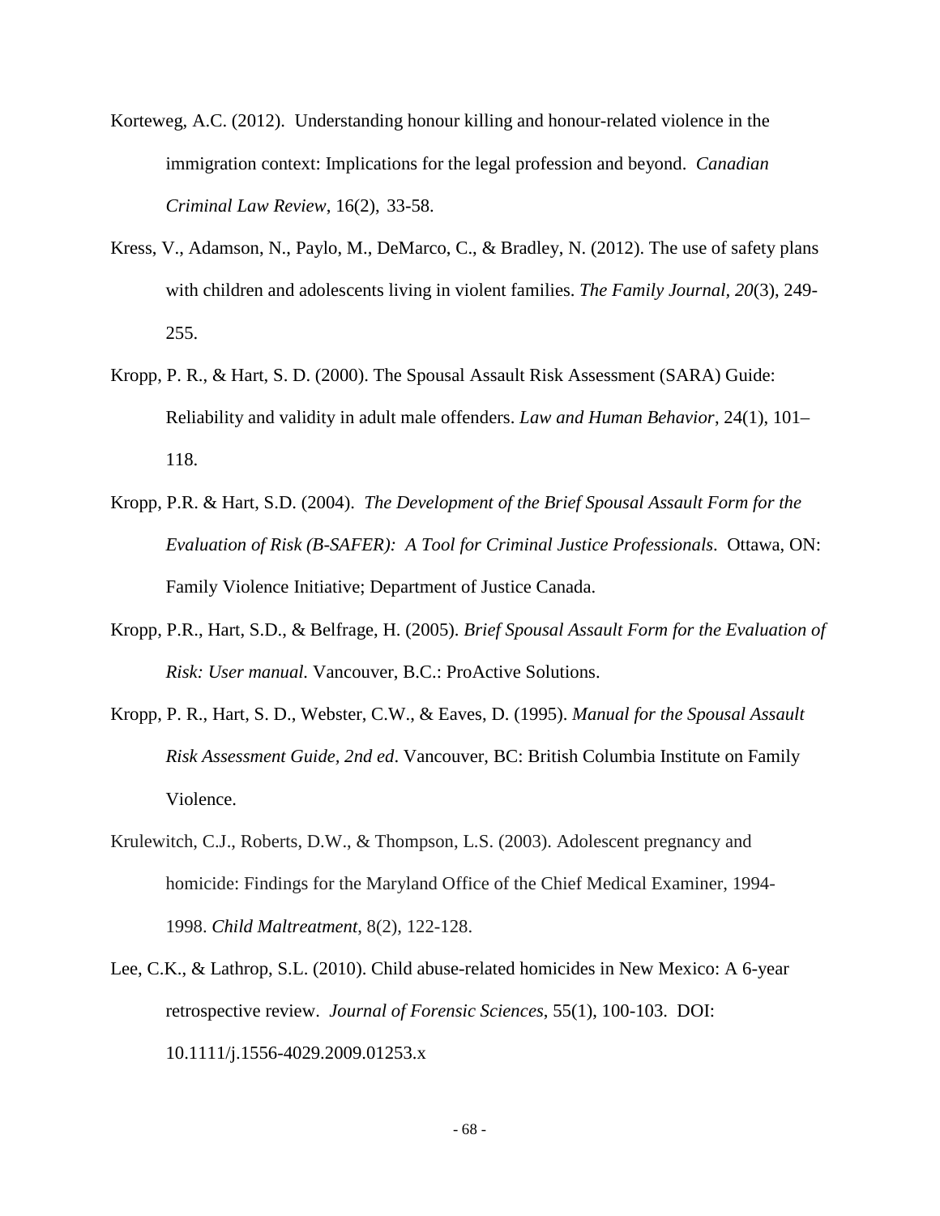Korteweg, A.C. (2012). Understanding honour killing and honour-related violence in the immigration context: Implications for the legal profession and beyond. *Canadian Criminal Law Review*, 16(2), 33-58.

Kress, V., Adamson, N., Paylo, M., DeMarco, C., & Bradley, N. (2012). The use of safety plans with children and adolescents living in violent families. *The Family Journal, 20*(3), 249-255.

Kropp, P. R., & Hart, S. D. (2000). The Spousal Assault Risk Assessment (SARA) Guide: Reliability and validity in adult male offenders. *Law and Human Behavior*, 24(1), 101–118.

Kropp, P.R. & Hart, S.D. (2004). *The Development of the Brief Spousal Assault Form for the Evaluation of Risk (B-SAFER): A Tool for Criminal Justice Professionals*. Ottawa, ON: Family Violence Initiative; Department of Justice Canada.

Kropp, P.R., Hart, S.D., & Belfrage, H. (2005). *Brief Spousal Assault Form for the Evaluation of Risk: User manual*. Vancouver, B.C.: ProActive Solutions.

Kropp, P. R., Hart, S. D., Webster, C.W., & Eaves, D. (1995). *Manual for the Spousal Assault Risk Assessment Guide, 2nd ed*. Vancouver, BC: British Columbia Institute on Family Violence.

Krulewitch, C.J., Roberts, D.W., & Thompson, L.S. (2003). Adolescent pregnancy and homicide: Findings for the Maryland Office of the Chief Medical Examiner, 1994-1998. *Child Maltreatment*, 8(2), 122-128.

Lee, C.K., & Lathrop, S.L. (2010). Child abuse-related homicides in New Mexico: A 6-year retrospective review. *Journal of Forensic Sciences*, 55(1), 100-103. DOI: 10.1111/j.1556-4029.2009.01253.x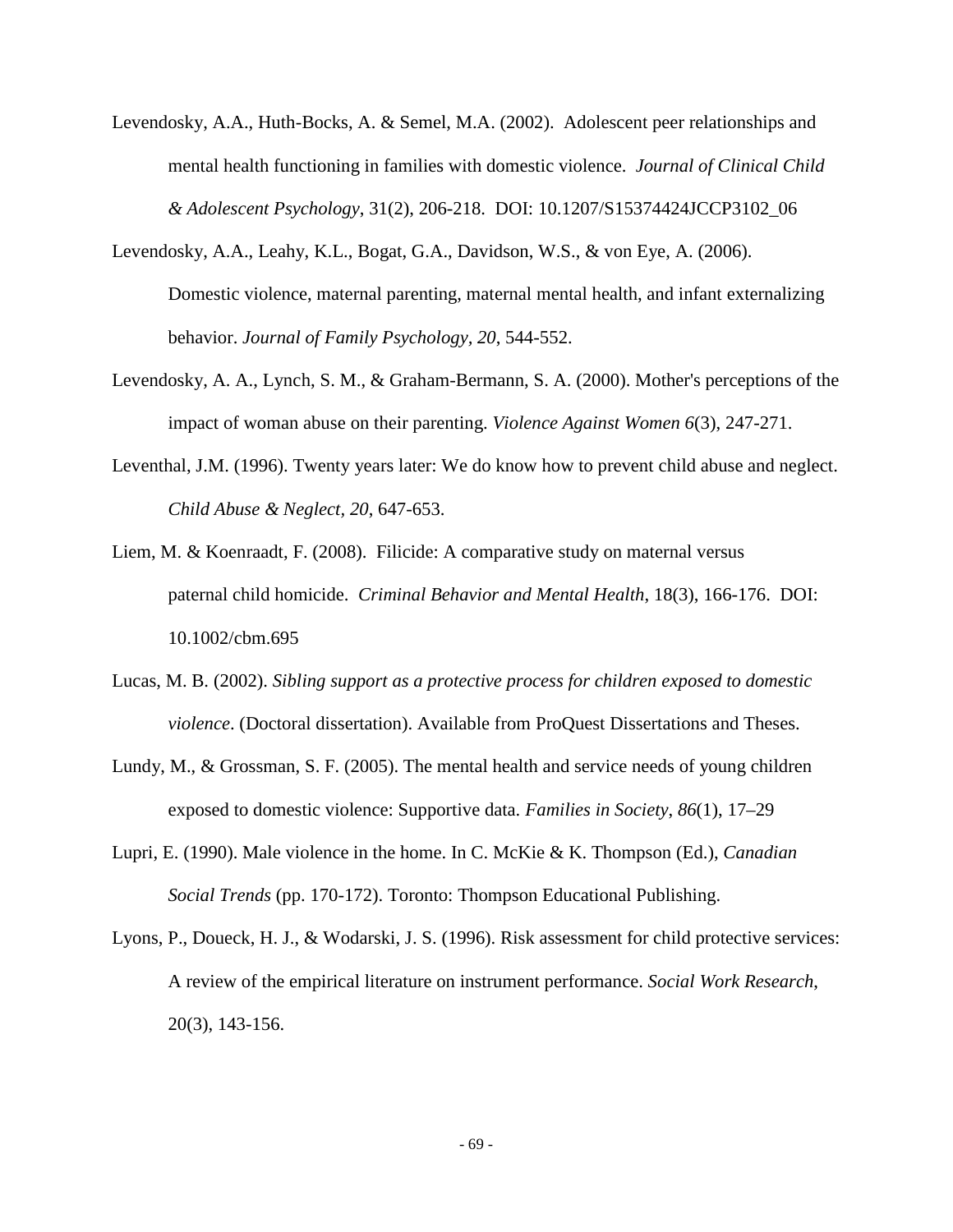Levendosky, A.A., Huth-Bocks, A. & Semel, M.A. (2002). Adolescent peer relationships and mental health functioning in families with domestic violence. *Journal of Clinical Child & Adolescent Psychology*, 31(2), 206-218. DOI: 10.1207/S15374424JCCP3102_06

Levendosky, A.A., Leahy, K.L., Bogat, G.A., Davidson, W.S., & von Eye, A. (2006). Domestic violence, maternal parenting, maternal mental health, and infant externalizing behavior. *Journal of Family Psychology*, *20*, 544-552.

Levendosky, A. A., Lynch, S. M., & Graham-Bermann, S. A. (2000). Mother's perceptions of the impact of woman abuse on their parenting. *Violence Against Women 6*(3), 247-271.

Leventhal, J.M. (1996). Twenty years later: We do know how to prevent child abuse and neglect. *Child Abuse & Neglect, 20*, 647-653.

Liem, M. & Koenraadt, F. (2008). Filicide: A comparative study on maternal versus paternal child homicide. *Criminal Behavior and Mental Health*, 18(3), 166-176. DOI: 10.1002/cbm.695

Lucas, M. B. (2002). *Sibling support as a protective process for children exposed to domestic violence*. (Doctoral dissertation). Available from ProQuest Dissertations and Theses.

Lundy, M., & Grossman, S. F. (2005). The mental health and service needs of young children exposed to domestic violence: Supportive data. *Families in Society*, *86*(1), 17–29

Lupri, E. (1990). Male violence in the home. In C. McKie & K. Thompson (Ed.), *Canadian Social Trends* (pp. 170-172). Toronto: Thompson Educational Publishing.

Lyons, P., Doueck, H. J., & Wodarski, J. S. (1996). Risk assessment for child protective services: A review of the empirical literature on instrument performance. *Social Work Research*, 20(3), 143-156.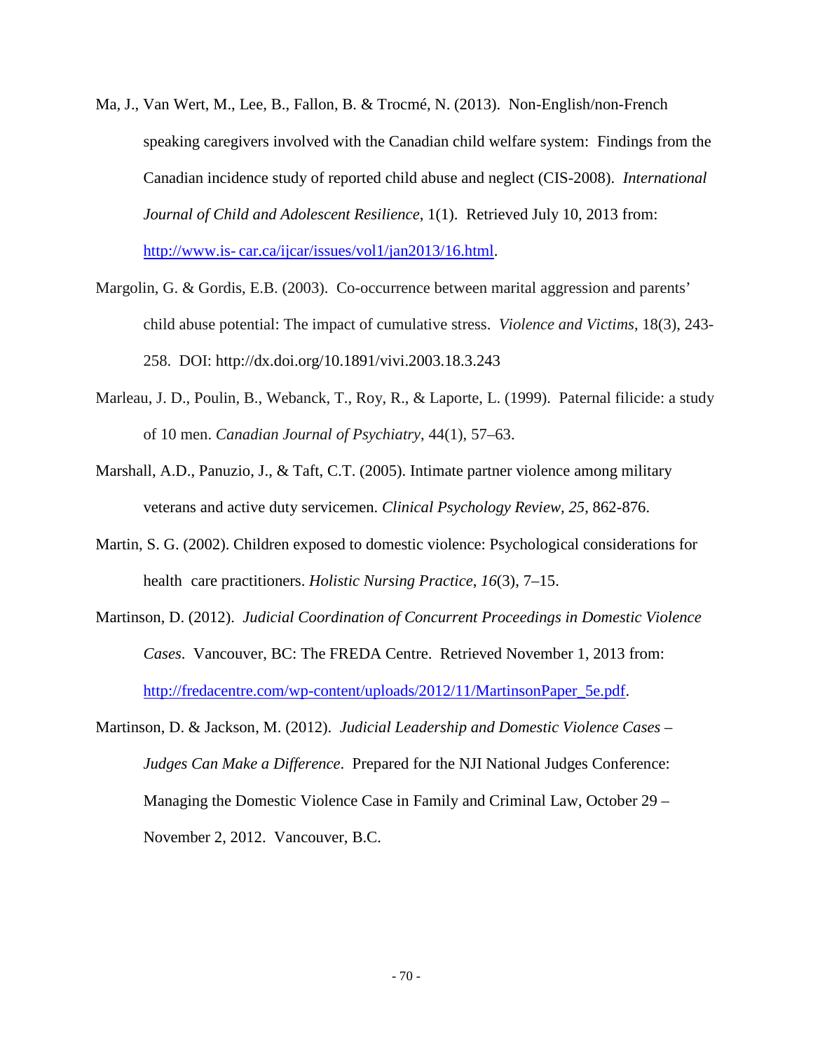Ma, J., Van Wert, M., Lee, B., Fallon, B. & Trocmé, N. (2013). Non-English/non-French speaking caregivers involved with the Canadian child welfare system: Findings from the Canadian incidence study of reported child abuse and neglect (CIS-2008). *International Journal of Child and Adolescent Resilience*, 1(1). Retrieved July 10, 2013 from: [http://www.is- car.ca/ijcar/issues/vol1/jan2013/16.html](http://www.is-car.ca/ijcar/issues/vol1/jan2013/16.html).

Margolin, G. & Gordis, E.B. (2003). Co-occurrence between marital aggression and parents' child abuse potential: The impact of cumulative stress. *Violence and Victims*, 18(3), 243-258. DOI: http://dx.doi.org/10.1891/vivi.2003.18.3.243

Marleau, J. D., Poulin, B., Webanck, T., Roy, R., & Laporte, L. (1999). Paternal filicide: a study of 10 men. *Canadian Journal of Psychiatry*, 44(1), 57–63.

Marshall, A.D., Panuzio, J., & Taft, C.T. (2005). Intimate partner violence among military veterans and active duty servicemen. *Clinical Psychology Review, 25*, 862-876.

Martin, S. G. (2002). Children exposed to domestic violence: Psychological considerations for health care practitioners. *Holistic Nursing Practice*, *16*(3), 7–15.

Martinson, D. (2012). *Judicial Coordination of Concurrent Proceedings in Domestic Violence Cases*. Vancouver, BC: The FREDA Centre. Retrieved November 1, 2013 from: [http://fredacentre.com/wp-content/uploads/2012/11/MartinsonPaper_5e.pdf](http://fredacentre.com/wp-content/uploads/2012/11/MartinsonPaper_5e.pdf).

Martinson, D. & Jackson, M. (2012). *Judicial Leadership and Domestic Violence Cases – Judges Can Make a Difference*. Prepared for the NJI National Judges Conference: Managing the Domestic Violence Case in Family and Criminal Law, October 29 – November 2, 2012. Vancouver, B.C.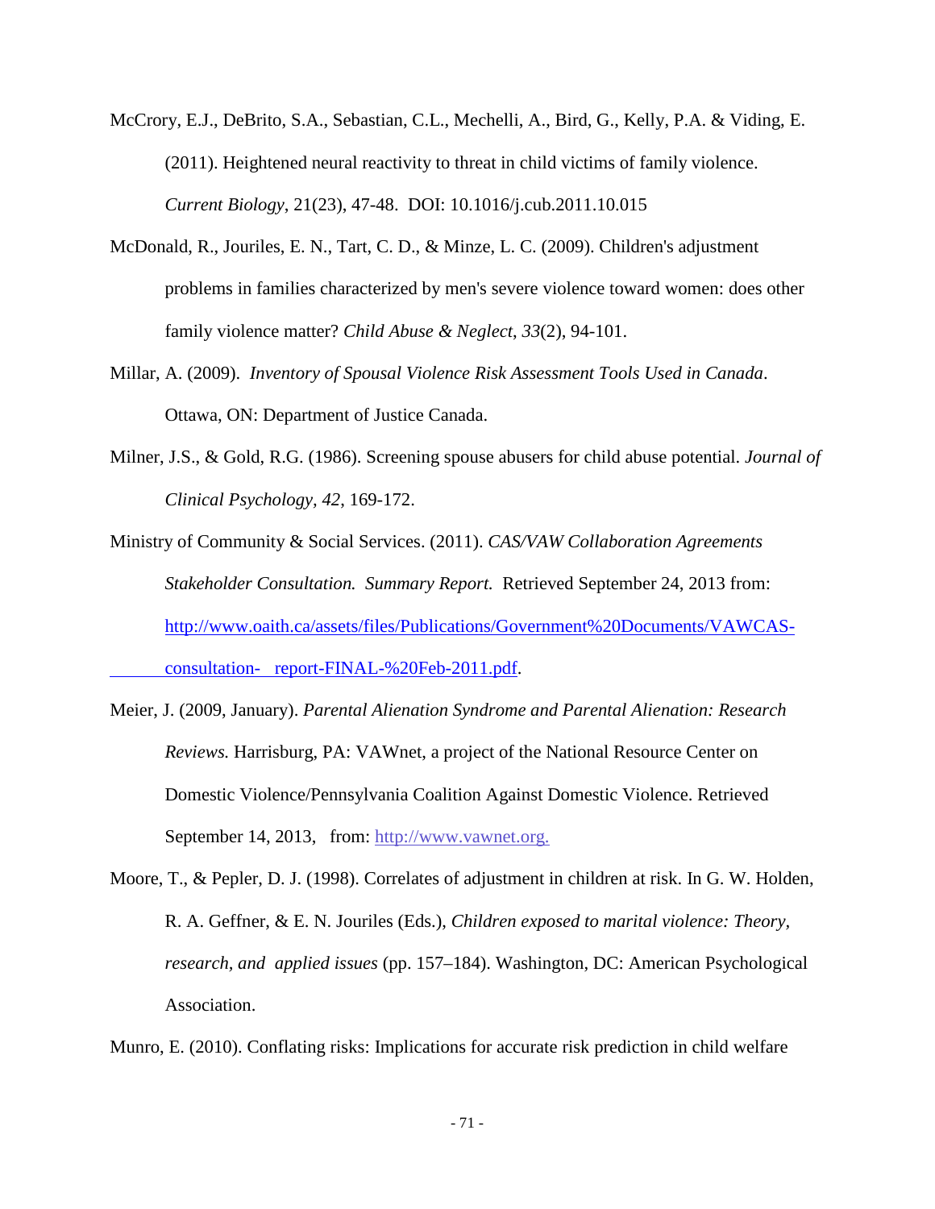McCrory, E.J., DeBrito, S.A., Sebastian, C.L., Mechelli, A., Bird, G., Kelly, P.A. & Viding, E. (2011). Heightened neural reactivity to threat in child victims of family violence. *Current Biology*, 21(23), 47-48. DOI: 10.1016/j.cub.2011.10.015

McDonald, R., Jouriles, E. N., Tart, C. D., & Minze, L. C. (2009). Children's adjustment problems in families characterized by men's severe violence toward women: does other family violence matter? *Child Abuse & Neglect*, *33*(2), 94-101.

Millar, A. (2009). *Inventory of Spousal Violence Risk Assessment Tools Used in Canada*. Ottawa, ON: Department of Justice Canada.

Milner, J.S., & Gold, R.G. (1986). Screening spouse abusers for child abuse potential. *Journal of Clinical Psychology, 42*, 169-172.

Ministry of Community & Social Services. (2011). *CAS/VAW Collaboration Agreements Stakeholder Consultation. Summary Report.* Retrieved September 24, 2013 from: http://www.oaith.ca/assets/files/Publications/Government%20Documents/VAWCAS-consultation- report-FINAL-%20Feb-2011.pdf.

Meier, J. (2009, January). *Parental Alienation Syndrome and Parental Alienation: Research Reviews.* Harrisburg, PA: VAWnet, a project of the National Resource Center on Domestic Violence/Pennsylvania Coalition Against Domestic Violence. Retrieved September 14, 2013, from: http://www.vawnet.org.

Moore, T., & Pepler, D. J. (1998). Correlates of adjustment in children at risk. In G. W. Holden, R. A. Geffner, & E. N. Jouriles (Eds.), *Children exposed to marital violence: Theory, research, and applied issues* (pp. 157–184). Washington, DC: American Psychological Association.

Munro, E. (2010). Conflating risks: Implications for accurate risk prediction in child welfare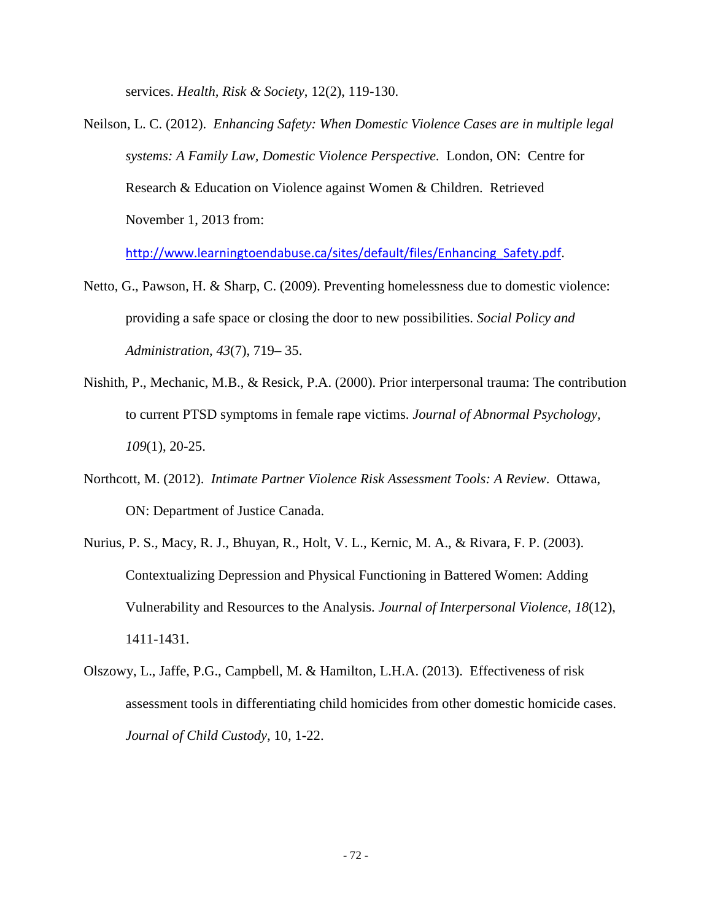services. *Health, Risk & Society*, 12(2), 119-130.

Neilson, L. C. (2012). *Enhancing Safety: When Domestic Violence Cases are in multiple legal systems: A Family Law, Domestic Violence Perspective*. London, ON: Centre for Research & Education on Violence against Women & Children. Retrieved November 1, 2013 from: http://www.learningtoendabuse.ca/sites/default/files/Enhancing_Safety.pdf.

Netto, G., Pawson, H. & Sharp, C. (2009). Preventing homelessness due to domestic violence: providing a safe space or closing the door to new possibilities. *Social Policy and Administration*, *43*(7), 719– 35.

Nishith, P., Mechanic, M.B., & Resick, P.A. (2000). Prior interpersonal trauma: The contribution to current PTSD symptoms in female rape victims. *Journal of Abnormal Psychology, 109*(1), 20-25.

Northcott, M. (2012). *Intimate Partner Violence Risk Assessment Tools: A Review*. Ottawa, ON: Department of Justice Canada.

Nurius, P. S., Macy, R. J., Bhuyan, R., Holt, V. L., Kernic, M. A., & Rivara, F. P. (2003). Contextualizing Depression and Physical Functioning in Battered Women: Adding Vulnerability and Resources to the Analysis. *Journal of Interpersonal Violence, 18*(12), 1411-1431.

Olszowy, L., Jaffe, P.G., Campbell, M. & Hamilton, L.H.A. (2013). Effectiveness of risk assessment tools in differentiating child homicides from other domestic homicide cases. *Journal of Child Custody*, 10, 1-22.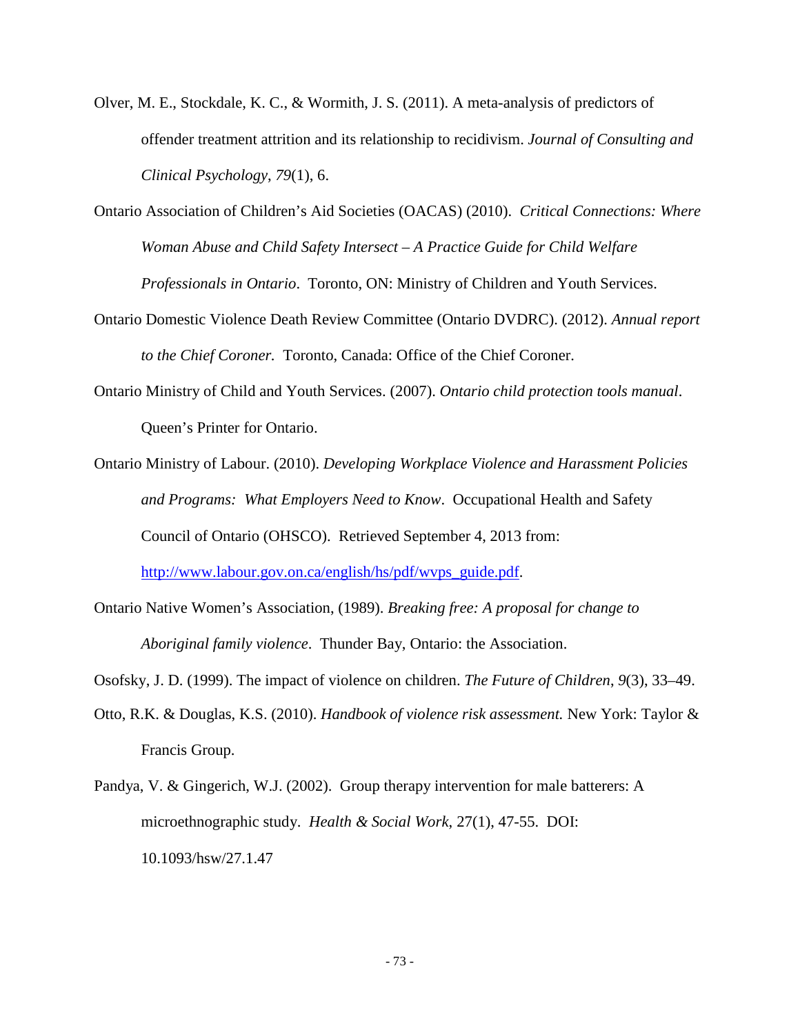Olver, M. E., Stockdale, K. C., & Wormith, J. S. (2011). A meta-analysis of predictors of offender treatment attrition and its relationship to recidivism. *Journal of Consulting and Clinical Psychology*, *79*(1), 6.

Ontario Association of Children's Aid Societies (OACAS) (2010). *Critical Connections: Where Woman Abuse and Child Safety Intersect – A Practice Guide for Child Welfare Professionals in Ontario*. Toronto, ON: Ministry of Children and Youth Services.

Ontario Domestic Violence Death Review Committee (Ontario DVDRC). (2012). *Annual report to the Chief Coroner.* Toronto, Canada: Office of the Chief Coroner.

Ontario Ministry of Child and Youth Services. (2007). *Ontario child protection tools manual*. Queen's Printer for Ontario.

Ontario Ministry of Labour. (2010). *Developing Workplace Violence and Harassment Policies and Programs: What Employers Need to Know*. Occupational Health and Safety Council of Ontario (OHSCO). Retrieved September 4, 2013 from: http://www.labour.gov.on.ca/english/hs/pdf/wvps_guide.pdf.

Ontario Native Women's Association, (1989). *Breaking free: A proposal for change to Aboriginal family violence*. Thunder Bay, Ontario: the Association.

Osofsky, J. D. (1999). The impact of violence on children. *The Future of Children*, *9*(3), 33–49.

Otto, R.K. & Douglas, K.S. (2010). *Handbook of violence risk assessment.* New York: Taylor & Francis Group.

Pandya, V. & Gingerich, W.J. (2002). Group therapy intervention for male batterers: A microethnographic study. *Health & Social Work*, 27(1), 47-55. DOI: 10.1093/hsw/27.1.47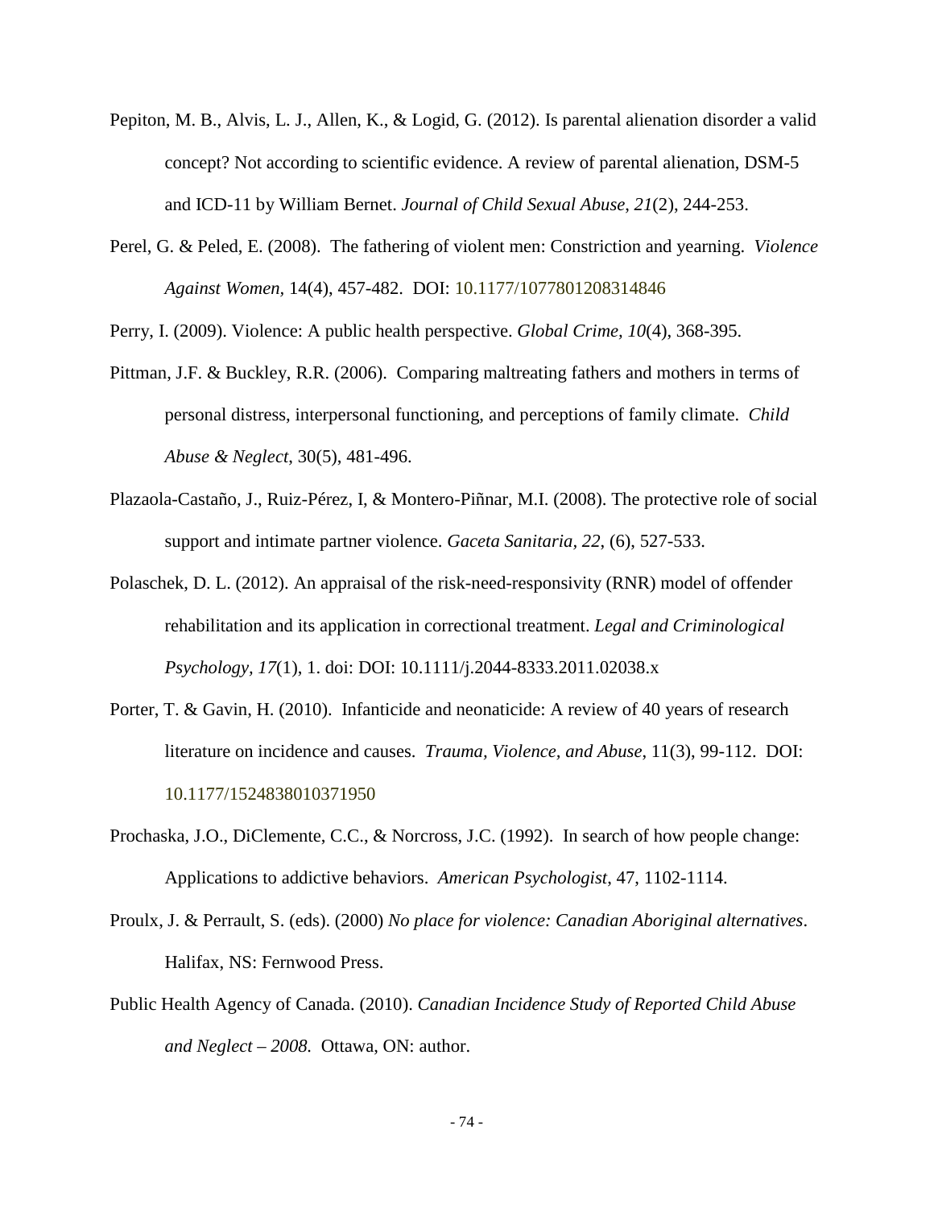Pepiton, M. B., Alvis, L. J., Allen, K., & Logid, G. (2012). Is parental alienation disorder a valid concept? Not according to scientific evidence. A review of parental alienation, DSM-5 and ICD-11 by William Bernet. *Journal of Child Sexual Abuse*, *21*(2), 244-253.

Perel, G. & Peled, E. (2008). The fathering of violent men: Constriction and yearning. *Violence Against Women*, 14(4), 457-482. DOI: 10.1177/1077801208314846

Perry, I. (2009). Violence: A public health perspective. *Global Crime, 10*(4), 368-395.

Pittman, J.F. & Buckley, R.R. (2006). Comparing maltreating fathers and mothers in terms of personal distress, interpersonal functioning, and perceptions of family climate. *Child Abuse & Neglect*, 30(5), 481-496.

Plazaola-Castaño, J., Ruiz-Pérez, I, & Montero-Piñnar, M.I. (2008). The protective role of social support and intimate partner violence. *Gaceta Sanitaria*, *22*, (6), 527-533.

Polaschek, D. L. (2012). An appraisal of the risk-need-responsivity (RNR) model of offender rehabilitation and its application in correctional treatment. *Legal and Criminological Psychology, 17*(1), 1. doi: DOI: 10.1111/j.2044-8333.2011.02038.x

Porter, T. & Gavin, H. (2010). Infanticide and neonaticide: A review of 40 years of research literature on incidence and causes. *Trauma, Violence, and Abuse*, 11(3), 99-112. DOI: 10.1177/1524838010371950

Prochaska, J.O., DiClemente, C.C., & Norcross, J.C. (1992). In search of how people change: Applications to addictive behaviors. *American Psychologist*, 47, 1102-1114.

Proulx, J. & Perrault, S. (eds). (2000) *No place for violence: Canadian Aboriginal alternatives*. Halifax, NS: Fernwood Press.

Public Health Agency of Canada. (2010). *Canadian Incidence Study of Reported Child Abuse and Neglect – 2008.* Ottawa, ON: author.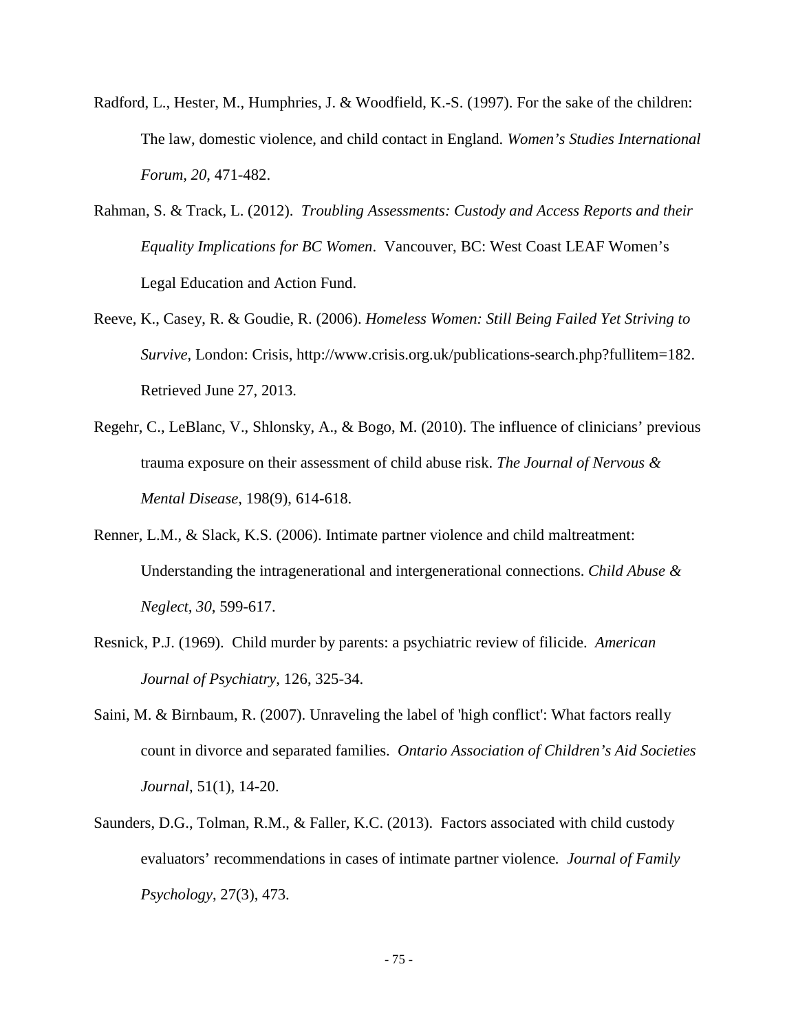Radford, L., Hester, M., Humphries, J. & Woodfield, K.-S. (1997). For the sake of the children: The law, domestic violence, and child contact in England. *Women's Studies International Forum, 20*, 471-482.

Rahman, S. & Track, L. (2012). *Troubling Assessments: Custody and Access Reports and their Equality Implications for BC Women*. Vancouver, BC: West Coast LEAF Women's Legal Education and Action Fund.

Reeve, K., Casey, R. & Goudie, R. (2006). *Homeless Women: Still Being Failed Yet Striving to Survive*, London: Crisis, http://www.crisis.org.uk/publications-search.php?fullitem=182. Retrieved June 27, 2013.

Regehr, C., LeBlanc, V., Shlonsky, A., & Bogo, M. (2010). The influence of clinicians' previous trauma exposure on their assessment of child abuse risk. *The Journal of Nervous & Mental Disease*, 198(9), 614-618.

Renner, L.M., & Slack, K.S. (2006). Intimate partner violence and child maltreatment: Understanding the intragenerational and intergenerational connections. *Child Abuse & Neglect*, *30*, 599-617.

Resnick, P.J. (1969). Child murder by parents: a psychiatric review of filicide. *American Journal of Psychiatry*, 126, 325-34.

Saini, M. & Birnbaum, R. (2007). Unraveling the label of 'high conflict': What factors really count in divorce and separated families. *Ontario Association of Children's Aid Societies Journal*, 51(1), 14-20.

Saunders, D.G., Tolman, R.M., & Faller, K.C. (2013). Factors associated with child custody evaluators' recommendations in cases of intimate partner violence. *Journal of Family Psychology*, 27(3), 473.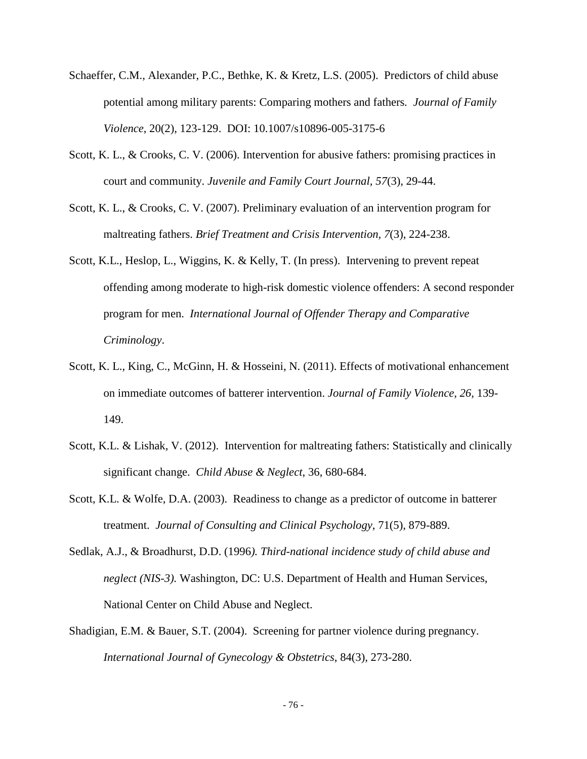Schaeffer, C.M., Alexander, P.C., Bethke, K. & Kretz, L.S. (2005). Predictors of child abuse potential among military parents: Comparing mothers and fathers. *Journal of Family Violence*, 20(2), 123-129. DOI: 10.1007/s10896-005-3175-6

Scott, K. L., & Crooks, C. V. (2006). Intervention for abusive fathers: promising practices in court and community. *Juvenile and Family Court Journal, 57*(3), 29-44.

Scott, K. L., & Crooks, C. V. (2007). Preliminary evaluation of an intervention program for maltreating fathers. *Brief Treatment and Crisis Intervention, 7*(3), 224-238.

Scott, K.L., Heslop, L., Wiggins, K. & Kelly, T. (In press). Intervening to prevent repeat offending among moderate to high-risk domestic violence offenders: A second responder program for men. *International Journal of Offender Therapy and Comparative Criminology*.

Scott, K. L., King, C., McGinn, H. & Hosseini, N. (2011). Effects of motivational enhancement on immediate outcomes of batterer intervention. *Journal of Family Violence, 26,* 139-149.

Scott, K.L. & Lishak, V. (2012). Intervention for maltreating fathers: Statistically and clinically significant change. *Child Abuse & Neglect*, 36, 680-684.

Scott, K.L. & Wolfe, D.A. (2003). Readiness to change as a predictor of outcome in batterer treatment. *Journal of Consulting and Clinical Psychology*, 71(5), 879-889.

Sedlak, A.J., & Broadhurst, D.D. (1996*). Third-national incidence study of child abuse and neglect (NIS-3).* Washington, DC: U.S. Department of Health and Human Services, National Center on Child Abuse and Neglect.

Shadigian, E.M. & Bauer, S.T. (2004). Screening for partner violence during pregnancy. *International Journal of Gynecology & Obstetrics*, 84(3), 273-280.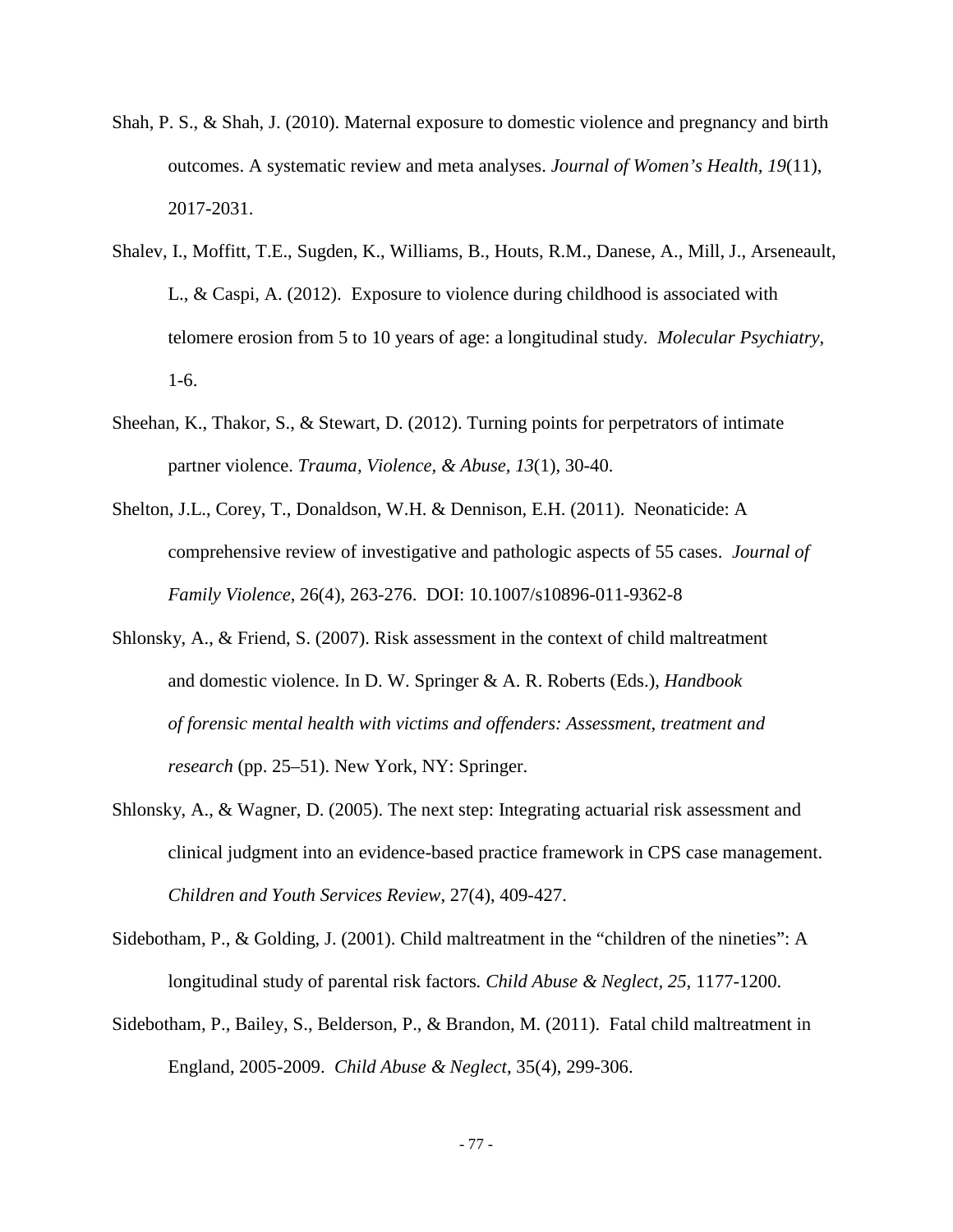Shah, P. S., & Shah, J. (2010). Maternal exposure to domestic violence and pregnancy and birth outcomes. A systematic review and meta analyses. *Journal of Women's Health, 19*(11), 2017-2031.

Shalev, I., Moffitt, T.E., Sugden, K., Williams, B., Houts, R.M., Danese, A., Mill, J., Arseneault, L., & Caspi, A. (2012). Exposure to violence during childhood is associated with telomere erosion from 5 to 10 years of age: a longitudinal study. *Molecular Psychiatry*, 1-6.

Sheehan, K., Thakor, S., & Stewart, D. (2012). Turning points for perpetrators of intimate partner violence. *Trauma, Violence, & Abuse, 13*(1), 30-40.

Shelton, J.L., Corey, T., Donaldson, W.H. & Dennison, E.H. (2011). Neonaticide: A comprehensive review of investigative and pathologic aspects of 55 cases. *Journal of Family Violence*, 26(4), 263-276. DOI: 10.1007/s10896-011-9362-8

Shlonsky, A., & Friend, S. (2007). Risk assessment in the context of child maltreatment and domestic violence. In D. W. Springer & A. R. Roberts (Eds.), *Handbook of forensic mental health with victims and offenders: Assessment, treatment and research* (pp. 25–51). New York, NY: Springer.

Shlonsky, A., & Wagner, D. (2005). The next step: Integrating actuarial risk assessment and clinical judgment into an evidence-based practice framework in CPS case management. *Children and Youth Services Review*, 27(4), 409-427.

Sidebotham, P., & Golding, J. (2001). Child maltreatment in the "children of the nineties": A longitudinal study of parental risk factors. *Child Abuse & Neglect, 25*, 1177-1200.

Sidebotham, P., Bailey, S., Belderson, P., & Brandon, M. (2011). Fatal child maltreatment in England, 2005-2009. *Child Abuse & Neglect*, 35(4), 299-306.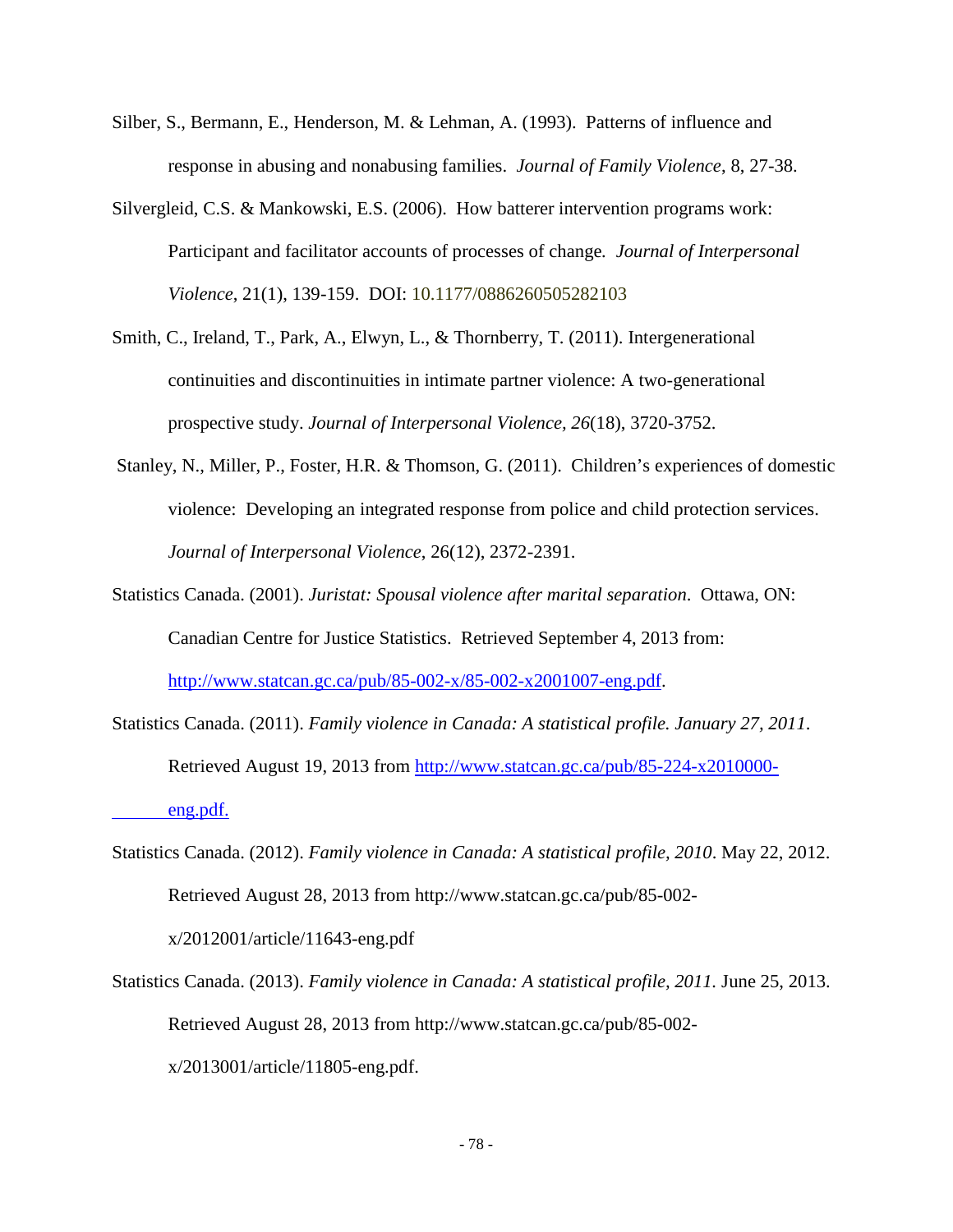Silber, S., Bermann, E., Henderson, M. & Lehman, A. (1993). Patterns of influence and response in abusing and nonabusing families. *Journal of Family Violence*, 8, 27-38.

Silvergleid, C.S. & Mankowski, E.S. (2006). How batterer intervention programs work: Participant and facilitator accounts of processes of change. *Journal of Interpersonal Violence*, 21(1), 139-159. DOI: 10.1177/0886260505282103

Smith, C., Ireland, T., Park, A., Elwyn, L., & Thornberry, T. (2011). Intergenerational continuities and discontinuities in intimate partner violence: A two-generational prospective study. *Journal of Interpersonal Violence, 26*(18), 3720-3752.

Stanley, N., Miller, P., Foster, H.R. & Thomson, G. (2011). Children's experiences of domestic violence: Developing an integrated response from police and child protection services. *Journal of Interpersonal Violence*, 26(12), 2372-2391.

Statistics Canada. (2001). *Juristat: Spousal violence after marital separation*. Ottawa, ON: Canadian Centre for Justice Statistics. Retrieved September 4, 2013 from: http://www.statcan.gc.ca/pub/85-002-x/85-002-x2001007-eng.pdf.

Statistics Canada. (2011). *Family violence in Canada: A statistical profile. January 27, 2011*. Retrieved August 19, 2013 from http://www.statcan.gc.ca/pub/85-224-x2010000-eng.pdf.

Statistics Canada. (2012). *Family violence in Canada: A statistical profile, 2010*. May 22, 2012. Retrieved August 28, 2013 from http://www.statcan.gc.ca/pub/85-002-x/2012001/article/11643-eng.pdf

Statistics Canada. (2013). *Family violence in Canada: A statistical profile, 2011.* June 25, 2013. Retrieved August 28, 2013 from http://www.statcan.gc.ca/pub/85-002-x/2013001/article/11805-eng.pdf.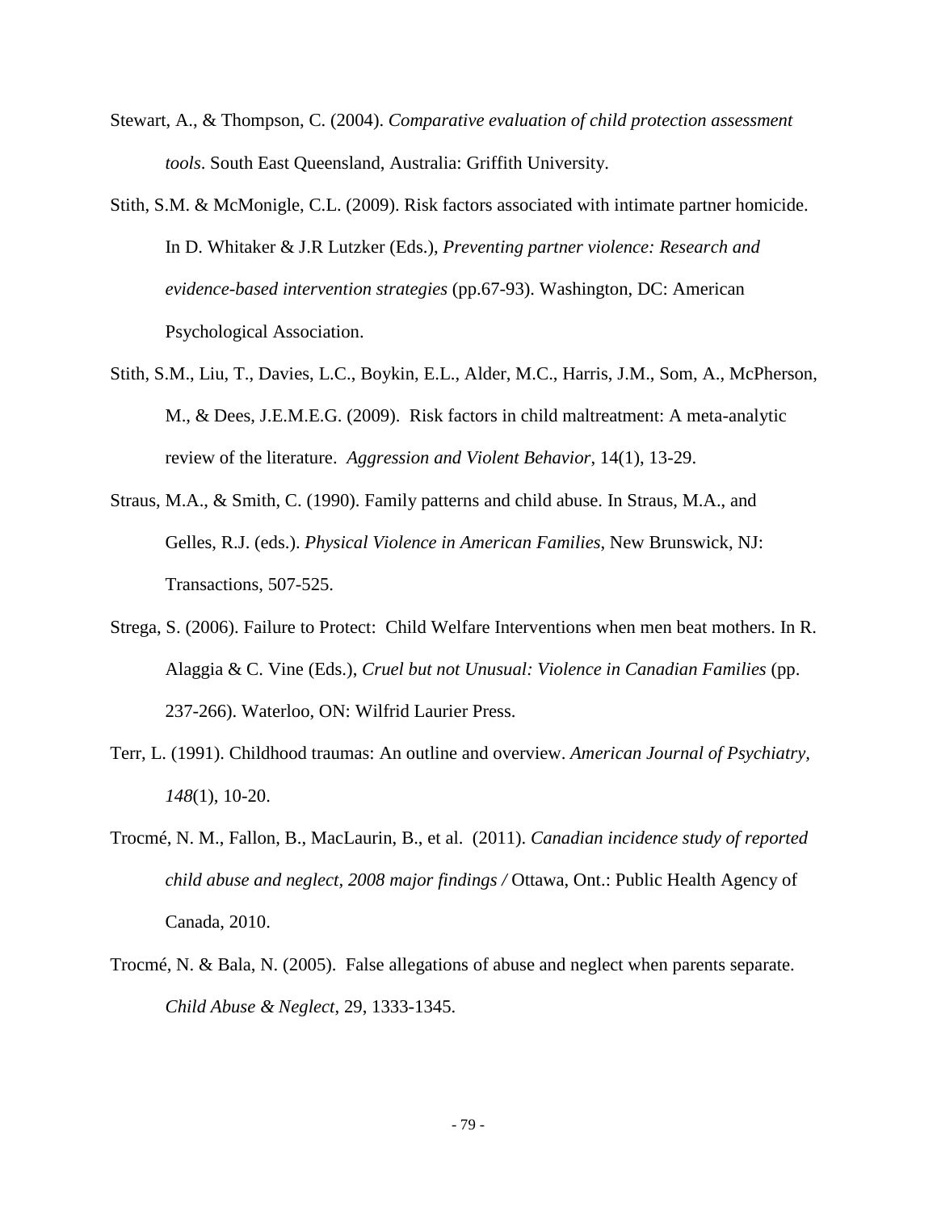Stewart, A., & Thompson, C. (2004). *Comparative evaluation of child protection assessment tools*. South East Queensland, Australia: Griffith University.

Stith, S.M. & McMonigle, C.L. (2009). Risk factors associated with intimate partner homicide. In D. Whitaker & J.R Lutzker (Eds.), *Preventing partner violence: Research and evidence-based intervention strategies* (pp.67-93). Washington, DC: American Psychological Association.

Stith, S.M., Liu, T., Davies, L.C., Boykin, E.L., Alder, M.C., Harris, J.M., Som, A., McPherson, M., & Dees, J.E.M.E.G. (2009). Risk factors in child maltreatment: A meta-analytic review of the literature. *Aggression and Violent Behavior*, 14(1), 13-29.

Straus, M.A., & Smith, C. (1990). Family patterns and child abuse. In Straus, M.A., and Gelles, R.J. (eds.). *Physical Violence in American Families*, New Brunswick, NJ: Transactions, 507-525.

Strega, S. (2006). Failure to Protect: Child Welfare Interventions when men beat mothers. In R. Alaggia & C. Vine (Eds.), *Cruel but not Unusual: Violence in Canadian Families* (pp. 237-266). Waterloo, ON: Wilfrid Laurier Press.

Terr, L. (1991). Childhood traumas: An outline and overview. *American Journal of Psychiatry, 148*(1), 10-20.

Trocmé, N. M., Fallon, B., MacLaurin, B., et al. (2011). *Canadian incidence study of reported child abuse and neglect, 2008 major findings /* Ottawa, Ont.: Public Health Agency of Canada, 2010.

Trocmé, N. & Bala, N. (2005). False allegations of abuse and neglect when parents separate. *Child Abuse & Neglect*, 29, 1333-1345.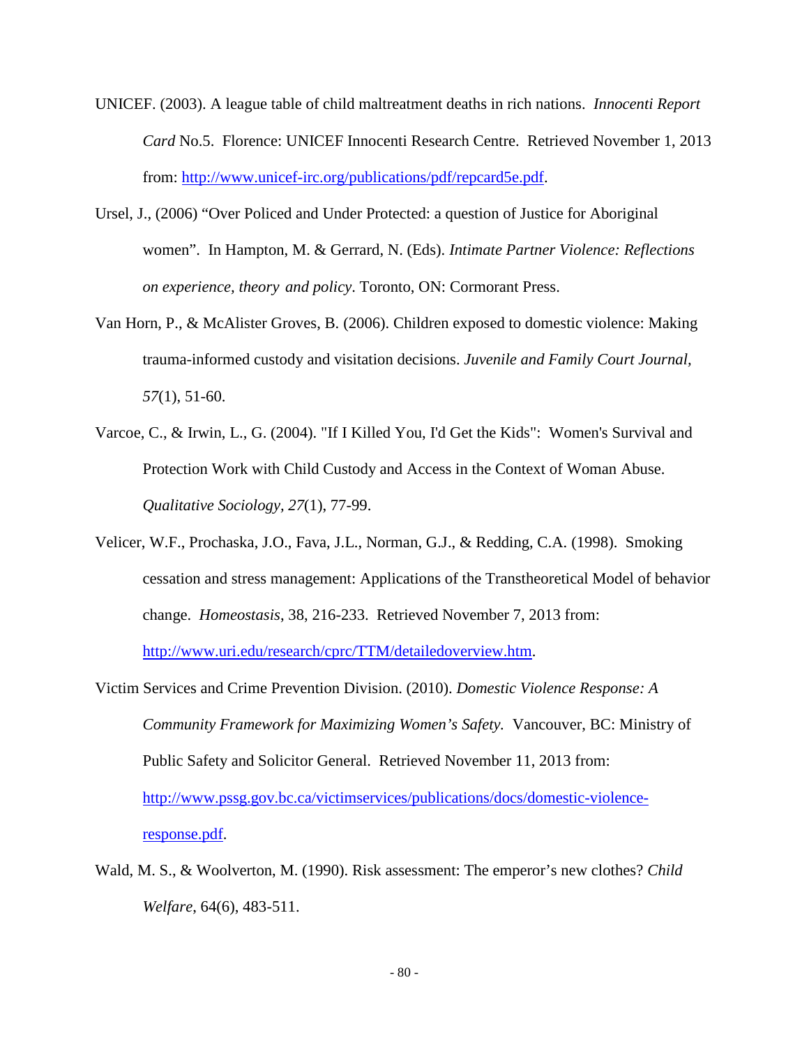UNICEF. (2003). A league table of child maltreatment deaths in rich nations. *Innocenti Report Card* No.5. Florence: UNICEF Innocenti Research Centre. Retrieved November 1, 2013 from: http://www.unicef-irc.org/publications/pdf/repcard5e.pdf.

Ursel, J., (2006) "Over Policed and Under Protected: a question of Justice for Aboriginal women". In Hampton, M. & Gerrard, N. (Eds). *Intimate Partner Violence: Reflections on experience, theory and policy*. Toronto, ON: Cormorant Press.

Van Horn, P., & McAlister Groves, B. (2006). Children exposed to domestic violence: Making trauma-informed custody and visitation decisions. *Juvenile and Family Court Journal, 57*(1), 51-60.

Varcoe, C., & Irwin, L., G. (2004). "If I Killed You, I'd Get the Kids": Women's Survival and Protection Work with Child Custody and Access in the Context of Woman Abuse. *Qualitative Sociology, 27*(1), 77-99.

Velicer, W.F., Prochaska, J.O., Fava, J.L., Norman, G.J., & Redding, C.A. (1998). Smoking cessation and stress management: Applications of the Transtheoretical Model of behavior change. *Homeostasis*, 38, 216-233. Retrieved November 7, 2013 from: http://www.uri.edu/research/cprc/TTM/detailedoverview.htm.

Victim Services and Crime Prevention Division. (2010). *Domestic Violence Response: A Community Framework for Maximizing Women's Safety.* Vancouver, BC: Ministry of Public Safety and Solicitor General. Retrieved November 11, 2013 from: http://www.pssg.gov.bc.ca/victimservices/publications/docs/domestic-violence-response.pdf.

Wald, M. S., & Woolverton, M. (1990). Risk assessment: The emperor's new clothes? *Child Welfare*, 64(6), 483-511.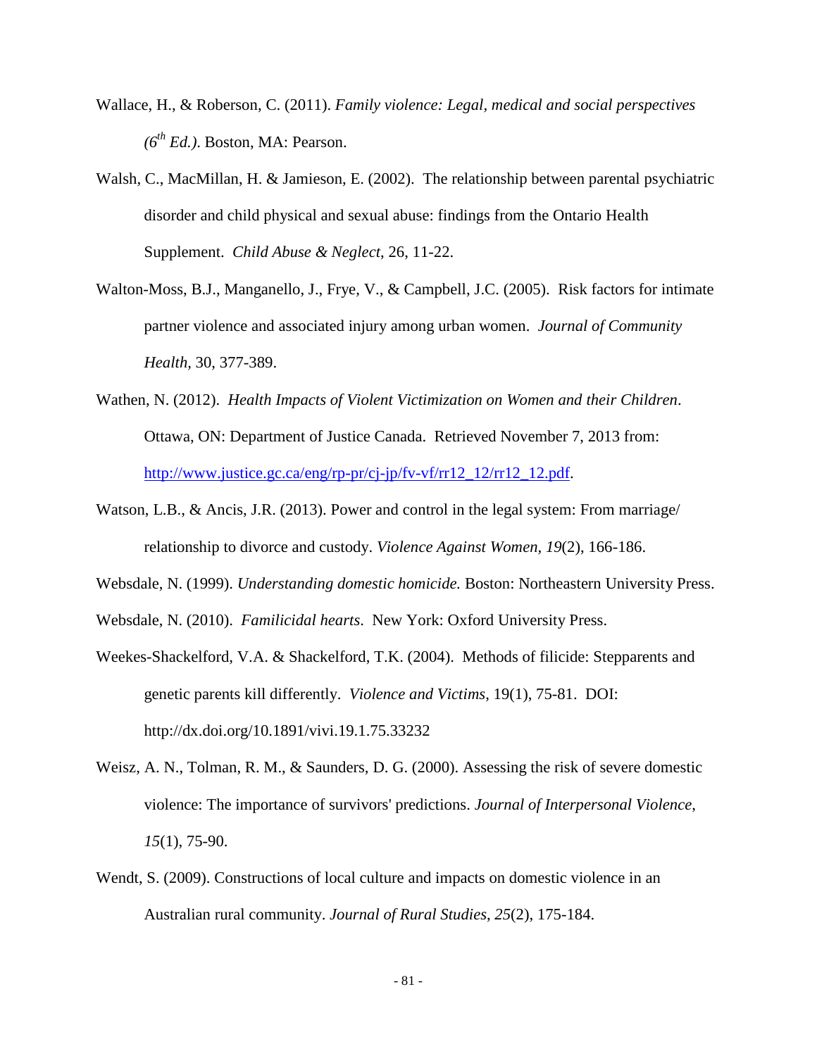Wallace, H., & Roberson, C. (2011). *Family violence: Legal, medical and social perspectives (6th Ed.)*. Boston, MA: Pearson.

Walsh, C., MacMillan, H. & Jamieson, E. (2002). The relationship between parental psychiatric disorder and child physical and sexual abuse: findings from the Ontario Health Supplement. *Child Abuse & Neglect*, 26, 11-22.

Walton-Moss, B.J., Manganello, J., Frye, V., & Campbell, J.C. (2005). Risk factors for intimate partner violence and associated injury among urban women. *Journal of Community Health*, 30, 377-389.

Wathen, N. (2012). *Health Impacts of Violent Victimization on Women and their Children*. Ottawa, ON: Department of Justice Canada. Retrieved November 7, 2013 from: http://www.justice.gc.ca/eng/rp-pr/cj-jp/fv-vf/rr12_12/rr12_12.pdf.

Watson, L.B., & Ancis, J.R. (2013). Power and control in the legal system: From marriage/ relationship to divorce and custody. *Violence Against Women, 19*(2), 166-186.

Websdale, N. (1999). *Understanding domestic homicide.* Boston: Northeastern University Press.

Websdale, N. (2010). *Familicidal hearts*. New York: Oxford University Press.

Weekes-Shackelford, V.A. & Shackelford, T.K. (2004). Methods of filicide: Stepparents and genetic parents kill differently. *Violence and Victims*, 19(1), 75-81. DOI: http://dx.doi.org/10.1891/vivi.19.1.75.33232

Weisz, A. N., Tolman, R. M., & Saunders, D. G. (2000). Assessing the risk of severe domestic violence: The importance of survivors' predictions. *Journal of Interpersonal Violence, 15*(1), 75-90.

Wendt, S. (2009). Constructions of local culture and impacts on domestic violence in an Australian rural community. *Journal of Rural Studies*, *25*(2), 175-184.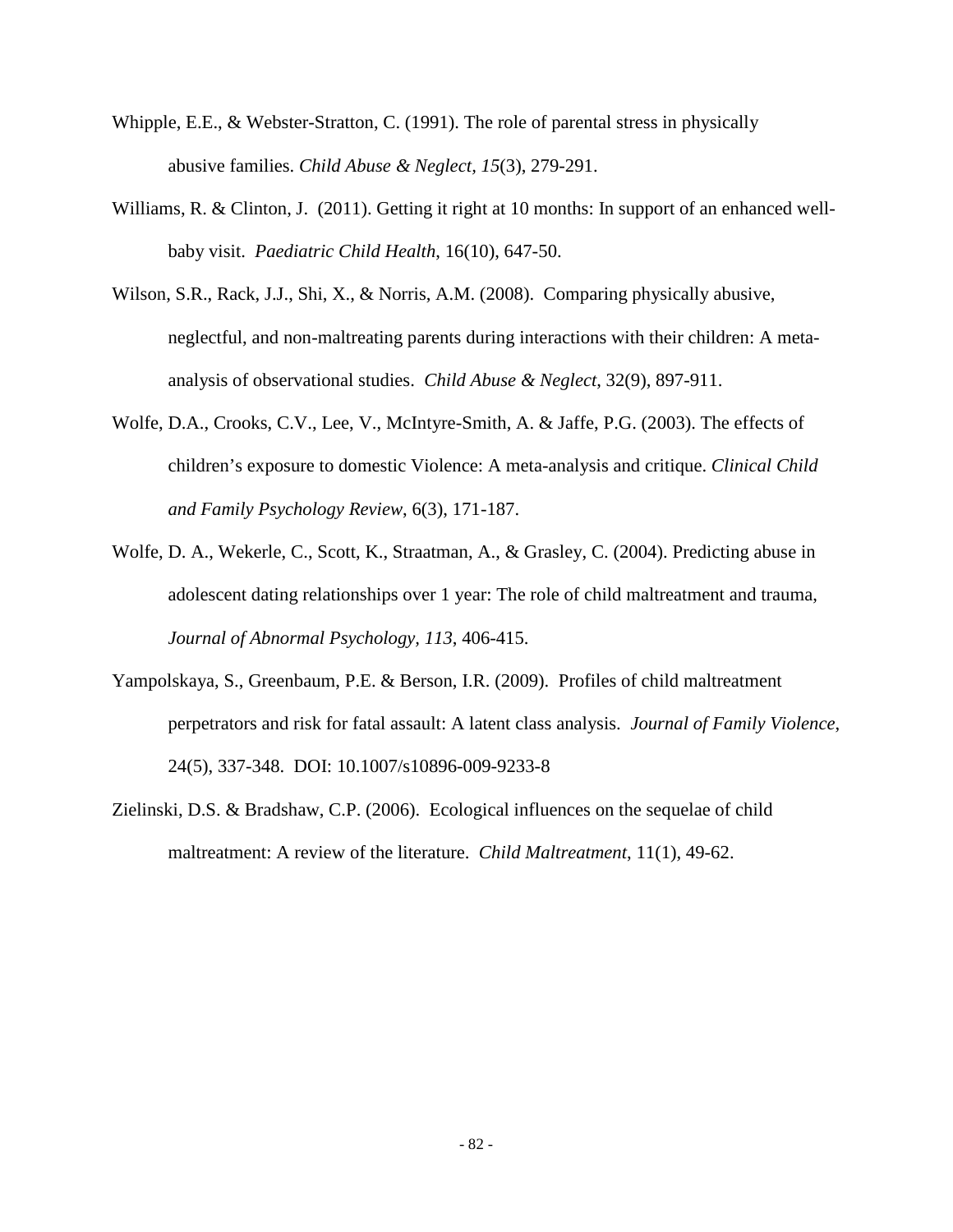Whipple, E.E., & Webster-Stratton, C. (1991). The role of parental stress in physically abusive families. *Child Abuse & Neglect*, *15*(3), 279-291.

Williams, R. & Clinton, J. (2011). Getting it right at 10 months: In support of an enhanced well-baby visit. *Paediatric Child Health*, 16(10), 647-50.

Wilson, S.R., Rack, J.J., Shi, X., & Norris, A.M. (2008). Comparing physically abusive, neglectful, and non-maltreating parents during interactions with their children: A meta-analysis of observational studies. *Child Abuse & Neglect*, 32(9), 897-911.

Wolfe, D.A., Crooks, C.V., Lee, V., McIntyre-Smith, A. & Jaffe, P.G. (2003). The effects of children's exposure to domestic Violence: A meta-analysis and critique. *Clinical Child and Family Psychology Review*, 6(3), 171-187.

Wolfe, D. A., Wekerle, C., Scott, K., Straatman, A., & Grasley, C. (2004). Predicting abuse in adolescent dating relationships over 1 year: The role of child maltreatment and trauma, *Journal of Abnormal Psychology, 113*, 406-415.

Yampolskaya, S., Greenbaum, P.E. & Berson, I.R. (2009). Profiles of child maltreatment perpetrators and risk for fatal assault: A latent class analysis. *Journal of Family Violence*, 24(5), 337-348. DOI: 10.1007/s10896-009-9233-8

Zielinski, D.S. & Bradshaw, C.P. (2006). Ecological influences on the sequelae of child maltreatment: A review of the literature. *Child Maltreatment*, 11(1), 49-62.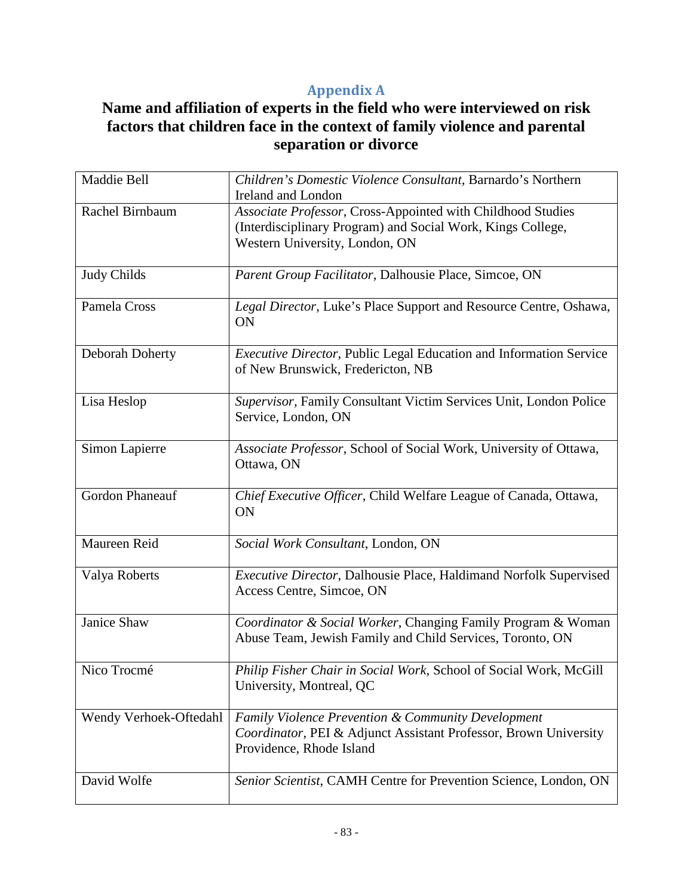## Appendix A

**Name and affiliation of experts in the field who were interviewed on risk factors that children face in the context of family violence and parental separation or divorce**

| | |
|---|---|
| Maddie Bell | *Children's Domestic Violence Consultant,* Barnardo's Northern Ireland and London |
| Rachel Birnbaum | *Associate Professor*, Cross-Appointed with Childhood Studies (Interdisciplinary Program) and Social Work, Kings College, Western University, London, ON |
| Judy Childs | *Parent Group Facilitator*, Dalhousie Place, Simcoe, ON |
| Pamela Cross | *Legal Director*, Luke's Place Support and Resource Centre, Oshawa, ON |
| Deborah Doherty | *Executive Director*, Public Legal Education and Information Service of New Brunswick, Fredericton, NB |
| Lisa Heslop | *Supervisor,* Family Consultant Victim Services Unit, London Police Service, London, ON |
| Simon Lapierre | *Associate Professor*, School of Social Work, University of Ottawa, Ottawa, ON |
| Gordon Phaneauf | *Chief Executive Officer*, Child Welfare League of Canada, Ottawa, ON |
| Maureen Reid | *Social Work Consultant*, London, ON |
| Valya Roberts | *Executive Director*, Dalhousie Place, Haldimand Norfolk Supervised Access Centre, Simcoe, ON |
| Janice Shaw | *Coordinator & Social Worker*, Changing Family Program & Woman Abuse Team, Jewish Family and Child Services, Toronto, ON |
| Nico Trocmé | *Philip Fisher Chair in Social Work*, School of Social Work, McGill University, Montreal, QC |
| Wendy Verhoek-Oftedahl | *Family Violence Prevention & Community Development Coordinator*, PEI & Adjunct Assistant Professor, Brown University Providence, Rhode Island |
| David Wolfe | *Senior Scientist*, CAMH Centre for Prevention Science, London, ON |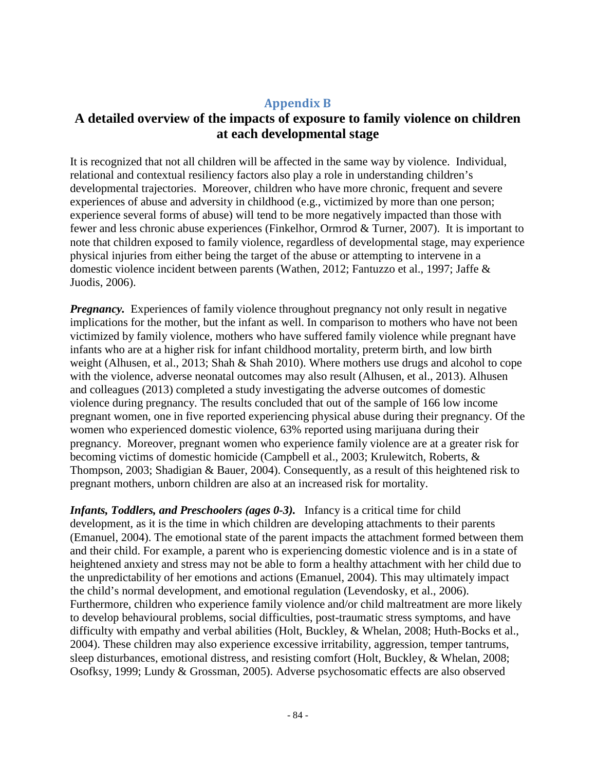## Appendix B

# A detailed overview of the impacts of exposure to family violence on children at each developmental stage

It is recognized that not all children will be affected in the same way by violence. Individual, relational and contextual resiliency factors also play a role in understanding children's developmental trajectories. Moreover, children who have more chronic, frequent and severe experiences of abuse and adversity in childhood (e.g., victimized by more than one person; experience several forms of abuse) will tend to be more negatively impacted than those with fewer and less chronic abuse experiences (Finkelhor, Ormrod & Turner, 2007). It is important to note that children exposed to family violence, regardless of developmental stage, may experience physical injuries from either being the target of the abuse or attempting to intervene in a domestic violence incident between parents (Wathen, 2012; Fantuzzo et al., 1997; Jaffe & Juodis, 2006).

***Pregnancy.*** Experiences of family violence throughout pregnancy not only result in negative implications for the mother, but the infant as well. In comparison to mothers who have not been victimized by family violence, mothers who have suffered family violence while pregnant have infants who are at a higher risk for infant childhood mortality, preterm birth, and low birth weight (Alhusen, et al., 2013; Shah & Shah 2010). Where mothers use drugs and alcohol to cope with the violence, adverse neonatal outcomes may also result (Alhusen, et al., 2013). Alhusen and colleagues (2013) completed a study investigating the adverse outcomes of domestic violence during pregnancy. The results concluded that out of the sample of 166 low income pregnant women, one in five reported experiencing physical abuse during their pregnancy. Of the women who experienced domestic violence, 63% reported using marijuana during their pregnancy. Moreover, pregnant women who experience family violence are at a greater risk for becoming victims of domestic homicide (Campbell et al., 2003; Krulewitch, Roberts, & Thompson, 2003; Shadigian & Bauer, 2004). Consequently, as a result of this heightened risk to pregnant mothers, unborn children are also at an increased risk for mortality.

***Infants, Toddlers, and Preschoolers (ages 0-3).*** Infancy is a critical time for child development, as it is the time in which children are developing attachments to their parents (Emanuel, 2004). The emotional state of the parent impacts the attachment formed between them and their child. For example, a parent who is experiencing domestic violence and is in a state of heightened anxiety and stress may not be able to form a healthy attachment with her child due to the unpredictability of her emotions and actions (Emanuel, 2004). This may ultimately impact the child's normal development, and emotional regulation (Levendosky, et al., 2006). Furthermore, children who experience family violence and/or child maltreatment are more likely to develop behavioural problems, social difficulties, post-traumatic stress symptoms, and have difficulty with empathy and verbal abilities (Holt, Buckley, & Whelan, 2008; Huth-Bocks et al., 2004). These children may also experience excessive irritability, aggression, temper tantrums, sleep disturbances, emotional distress, and resisting comfort (Holt, Buckley, & Whelan, 2008; Osofksy, 1999; Lundy & Grossman, 2005). Adverse psychosomatic effects are also observed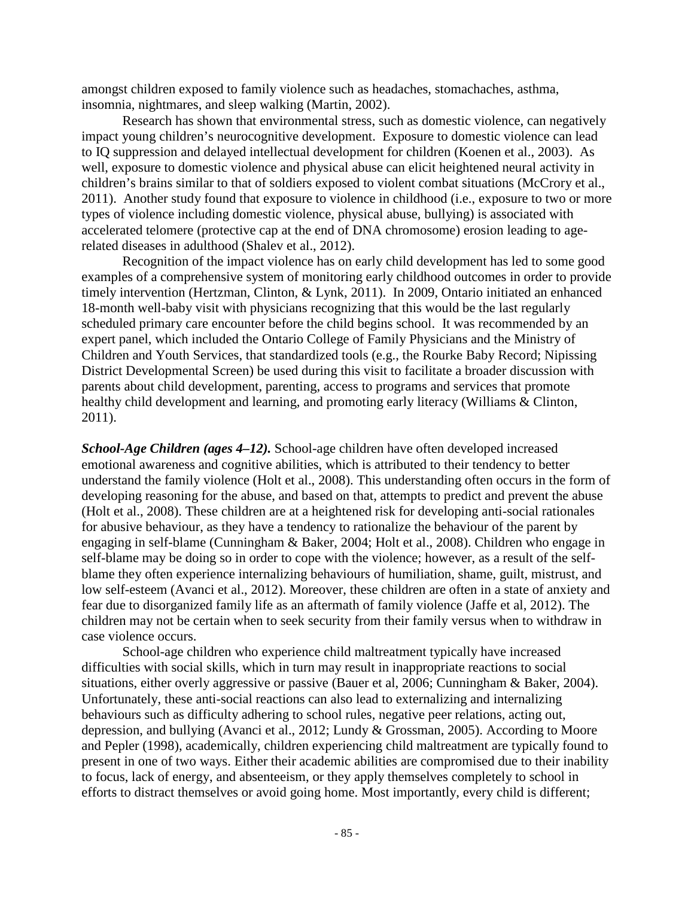amongst children exposed to family violence such as headaches, stomachaches, asthma, insomnia, nightmares, and sleep walking (Martin, 2002).

Research has shown that environmental stress, such as domestic violence, can negatively impact young children's neurocognitive development. Exposure to domestic violence can lead to IQ suppression and delayed intellectual development for children (Koenen et al., 2003). As well, exposure to domestic violence and physical abuse can elicit heightened neural activity in children's brains similar to that of soldiers exposed to violent combat situations (McCrory et al., 2011). Another study found that exposure to violence in childhood (i.e., exposure to two or more types of violence including domestic violence, physical abuse, bullying) is associated with accelerated telomere (protective cap at the end of DNA chromosome) erosion leading to age-related diseases in adulthood (Shalev et al., 2012).

Recognition of the impact violence has on early child development has led to some good examples of a comprehensive system of monitoring early childhood outcomes in order to provide timely intervention (Hertzman, Clinton, & Lynk, 2011). In 2009, Ontario initiated an enhanced 18-month well-baby visit with physicians recognizing that this would be the last regularly scheduled primary care encounter before the child begins school. It was recommended by an expert panel, which included the Ontario College of Family Physicians and the Ministry of Children and Youth Services, that standardized tools (e.g., the Rourke Baby Record; Nipissing District Developmental Screen) be used during this visit to facilitate a broader discussion with parents about child development, parenting, access to programs and services that promote healthy child development and learning, and promoting early literacy (Williams & Clinton, 2011).

***School-Age Children (ages 4–12).*** School-age children have often developed increased emotional awareness and cognitive abilities, which is attributed to their tendency to better understand the family violence (Holt et al., 2008). This understanding often occurs in the form of developing reasoning for the abuse, and based on that, attempts to predict and prevent the abuse (Holt et al., 2008). These children are at a heightened risk for developing anti-social rationales for abusive behaviour, as they have a tendency to rationalize the behaviour of the parent by engaging in self-blame (Cunningham & Baker, 2004; Holt et al., 2008). Children who engage in self-blame may be doing so in order to cope with the violence; however, as a result of the self-blame they often experience internalizing behaviours of humiliation, shame, guilt, mistrust, and low self-esteem (Avanci et al., 2012). Moreover, these children are often in a state of anxiety and fear due to disorganized family life as an aftermath of family violence (Jaffe et al, 2012). The children may not be certain when to seek security from their family versus when to withdraw in case violence occurs.

School-age children who experience child maltreatment typically have increased difficulties with social skills, which in turn may result in inappropriate reactions to social situations, either overly aggressive or passive (Bauer et al, 2006; Cunningham & Baker, 2004). Unfortunately, these anti-social reactions can also lead to externalizing and internalizing behaviours such as difficulty adhering to school rules, negative peer relations, acting out, depression, and bullying (Avanci et al., 2012; Lundy & Grossman, 2005). According to Moore and Pepler (1998), academically, children experiencing child maltreatment are typically found to present in one of two ways. Either their academic abilities are compromised due to their inability to focus, lack of energy, and absenteeism, or they apply themselves completely to school in efforts to distract themselves or avoid going home. Most importantly, every child is different;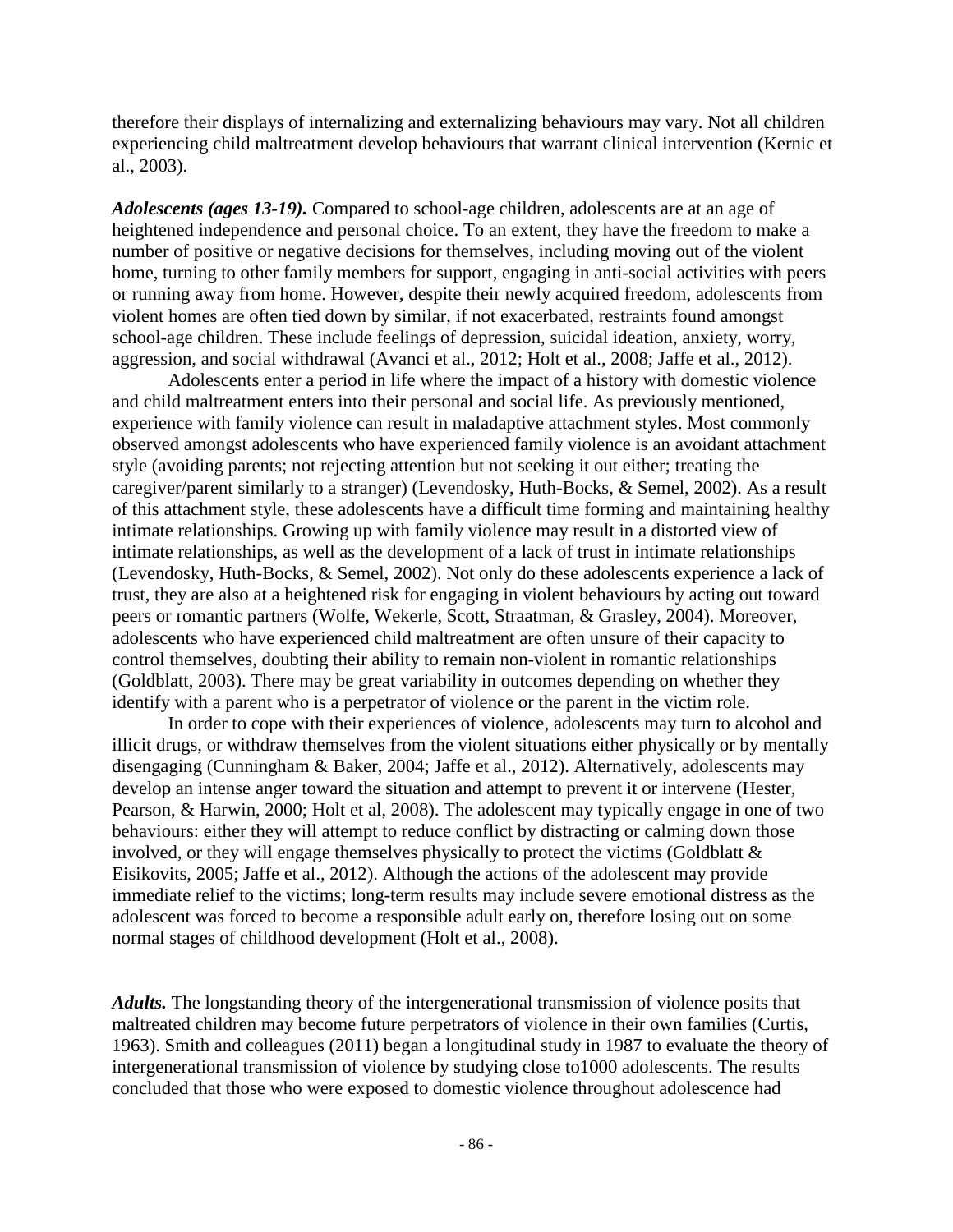therefore their displays of internalizing and externalizing behaviours may vary. Not all children experiencing child maltreatment develop behaviours that warrant clinical intervention (Kernic et al., 2003).

***Adolescents (ages 13-19).*** Compared to school-age children, adolescents are at an age of heightened independence and personal choice. To an extent, they have the freedom to make a number of positive or negative decisions for themselves, including moving out of the violent home, turning to other family members for support, engaging in anti-social activities with peers or running away from home. However, despite their newly acquired freedom, adolescents from violent homes are often tied down by similar, if not exacerbated, restraints found amongst school-age children. These include feelings of depression, suicidal ideation, anxiety, worry, aggression, and social withdrawal (Avanci et al., 2012; Holt et al., 2008; Jaffe et al., 2012).

Adolescents enter a period in life where the impact of a history with domestic violence and child maltreatment enters into their personal and social life. As previously mentioned, experience with family violence can result in maladaptive attachment styles. Most commonly observed amongst adolescents who have experienced family violence is an avoidant attachment style (avoiding parents; not rejecting attention but not seeking it out either; treating the caregiver/parent similarly to a stranger) (Levendosky, Huth-Bocks, & Semel, 2002). As a result of this attachment style, these adolescents have a difficult time forming and maintaining healthy intimate relationships. Growing up with family violence may result in a distorted view of intimate relationships, as well as the development of a lack of trust in intimate relationships (Levendosky, Huth-Bocks, & Semel, 2002). Not only do these adolescents experience a lack of trust, they are also at a heightened risk for engaging in violent behaviours by acting out toward peers or romantic partners (Wolfe, Wekerle, Scott, Straatman, & Grasley, 2004). Moreover, adolescents who have experienced child maltreatment are often unsure of their capacity to control themselves, doubting their ability to remain non-violent in romantic relationships (Goldblatt, 2003). There may be great variability in outcomes depending on whether they identify with a parent who is a perpetrator of violence or the parent in the victim role.

In order to cope with their experiences of violence, adolescents may turn to alcohol and illicit drugs, or withdraw themselves from the violent situations either physically or by mentally disengaging (Cunningham & Baker, 2004; Jaffe et al., 2012). Alternatively, adolescents may develop an intense anger toward the situation and attempt to prevent it or intervene (Hester, Pearson, & Harwin, 2000; Holt et al, 2008). The adolescent may typically engage in one of two behaviours: either they will attempt to reduce conflict by distracting or calming down those involved, or they will engage themselves physically to protect the victims (Goldblatt & Eisikovits, 2005; Jaffe et al., 2012). Although the actions of the adolescent may provide immediate relief to the victims; long-term results may include severe emotional distress as the adolescent was forced to become a responsible adult early on, therefore losing out on some normal stages of childhood development (Holt et al., 2008).

***Adults.*** The longstanding theory of the intergenerational transmission of violence posits that maltreated children may become future perpetrators of violence in their own families (Curtis, 1963). Smith and colleagues (2011) began a longitudinal study in 1987 to evaluate the theory of intergenerational transmission of violence by studying close to1000 adolescents. The results concluded that those who were exposed to domestic violence throughout adolescence had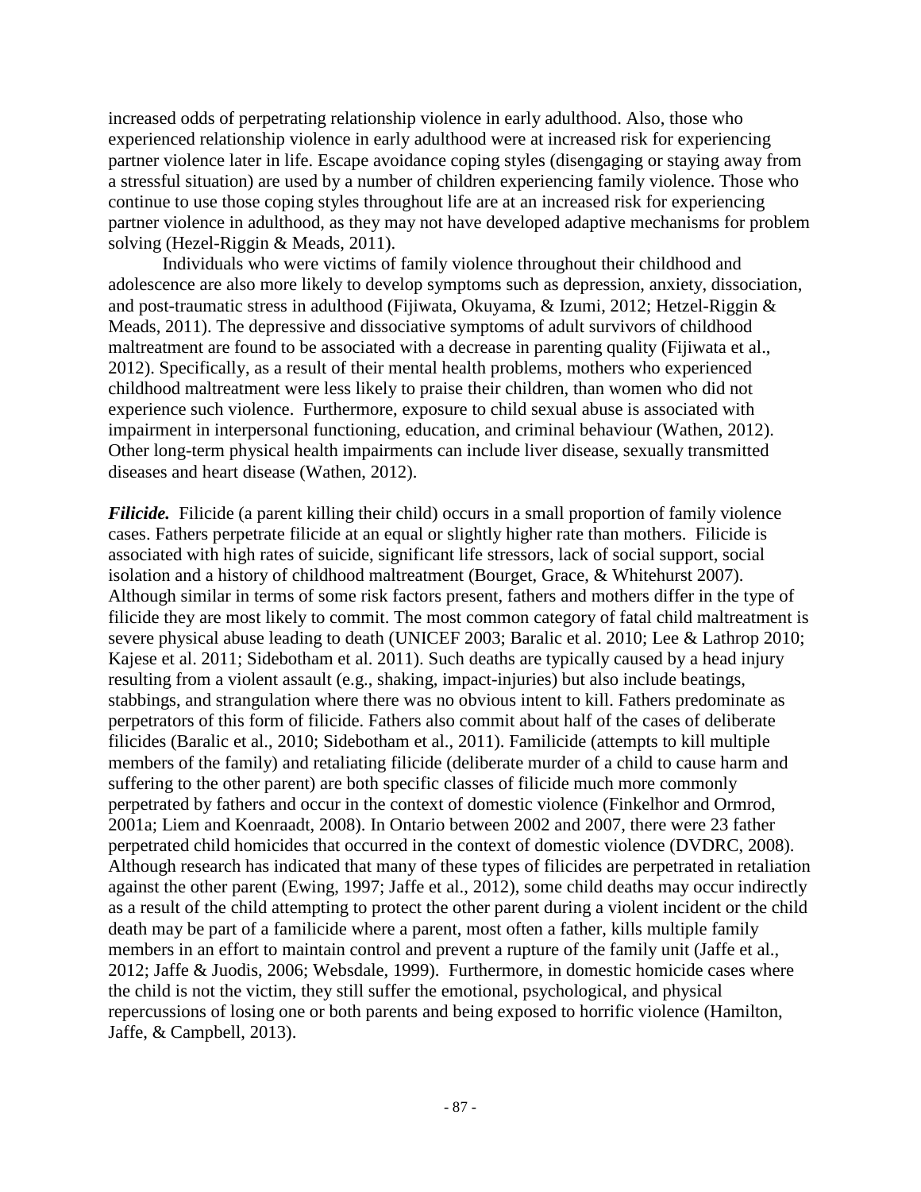increased odds of perpetrating relationship violence in early adulthood. Also, those who experienced relationship violence in early adulthood were at increased risk for experiencing partner violence later in life. Escape avoidance coping styles (disengaging or staying away from a stressful situation) are used by a number of children experiencing family violence. Those who continue to use those coping styles throughout life are at an increased risk for experiencing partner violence in adulthood, as they may not have developed adaptive mechanisms for problem solving (Hezel-Riggin & Meads, 2011).

Individuals who were victims of family violence throughout their childhood and adolescence are also more likely to develop symptoms such as depression, anxiety, dissociation, and post-traumatic stress in adulthood (Fijiwata, Okuyama, & Izumi, 2012; Hetzel-Riggin & Meads, 2011). The depressive and dissociative symptoms of adult survivors of childhood maltreatment are found to be associated with a decrease in parenting quality (Fijiwata et al., 2012). Specifically, as a result of their mental health problems, mothers who experienced childhood maltreatment were less likely to praise their children, than women who did not experience such violence. Furthermore, exposure to child sexual abuse is associated with impairment in interpersonal functioning, education, and criminal behaviour (Wathen, 2012). Other long-term physical health impairments can include liver disease, sexually transmitted diseases and heart disease (Wathen, 2012).

***Filicide.*** Filicide (a parent killing their child) occurs in a small proportion of family violence cases. Fathers perpetrate filicide at an equal or slightly higher rate than mothers. Filicide is associated with high rates of suicide, significant life stressors, lack of social support, social isolation and a history of childhood maltreatment (Bourget, Grace, & Whitehurst 2007). Although similar in terms of some risk factors present, fathers and mothers differ in the type of filicide they are most likely to commit. The most common category of fatal child maltreatment is severe physical abuse leading to death (UNICEF 2003; Baralic et al. 2010; Lee & Lathrop 2010; Kajese et al. 2011; Sidebotham et al. 2011). Such deaths are typically caused by a head injury resulting from a violent assault (e.g., shaking, impact-injuries) but also include beatings, stabbings, and strangulation where there was no obvious intent to kill. Fathers predominate as perpetrators of this form of filicide. Fathers also commit about half of the cases of deliberate filicides (Baralic et al., 2010; Sidebotham et al., 2011). Familicide (attempts to kill multiple members of the family) and retaliating filicide (deliberate murder of a child to cause harm and suffering to the other parent) are both specific classes of filicide much more commonly perpetrated by fathers and occur in the context of domestic violence (Finkelhor and Ormrod, 2001a; Liem and Koenraadt, 2008). In Ontario between 2002 and 2007, there were 23 father perpetrated child homicides that occurred in the context of domestic violence (DVDRC, 2008). Although research has indicated that many of these types of filicides are perpetrated in retaliation against the other parent (Ewing, 1997; Jaffe et al., 2012), some child deaths may occur indirectly as a result of the child attempting to protect the other parent during a violent incident or the child death may be part of a familicide where a parent, most often a father, kills multiple family members in an effort to maintain control and prevent a rupture of the family unit (Jaffe et al., 2012; Jaffe & Juodis, 2006; Websdale, 1999). Furthermore, in domestic homicide cases where the child is not the victim, they still suffer the emotional, psychological, and physical repercussions of losing one or both parents and being exposed to horrific violence (Hamilton, Jaffe, & Campbell, 2013).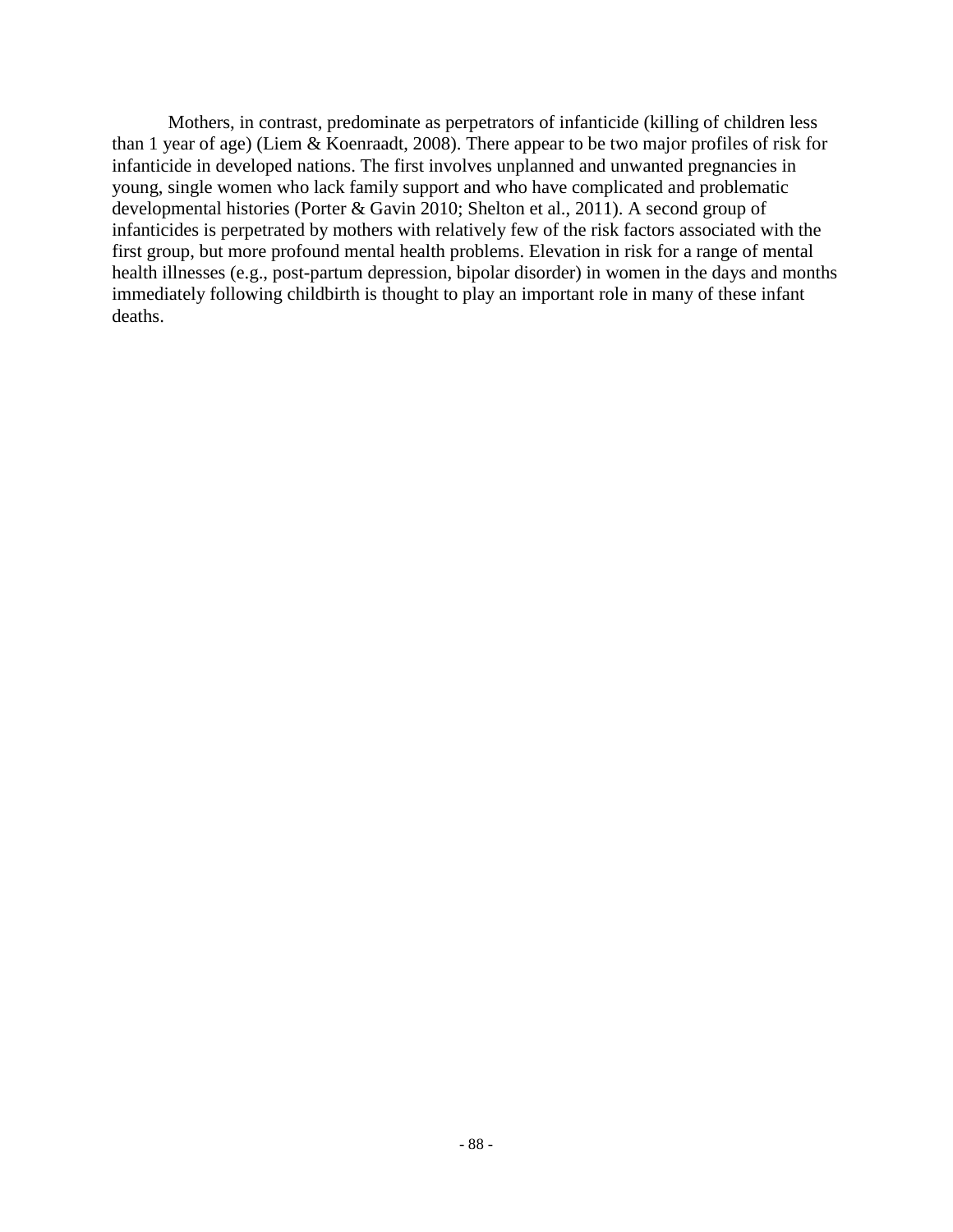Mothers, in contrast, predominate as perpetrators of infanticide (killing of children less than 1 year of age) (Liem & Koenraadt, 2008). There appear to be two major profiles of risk for infanticide in developed nations. The first involves unplanned and unwanted pregnancies in young, single women who lack family support and who have complicated and problematic developmental histories (Porter & Gavin 2010; Shelton et al., 2011). A second group of infanticides is perpetrated by mothers with relatively few of the risk factors associated with the first group, but more profound mental health problems. Elevation in risk for a range of mental health illnesses (e.g., post-partum depression, bipolar disorder) in women in the days and months immediately following childbirth is thought to play an important role in many of these infant deaths.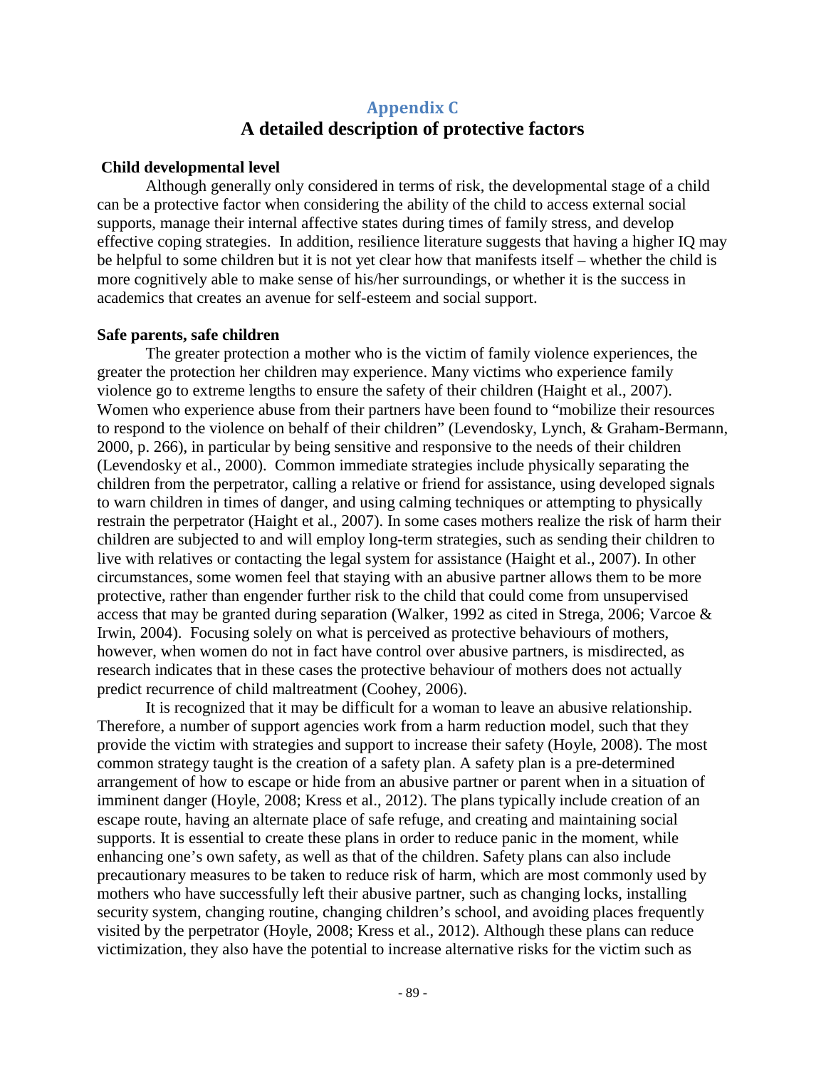## Appendix C

# A detailed description of protective factors

### Child developmental level

Although generally only considered in terms of risk, the developmental stage of a child can be a protective factor when considering the ability of the child to access external social supports, manage their internal affective states during times of family stress, and develop effective coping strategies. In addition, resilience literature suggests that having a higher IQ may be helpful to some children but it is not yet clear how that manifests itself – whether the child is more cognitively able to make sense of his/her surroundings, or whether it is the success in academics that creates an avenue for self-esteem and social support.

### Safe parents, safe children

The greater protection a mother who is the victim of family violence experiences, the greater the protection her children may experience. Many victims who experience family violence go to extreme lengths to ensure the safety of their children (Haight et al., 2007). Women who experience abuse from their partners have been found to "mobilize their resources to respond to the violence on behalf of their children" (Levendosky, Lynch, & Graham-Bermann, 2000, p. 266), in particular by being sensitive and responsive to the needs of their children (Levendosky et al., 2000). Common immediate strategies include physically separating the children from the perpetrator, calling a relative or friend for assistance, using developed signals to warn children in times of danger, and using calming techniques or attempting to physically restrain the perpetrator (Haight et al., 2007). In some cases mothers realize the risk of harm their children are subjected to and will employ long-term strategies, such as sending their children to live with relatives or contacting the legal system for assistance (Haight et al., 2007). In other circumstances, some women feel that staying with an abusive partner allows them to be more protective, rather than engender further risk to the child that could come from unsupervised access that may be granted during separation (Walker, 1992 as cited in Strega, 2006; Varcoe & Irwin, 2004). Focusing solely on what is perceived as protective behaviours of mothers, however, when women do not in fact have control over abusive partners, is misdirected, as research indicates that in these cases the protective behaviour of mothers does not actually predict recurrence of child maltreatment (Coohey, 2006).

It is recognized that it may be difficult for a woman to leave an abusive relationship. Therefore, a number of support agencies work from a harm reduction model, such that they provide the victim with strategies and support to increase their safety (Hoyle, 2008). The most common strategy taught is the creation of a safety plan. A safety plan is a pre-determined arrangement of how to escape or hide from an abusive partner or parent when in a situation of imminent danger (Hoyle, 2008; Kress et al., 2012). The plans typically include creation of an escape route, having an alternate place of safe refuge, and creating and maintaining social supports. It is essential to create these plans in order to reduce panic in the moment, while enhancing one's own safety, as well as that of the children. Safety plans can also include precautionary measures to be taken to reduce risk of harm, which are most commonly used by mothers who have successfully left their abusive partner, such as changing locks, installing security system, changing routine, changing children's school, and avoiding places frequently visited by the perpetrator (Hoyle, 2008; Kress et al., 2012). Although these plans can reduce victimization, they also have the potential to increase alternative risks for the victim such as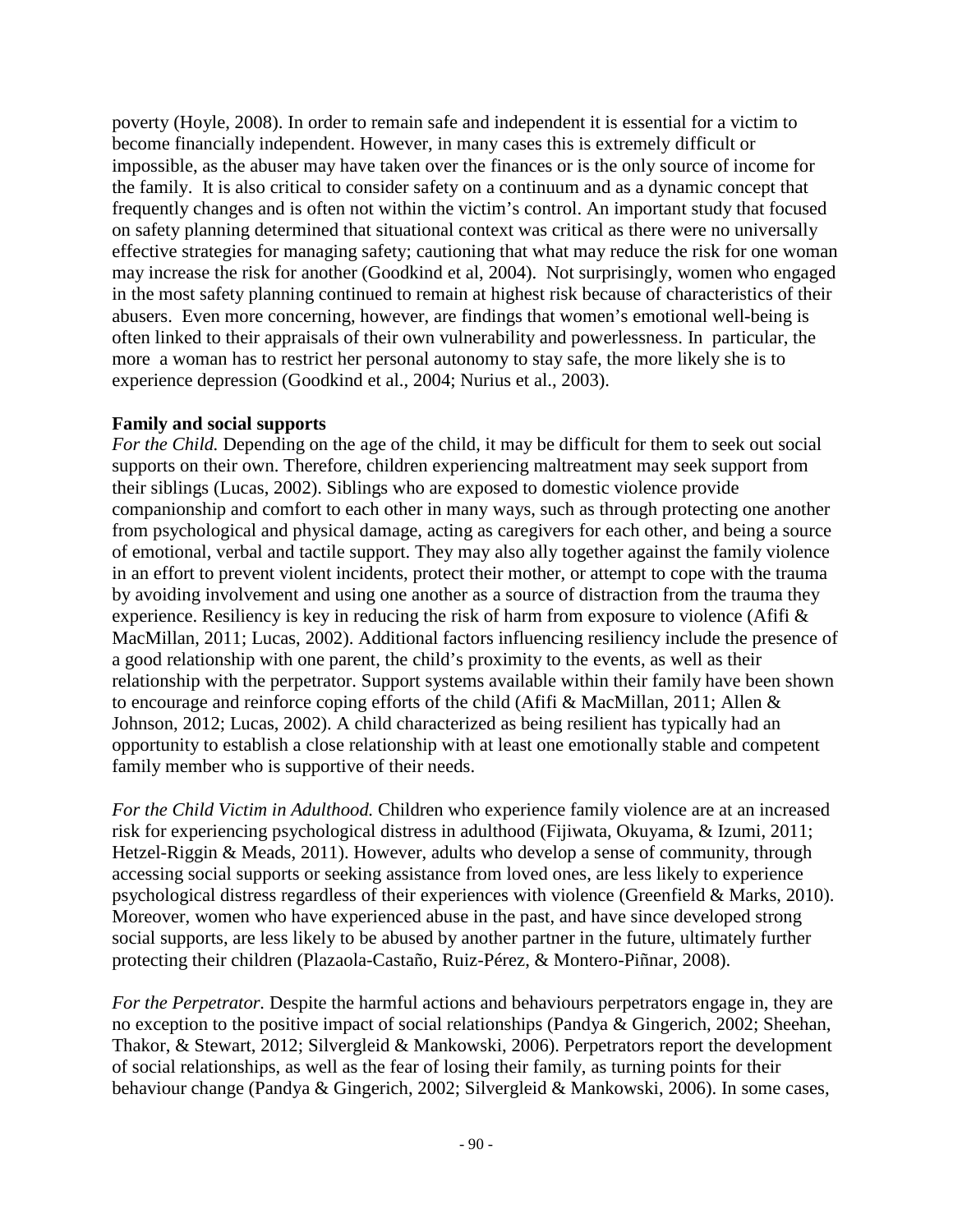poverty (Hoyle, 2008). In order to remain safe and independent it is essential for a victim to become financially independent. However, in many cases this is extremely difficult or impossible, as the abuser may have taken over the finances or is the only source of income for the family. It is also critical to consider safety on a continuum and as a dynamic concept that frequently changes and is often not within the victim's control. An important study that focused on safety planning determined that situational context was critical as there were no universally effective strategies for managing safety; cautioning that what may reduce the risk for one woman may increase the risk for another (Goodkind et al, 2004). Not surprisingly, women who engaged in the most safety planning continued to remain at highest risk because of characteristics of their abusers. Even more concerning, however, are findings that women's emotional well-being is often linked to their appraisals of their own vulnerability and powerlessness. In particular, the more a woman has to restrict her personal autonomy to stay safe, the more likely she is to experience depression (Goodkind et al., 2004; Nurius et al., 2003).

**Family and social supports**

*For the Child.* Depending on the age of the child, it may be difficult for them to seek out social supports on their own. Therefore, children experiencing maltreatment may seek support from their siblings (Lucas, 2002). Siblings who are exposed to domestic violence provide companionship and comfort to each other in many ways, such as through protecting one another from psychological and physical damage, acting as caregivers for each other, and being a source of emotional, verbal and tactile support. They may also ally together against the family violence in an effort to prevent violent incidents, protect their mother, or attempt to cope with the trauma by avoiding involvement and using one another as a source of distraction from the trauma they experience. Resiliency is key in reducing the risk of harm from exposure to violence (Afifi & MacMillan, 2011; Lucas, 2002). Additional factors influencing resiliency include the presence of a good relationship with one parent, the child's proximity to the events, as well as their relationship with the perpetrator. Support systems available within their family have been shown to encourage and reinforce coping efforts of the child (Afifi & MacMillan, 2011; Allen & Johnson, 2012; Lucas, 2002). A child characterized as being resilient has typically had an opportunity to establish a close relationship with at least one emotionally stable and competent family member who is supportive of their needs.

*For the Child Victim in Adulthood.* Children who experience family violence are at an increased risk for experiencing psychological distress in adulthood (Fijiwata, Okuyama, & Izumi, 2011; Hetzel-Riggin & Meads, 2011). However, adults who develop a sense of community, through accessing social supports or seeking assistance from loved ones, are less likely to experience psychological distress regardless of their experiences with violence (Greenfield & Marks, 2010). Moreover, women who have experienced abuse in the past, and have since developed strong social supports, are less likely to be abused by another partner in the future, ultimately further protecting their children (Plazaola-Castaño, Ruiz-Pérez, & Montero-Piñnar, 2008).

*For the Perpetrator.* Despite the harmful actions and behaviours perpetrators engage in, they are no exception to the positive impact of social relationships (Pandya & Gingerich, 2002; Sheehan, Thakor, & Stewart, 2012; Silvergleid & Mankowski, 2006). Perpetrators report the development of social relationships, as well as the fear of losing their family, as turning points for their behaviour change (Pandya & Gingerich, 2002; Silvergleid & Mankowski, 2006). In some cases,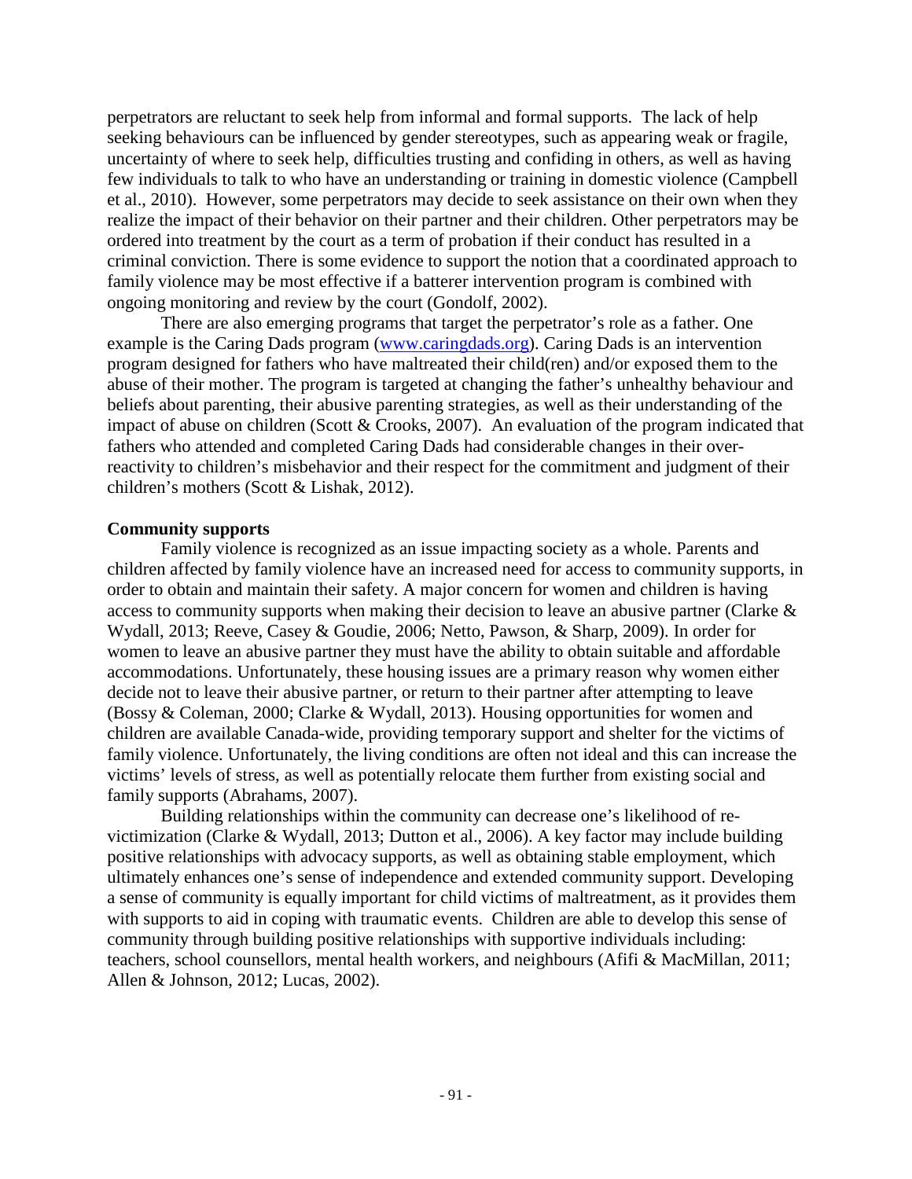perpetrators are reluctant to seek help from informal and formal supports. The lack of help seeking behaviours can be influenced by gender stereotypes, such as appearing weak or fragile, uncertainty of where to seek help, difficulties trusting and confiding in others, as well as having few individuals to talk to who have an understanding or training in domestic violence (Campbell et al., 2010). However, some perpetrators may decide to seek assistance on their own when they realize the impact of their behavior on their partner and their children. Other perpetrators may be ordered into treatment by the court as a term of probation if their conduct has resulted in a criminal conviction. There is some evidence to support the notion that a coordinated approach to family violence may be most effective if a batterer intervention program is combined with ongoing monitoring and review by the court (Gondolf, 2002).

There are also emerging programs that target the perpetrator's role as a father. One example is the Caring Dads program (www.caringdads.org). Caring Dads is an intervention program designed for fathers who have maltreated their child(ren) and/or exposed them to the abuse of their mother. The program is targeted at changing the father's unhealthy behaviour and beliefs about parenting, their abusive parenting strategies, as well as their understanding of the impact of abuse on children (Scott & Crooks, 2007). An evaluation of the program indicated that fathers who attended and completed Caring Dads had considerable changes in their over-reactivity to children's misbehavior and their respect for the commitment and judgment of their children's mothers (Scott & Lishak, 2012).

**Community supports**

Family violence is recognized as an issue impacting society as a whole. Parents and children affected by family violence have an increased need for access to community supports, in order to obtain and maintain their safety. A major concern for women and children is having access to community supports when making their decision to leave an abusive partner (Clarke & Wydall, 2013; Reeve, Casey & Goudie, 2006; Netto, Pawson, & Sharp, 2009). In order for women to leave an abusive partner they must have the ability to obtain suitable and affordable accommodations. Unfortunately, these housing issues are a primary reason why women either decide not to leave their abusive partner, or return to their partner after attempting to leave (Bossy & Coleman, 2000; Clarke & Wydall, 2013). Housing opportunities for women and children are available Canada-wide, providing temporary support and shelter for the victims of family violence. Unfortunately, the living conditions are often not ideal and this can increase the victims' levels of stress, as well as potentially relocate them further from existing social and family supports (Abrahams, 2007).

Building relationships within the community can decrease one's likelihood of re-victimization (Clarke & Wydall, 2013; Dutton et al., 2006). A key factor may include building positive relationships with advocacy supports, as well as obtaining stable employment, which ultimately enhances one's sense of independence and extended community support. Developing a sense of community is equally important for child victims of maltreatment, as it provides them with supports to aid in coping with traumatic events. Children are able to develop this sense of community through building positive relationships with supportive individuals including: teachers, school counsellors, mental health workers, and neighbours (Afifi & MacMillan, 2011; Allen & Johnson, 2012; Lucas, 2002).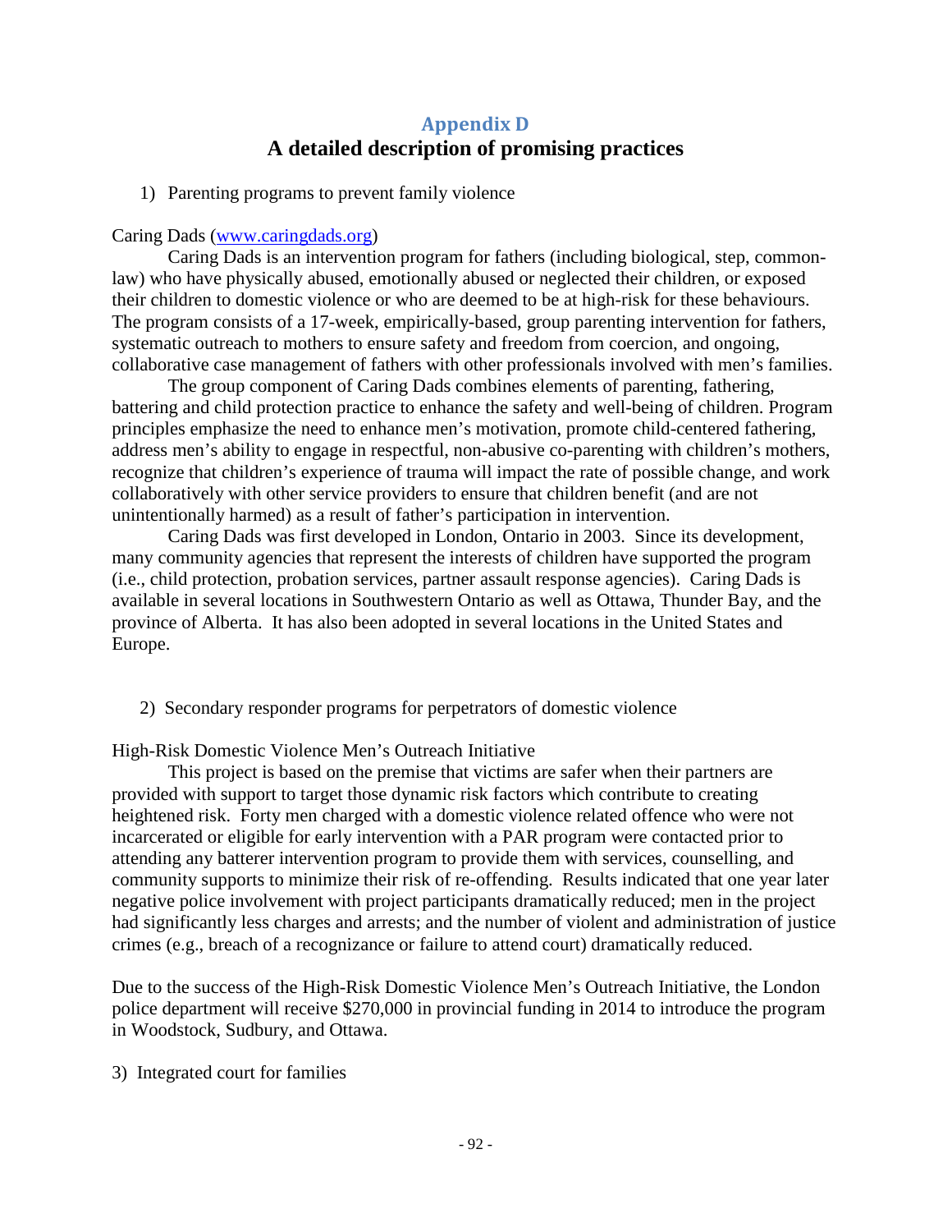## Appendix D
# A detailed description of promising practices

1) Parenting programs to prevent family violence

Caring Dads (www.caringdads.org)

Caring Dads is an intervention program for fathers (including biological, step, common-law) who have physically abused, emotionally abused or neglected their children, or exposed their children to domestic violence or who are deemed to be at high-risk for these behaviours. The program consists of a 17-week, empirically-based, group parenting intervention for fathers, systematic outreach to mothers to ensure safety and freedom from coercion, and ongoing, collaborative case management of fathers with other professionals involved with men's families.

The group component of Caring Dads combines elements of parenting, fathering, battering and child protection practice to enhance the safety and well-being of children. Program principles emphasize the need to enhance men's motivation, promote child-centered fathering, address men's ability to engage in respectful, non-abusive co-parenting with children's mothers, recognize that children's experience of trauma will impact the rate of possible change, and work collaboratively with other service providers to ensure that children benefit (and are not unintentionally harmed) as a result of father's participation in intervention.

Caring Dads was first developed in London, Ontario in 2003. Since its development, many community agencies that represent the interests of children have supported the program (i.e., child protection, probation services, partner assault response agencies). Caring Dads is available in several locations in Southwestern Ontario as well as Ottawa, Thunder Bay, and the province of Alberta. It has also been adopted in several locations in the United States and Europe.

2) Secondary responder programs for perpetrators of domestic violence

High-Risk Domestic Violence Men's Outreach Initiative

This project is based on the premise that victims are safer when their partners are provided with support to target those dynamic risk factors which contribute to creating heightened risk. Forty men charged with a domestic violence related offence who were not incarcerated or eligible for early intervention with a PAR program were contacted prior to attending any batterer intervention program to provide them with services, counselling, and community supports to minimize their risk of re-offending. Results indicated that one year later negative police involvement with project participants dramatically reduced; men in the project had significantly less charges and arrests; and the number of violent and administration of justice crimes (e.g., breach of a recognizance or failure to attend court) dramatically reduced.

Due to the success of the High-Risk Domestic Violence Men's Outreach Initiative, the London police department will receive $270,000 in provincial funding in 2014 to introduce the program in Woodstock, Sudbury, and Ottawa.

3) Integrated court for families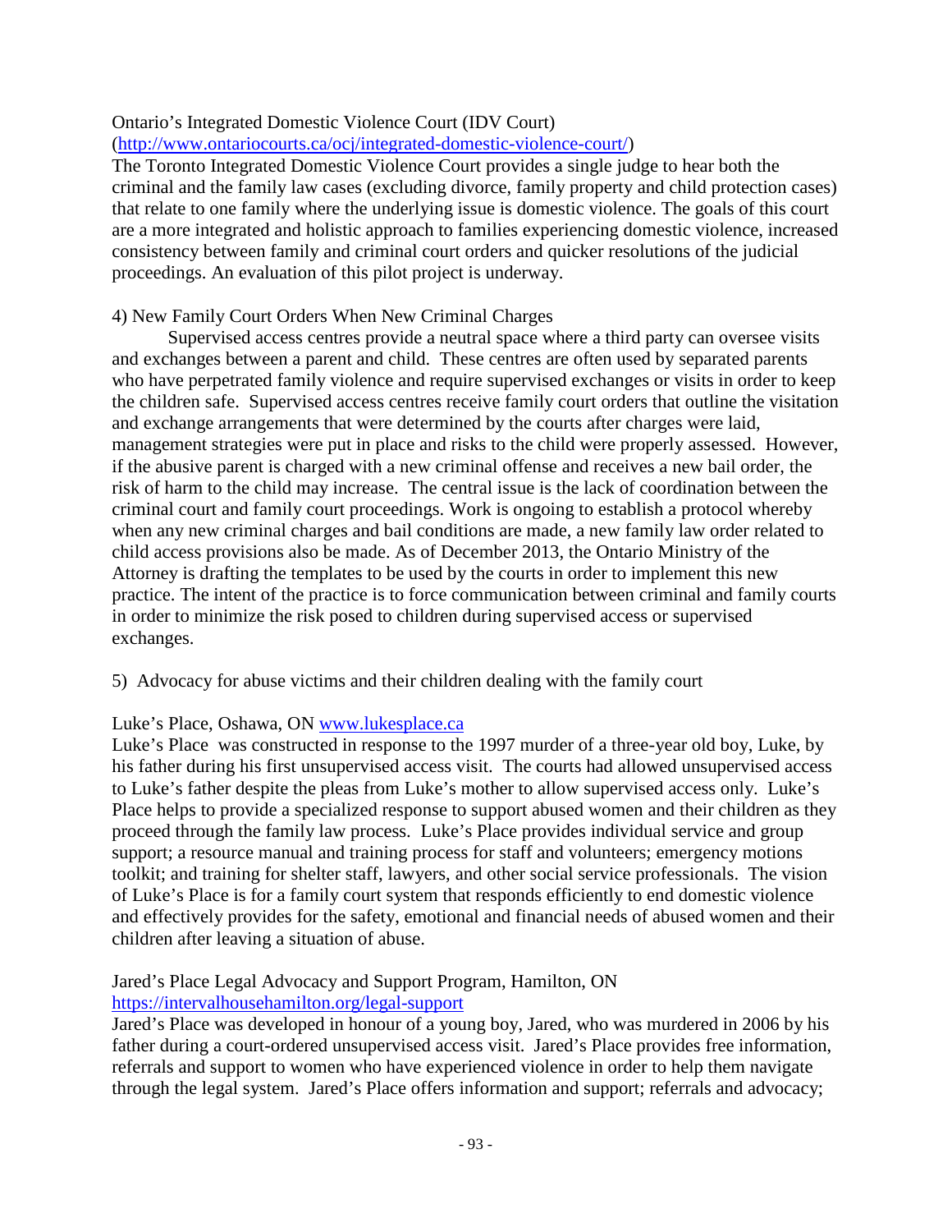Ontario's Integrated Domestic Violence Court (IDV Court)
(http://www.ontariocourts.ca/ocj/integrated-domestic-violence-court/)
The Toronto Integrated Domestic Violence Court provides a single judge to hear both the criminal and the family law cases (excluding divorce, family property and child protection cases) that relate to one family where the underlying issue is domestic violence. The goals of this court are a more integrated and holistic approach to families experiencing domestic violence, increased consistency between family and criminal court orders and quicker resolutions of the judicial proceedings. An evaluation of this pilot project is underway.

4) New Family Court Orders When New Criminal Charges

Supervised access centres provide a neutral space where a third party can oversee visits and exchanges between a parent and child. These centres are often used by separated parents who have perpetrated family violence and require supervised exchanges or visits in order to keep the children safe. Supervised access centres receive family court orders that outline the visitation and exchange arrangements that were determined by the courts after charges were laid, management strategies were put in place and risks to the child were properly assessed. However, if the abusive parent is charged with a new criminal offense and receives a new bail order, the risk of harm to the child may increase. The central issue is the lack of coordination between the criminal court and family court proceedings. Work is ongoing to establish a protocol whereby when any new criminal charges and bail conditions are made, a new family law order related to child access provisions also be made. As of December 2013, the Ontario Ministry of the Attorney is drafting the templates to be used by the courts in order to implement this new practice. The intent of the practice is to force communication between criminal and family courts in order to minimize the risk posed to children during supervised access or supervised exchanges.

5) Advocacy for abuse victims and their children dealing with the family court

Luke's Place, Oshawa, ON www.lukesplace.ca
Luke's Place was constructed in response to the 1997 murder of a three-year old boy, Luke, by his father during his first unsupervised access visit. The courts had allowed unsupervised access to Luke's father despite the pleas from Luke's mother to allow supervised access only. Luke's Place helps to provide a specialized response to support abused women and their children as they proceed through the family law process. Luke's Place provides individual service and group support; a resource manual and training process for staff and volunteers; emergency motions toolkit; and training for shelter staff, lawyers, and other social service professionals. The vision of Luke's Place is for a family court system that responds efficiently to end domestic violence and effectively provides for the safety, emotional and financial needs of abused women and their children after leaving a situation of abuse.

Jared's Place Legal Advocacy and Support Program, Hamilton, ON
https://intervalhousehamilton.org/legal-support
Jared's Place was developed in honour of a young boy, Jared, who was murdered in 2006 by his father during a court-ordered unsupervised access visit. Jared's Place provides free information, referrals and support to women who have experienced violence in order to help them navigate through the legal system. Jared's Place offers information and support; referrals and advocacy;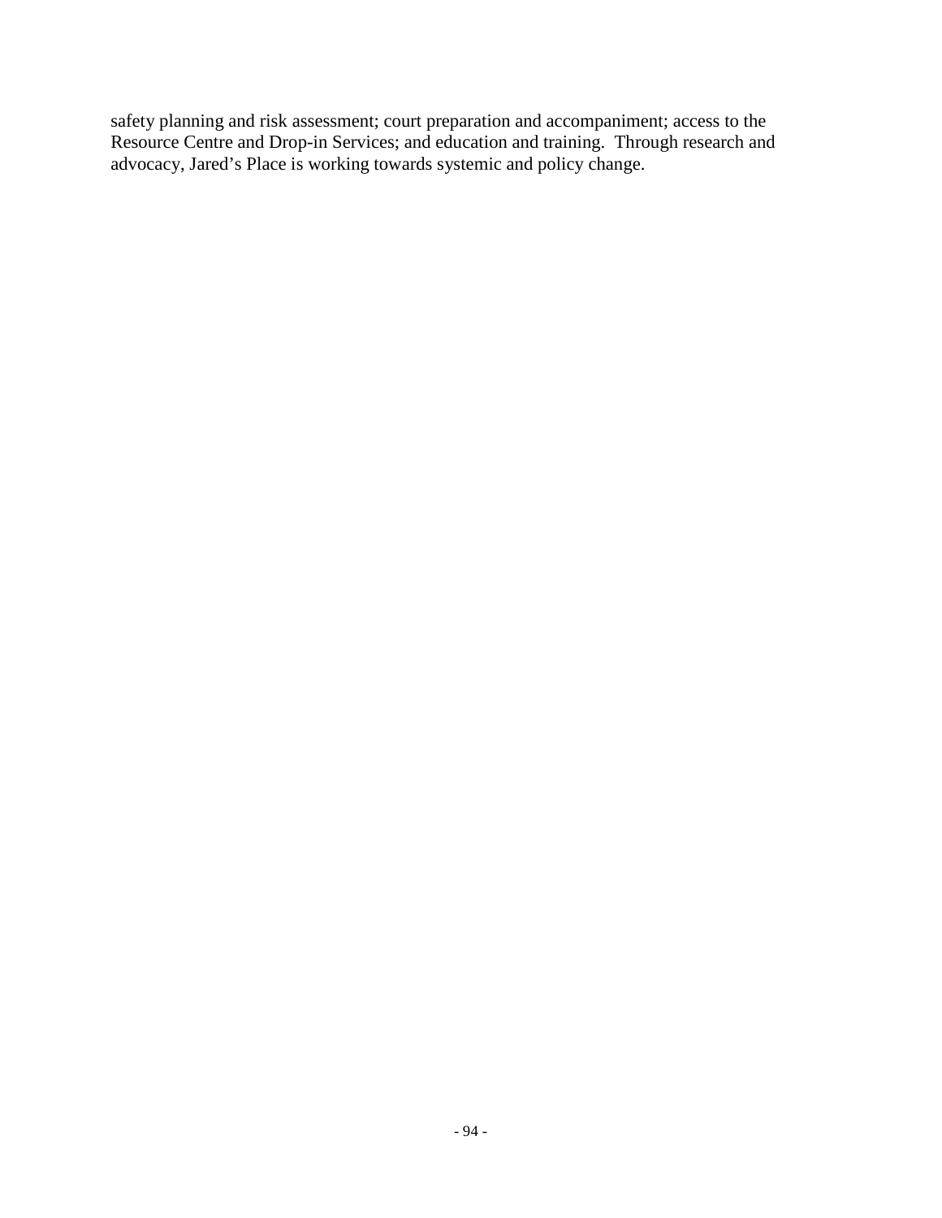safety planning and risk assessment; court preparation and accompaniment; access to the Resource Centre and Drop-in Services; and education and training. Through research and advocacy, Jared's Place is working towards systemic and policy change.